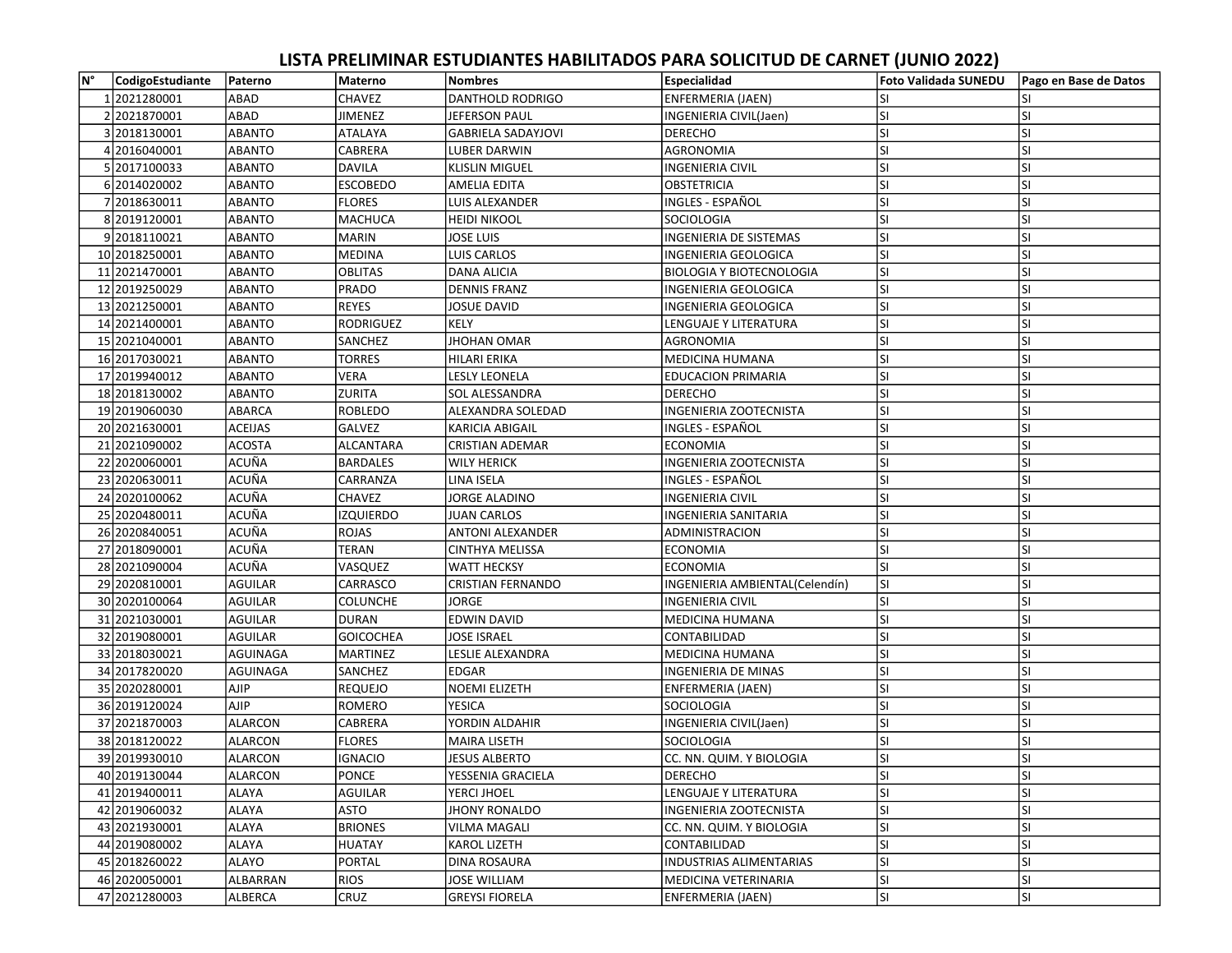# LISTA PRELIMINAR ESTUDIANTES HABILITADOS PARA SOLICITUD DE CARNET (JUNIO 2022)

| N° | CodigoEstudiante | Paterno | Materno | Nombres | Especialidad | Foto Validada SUNEDU | Pago en Base de Datos |
|---|---|---|---|---|---|---|---|
| 1 | 2021280001 | ABAD | CHAVEZ | DANTHOLD RODRIGO | ENFERMERIA (JAEN) | SI | SI |
| 2 | 2021870001 | ABAD | JIMENEZ | JEFERSON PAUL | INGENIERIA CIVIL(Jaen) | SI | SI |
| 3 | 2018130001 | ABANTO | ATALAYA | GABRIELA SADAYJOVI | DERECHO | SI | SI |
| 4 | 2016040001 | ABANTO | CABRERA | LUBER DARWIN | AGRONOMIA | SI | SI |
| 5 | 2017100033 | ABANTO | DAVILA | KLISLIN MIGUEL | INGENIERIA CIVIL | SI | SI |
| 6 | 2014020002 | ABANTO | ESCOBEDO | AMELIA EDITA | OBSTETRICIA | SI | SI |
| 7 | 2018630011 | ABANTO | FLORES | LUIS ALEXANDER | INGLES - ESPAÑOL | SI | SI |
| 8 | 2019120001 | ABANTO | MACHUCA | HEIDI NIKOOL | SOCIOLOGIA | SI | SI |
| 9 | 2018110021 | ABANTO | MARIN | JOSE LUIS | INGENIERIA DE SISTEMAS | SI | SI |
| 10 | 2018250001 | ABANTO | MEDINA | LUIS CARLOS | INGENIERIA GEOLOGICA | SI | SI |
| 11 | 2021470001 | ABANTO | OBLITAS | DANA ALICIA | BIOLOGIA Y BIOTECNOLOGIA | SI | SI |
| 12 | 2019250029 | ABANTO | PRADO | DENNIS FRANZ | INGENIERIA GEOLOGICA | SI | SI |
| 13 | 2021250001 | ABANTO | REYES | JOSUE DAVID | INGENIERIA GEOLOGICA | SI | SI |
| 14 | 2021400001 | ABANTO | RODRIGUEZ | KELY | LENGUAJE Y LITERATURA | SI | SI |
| 15 | 2021040001 | ABANTO | SANCHEZ | JHOHAN OMAR | AGRONOMIA | SI | SI |
| 16 | 2017030021 | ABANTO | TORRES | HILARI ERIKA | MEDICINA HUMANA | SI | SI |
| 17 | 2019940012 | ABANTO | VERA | LESLY LEONELA | EDUCACION PRIMARIA | SI | SI |
| 18 | 2018130002 | ABANTO | ZURITA | SOL ALESSANDRA | DERECHO | SI | SI |
| 19 | 2019060030 | ABARCA | ROBLEDO | ALEXANDRA SOLEDAD | INGENIERIA ZOOTECNISTA | SI | SI |
| 20 | 2021630001 | ACEIJAS | GALVEZ | KARICIA ABIGAIL | INGLES - ESPAÑOL | SI | SI |
| 21 | 2021090002 | ACOSTA | ALCANTARA | CRISTIAN ADEMAR | ECONOMIA | SI | SI |
| 22 | 2020060001 | ACUÑA | BARDALES | WILY HERICK | INGENIERIA ZOOTECNISTA | SI | SI |
| 23 | 2020630011 | ACUÑA | CARRANZA | LINA ISELA | INGLES - ESPAÑOL | SI | SI |
| 24 | 2020100062 | ACUÑA | CHAVEZ | JORGE ALADINO | INGENIERIA CIVIL | SI | SI |
| 25 | 2020480011 | ACUÑA | IZQUIERDO | JUAN CARLOS | INGENIERIA SANITARIA | SI | SI |
| 26 | 2020840051 | ACUÑA | ROJAS | ANTONI ALEXANDER | ADMINISTRACION | SI | SI |
| 27 | 2018090001 | ACUÑA | TERAN | CINTHYA MELISSA | ECONOMIA | SI | SI |
| 28 | 2021090004 | ACUÑA | VASQUEZ | WATT HECKSY | ECONOMIA | SI | SI |
| 29 | 2020810001 | AGUILAR | CARRASCO | CRISTIAN FERNANDO | INGENIERIA AMBIENTAL(Celendín) | SI | SI |
| 30 | 2020100064 | AGUILAR | COLUNCHE | JORGE | INGENIERIA CIVIL | SI | SI |
| 31 | 2021030001 | AGUILAR | DURAN | EDWIN DAVID | MEDICINA HUMANA | SI | SI |
| 32 | 2019080001 | AGUILAR | GOICOCHEA | JOSE ISRAEL | CONTABILIDAD | SI | SI |
| 33 | 2018030021 | AGUINAGA | MARTINEZ | LESLIE ALEXANDRA | MEDICINA HUMANA | SI | SI |
| 34 | 2017820020 | AGUINAGA | SANCHEZ | EDGAR | INGENIERIA DE MINAS | SI | SI |
| 35 | 2020280001 | AJIP | REQUEJO | NOEMI ELIZETH | ENFERMERIA (JAEN) | SI | SI |
| 36 | 2019120024 | AJIP | ROMERO | YESICA | SOCIOLOGIA | SI | SI |
| 37 | 2021870003 | ALARCON | CABRERA | YORDIN ALDAHIR | INGENIERIA CIVIL(Jaen) | SI | SI |
| 38 | 2018120022 | ALARCON | FLORES | MAIRA LISETH | SOCIOLOGIA | SI | SI |
| 39 | 2019930010 | ALARCON | IGNACIO | JESUS ALBERTO | CC. NN. QUIM. Y BIOLOGIA | SI | SI |
| 40 | 2019130044 | ALARCON | PONCE | YESSENIA GRACIELA | DERECHO | SI | SI |
| 41 | 2019400011 | ALAYA | AGUILAR | YERCI JHOEL | LENGUAJE Y LITERATURA | SI | SI |
| 42 | 2019060032 | ALAYA | ASTO | JHONY RONALDO | INGENIERIA ZOOTECNISTA | SI | SI |
| 43 | 2021930001 | ALAYA | BRIONES | VILMA MAGALI | CC. NN. QUIM. Y BIOLOGIA | SI | SI |
| 44 | 2019080002 | ALAYA | HUATAY | KAROL LIZETH | CONTABILIDAD | SI | SI |
| 45 | 2018260022 | ALAYO | PORTAL | DINA ROSAURA | INDUSTRIAS ALIMENTARIAS | SI | SI |
| 46 | 2020050001 | ALBARRAN | RIOS | JOSE WILLIAM | MEDICINA VETERINARIA | SI | SI |
| 47 | 2021280003 | ALBERCA | CRUZ | GREYSI FIORELA | ENFERMERIA (JAEN) | SI | SI |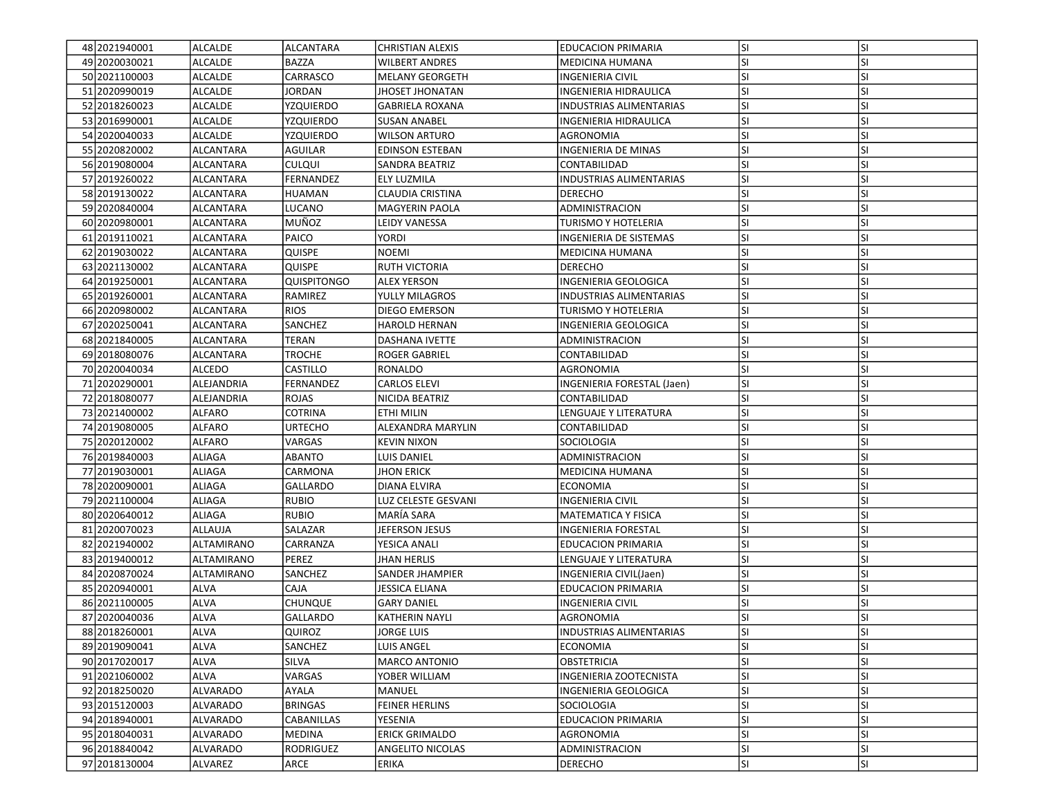| 48 | 2021940001 | ALCALDE | ALCANTARA | CHRISTIAN ALEXIS | EDUCACION PRIMARIA | SI | SI |
|---|---|---|---|---|---|---|---|
| 49 | 2020030021 | ALCALDE | BAZZA | WILBERT ANDRES | MEDICINA HUMANA | SI | SI |
| 50 | 2021100003 | ALCALDE | CARRASCO | MELANY GEORGETH | INGENIERIA CIVIL | SI | SI |
| 51 | 2020990019 | ALCALDE | JORDAN | JHOSET JHONATAN | INGENIERIA HIDRAULICA | SI | SI |
| 52 | 2018260023 | ALCALDE | YZQUIERDO | GABRIELA ROXANA | INDUSTRIAS ALIMENTARIAS | SI | SI |
| 53 | 2016990001 | ALCALDE | YZQUIERDO | SUSAN ANABEL | INGENIERIA HIDRAULICA | SI | SI |
| 54 | 2020040033 | ALCALDE | YZQUIERDO | WILSON ARTURO | AGRONOMIA | SI | SI |
| 55 | 2020820002 | ALCANTARA | AGUILAR | EDINSON ESTEBAN | INGENIERIA DE MINAS | SI | SI |
| 56 | 2019080004 | ALCANTARA | CULQUI | SANDRA BEATRIZ | CONTABILIDAD | SI | SI |
| 57 | 2019260022 | ALCANTARA | FERNANDEZ | ELY LUZMILA | INDUSTRIAS ALIMENTARIAS | SI | SI |
| 58 | 2019130022 | ALCANTARA | HUAMAN | CLAUDIA CRISTINA | DERECHO | SI | SI |
| 59 | 2020840004 | ALCANTARA | LUCANO | MAGYERIN PAOLA | ADMINISTRACION | SI | SI |
| 60 | 2020980001 | ALCANTARA | MUÑOZ | LEIDY VANESSA | TURISMO Y HOTELERIA | SI | SI |
| 61 | 2019110021 | ALCANTARA | PAICO | YORDI | INGENIERIA DE SISTEMAS | SI | SI |
| 62 | 2019030022 | ALCANTARA | QUISPE | NOEMI | MEDICINA HUMANA | SI | SI |
| 63 | 2021130002 | ALCANTARA | QUISPE | RUTH VICTORIA | DERECHO | SI | SI |
| 64 | 2019250001 | ALCANTARA | QUISPITONGO | ALEX YERSON | INGENIERIA GEOLOGICA | SI | SI |
| 65 | 2019260001 | ALCANTARA | RAMIREZ | YULLY MILAGROS | INDUSTRIAS ALIMENTARIAS | SI | SI |
| 66 | 2020980002 | ALCANTARA | RIOS | DIEGO EMERSON | TURISMO Y HOTELERIA | SI | SI |
| 67 | 2020250041 | ALCANTARA | SANCHEZ | HAROLD HERNAN | INGENIERIA GEOLOGICA | SI | SI |
| 68 | 2021840005 | ALCANTARA | TERAN | DASHANA IVETTE | ADMINISTRACION | SI | SI |
| 69 | 2018080076 | ALCANTARA | TROCHE | ROGER GABRIEL | CONTABILIDAD | SI | SI |
| 70 | 2020040034 | ALCEDO | CASTILLO | RONALDO | AGRONOMIA | SI | SI |
| 71 | 2020290001 | ALEJANDRIA | FERNANDEZ | CARLOS ELEVI | INGENIERIA FORESTAL (Jaen) | SI | SI |
| 72 | 2018080077 | ALEJANDRIA | ROJAS | NICIDA BEATRIZ | CONTABILIDAD | SI | SI |
| 73 | 2021400002 | ALFARO | COTRINA | ETHI MILIN | LENGUAJE Y LITERATURA | SI | SI |
| 74 | 2019080005 | ALFARO | URTECHO | ALEXANDRA MARYLIN | CONTABILIDAD | SI | SI |
| 75 | 2020120002 | ALFARO | VARGAS | KEVIN NIXON | SOCIOLOGIA | SI | SI |
| 76 | 2019840003 | ALIAGA | ABANTO | LUIS DANIEL | ADMINISTRACION | SI | SI |
| 77 | 2019030001 | ALIAGA | CARMONA | JHON ERICK | MEDICINA HUMANA | SI | SI |
| 78 | 2020090001 | ALIAGA | GALLARDO | DIANA ELVIRA | ECONOMIA | SI | SI |
| 79 | 2021100004 | ALIAGA | RUBIO | LUZ CELESTE GESVANI | INGENIERIA CIVIL | SI | SI |
| 80 | 2020640012 | ALIAGA | RUBIO | MARÍA SARA | MATEMATICA Y FISICA | SI | SI |
| 81 | 2020070023 | ALLAUJA | SALAZAR | JEFERSON JESUS | INGENIERIA FORESTAL | SI | SI |
| 82 | 2021940002 | ALTAMIRANO | CARRANZA | YESICA ANALI | EDUCACION PRIMARIA | SI | SI |
| 83 | 2019400012 | ALTAMIRANO | PEREZ | JHAN HERLIS | LENGUAJE Y LITERATURA | SI | SI |
| 84 | 2020870024 | ALTAMIRANO | SANCHEZ | SANDER JHAMPIER | INGENIERIA CIVIL(Jaen) | SI | SI |
| 85 | 2020940001 | ALVA | CAJA | JESSICA ELIANA | EDUCACION PRIMARIA | SI | SI |
| 86 | 2021100005 | ALVA | CHUNQUE | GARY DANIEL | INGENIERIA CIVIL | SI | SI |
| 87 | 2020040036 | ALVA | GALLARDO | KATHERIN NAYLI | AGRONOMIA | SI | SI |
| 88 | 2018260001 | ALVA | QUIROZ | JORGE LUIS | INDUSTRIAS ALIMENTARIAS | SI | SI |
| 89 | 2019090041 | ALVA | SANCHEZ | LUIS ANGEL | ECONOMIA | SI | SI |
| 90 | 2017020017 | ALVA | SILVA | MARCO ANTONIO | OBSTETRICIA | SI | SI |
| 91 | 2021060002 | ALVA | VARGAS | YOBER WILLIAM | INGENIERIA ZOOTECNISTA | SI | SI |
| 92 | 2018250020 | ALVARADO | AYALA | MANUEL | INGENIERIA GEOLOGICA | SI | SI |
| 93 | 2015120003 | ALVARADO | BRINGAS | FEINER HERLINS | SOCIOLOGIA | SI | SI |
| 94 | 2018940001 | ALVARADO | CABANILLAS | YESENIA | EDUCACION PRIMARIA | SI | SI |
| 95 | 2018040031 | ALVARADO | MEDINA | ERICK GRIMALDO | AGRONOMIA | SI | SI |
| 96 | 2018840042 | ALVARADO | RODRIGUEZ | ANGELITO NICOLAS | ADMINISTRACION | SI | SI |
| 97 | 2018130004 | ALVAREZ | ARCE | ERIKA | DERECHO | SI | SI |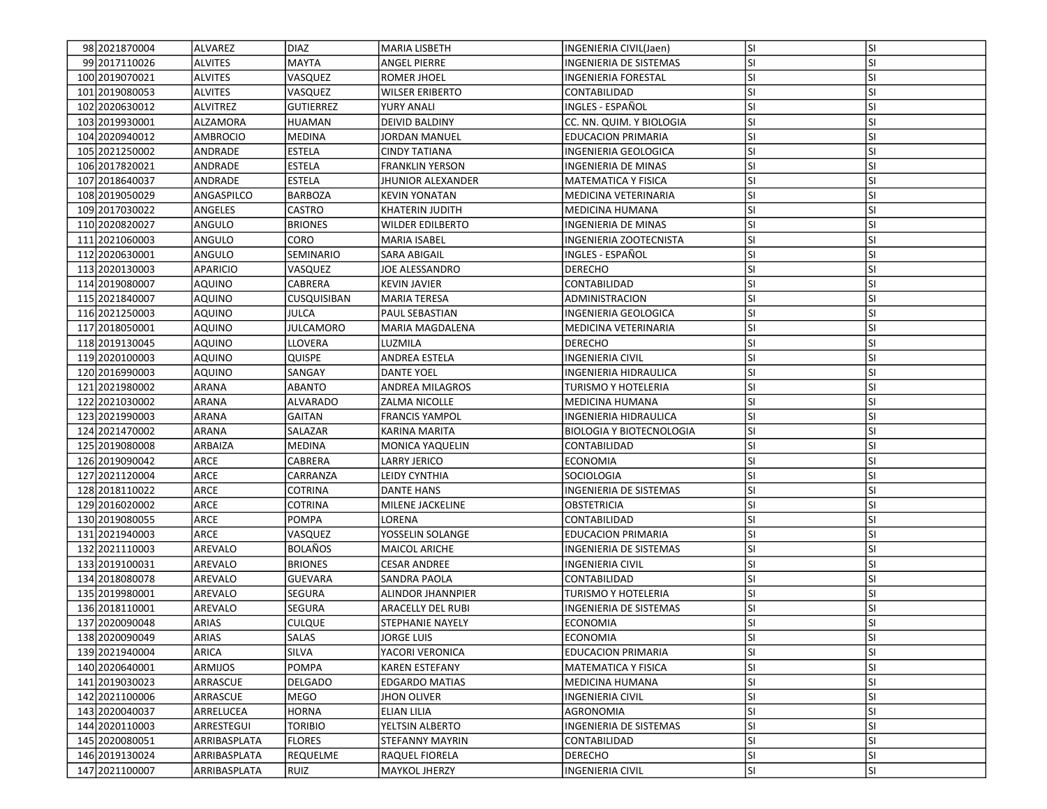| | | | | | | | |
|---|---|---|---|---|---|---|---|
| 98 | 2021870004 | ALVAREZ | DIAZ | MARIA LISBETH | INGENIERIA CIVIL(Jaen) | SI | SI |
| 99 | 2017110026 | ALVITES | MAYTA | ANGEL PIERRE | INGENIERIA DE SISTEMAS | SI | SI |
| 100 | 2019070021 | ALVITES | VASQUEZ | ROMER JHOEL | INGENIERIA FORESTAL | SI | SI |
| 101 | 2019080053 | ALVITES | VASQUEZ | WILSER ERIBERTO | CONTABILIDAD | SI | SI |
| 102 | 2020630012 | ALVITREZ | GUTIERREZ | YURY ANALI | INGLES - ESPAÑOL | SI | SI |
| 103 | 2019930001 | ALZAMORA | HUAMAN | DEIVID BALDINY | CC. NN. QUIM. Y BIOLOGIA | SI | SI |
| 104 | 2020940012 | AMBROCIO | MEDINA | JORDAN MANUEL | EDUCACION PRIMARIA | SI | SI |
| 105 | 2021250002 | ANDRADE | ESTELA | CINDY TATIANA | INGENIERIA GEOLOGICA | SI | SI |
| 106 | 2017820021 | ANDRADE | ESTELA | FRANKLIN YERSON | INGENIERIA DE MINAS | SI | SI |
| 107 | 2018640037 | ANDRADE | ESTELA | JHUNIOR ALEXANDER | MATEMATICA Y FISICA | SI | SI |
| 108 | 2019050029 | ANGASPILCO | BARBOZA | KEVIN YONATAN | MEDICINA VETERINARIA | SI | SI |
| 109 | 2017030022 | ANGELES | CASTRO | KHATERIN JUDITH | MEDICINA HUMANA | SI | SI |
| 110 | 2020820027 | ANGULO | BRIONES | WILDER EDILBERTO | INGENIERIA DE MINAS | SI | SI |
| 111 | 2021060003 | ANGULO | CORO | MARIA ISABEL | INGENIERIA ZOOTECNISTA | SI | SI |
| 112 | 2020630001 | ANGULO | SEMINARIO | SARA ABIGAIL | INGLES - ESPAÑOL | SI | SI |
| 113 | 2020130003 | APARICIO | VASQUEZ | JOE ALESSANDRO | DERECHO | SI | SI |
| 114 | 2019080007 | AQUINO | CABRERA | KEVIN JAVIER | CONTABILIDAD | SI | SI |
| 115 | 2021840007 | AQUINO | CUSQUISIBAN | MARIA TERESA | ADMINISTRACION | SI | SI |
| 116 | 2021250003 | AQUINO | JULCA | PAUL SEBASTIAN | INGENIERIA GEOLOGICA | SI | SI |
| 117 | 2018050001 | AQUINO | JULCAMORO | MARIA MAGDALENA | MEDICINA VETERINARIA | SI | SI |
| 118 | 2019130045 | AQUINO | LLOVERA | LUZMILA | DERECHO | SI | SI |
| 119 | 2020100003 | AQUINO | QUISPE | ANDREA ESTELA | INGENIERIA CIVIL | SI | SI |
| 120 | 2016990003 | AQUINO | SANGAY | DANTE YOEL | INGENIERIA HIDRAULICA | SI | SI |
| 121 | 2021980002 | ARANA | ABANTO | ANDREA MILAGROS | TURISMO Y HOTELERIA | SI | SI |
| 122 | 2021030002 | ARANA | ALVARADO | ZALMA NICOLLE | MEDICINA HUMANA | SI | SI |
| 123 | 2021990003 | ARANA | GAITAN | FRANCIS YAMPOL | INGENIERIA HIDRAULICA | SI | SI |
| 124 | 2021470002 | ARANA | SALAZAR | KARINA MARITA | BIOLOGIA Y BIOTECNOLOGIA | SI | SI |
| 125 | 2019080008 | ARBAIZA | MEDINA | MONICA YAQUELIN | CONTABILIDAD | SI | SI |
| 126 | 2019090042 | ARCE | CABRERA | LARRY JERICO | ECONOMIA | SI | SI |
| 127 | 2021120004 | ARCE | CARRANZA | LEIDY CYNTHIA | SOCIOLOGIA | SI | SI |
| 128 | 2018110022 | ARCE | COTRINA | DANTE HANS | INGENIERIA DE SISTEMAS | SI | SI |
| 129 | 2016020002 | ARCE | COTRINA | MILENE JACKELINE | OBSTETRICIA | SI | SI |
| 130 | 2019080055 | ARCE | POMPA | LORENA | CONTABILIDAD | SI | SI |
| 131 | 2021940003 | ARCE | VASQUEZ | YOSSELIN SOLANGE | EDUCACION PRIMARIA | SI | SI |
| 132 | 2021110003 | AREVALO | BOLAÑOS | MAICOL ARICHE | INGENIERIA DE SISTEMAS | SI | SI |
| 133 | 2019100031 | AREVALO | BRIONES | CESAR ANDREE | INGENIERIA CIVIL | SI | SI |
| 134 | 2018080078 | AREVALO | GUEVARA | SANDRA PAOLA | CONTABILIDAD | SI | SI |
| 135 | 2019980001 | AREVALO | SEGURA | ALINDOR JHANNPIER | TURISMO Y HOTELERIA | SI | SI |
| 136 | 2018110001 | AREVALO | SEGURA | ARACELLY DEL RUBI | INGENIERIA DE SISTEMAS | SI | SI |
| 137 | 2020090048 | ARIAS | CULQUE | STEPHANIE NAYELY | ECONOMIA | SI | SI |
| 138 | 2020090049 | ARIAS | SALAS | JORGE LUIS | ECONOMIA | SI | SI |
| 139 | 2021940004 | ARICA | SILVA | YACORI VERONICA | EDUCACION PRIMARIA | SI | SI |
| 140 | 2020640001 | ARMIJOS | POMPA | KAREN ESTEFANY | MATEMATICA Y FISICA | SI | SI |
| 141 | 2019030023 | ARRASCUE | DELGADO | EDGARDO MATIAS | MEDICINA HUMANA | SI | SI |
| 142 | 2021100006 | ARRASCUE | MEGO | JHON OLIVER | INGENIERIA CIVIL | SI | SI |
| 143 | 2020040037 | ARRELUCEA | HORNA | ELIAN LILIA | AGRONOMIA | SI | SI |
| 144 | 2020110003 | ARRESTEGUI | TORIBIO | YELTSIN ALBERTO | INGENIERIA DE SISTEMAS | SI | SI |
| 145 | 2020080051 | ARRIBASPLATA | FLORES | STEFANNY MAYRIN | CONTABILIDAD | SI | SI |
| 146 | 2019130024 | ARRIBASPLATA | REQUELME | RAQUEL FIORELA | DERECHO | SI | SI |
| 147 | 2021100007 | ARRIBASPLATA | RUIZ | MAYKOL JHERZY | INGENIERIA CIVIL | SI | SI |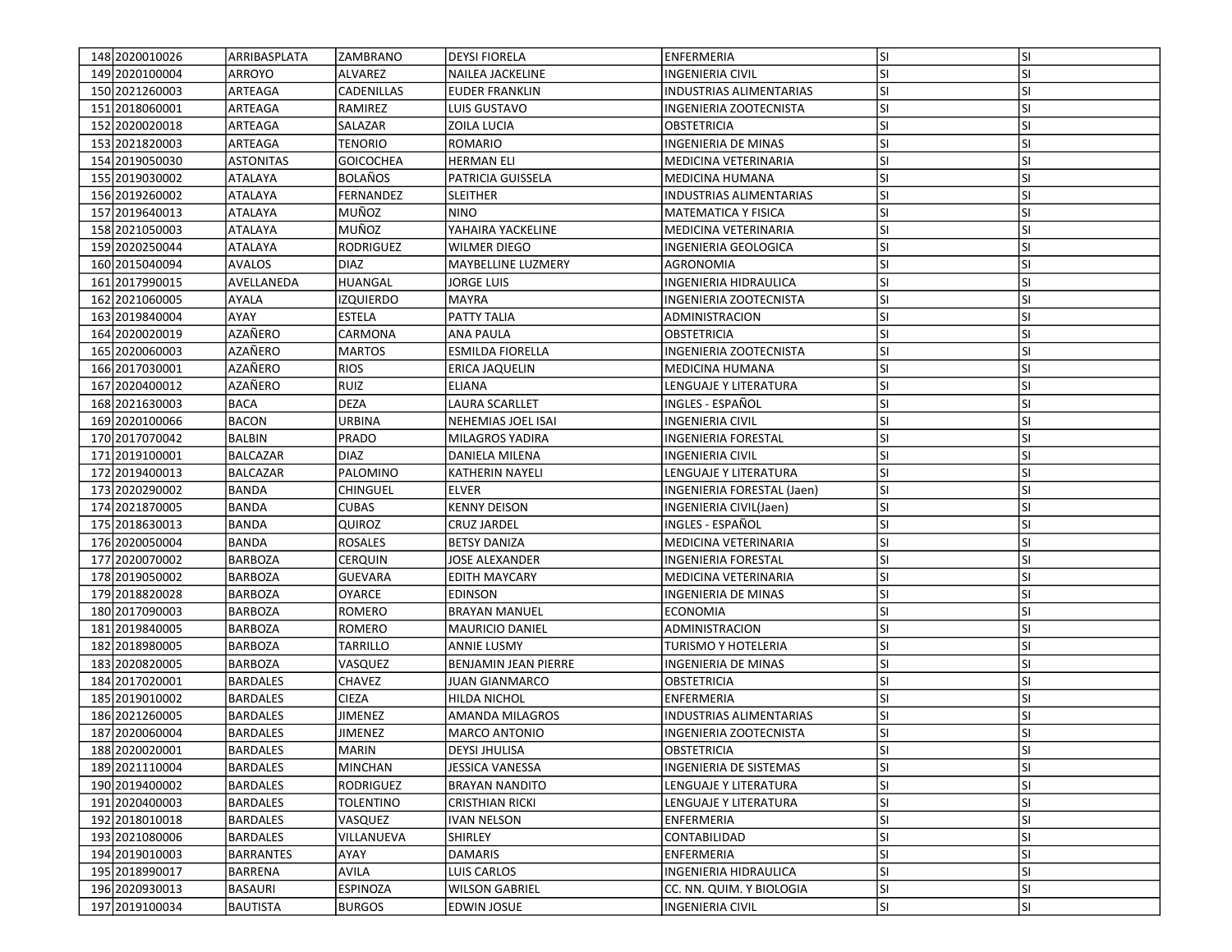| 148 | 2020010026 | ARRIBASPLATA | ZAMBRANO | DEYSI FIORELA | ENFERMERIA | SI | SI |
|---|---|---|---|---|---|---|---|
| 149 | 2020100004 | ARROYO | ALVAREZ | NAILEA JACKELINE | INGENIERIA CIVIL | SI | SI |
| 150 | 2021260003 | ARTEAGA | CADENILLAS | EUDER FRANKLIN | INDUSTRIAS ALIMENTARIAS | SI | SI |
| 151 | 2018060001 | ARTEAGA | RAMIREZ | LUIS GUSTAVO | INGENIERIA ZOOTECNISTA | SI | SI |
| 152 | 2020020018 | ARTEAGA | SALAZAR | ZOILA LUCIA | OBSTETRICIA | SI | SI |
| 153 | 2021820003 | ARTEAGA | TENORIO | ROMARIO | INGENIERIA DE MINAS | SI | SI |
| 154 | 2019050030 | ASTONITAS | GOICOCHEA | HERMAN ELI | MEDICINA VETERINARIA | SI | SI |
| 155 | 2019030002 | ATALAYA | BOLAÑOS | PATRICIA GUISSELA | MEDICINA HUMANA | SI | SI |
| 156 | 2019260002 | ATALAYA | FERNANDEZ | SLEITHER | INDUSTRIAS ALIMENTARIAS | SI | SI |
| 157 | 2019640013 | ATALAYA | MUÑOZ | NINO | MATEMATICA Y FISICA | SI | SI |
| 158 | 2021050003 | ATALAYA | MUÑOZ | YAHAIRA YACKELINE | MEDICINA VETERINARIA | SI | SI |
| 159 | 2020250044 | ATALAYA | RODRIGUEZ | WILMER DIEGO | INGENIERIA GEOLOGICA | SI | SI |
| 160 | 2015040094 | AVALOS | DIAZ | MAYBELLINE LUZMERY | AGRONOMIA | SI | SI |
| 161 | 2017990015 | AVELLANEDA | HUANGAL | JORGE LUIS | INGENIERIA HIDRAULICA | SI | SI |
| 162 | 2021060005 | AYALA | IZQUIERDO | MAYRA | INGENIERIA ZOOTECNISTA | SI | SI |
| 163 | 2019840004 | AYAY | ESTELA | PATTY TALIA | ADMINISTRACION | SI | SI |
| 164 | 2020020019 | AZAÑERO | CARMONA | ANA PAULA | OBSTETRICIA | SI | SI |
| 165 | 2020060003 | AZAÑERO | MARTOS | ESMILDA FIORELLA | INGENIERIA ZOOTECNISTA | SI | SI |
| 166 | 2017030001 | AZAÑERO | RIOS | ERICA JAQUELIN | MEDICINA HUMANA | SI | SI |
| 167 | 2020400012 | AZAÑERO | RUIZ | ELIANA | LENGUAJE Y LITERATURA | SI | SI |
| 168 | 2021630003 | BACA | DEZA | LAURA SCARLLET | INGLES - ESPAÑOL | SI | SI |
| 169 | 2020100066 | BACON | URBINA | NEHEMIAS JOEL ISAI | INGENIERIA CIVIL | SI | SI |
| 170 | 2017070042 | BALBIN | PRADO | MILAGROS YADIRA | INGENIERIA FORESTAL | SI | SI |
| 171 | 2019100001 | BALCAZAR | DIAZ | DANIELA MILENA | INGENIERIA CIVIL | SI | SI |
| 172 | 2019400013 | BALCAZAR | PALOMINO | KATHERIN NAYELI | LENGUAJE Y LITERATURA | SI | SI |
| 173 | 2020290002 | BANDA | CHINGUEL | ELVER | INGENIERIA FORESTAL (Jaen) | SI | SI |
| 174 | 2021870005 | BANDA | CUBAS | KENNY DEISON | INGENIERIA CIVIL(Jaen) | SI | SI |
| 175 | 2018630013 | BANDA | QUIROZ | CRUZ JARDEL | INGLES - ESPAÑOL | SI | SI |
| 176 | 2020050004 | BANDA | ROSALES | BETSY DANIZA | MEDICINA VETERINARIA | SI | SI |
| 177 | 2020070002 | BARBOZA | CERQUIN | JOSE ALEXANDER | INGENIERIA FORESTAL | SI | SI |
| 178 | 2019050002 | BARBOZA | GUEVARA | EDITH MAYCARY | MEDICINA VETERINARIA | SI | SI |
| 179 | 2018820028 | BARBOZA | OYARCE | EDINSON | INGENIERIA DE MINAS | SI | SI |
| 180 | 2017090003 | BARBOZA | ROMERO | BRAYAN MANUEL | ECONOMIA | SI | SI |
| 181 | 2019840005 | BARBOZA | ROMERO | MAURICIO DANIEL | ADMINISTRACION | SI | SI |
| 182 | 2018980005 | BARBOZA | TARRILLO | ANNIE LUSMY | TURISMO Y HOTELERIA | SI | SI |
| 183 | 2020820005 | BARBOZA | VASQUEZ | BENJAMIN JEAN PIERRE | INGENIERIA DE MINAS | SI | SI |
| 184 | 2017020001 | BARDALES | CHAVEZ | JUAN GIANMARCO | OBSTETRICIA | SI | SI |
| 185 | 2019010002 | BARDALES | CIEZA | HILDA NICHOL | ENFERMERIA | SI | SI |
| 186 | 2021260005 | BARDALES | JIMENEZ | AMANDA MILAGROS | INDUSTRIAS ALIMENTARIAS | SI | SI |
| 187 | 2020060004 | BARDALES | JIMENEZ | MARCO ANTONIO | INGENIERIA ZOOTECNISTA | SI | SI |
| 188 | 2020020001 | BARDALES | MARIN | DEYSI JHULISA | OBSTETRICIA | SI | SI |
| 189 | 2021110004 | BARDALES | MINCHAN | JESSICA VANESSA | INGENIERIA DE SISTEMAS | SI | SI |
| 190 | 2019400002 | BARDALES | RODRIGUEZ | BRAYAN NANDITO | LENGUAJE Y LITERATURA | SI | SI |
| 191 | 2020400003 | BARDALES | TOLENTINO | CRISTHIAN RICKI | LENGUAJE Y LITERATURA | SI | SI |
| 192 | 2018010018 | BARDALES | VASQUEZ | IVAN NELSON | ENFERMERIA | SI | SI |
| 193 | 2021080006 | BARDALES | VILLANUEVA | SHIRLEY | CONTABILIDAD | SI | SI |
| 194 | 2019010003 | BARRANTES | AYAY | DAMARIS | ENFERMERIA | SI | SI |
| 195 | 2018990017 | BARRENA | AVILA | LUIS CARLOS | INGENIERIA HIDRAULICA | SI | SI |
| 196 | 2020930013 | BASAURI | ESPINOZA | WILSON GABRIEL | CC. NN. QUIM. Y BIOLOGIA | SI | SI |
| 197 | 2019100034 | BAUTISTA | BURGOS | EDWIN JOSUE | INGENIERIA CIVIL | SI | SI |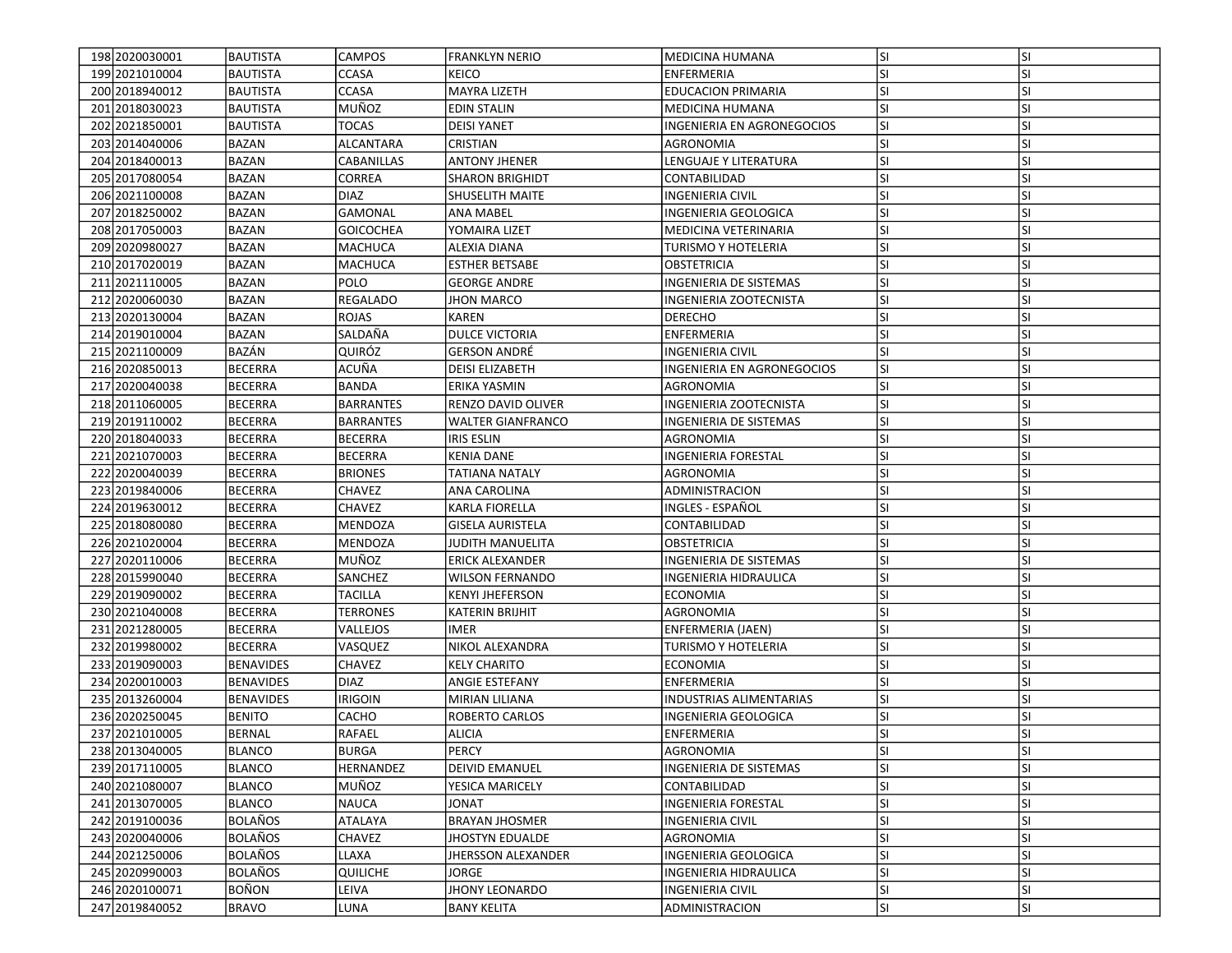| | | | | | | | |
|---|---|---|---|---|---|---|---|
| 198 | 2020030001 | BAUTISTA | CAMPOS | FRANKLYN NERIO | MEDICINA HUMANA | SI | SI |
| 199 | 2021010004 | BAUTISTA | CCASA | KEICO | ENFERMERIA | SI | SI |
| 200 | 2018940012 | BAUTISTA | CCASA | MAYRA LIZETH | EDUCACION PRIMARIA | SI | SI |
| 201 | 2018030023 | BAUTISTA | MUÑOZ | EDIN STALIN | MEDICINA HUMANA | SI | SI |
| 202 | 2021850001 | BAUTISTA | TOCAS | DEISI YANET | INGENIERIA EN AGRONEGOCIOS | SI | SI |
| 203 | 2014040006 | BAZAN | ALCANTARA | CRISTIAN | AGRONOMIA | SI | SI |
| 204 | 2018400013 | BAZAN | CABANILLAS | ANTONY JHENER | LENGUAJE Y LITERATURA | SI | SI |
| 205 | 2017080054 | BAZAN | CORREA | SHARON BRIGHIDT | CONTABILIDAD | SI | SI |
| 206 | 2021100008 | BAZAN | DIAZ | SHUSELITH MAITE | INGENIERIA CIVIL | SI | SI |
| 207 | 2018250002 | BAZAN | GAMONAL | ANA MABEL | INGENIERIA GEOLOGICA | SI | SI |
| 208 | 2017050003 | BAZAN | GOICOCHEA | YOMAIRA LIZET | MEDICINA VETERINARIA | SI | SI |
| 209 | 2020980027 | BAZAN | MACHUCA | ALEXIA DIANA | TURISMO Y HOTELERIA | SI | SI |
| 210 | 2017020019 | BAZAN | MACHUCA | ESTHER BETSABE | OBSTETRICIA | SI | SI |
| 211 | 2021110005 | BAZAN | POLO | GEORGE ANDRE | INGENIERIA DE SISTEMAS | SI | SI |
| 212 | 2020060030 | BAZAN | REGALADO | JHON MARCO | INGENIERIA ZOOTECNISTA | SI | SI |
| 213 | 2020130004 | BAZAN | ROJAS | KAREN | DERECHO | SI | SI |
| 214 | 2019010004 | BAZAN | SALDAÑA | DULCE VICTORIA | ENFERMERIA | SI | SI |
| 215 | 2021100009 | BAZÁN | QUIRÓZ | GERSON ANDRÉ | INGENIERIA CIVIL | SI | SI |
| 216 | 2020850013 | BECERRA | ACUÑA | DEISI ELIZABETH | INGENIERIA EN AGRONEGOCIOS | SI | SI |
| 217 | 2020040038 | BECERRA | BANDA | ERIKA YASMIN | AGRONOMIA | SI | SI |
| 218 | 2011060005 | BECERRA | BARRANTES | RENZO DAVID OLIVER | INGENIERIA ZOOTECNISTA | SI | SI |
| 219 | 2019110002 | BECERRA | BARRANTES | WALTER GIANFRANCO | INGENIERIA DE SISTEMAS | SI | SI |
| 220 | 2018040033 | BECERRA | BECERRA | IRIS ESLIN | AGRONOMIA | SI | SI |
| 221 | 2021070003 | BECERRA | BECERRA | KENIA DANE | INGENIERIA FORESTAL | SI | SI |
| 222 | 2020040039 | BECERRA | BRIONES | TATIANA NATALY | AGRONOMIA | SI | SI |
| 223 | 2019840006 | BECERRA | CHAVEZ | ANA CAROLINA | ADMINISTRACION | SI | SI |
| 224 | 2019630012 | BECERRA | CHAVEZ | KARLA FIORELLA | INGLES - ESPAÑOL | SI | SI |
| 225 | 2018080080 | BECERRA | MENDOZA | GISELA AURISTELA | CONTABILIDAD | SI | SI |
| 226 | 2021020004 | BECERRA | MENDOZA | JUDITH MANUELITA | OBSTETRICIA | SI | SI |
| 227 | 2020110006 | BECERRA | MUÑOZ | ERICK ALEXANDER | INGENIERIA DE SISTEMAS | SI | SI |
| 228 | 2015990040 | BECERRA | SANCHEZ | WILSON FERNANDO | INGENIERIA HIDRAULICA | SI | SI |
| 229 | 2019090002 | BECERRA | TACILLA | KENYI JHEFERSON | ECONOMIA | SI | SI |
| 230 | 2021040008 | BECERRA | TERRONES | KATERIN BRIJHIT | AGRONOMIA | SI | SI |
| 231 | 2021280005 | BECERRA | VALLEJOS | IMER | ENFERMERIA (JAEN) | SI | SI |
| 232 | 2019980002 | BECERRA | VASQUEZ | NIKOL ALEXANDRA | TURISMO Y HOTELERIA | SI | SI |
| 233 | 2019090003 | BENAVIDES | CHAVEZ | KELY CHARITO | ECONOMIA | SI | SI |
| 234 | 2020010003 | BENAVIDES | DIAZ | ANGIE ESTEFANY | ENFERMERIA | SI | SI |
| 235 | 2013260004 | BENAVIDES | IRIGOIN | MIRIAN LILIANA | INDUSTRIAS ALIMENTARIAS | SI | SI |
| 236 | 2020250045 | BENITO | CACHO | ROBERTO CARLOS | INGENIERIA GEOLOGICA | SI | SI |
| 237 | 2021010005 | BERNAL | RAFAEL | ALICIA | ENFERMERIA | SI | SI |
| 238 | 2013040005 | BLANCO | BURGA | PERCY | AGRONOMIA | SI | SI |
| 239 | 2017110005 | BLANCO | HERNANDEZ | DEIVID EMANUEL | INGENIERIA DE SISTEMAS | SI | SI |
| 240 | 2021080007 | BLANCO | MUÑOZ | YESICA MARICELY | CONTABILIDAD | SI | SI |
| 241 | 2013070005 | BLANCO | NAUCA | JONAT | INGENIERIA FORESTAL | SI | SI |
| 242 | 2019100036 | BOLAÑOS | ATALAYA | BRAYAN JHOSMER | INGENIERIA CIVIL | SI | SI |
| 243 | 2020040006 | BOLAÑOS | CHAVEZ | JHOSTYN EDUALDE | AGRONOMIA | SI | SI |
| 244 | 2021250006 | BOLAÑOS | LLAXA | JHERSSON ALEXANDER | INGENIERIA GEOLOGICA | SI | SI |
| 245 | 2020990003 | BOLAÑOS | QUILICHE | JORGE | INGENIERIA HIDRAULICA | SI | SI |
| 246 | 2020100071 | BOÑON | LEIVA | JHONY LEONARDO | INGENIERIA CIVIL | SI | SI |
| 247 | 2019840052 | BRAVO | LUNA | BANY KELITA | ADMINISTRACION | SI | SI |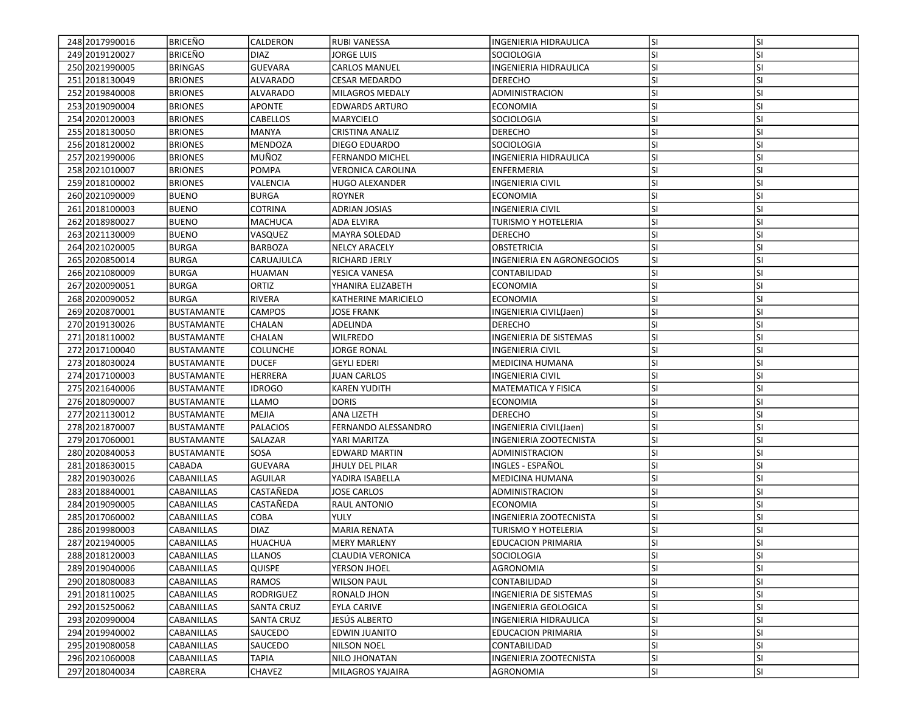| 248 | 2017990016 | BRICEÑO | CALDERON | RUBI VANESSA | INGENIERIA HIDRAULICA | SI | SI |
|---|---|---|---|---|---|---|---|
| 249 | 2019120027 | BRICEÑO | DIAZ | JORGE LUIS | SOCIOLOGIA | SI | SI |
| 250 | 2021990005 | BRINGAS | GUEVARA | CARLOS MANUEL | INGENIERIA HIDRAULICA | SI | SI |
| 251 | 2018130049 | BRIONES | ALVARADO | CESAR MEDARDO | DERECHO | SI | SI |
| 252 | 2019840008 | BRIONES | ALVARADO | MILAGROS MEDALY | ADMINISTRACION | SI | SI |
| 253 | 2019090004 | BRIONES | APONTE | EDWARDS ARTURO | ECONOMIA | SI | SI |
| 254 | 2020120003 | BRIONES | CABELLOS | MARYCIELO | SOCIOLOGIA | SI | SI |
| 255 | 2018130050 | BRIONES | MANYA | CRISTINA ANALIZ | DERECHO | SI | SI |
| 256 | 2018120002 | BRIONES | MENDOZA | DIEGO EDUARDO | SOCIOLOGIA | SI | SI |
| 257 | 2021990006 | BRIONES | MUÑOZ | FERNANDO MICHEL | INGENIERIA HIDRAULICA | SI | SI |
| 258 | 2021010007 | BRIONES | POMPA | VERONICA CAROLINA | ENFERMERIA | SI | SI |
| 259 | 2018100002 | BRIONES | VALENCIA | HUGO ALEXANDER | INGENIERIA CIVIL | SI | SI |
| 260 | 2021090009 | BUENO | BURGA | ROYNER | ECONOMIA | SI | SI |
| 261 | 2018100003 | BUENO | COTRINA | ADRIAN JOSIAS | INGENIERIA CIVIL | SI | SI |
| 262 | 2018980027 | BUENO | MACHUCA | ADA ELVIRA | TURISMO Y HOTELERIA | SI | SI |
| 263 | 2021130009 | BUENO | VASQUEZ | MAYRA SOLEDAD | DERECHO | SI | SI |
| 264 | 2021020005 | BURGA | BARBOZA | NELCY ARACELY | OBSTETRICIA | SI | SI |
| 265 | 2020850014 | BURGA | CARUAJULCA | RICHARD JERLY | INGENIERIA EN AGRONEGOCIOS | SI | SI |
| 266 | 2021080009 | BURGA | HUAMAN | YESICA VANESA | CONTABILIDAD | SI | SI |
| 267 | 2020090051 | BURGA | ORTIZ | YHANIRA ELIZABETH | ECONOMIA | SI | SI |
| 268 | 2020090052 | BURGA | RIVERA | KATHERINE MARICIELO | ECONOMIA | SI | SI |
| 269 | 2020870001 | BUSTAMANTE | CAMPOS | JOSE FRANK | INGENIERIA CIVIL(Jaen) | SI | SI |
| 270 | 2019130026 | BUSTAMANTE | CHALAN | ADELINDA | DERECHO | SI | SI |
| 271 | 2018110002 | BUSTAMANTE | CHALAN | WILFREDO | INGENIERIA DE SISTEMAS | SI | SI |
| 272 | 2017100040 | BUSTAMANTE | COLUNCHE | JORGE RONAL | INGENIERIA CIVIL | SI | SI |
| 273 | 2018030024 | BUSTAMANTE | DUCEF | GEYLI EDERI | MEDICINA HUMANA | SI | SI |
| 274 | 2017100003 | BUSTAMANTE | HERRERA | JUAN CARLOS | INGENIERIA CIVIL | SI | SI |
| 275 | 2021640006 | BUSTAMANTE | IDROGO | KAREN YUDITH | MATEMATICA Y FISICA | SI | SI |
| 276 | 2018090007 | BUSTAMANTE | LLAMO | DORIS | ECONOMIA | SI | SI |
| 277 | 2021130012 | BUSTAMANTE | MEJIA | ANA LIZETH | DERECHO | SI | SI |
| 278 | 2021870007 | BUSTAMANTE | PALACIOS | FERNANDO ALESSANDRO | INGENIERIA CIVIL(Jaen) | SI | SI |
| 279 | 2017060001 | BUSTAMANTE | SALAZAR | YARI MARITZA | INGENIERIA ZOOTECNISTA | SI | SI |
| 280 | 2020840053 | BUSTAMANTE | SOSA | EDWARD MARTIN | ADMINISTRACION | SI | SI |
| 281 | 2018630015 | CABADA | GUEVARA | JHULY DEL PILAR | INGLES - ESPAÑOL | SI | SI |
| 282 | 2019030026 | CABANILLAS | AGUILAR | YADIRA ISABELLA | MEDICINA HUMANA | SI | SI |
| 283 | 2018840001 | CABANILLAS | CASTAÑEDA | JOSE CARLOS | ADMINISTRACION | SI | SI |
| 284 | 2019090005 | CABANILLAS | CASTAÑEDA | RAUL ANTONIO | ECONOMIA | SI | SI |
| 285 | 2017060002 | CABANILLAS | COBA | YULY | INGENIERIA ZOOTECNISTA | SI | SI |
| 286 | 2019980003 | CABANILLAS | DIAZ | MARIA RENATA | TURISMO Y HOTELERIA | SI | SI |
| 287 | 2021940005 | CABANILLAS | HUACHUA | MERY MARLENY | EDUCACION PRIMARIA | SI | SI |
| 288 | 2018120003 | CABANILLAS | LLANOS | CLAUDIA VERONICA | SOCIOLOGIA | SI | SI |
| 289 | 2019040006 | CABANILLAS | QUISPE | YERSON JHOEL | AGRONOMIA | SI | SI |
| 290 | 2018080083 | CABANILLAS | RAMOS | WILSON PAUL | CONTABILIDAD | SI | SI |
| 291 | 2018110025 | CABANILLAS | RODRIGUEZ | RONALD JHON | INGENIERIA DE SISTEMAS | SI | SI |
| 292 | 2015250062 | CABANILLAS | SANTA CRUZ | EYLA CARIVE | INGENIERIA GEOLOGICA | SI | SI |
| 293 | 2020990004 | CABANILLAS | SANTA CRUZ | JESÚS ALBERTO | INGENIERIA HIDRAULICA | SI | SI |
| 294 | 2019940002 | CABANILLAS | SAUCEDO | EDWIN JUANITO | EDUCACION PRIMARIA | SI | SI |
| 295 | 2019080058 | CABANILLAS | SAUCEDO | NILSON NOEL | CONTABILIDAD | SI | SI |
| 296 | 2021060008 | CABANILLAS | TAPIA | NILO JHONATAN | INGENIERIA ZOOTECNISTA | SI | SI |
| 297 | 2018040034 | CABRERA | CHAVEZ | MILAGROS YAJAIRA | AGRONOMIA | SI | SI |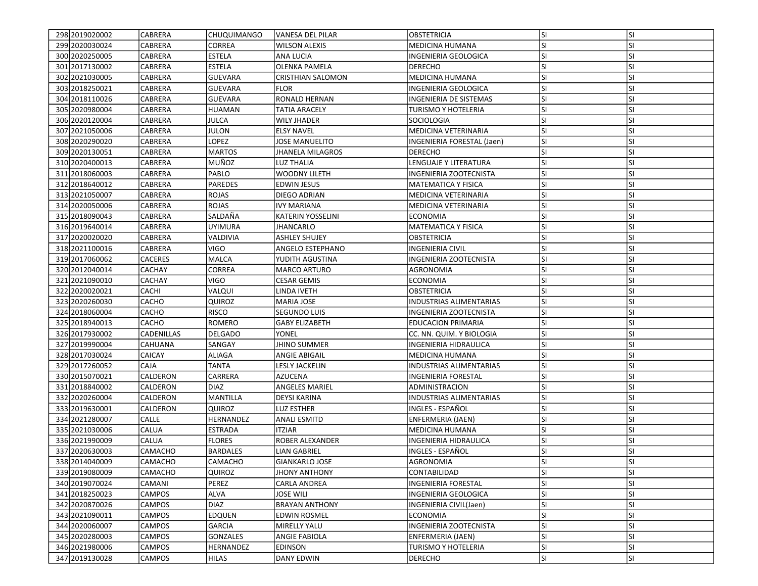| | | | | | | | |
|---|---|---|---|---|---|---|---|
| 298 | 2019020002 | CABRERA | CHUQUIMANGO | VANESA DEL PILAR | OBSTETRICIA | SI | SI |
| 299 | 2020030024 | CABRERA | CORREA | WILSON ALEXIS | MEDICINA HUMANA | SI | SI |
| 300 | 2020250005 | CABRERA | ESTELA | ANA LUCIA | INGENIERIA GEOLOGICA | SI | SI |
| 301 | 2017130002 | CABRERA | ESTELA | OLENKA PAMELA | DERECHO | SI | SI |
| 302 | 2021030005 | CABRERA | GUEVARA | CRISTHIAN SALOMON | MEDICINA HUMANA | SI | SI |
| 303 | 2018250021 | CABRERA | GUEVARA | FLOR | INGENIERIA GEOLOGICA | SI | SI |
| 304 | 2018110026 | CABRERA | GUEVARA | RONALD HERNAN | INGENIERIA DE SISTEMAS | SI | SI |
| 305 | 2020980004 | CABRERA | HUAMAN | TATIA ARACELY | TURISMO Y HOTELERIA | SI | SI |
| 306 | 2020120004 | CABRERA | JULCA | WILY JHADER | SOCIOLOGIA | SI | SI |
| 307 | 2021050006 | CABRERA | JULON | ELSY NAVEL | MEDICINA VETERINARIA | SI | SI |
| 308 | 2020290020 | CABRERA | LOPEZ | JOSE MANUELITO | INGENIERIA FORESTAL (Jaen) | SI | SI |
| 309 | 2020130051 | CABRERA | MARTOS | JHANELA MILAGROS | DERECHO | SI | SI |
| 310 | 2020400013 | CABRERA | MUÑOZ | LUZ THALIA | LENGUAJE Y LITERATURA | SI | SI |
| 311 | 2018060003 | CABRERA | PABLO | WOODNY LILETH | INGENIERIA ZOOTECNISTA | SI | SI |
| 312 | 2018640012 | CABRERA | PAREDES | EDWIN JESUS | MATEMATICA Y FISICA | SI | SI |
| 313 | 2021050007 | CABRERA | ROJAS | DIEGO ADRIAN | MEDICINA VETERINARIA | SI | SI |
| 314 | 2020050006 | CABRERA | ROJAS | IVY MARIANA | MEDICINA VETERINARIA | SI | SI |
| 315 | 2018090043 | CABRERA | SALDAÑA | KATERIN YOSSELINI | ECONOMIA | SI | SI |
| 316 | 2019640014 | CABRERA | UYIMURA | JHANCARLO | MATEMATICA Y FISICA | SI | SI |
| 317 | 2020020020 | CABRERA | VALDIVIA | ASHLEY SHUJEY | OBSTETRICIA | SI | SI |
| 318 | 2021100016 | CABRERA | VIGO | ANGELO ESTEPHANO | INGENIERIA CIVIL | SI | SI |
| 319 | 2017060062 | CACERES | MALCA | YUDITH AGUSTINA | INGENIERIA ZOOTECNISTA | SI | SI |
| 320 | 2012040014 | CACHAY | CORREA | MARCO ARTURO | AGRONOMIA | SI | SI |
| 321 | 2021090010 | CACHAY | VIGO | CESAR GEMIS | ECONOMIA | SI | SI |
| 322 | 2020020021 | CACHI | VALQUI | LINDA IVETH | OBSTETRICIA | SI | SI |
| 323 | 2020260030 | CACHO | QUIROZ | MARIA JOSE | INDUSTRIAS ALIMENTARIAS | SI | SI |
| 324 | 2018060004 | CACHO | RISCO | SEGUNDO LUIS | INGENIERIA ZOOTECNISTA | SI | SI |
| 325 | 2018940013 | CACHO | ROMERO | GABY ELIZABETH | EDUCACION PRIMARIA | SI | SI |
| 326 | 2017930002 | CADENILLAS | DELGADO | YONEL | CC. NN. QUIM. Y BIOLOGIA | SI | SI |
| 327 | 2019990004 | CAHUANA | SANGAY | JHINO SUMMER | INGENIERIA HIDRAULICA | SI | SI |
| 328 | 2017030024 | CAICAY | ALIAGA | ANGIE ABIGAIL | MEDICINA HUMANA | SI | SI |
| 329 | 2017260052 | CAJA | TANTA | LESLY JACKELIN | INDUSTRIAS ALIMENTARIAS | SI | SI |
| 330 | 2015070021 | CALDERON | CARRERA | AZUCENA | INGENIERIA FORESTAL | SI | SI |
| 331 | 2018840002 | CALDERON | DIAZ | ANGELES MARIEL | ADMINISTRACION | SI | SI |
| 332 | 2020260004 | CALDERON | MANTILLA | DEYSI KARINA | INDUSTRIAS ALIMENTARIAS | SI | SI |
| 333 | 2019630001 | CALDERON | QUIROZ | LUZ ESTHER | INGLES - ESPAÑOL | SI | SI |
| 334 | 2021280007 | CALLE | HERNANDEZ | ANALI ESMITD | ENFERMERIA (JAEN) | SI | SI |
| 335 | 2021030006 | CALUA | ESTRADA | ITZIAR | MEDICINA HUMANA | SI | SI |
| 336 | 2021990009 | CALUA | FLORES | ROBER ALEXANDER | INGENIERIA HIDRAULICA | SI | SI |
| 337 | 2020630003 | CAMACHO | BARDALES | LIAN GABRIEL | INGLES - ESPAÑOL | SI | SI |
| 338 | 2014040009 | CAMACHO | CAMACHO | GIANKARLO JOSE | AGRONOMIA | SI | SI |
| 339 | 2019080009 | CAMACHO | QUIROZ | JHONY ANTHONY | CONTABILIDAD | SI | SI |
| 340 | 2019070024 | CAMANI | PEREZ | CARLA ANDREA | INGENIERIA FORESTAL | SI | SI |
| 341 | 2018250023 | CAMPOS | ALVA | JOSE WILI | INGENIERIA GEOLOGICA | SI | SI |
| 342 | 2020870026 | CAMPOS | DIAZ | BRAYAN ANTHONY | INGENIERIA CIVIL(Jaen) | SI | SI |
| 343 | 2021090011 | CAMPOS | EDQUEN | EDWIN ROSMEL | ECONOMIA | SI | SI |
| 344 | 2020060007 | CAMPOS | GARCIA | MIRELLY YALU | INGENIERIA ZOOTECNISTA | SI | SI |
| 345 | 2020280003 | CAMPOS | GONZALES | ANGIE FABIOLA | ENFERMERIA (JAEN) | SI | SI |
| 346 | 2021980006 | CAMPOS | HERNANDEZ | EDINSON | TURISMO Y HOTELERIA | SI | SI |
| 347 | 2019130028 | CAMPOS | HILAS | DANY EDWIN | DERECHO | SI | SI |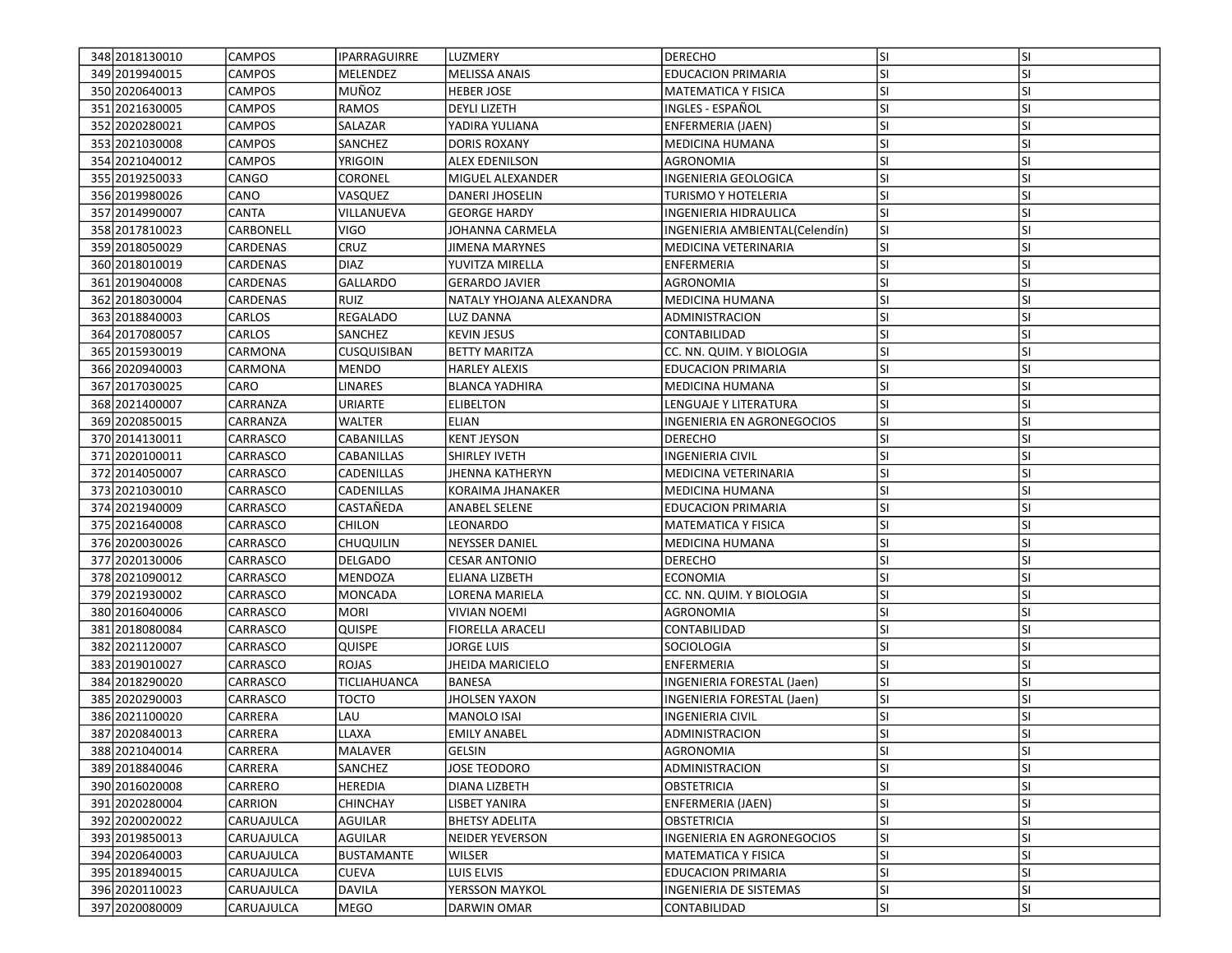| | | | | | | | |
|---|---|---|---|---|---|---|---|
| 348 | 2018130010 | CAMPOS | IPARRAGUIRRE | LUZMERY | DERECHO | SI | SI |
| 349 | 2019940015 | CAMPOS | MELENDEZ | MELISSA ANAIS | EDUCACION PRIMARIA | SI | SI |
| 350 | 2020640013 | CAMPOS | MUÑOZ | HEBER JOSE | MATEMATICA Y FISICA | SI | SI |
| 351 | 2021630005 | CAMPOS | RAMOS | DEYLI LIZETH | INGLES - ESPAÑOL | SI | SI |
| 352 | 2020280021 | CAMPOS | SALAZAR | YADIRA YULIANA | ENFERMERIA (JAEN) | SI | SI |
| 353 | 2021030008 | CAMPOS | SANCHEZ | DORIS ROXANY | MEDICINA HUMANA | SI | SI |
| 354 | 2021040012 | CAMPOS | YRIGOIN | ALEX EDENILSON | AGRONOMIA | SI | SI |
| 355 | 2019250033 | CANGO | CORONEL | MIGUEL ALEXANDER | INGENIERIA GEOLOGICA | SI | SI |
| 356 | 2019980026 | CANO | VASQUEZ | DANERI JHOSELIN | TURISMO Y HOTELERIA | SI | SI |
| 357 | 2014990007 | CANTA | VILLANUEVA | GEORGE HARDY | INGENIERIA HIDRAULICA | SI | SI |
| 358 | 2017810023 | CARBONELL | VIGO | JOHANNA CARMELA | INGENIERIA AMBIENTAL(Celendín) | SI | SI |
| 359 | 2018050029 | CARDENAS | CRUZ | JIMENA MARYNES | MEDICINA VETERINARIA | SI | SI |
| 360 | 2018010019 | CARDENAS | DIAZ | YUVITZA MIRELLA | ENFERMERIA | SI | SI |
| 361 | 2019040008 | CARDENAS | GALLARDO | GERARDO JAVIER | AGRONOMIA | SI | SI |
| 362 | 2018030004 | CARDENAS | RUIZ | NATALY YHOJANA ALEXANDRA | MEDICINA HUMANA | SI | SI |
| 363 | 2018840003 | CARLOS | REGALADO | LUZ DANNA | ADMINISTRACION | SI | SI |
| 364 | 2017080057 | CARLOS | SANCHEZ | KEVIN JESUS | CONTABILIDAD | SI | SI |
| 365 | 2015930019 | CARMONA | CUSQUISIBAN | BETTY MARITZA | CC. NN. QUIM. Y BIOLOGIA | SI | SI |
| 366 | 2020940003 | CARMONA | MENDO | HARLEY ALEXIS | EDUCACION PRIMARIA | SI | SI |
| 367 | 2017030025 | CARO | LINARES | BLANCA YADHIRA | MEDICINA HUMANA | SI | SI |
| 368 | 2021400007 | CARRANZA | URIARTE | ELIBELTON | LENGUAJE Y LITERATURA | SI | SI |
| 369 | 2020850015 | CARRANZA | WALTER | ELIAN | INGENIERIA EN AGRONEGOCIOS | SI | SI |
| 370 | 2014130011 | CARRASCO | CABANILLAS | KENT JEYSON | DERECHO | SI | SI |
| 371 | 2020100011 | CARRASCO | CABANILLAS | SHIRLEY IVETH | INGENIERIA CIVIL | SI | SI |
| 372 | 2014050007 | CARRASCO | CADENILLAS | JHENNA KATHERYN | MEDICINA VETERINARIA | SI | SI |
| 373 | 2021030010 | CARRASCO | CADENILLAS | KORAIMA JHANAKER | MEDICINA HUMANA | SI | SI |
| 374 | 2021940009 | CARRASCO | CASTAÑEDA | ANABEL SELENE | EDUCACION PRIMARIA | SI | SI |
| 375 | 2021640008 | CARRASCO | CHILON | LEONARDO | MATEMATICA Y FISICA | SI | SI |
| 376 | 2020030026 | CARRASCO | CHUQUILIN | NEYSSER DANIEL | MEDICINA HUMANA | SI | SI |
| 377 | 2020130006 | CARRASCO | DELGADO | CESAR ANTONIO | DERECHO | SI | SI |
| 378 | 2021090012 | CARRASCO | MENDOZA | ELIANA LIZBETH | ECONOMIA | SI | SI |
| 379 | 2021930002 | CARRASCO | MONCADA | LORENA MARIELA | CC. NN. QUIM. Y BIOLOGIA | SI | SI |
| 380 | 2016040006 | CARRASCO | MORI | VIVIAN NOEMI | AGRONOMIA | SI | SI |
| 381 | 2018080084 | CARRASCO | QUISPE | FIORELLA ARACELI | CONTABILIDAD | SI | SI |
| 382 | 2021120007 | CARRASCO | QUISPE | JORGE LUIS | SOCIOLOGIA | SI | SI |
| 383 | 2019010027 | CARRASCO | ROJAS | JHEIDA MARICIELO | ENFERMERIA | SI | SI |
| 384 | 2018290020 | CARRASCO | TICLIAHUANCA | BANESA | INGENIERIA FORESTAL (Jaen) | SI | SI |
| 385 | 2020290003 | CARRASCO | TOCTO | JHOLSEN YAXON | INGENIERIA FORESTAL (Jaen) | SI | SI |
| 386 | 2021100020 | CARRERA | LAU | MANOLO ISAI | INGENIERIA CIVIL | SI | SI |
| 387 | 2020840013 | CARRERA | LLAXA | EMILY ANABEL | ADMINISTRACION | SI | SI |
| 388 | 2021040014 | CARRERA | MALAVER | GELSIN | AGRONOMIA | SI | SI |
| 389 | 2018840046 | CARRERA | SANCHEZ | JOSE TEODORO | ADMINISTRACION | SI | SI |
| 390 | 2016020008 | CARRERO | HEREDIA | DIANA LIZBETH | OBSTETRICIA | SI | SI |
| 391 | 2020280004 | CARRION | CHINCHAY | LISBET YANIRA | ENFERMERIA (JAEN) | SI | SI |
| 392 | 2020020022 | CARUAJULCA | AGUILAR | BHETSY ADELITA | OBSTETRICIA | SI | SI |
| 393 | 2019850013 | CARUAJULCA | AGUILAR | NEIDER YEVERSON | INGENIERIA EN AGRONEGOCIOS | SI | SI |
| 394 | 2020640003 | CARUAJULCA | BUSTAMANTE | WILSER | MATEMATICA Y FISICA | SI | SI |
| 395 | 2018940015 | CARUAJULCA | CUEVA | LUIS ELVIS | EDUCACION PRIMARIA | SI | SI |
| 396 | 2020110023 | CARUAJULCA | DAVILA | YERSSON MAYKOL | INGENIERIA DE SISTEMAS | SI | SI |
| 397 | 2020080009 | CARUAJULCA | MEGO | DARWIN OMAR | CONTABILIDAD | SI | SI |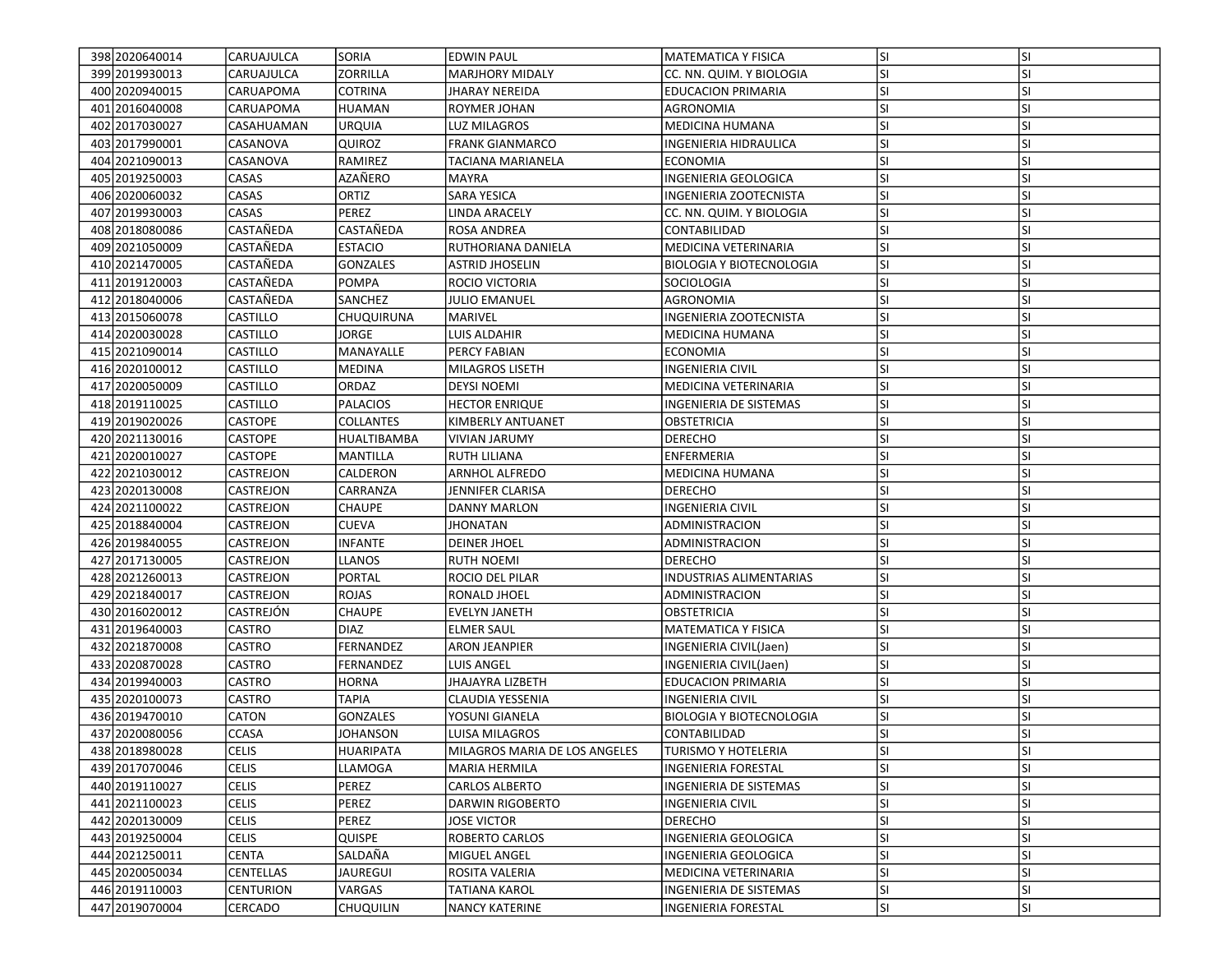| | | | | | | | |
|---|---|---|---|---|---|---|---|
| 398 | 2020640014 | CARUAJULCA | SORIA | EDWIN PAUL | MATEMATICA Y FISICA | SI | SI |
| 399 | 2019930013 | CARUAJULCA | ZORRILLA | MARJHORY MIDALY | CC. NN. QUIM. Y BIOLOGIA | SI | SI |
| 400 | 2020940015 | CARUAPOMA | COTRINA | JHARAY NEREIDA | EDUCACION PRIMARIA | SI | SI |
| 401 | 2016040008 | CARUAPOMA | HUAMAN | ROYMER JOHAN | AGRONOMIA | SI | SI |
| 402 | 2017030027 | CASAHUAMAN | URQUIA | LUZ MILAGROS | MEDICINA HUMANA | SI | SI |
| 403 | 2017990001 | CASANOVA | QUIROZ | FRANK GIANMARCO | INGENIERIA HIDRAULICA | SI | SI |
| 404 | 2021090013 | CASANOVA | RAMIREZ | TACIANA MARIANELA | ECONOMIA | SI | SI |
| 405 | 2019250003 | CASAS | AZAÑERO | MAYRA | INGENIERIA GEOLOGICA | SI | SI |
| 406 | 2020060032 | CASAS | ORTIZ | SARA YESICA | INGENIERIA ZOOTECNISTA | SI | SI |
| 407 | 2019930003 | CASAS | PEREZ | LINDA ARACELY | CC. NN. QUIM. Y BIOLOGIA | SI | SI |
| 408 | 2018080086 | CASTAÑEDA | CASTAÑEDA | ROSA ANDREA | CONTABILIDAD | SI | SI |
| 409 | 2021050009 | CASTAÑEDA | ESTACIO | RUTHORIANA DANIELA | MEDICINA VETERINARIA | SI | SI |
| 410 | 2021470005 | CASTAÑEDA | GONZALES | ASTRID JHOSELIN | BIOLOGIA Y BIOTECNOLOGIA | SI | SI |
| 411 | 2019120003 | CASTAÑEDA | POMPA | ROCIO VICTORIA | SOCIOLOGIA | SI | SI |
| 412 | 2018040006 | CASTAÑEDA | SANCHEZ | JULIO EMANUEL | AGRONOMIA | SI | SI |
| 413 | 2015060078 | CASTILLO | CHUQUIRUNA | MARIVEL | INGENIERIA ZOOTECNISTA | SI | SI |
| 414 | 2020030028 | CASTILLO | JORGE | LUIS ALDAHIR | MEDICINA HUMANA | SI | SI |
| 415 | 2021090014 | CASTILLO | MANAYALLE | PERCY FABIAN | ECONOMIA | SI | SI |
| 416 | 2020100012 | CASTILLO | MEDINA | MILAGROS LISETH | INGENIERIA CIVIL | SI | SI |
| 417 | 2020050009 | CASTILLO | ORDAZ | DEYSI NOEMI | MEDICINA VETERINARIA | SI | SI |
| 418 | 2019110025 | CASTILLO | PALACIOS | HECTOR ENRIQUE | INGENIERIA DE SISTEMAS | SI | SI |
| 419 | 2019020026 | CASTOPE | COLLANTES | KIMBERLY ANTUANET | OBSTETRICIA | SI | SI |
| 420 | 2021130016 | CASTOPE | HUALTIBAMBA | VIVIAN JARUMY | DERECHO | SI | SI |
| 421 | 2020010027 | CASTOPE | MANTILLA | RUTH LILIANA | ENFERMERIA | SI | SI |
| 422 | 2021030012 | CASTREJON | CALDERON | ARNHOL ALFREDO | MEDICINA HUMANA | SI | SI |
| 423 | 2020130008 | CASTREJON | CARRANZA | JENNIFER CLARISA | DERECHO | SI | SI |
| 424 | 2021100022 | CASTREJON | CHAUPE | DANNY MARLON | INGENIERIA CIVIL | SI | SI |
| 425 | 2018840004 | CASTREJON | CUEVA | JHONATAN | ADMINISTRACION | SI | SI |
| 426 | 2019840055 | CASTREJON | INFANTE | DEINER JHOEL | ADMINISTRACION | SI | SI |
| 427 | 2017130005 | CASTREJON | LLANOS | RUTH NOEMI | DERECHO | SI | SI |
| 428 | 2021260013 | CASTREJON | PORTAL | ROCIO DEL PILAR | INDUSTRIAS ALIMENTARIAS | SI | SI |
| 429 | 2021840017 | CASTREJON | ROJAS | RONALD JHOEL | ADMINISTRACION | SI | SI |
| 430 | 2016020012 | CASTREJÓN | CHAUPE | EVELYN JANETH | OBSTETRICIA | SI | SI |
| 431 | 2019640003 | CASTRO | DIAZ | ELMER SAUL | MATEMATICA Y FISICA | SI | SI |
| 432 | 2021870008 | CASTRO | FERNANDEZ | ARON JEANPIER | INGENIERIA CIVIL(Jaen) | SI | SI |
| 433 | 2020870028 | CASTRO | FERNANDEZ | LUIS ANGEL | INGENIERIA CIVIL(Jaen) | SI | SI |
| 434 | 2019940003 | CASTRO | HORNA | JHAJAYRA LIZBETH | EDUCACION PRIMARIA | SI | SI |
| 435 | 2020100073 | CASTRO | TAPIA | CLAUDIA YESSENIA | INGENIERIA CIVIL | SI | SI |
| 436 | 2019470010 | CATON | GONZALES | YOSUNI GIANELA | BIOLOGIA Y BIOTECNOLOGIA | SI | SI |
| 437 | 2020080056 | CCASA | JOHANSON | LUISA MILAGROS | CONTABILIDAD | SI | SI |
| 438 | 2018980028 | CELIS | HUARIPATA | MILAGROS MARIA DE LOS ANGELES | TURISMO Y HOTELERIA | SI | SI |
| 439 | 2017070046 | CELIS | LLAMOGA | MARIA HERMILA | INGENIERIA FORESTAL | SI | SI |
| 440 | 2019110027 | CELIS | PEREZ | CARLOS ALBERTO | INGENIERIA DE SISTEMAS | SI | SI |
| 441 | 2021100023 | CELIS | PEREZ | DARWIN RIGOBERTO | INGENIERIA CIVIL | SI | SI |
| 442 | 2020130009 | CELIS | PEREZ | JOSE VICTOR | DERECHO | SI | SI |
| 443 | 2019250004 | CELIS | QUISPE | ROBERTO CARLOS | INGENIERIA GEOLOGICA | SI | SI |
| 444 | 2021250011 | CENTA | SALDAÑA | MIGUEL ANGEL | INGENIERIA GEOLOGICA | SI | SI |
| 445 | 2020050034 | CENTELLAS | JAUREGUI | ROSITA VALERIA | MEDICINA VETERINARIA | SI | SI |
| 446 | 2019110003 | CENTURION | VARGAS | TATIANA KAROL | INGENIERIA DE SISTEMAS | SI | SI |
| 447 | 2019070004 | CERCADO | CHUQUILIN | NANCY KATERINE | INGENIERIA FORESTAL | SI | SI |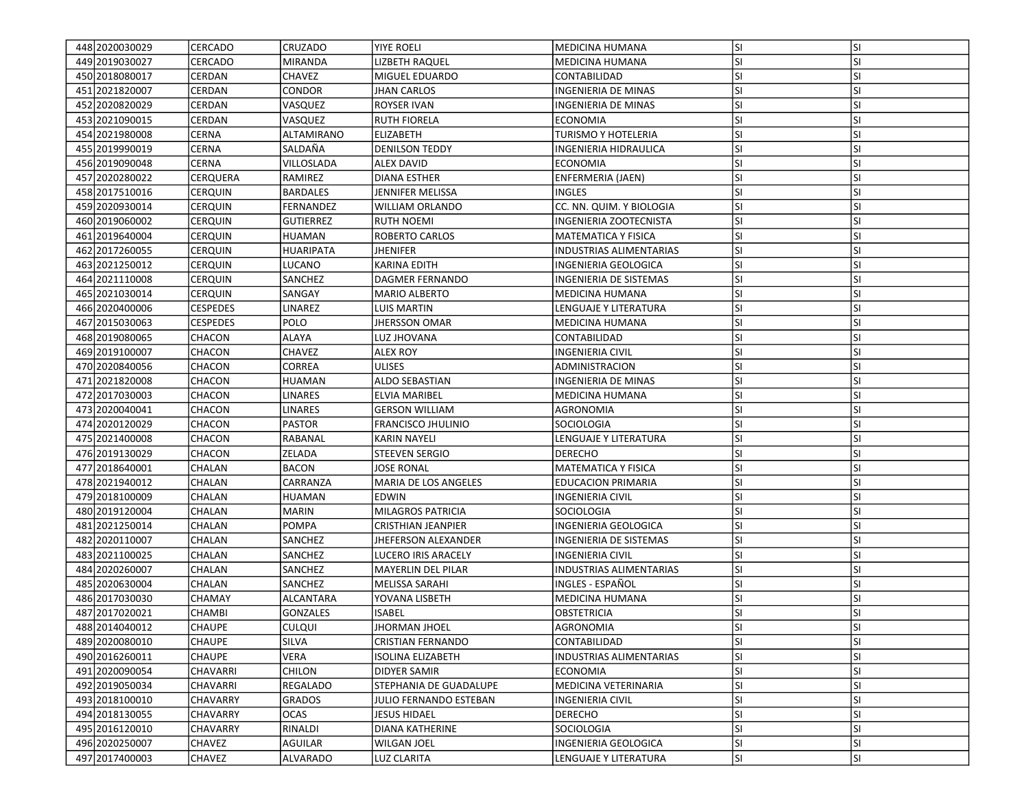| | | | | | | | |
|---|---|---|---|---|---|---|---|
| 448 | 2020030029 | CERCADO | CRUZADO | YIYE ROELI | MEDICINA HUMANA | SI | SI |
| 449 | 2019030027 | CERCADO | MIRANDA | LIZBETH RAQUEL | MEDICINA HUMANA | SI | SI |
| 450 | 2018080017 | CERDAN | CHAVEZ | MIGUEL EDUARDO | CONTABILIDAD | SI | SI |
| 451 | 2021820007 | CERDAN | CONDOR | JHAN CARLOS | INGENIERIA DE MINAS | SI | SI |
| 452 | 2020820029 | CERDAN | VASQUEZ | ROYSER IVAN | INGENIERIA DE MINAS | SI | SI |
| 453 | 2021090015 | CERDAN | VASQUEZ | RUTH FIORELA | ECONOMIA | SI | SI |
| 454 | 2021980008 | CERNA | ALTAMIRANO | ELIZABETH | TURISMO Y HOTELERIA | SI | SI |
| 455 | 2019990019 | CERNA | SALDAÑA | DENILSON TEDDY | INGENIERIA HIDRAULICA | SI | SI |
| 456 | 2019090048 | CERNA | VILLOSLADA | ALEX DAVID | ECONOMIA | SI | SI |
| 457 | 2020280022 | CERQUERA | RAMIREZ | DIANA ESTHER | ENFERMERIA (JAEN) | SI | SI |
| 458 | 2017510016 | CERQUIN | BARDALES | JENNIFER MELISSA | INGLES | SI | SI |
| 459 | 2020930014 | CERQUIN | FERNANDEZ | WILLIAM ORLANDO | CC. NN. QUIM. Y BIOLOGIA | SI | SI |
| 460 | 2019060002 | CERQUIN | GUTIERREZ | RUTH NOEMI | INGENIERIA ZOOTECNISTA | SI | SI |
| 461 | 2019640004 | CERQUIN | HUAMAN | ROBERTO CARLOS | MATEMATICA Y FISICA | SI | SI |
| 462 | 2017260055 | CERQUIN | HUARIPATA | JHENIFER | INDUSTRIAS ALIMENTARIAS | SI | SI |
| 463 | 2021250012 | CERQUIN | LUCANO | KARINA EDITH | INGENIERIA GEOLOGICA | SI | SI |
| 464 | 2021110008 | CERQUIN | SANCHEZ | DAGMER FERNANDO | INGENIERIA DE SISTEMAS | SI | SI |
| 465 | 2021030014 | CERQUIN | SANGAY | MARIO ALBERTO | MEDICINA HUMANA | SI | SI |
| 466 | 2020400006 | CESPEDES | LINAREZ | LUIS MARTIN | LENGUAJE Y LITERATURA | SI | SI |
| 467 | 2015030063 | CESPEDES | POLO | JHERSSON OMAR | MEDICINA HUMANA | SI | SI |
| 468 | 2019080065 | CHACON | ALAYA | LUZ JHOVANA | CONTABILIDAD | SI | SI |
| 469 | 2019100007 | CHACON | CHAVEZ | ALEX ROY | INGENIERIA CIVIL | SI | SI |
| 470 | 2020840056 | CHACON | CORREA | ULISES | ADMINISTRACION | SI | SI |
| 471 | 2021820008 | CHACON | HUAMAN | ALDO SEBASTIAN | INGENIERIA DE MINAS | SI | SI |
| 472 | 2017030003 | CHACON | LINARES | ELVIA MARIBEL | MEDICINA HUMANA | SI | SI |
| 473 | 2020040041 | CHACON | LINARES | GERSON WILLIAM | AGRONOMIA | SI | SI |
| 474 | 2020120029 | CHACON | PASTOR | FRANCISCO JHULINIO | SOCIOLOGIA | SI | SI |
| 475 | 2021400008 | CHACON | RABANAL | KARIN NAYELI | LENGUAJE Y LITERATURA | SI | SI |
| 476 | 2019130029 | CHACON | ZELADA | STEEVEN SERGIO | DERECHO | SI | SI |
| 477 | 2018640001 | CHALAN | BACON | JOSE RONAL | MATEMATICA Y FISICA | SI | SI |
| 478 | 2021940012 | CHALAN | CARRANZA | MARIA DE LOS ANGELES | EDUCACION PRIMARIA | SI | SI |
| 479 | 2018100009 | CHALAN | HUAMAN | EDWIN | INGENIERIA CIVIL | SI | SI |
| 480 | 2019120004 | CHALAN | MARIN | MILAGROS PATRICIA | SOCIOLOGIA | SI | SI |
| 481 | 2021250014 | CHALAN | POMPA | CRISTHIAN JEANPIER | INGENIERIA GEOLOGICA | SI | SI |
| 482 | 2020110007 | CHALAN | SANCHEZ | JHEFERSON ALEXANDER | INGENIERIA DE SISTEMAS | SI | SI |
| 483 | 2021100025 | CHALAN | SANCHEZ | LUCERO IRIS ARACELY | INGENIERIA CIVIL | SI | SI |
| 484 | 2020260007 | CHALAN | SANCHEZ | MAYERLIN DEL PILAR | INDUSTRIAS ALIMENTARIAS | SI | SI |
| 485 | 2020630004 | CHALAN | SANCHEZ | MELISSA SARAHI | INGLES - ESPAÑOL | SI | SI |
| 486 | 2017030030 | CHAMAY | ALCANTARA | YOVANA LISBETH | MEDICINA HUMANA | SI | SI |
| 487 | 2017020021 | CHAMBI | GONZALES | ISABEL | OBSTETRICIA | SI | SI |
| 488 | 2014040012 | CHAUPE | CULQUI | JHORMAN JHOEL | AGRONOMIA | SI | SI |
| 489 | 2020080010 | CHAUPE | SILVA | CRISTIAN FERNANDO | CONTABILIDAD | SI | SI |
| 490 | 2016260011 | CHAUPE | VERA | ISOLINA ELIZABETH | INDUSTRIAS ALIMENTARIAS | SI | SI |
| 491 | 2020090054 | CHAVARRI | CHILON | DIDYER SAMIR | ECONOMIA | SI | SI |
| 492 | 2019050034 | CHAVARRI | REGALADO | STEPHANIA DE GUADALUPE | MEDICINA VETERINARIA | SI | SI |
| 493 | 2018100010 | CHAVARRY | GRADOS | JULIO FERNANDO ESTEBAN | INGENIERIA CIVIL | SI | SI |
| 494 | 2018130055 | CHAVARRY | OCAS | JESUS HIDAEL | DERECHO | SI | SI |
| 495 | 2016120010 | CHAVARRY | RINALDI | DIANA KATHERINE | SOCIOLOGIA | SI | SI |
| 496 | 2020250007 | CHAVEZ | AGUILAR | WILGAN JOEL | INGENIERIA GEOLOGICA | SI | SI |
| 497 | 2017400003 | CHAVEZ | ALVARADO | LUZ CLARITA | LENGUAJE Y LITERATURA | SI | SI |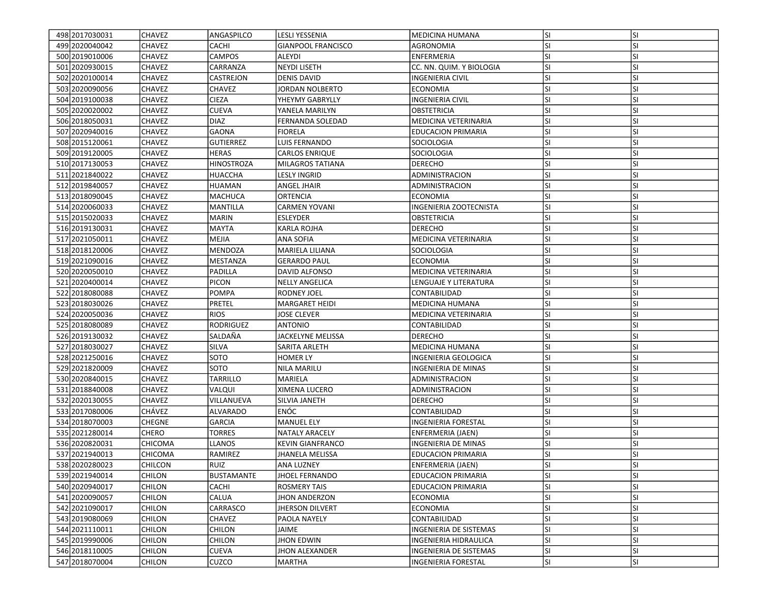| | | | | | | | |
|---|---|---|---|---|---|---|---|
| 498 | 2017030031 | CHAVEZ | ANGASPILCO | LESLI YESSENIA | MEDICINA HUMANA | SI | SI |
| 499 | 2020040042 | CHAVEZ | CACHI | GIANPOOL FRANCISCO | AGRONOMIA | SI | SI |
| 500 | 2019010006 | CHAVEZ | CAMPOS | ALEYDI | ENFERMERIA | SI | SI |
| 501 | 2020930015 | CHAVEZ | CARRANZA | NEYDI LISETH | CC. NN. QUIM. Y BIOLOGIA | SI | SI |
| 502 | 2020100014 | CHAVEZ | CASTREJON | DENIS DAVID | INGENIERIA CIVIL | SI | SI |
| 503 | 2020090056 | CHAVEZ | CHAVEZ | JORDAN NOLBERTO | ECONOMIA | SI | SI |
| 504 | 2019100038 | CHAVEZ | CIEZA | YHEYMY GABRYLLY | INGENIERIA CIVIL | SI | SI |
| 505 | 2020020002 | CHAVEZ | CUEVA | YANELA MARILYN | OBSTETRICIA | SI | SI |
| 506 | 2018050031 | CHAVEZ | DIAZ | FERNANDA SOLEDAD | MEDICINA VETERINARIA | SI | SI |
| 507 | 2020940016 | CHAVEZ | GAONA | FIORELA | EDUCACION PRIMARIA | SI | SI |
| 508 | 2015120061 | CHAVEZ | GUTIERREZ | LUIS FERNANDO | SOCIOLOGIA | SI | SI |
| 509 | 2019120005 | CHAVEZ | HERAS | CARLOS ENRIQUE | SOCIOLOGIA | SI | SI |
| 510 | 2017130053 | CHAVEZ | HINOSTROZA | MILAGROS TATIANA | DERECHO | SI | SI |
| 511 | 2021840022 | CHAVEZ | HUACCHA | LESLY INGRID | ADMINISTRACION | SI | SI |
| 512 | 2019840057 | CHAVEZ | HUAMAN | ANGEL JHAIR | ADMINISTRACION | SI | SI |
| 513 | 2018090045 | CHAVEZ | MACHUCA | ORTENCIA | ECONOMIA | SI | SI |
| 514 | 2020060033 | CHAVEZ | MANTILLA | CARMEN YOVANI | INGENIERIA ZOOTECNISTA | SI | SI |
| 515 | 2015020033 | CHAVEZ | MARIN | ESLEYDER | OBSTETRICIA | SI | SI |
| 516 | 2019130031 | CHAVEZ | MAYTA | KARLA ROJHA | DERECHO | SI | SI |
| 517 | 2021050011 | CHAVEZ | MEJIA | ANA SOFIA | MEDICINA VETERINARIA | SI | SI |
| 518 | 2018120006 | CHAVEZ | MENDOZA | MARIELA LILIANA | SOCIOLOGIA | SI | SI |
| 519 | 2021090016 | CHAVEZ | MESTANZA | GERARDO PAUL | ECONOMIA | SI | SI |
| 520 | 2020050010 | CHAVEZ | PADILLA | DAVID ALFONSO | MEDICINA VETERINARIA | SI | SI |
| 521 | 2020400014 | CHAVEZ | PICON | NELLY ANGELICA | LENGUAJE Y LITERATURA | SI | SI |
| 522 | 2018080088 | CHAVEZ | POMPA | RODNEY JOEL | CONTABILIDAD | SI | SI |
| 523 | 2018030026 | CHAVEZ | PRETEL | MARGARET HEIDI | MEDICINA HUMANA | SI | SI |
| 524 | 2020050036 | CHAVEZ | RIOS | JOSE CLEVER | MEDICINA VETERINARIA | SI | SI |
| 525 | 2018080089 | CHAVEZ | RODRIGUEZ | ANTONIO | CONTABILIDAD | SI | SI |
| 526 | 2019130032 | CHAVEZ | SALDAÑA | JACKELYNE MELISSA | DERECHO | SI | SI |
| 527 | 2018030027 | CHAVEZ | SILVA | SARITA ARLETH | MEDICINA HUMANA | SI | SI |
| 528 | 2021250016 | CHAVEZ | SOTO | HOMER LY | INGENIERIA GEOLOGICA | SI | SI |
| 529 | 2021820009 | CHAVEZ | SOTO | NILA MARILU | INGENIERIA DE MINAS | SI | SI |
| 530 | 2020840015 | CHAVEZ | TARRILLO | MARIELA | ADMINISTRACION | SI | SI |
| 531 | 2018840008 | CHAVEZ | VALQUI | XIMENA LUCERO | ADMINISTRACION | SI | SI |
| 532 | 2020130055 | CHAVEZ | VILLANUEVA | SILVIA JANETH | DERECHO | SI | SI |
| 533 | 2017080006 | CHÁVEZ | ALVARADO | ENÓC | CONTABILIDAD | SI | SI |
| 534 | 2018070003 | CHEGNE | GARCIA | MANUEL ELY | INGENIERIA FORESTAL | SI | SI |
| 535 | 2021280014 | CHERO | TORRES | NATALY ARACELY | ENFERMERIA (JAEN) | SI | SI |
| 536 | 2020820031 | CHICOMA | LLANOS | KEVIN GIANFRANCO | INGENIERIA DE MINAS | SI | SI |
| 537 | 2021940013 | CHICOMA | RAMIREZ | JHANELA MELISSA | EDUCACION PRIMARIA | SI | SI |
| 538 | 2020280023 | CHILCON | RUIZ | ANA LUZNEY | ENFERMERIA (JAEN) | SI | SI |
| 539 | 2021940014 | CHILON | BUSTAMANTE | JHOEL FERNANDO | EDUCACION PRIMARIA | SI | SI |
| 540 | 2020940017 | CHILON | CACHI | ROSMERY TAIS | EDUCACION PRIMARIA | SI | SI |
| 541 | 2020090057 | CHILON | CALUA | JHON ANDERZON | ECONOMIA | SI | SI |
| 542 | 2021090017 | CHILON | CARRASCO | JHERSON DILVERT | ECONOMIA | SI | SI |
| 543 | 2019080069 | CHILON | CHAVEZ | PAOLA NAYELY | CONTABILIDAD | SI | SI |
| 544 | 2021110011 | CHILON | CHILON | JAIME | INGENIERIA DE SISTEMAS | SI | SI |
| 545 | 2019990006 | CHILON | CHILON | JHON EDWIN | INGENIERIA HIDRAULICA | SI | SI |
| 546 | 2018110005 | CHILON | CUEVA | JHON ALEXANDER | INGENIERIA DE SISTEMAS | SI | SI |
| 547 | 2018070004 | CHILON | CUZCO | MARTHA | INGENIERIA FORESTAL | SI | SI |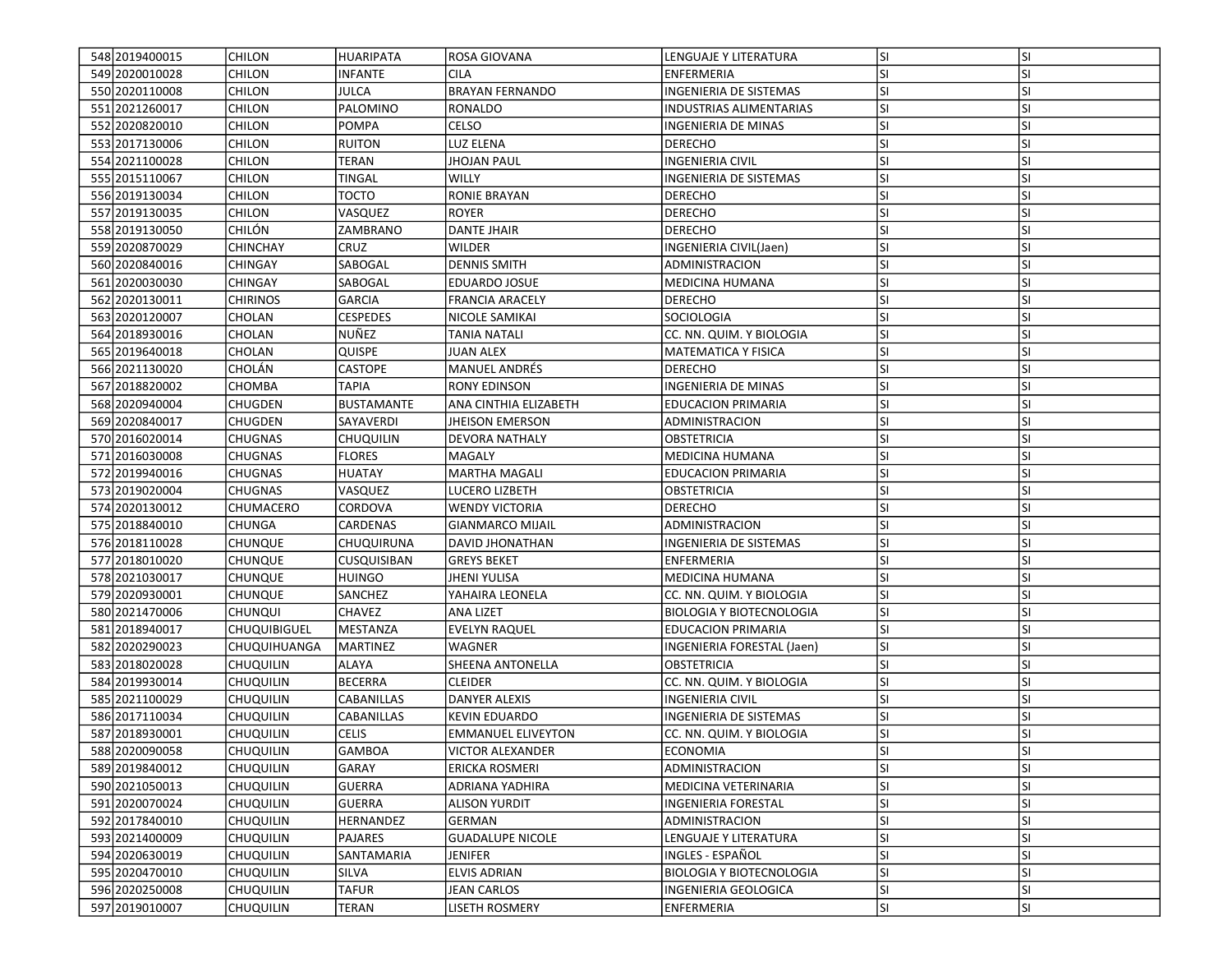| | | | | | | | |
|---|---|---|---|---|---|---|---|
| 548 | 2019400015 | CHILON | HUARIPATA | ROSA GIOVANA | LENGUAJE Y LITERATURA | SI | SI |
| 549 | 2020010028 | CHILON | INFANTE | CILA | ENFERMERIA | SI | SI |
| 550 | 2020110008 | CHILON | JULCA | BRAYAN FERNANDO | INGENIERIA DE SISTEMAS | SI | SI |
| 551 | 2021260017 | CHILON | PALOMINO | RONALDO | INDUSTRIAS ALIMENTARIAS | SI | SI |
| 552 | 2020820010 | CHILON | POMPA | CELSO | INGENIERIA DE MINAS | SI | SI |
| 553 | 2017130006 | CHILON | RUITON | LUZ ELENA | DERECHO | SI | SI |
| 554 | 2021100028 | CHILON | TERAN | JHOJAN PAUL | INGENIERIA CIVIL | SI | SI |
| 555 | 2015110067 | CHILON | TINGAL | WILLY | INGENIERIA DE SISTEMAS | SI | SI |
| 556 | 2019130034 | CHILON | TOCTO | RONIE BRAYAN | DERECHO | SI | SI |
| 557 | 2019130035 | CHILON | VASQUEZ | ROYER | DERECHO | SI | SI |
| 558 | 2019130050 | CHILÓN | ZAMBRANO | DANTE JHAIR | DERECHO | SI | SI |
| 559 | 2020870029 | CHINCHAY | CRUZ | WILDER | INGENIERIA CIVIL(Jaen) | SI | SI |
| 560 | 2020840016 | CHINGAY | SABOGAL | DENNIS SMITH | ADMINISTRACION | SI | SI |
| 561 | 2020030030 | CHINGAY | SABOGAL | EDUARDO JOSUE | MEDICINA HUMANA | SI | SI |
| 562 | 2020130011 | CHIRINOS | GARCIA | FRANCIA ARACELY | DERECHO | SI | SI |
| 563 | 2020120007 | CHOLAN | CESPEDES | NICOLE SAMIKAI | SOCIOLOGIA | SI | SI |
| 564 | 2018930016 | CHOLAN | NUÑEZ | TANIA NATALI | CC. NN. QUIM. Y BIOLOGIA | SI | SI |
| 565 | 2019640018 | CHOLAN | QUISPE | JUAN ALEX | MATEMATICA Y FISICA | SI | SI |
| 566 | 2021130020 | CHOLÁN | CASTOPE | MANUEL ANDRÉS | DERECHO | SI | SI |
| 567 | 2018820002 | CHOMBA | TAPIA | RONY EDINSON | INGENIERIA DE MINAS | SI | SI |
| 568 | 2020940004 | CHUGDEN | BUSTAMANTE | ANA CINTHIA ELIZABETH | EDUCACION PRIMARIA | SI | SI |
| 569 | 2020840017 | CHUGDEN | SAYAVERDI | JHEISON EMERSON | ADMINISTRACION | SI | SI |
| 570 | 2016020014 | CHUGNAS | CHUQUILIN | DEVORA NATHALY | OBSTETRICIA | SI | SI |
| 571 | 2016030008 | CHUGNAS | FLORES | MAGALY | MEDICINA HUMANA | SI | SI |
| 572 | 2019940016 | CHUGNAS | HUATAY | MARTHA MAGALI | EDUCACION PRIMARIA | SI | SI |
| 573 | 2019020004 | CHUGNAS | VASQUEZ | LUCERO LIZBETH | OBSTETRICIA | SI | SI |
| 574 | 2020130012 | CHUMACERO | CORDOVA | WENDY VICTORIA | DERECHO | SI | SI |
| 575 | 2018840010 | CHUNGA | CARDENAS | GIANMARCO MIJAIL | ADMINISTRACION | SI | SI |
| 576 | 2018110028 | CHUNQUE | CHUQUIRUNA | DAVID JHONATHAN | INGENIERIA DE SISTEMAS | SI | SI |
| 577 | 2018010020 | CHUNQUE | CUSQUISIBAN | GREYS BEKET | ENFERMERIA | SI | SI |
| 578 | 2021030017 | CHUNQUE | HUINGO | JHENI YULISA | MEDICINA HUMANA | SI | SI |
| 579 | 2020930001 | CHUNQUE | SANCHEZ | YAHAIRA LEONELA | CC. NN. QUIM. Y BIOLOGIA | SI | SI |
| 580 | 2021470006 | CHUNQUI | CHAVEZ | ANA LIZET | BIOLOGIA Y BIOTECNOLOGIA | SI | SI |
| 581 | 2018940017 | CHUQUIBIGUEL | MESTANZA | EVELYN RAQUEL | EDUCACION PRIMARIA | SI | SI |
| 582 | 2020290023 | CHUQUIHUANGA | MARTINEZ | WAGNER | INGENIERIA FORESTAL (Jaen) | SI | SI |
| 583 | 2018020028 | CHUQUILIN | ALAYA | SHEENA ANTONELLA | OBSTETRICIA | SI | SI |
| 584 | 2019930014 | CHUQUILIN | BECERRA | CLEIDER | CC. NN. QUIM. Y BIOLOGIA | SI | SI |
| 585 | 2021100029 | CHUQUILIN | CABANILLAS | DANYER ALEXIS | INGENIERIA CIVIL | SI | SI |
| 586 | 2017110034 | CHUQUILIN | CABANILLAS | KEVIN EDUARDO | INGENIERIA DE SISTEMAS | SI | SI |
| 587 | 2018930001 | CHUQUILIN | CELIS | EMMANUEL ELIVEYTON | CC. NN. QUIM. Y BIOLOGIA | SI | SI |
| 588 | 2020090058 | CHUQUILIN | GAMBOA | VICTOR ALEXANDER | ECONOMIA | SI | SI |
| 589 | 2019840012 | CHUQUILIN | GARAY | ERICKA ROSMERI | ADMINISTRACION | SI | SI |
| 590 | 2021050013 | CHUQUILIN | GUERRA | ADRIANA YADHIRA | MEDICINA VETERINARIA | SI | SI |
| 591 | 2020070024 | CHUQUILIN | GUERRA | ALISON YURDIT | INGENIERIA FORESTAL | SI | SI |
| 592 | 2017840010 | CHUQUILIN | HERNANDEZ | GERMAN | ADMINISTRACION | SI | SI |
| 593 | 2021400009 | CHUQUILIN | PAJARES | GUADALUPE NICOLE | LENGUAJE Y LITERATURA | SI | SI |
| 594 | 2020630019 | CHUQUILIN | SANTAMARIA | JENIFER | INGLES - ESPAÑOL | SI | SI |
| 595 | 2020470010 | CHUQUILIN | SILVA | ELVIS ADRIAN | BIOLOGIA Y BIOTECNOLOGIA | SI | SI |
| 596 | 2020250008 | CHUQUILIN | TAFUR | JEAN CARLOS | INGENIERIA GEOLOGICA | SI | SI |
| 597 | 2019010007 | CHUQUILIN | TERAN | LISETH ROSMERY | ENFERMERIA | SI | SI |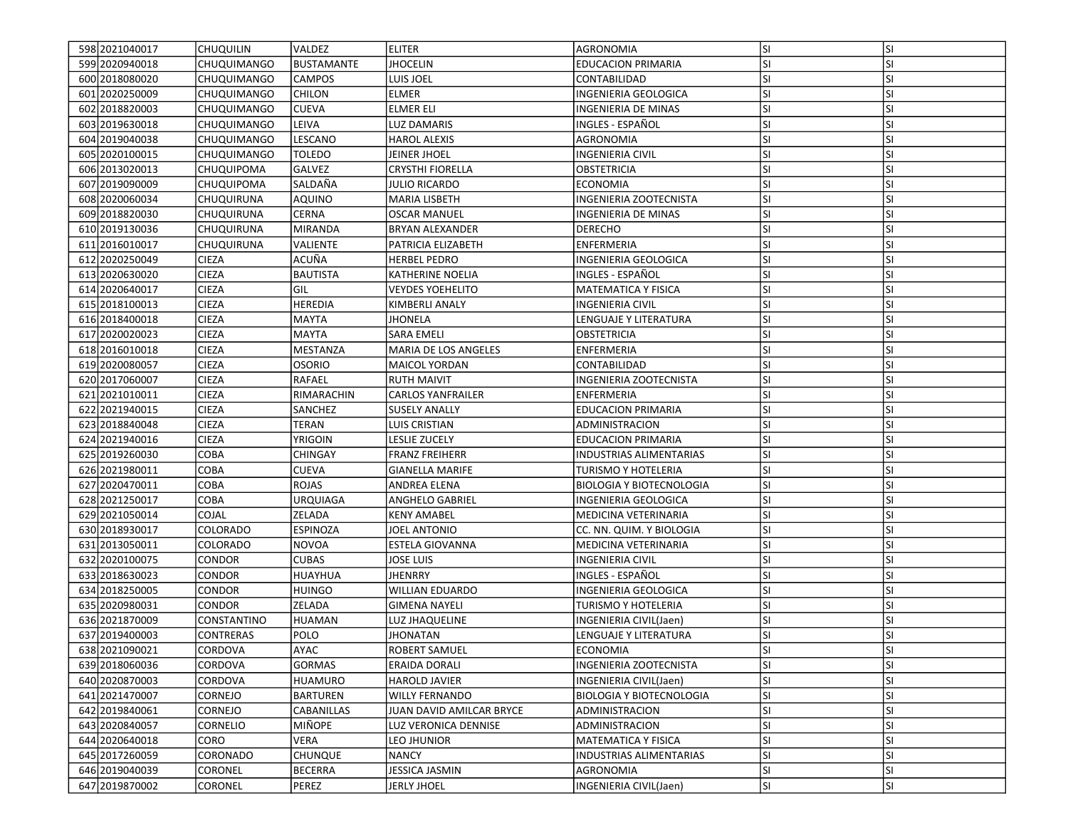| 598 | 2021040017 | CHUQUILIN | VALDEZ | ELITER | AGRONOMIA | SI | SI |
|---|---|---|---|---|---|---|---|
| 599 | 2020940018 | CHUQUIMANGO | BUSTAMANTE | JHOCELIN | EDUCACION PRIMARIA | SI | SI |
| 600 | 2018080020 | CHUQUIMANGO | CAMPOS | LUIS JOEL | CONTABILIDAD | SI | SI |
| 601 | 2020250009 | CHUQUIMANGO | CHILON | ELMER | INGENIERIA GEOLOGICA | SI | SI |
| 602 | 2018820003 | CHUQUIMANGO | CUEVA | ELMER ELI | INGENIERIA DE MINAS | SI | SI |
| 603 | 2019630018 | CHUQUIMANGO | LEIVA | LUZ DAMARIS | INGLES - ESPAÑOL | SI | SI |
| 604 | 2019040038 | CHUQUIMANGO | LESCANO | HAROL ALEXIS | AGRONOMIA | SI | SI |
| 605 | 2020100015 | CHUQUIMANGO | TOLEDO | JEINER JHOEL | INGENIERIA CIVIL | SI | SI |
| 606 | 2013020013 | CHUQUIPOMA | GALVEZ | CRYSTHI FIORELLA | OBSTETRICIA | SI | SI |
| 607 | 2019090009 | CHUQUIPOMA | SALDAÑA | JULIO RICARDO | ECONOMIA | SI | SI |
| 608 | 2020060034 | CHUQUIRUNA | AQUINO | MARIA LISBETH | INGENIERIA ZOOTECNISTA | SI | SI |
| 609 | 2018820030 | CHUQUIRUNA | CERNA | OSCAR MANUEL | INGENIERIA DE MINAS | SI | SI |
| 610 | 2019130036 | CHUQUIRUNA | MIRANDA | BRYAN ALEXANDER | DERECHO | SI | SI |
| 611 | 2016010017 | CHUQUIRUNA | VALIENTE | PATRICIA ELIZABETH | ENFERMERIA | SI | SI |
| 612 | 2020250049 | CIEZA | ACUÑA | HERBEL PEDRO | INGENIERIA GEOLOGICA | SI | SI |
| 613 | 2020630020 | CIEZA | BAUTISTA | KATHERINE NOELIA | INGLES - ESPAÑOL | SI | SI |
| 614 | 2020640017 | CIEZA | GIL | VEYDES YOEHELITO | MATEMATICA Y FISICA | SI | SI |
| 615 | 2018100013 | CIEZA | HEREDIA | KIMBERLI ANALY | INGENIERIA CIVIL | SI | SI |
| 616 | 2018400018 | CIEZA | MAYTA | JHONELA | LENGUAJE Y LITERATURA | SI | SI |
| 617 | 2020020023 | CIEZA | MAYTA | SARA EMELI | OBSTETRICIA | SI | SI |
| 618 | 2016010018 | CIEZA | MESTANZA | MARIA DE LOS ANGELES | ENFERMERIA | SI | SI |
| 619 | 2020080057 | CIEZA | OSORIO | MAICOL YORDAN | CONTABILIDAD | SI | SI |
| 620 | 2017060007 | CIEZA | RAFAEL | RUTH MAIVIT | INGENIERIA ZOOTECNISTA | SI | SI |
| 621 | 2021010011 | CIEZA | RIMARACHIN | CARLOS YANFRAILER | ENFERMERIA | SI | SI |
| 622 | 2021940015 | CIEZA | SANCHEZ | SUSELY ANALLY | EDUCACION PRIMARIA | SI | SI |
| 623 | 2018840048 | CIEZA | TERAN | LUIS CRISTIAN | ADMINISTRACION | SI | SI |
| 624 | 2021940016 | CIEZA | YRIGOIN | LESLIE ZUCELY | EDUCACION PRIMARIA | SI | SI |
| 625 | 2019260030 | COBA | CHINGAY | FRANZ FREIHERR | INDUSTRIAS ALIMENTARIAS | SI | SI |
| 626 | 2021980011 | COBA | CUEVA | GIANELLA MARIFE | TURISMO Y HOTELERIA | SI | SI |
| 627 | 2020470011 | COBA | ROJAS | ANDREA ELENA | BIOLOGIA Y BIOTECNOLOGIA | SI | SI |
| 628 | 2021250017 | COBA | URQUIAGA | ANGHELO GABRIEL | INGENIERIA GEOLOGICA | SI | SI |
| 629 | 2021050014 | COJAL | ZELADA | KENY AMABEL | MEDICINA VETERINARIA | SI | SI |
| 630 | 2018930017 | COLORADO | ESPINOZA | JOEL ANTONIO | CC. NN. QUIM. Y BIOLOGIA | SI | SI |
| 631 | 2013050011 | COLORADO | NOVOA | ESTELA GIOVANNA | MEDICINA VETERINARIA | SI | SI |
| 632 | 2020100075 | CONDOR | CUBAS | JOSE LUIS | INGENIERIA CIVIL | SI | SI |
| 633 | 2018630023 | CONDOR | HUAYHUA | JHENRRY | INGLES - ESPAÑOL | SI | SI |
| 634 | 2018250005 | CONDOR | HUINGO | WILLIAN EDUARDO | INGENIERIA GEOLOGICA | SI | SI |
| 635 | 2020980031 | CONDOR | ZELADA | GIMENA NAYELI | TURISMO Y HOTELERIA | SI | SI |
| 636 | 2021870009 | CONSTANTINO | HUAMAN | LUZ JHAQUELINE | INGENIERIA CIVIL(Jaen) | SI | SI |
| 637 | 2019400003 | CONTRERAS | POLO | JHONATAN | LENGUAJE Y LITERATURA | SI | SI |
| 638 | 2021090021 | CORDOVA | AYAC | ROBERT SAMUEL | ECONOMIA | SI | SI |
| 639 | 2018060036 | CORDOVA | GORMAS | ERAIDA DORALI | INGENIERIA ZOOTECNISTA | SI | SI |
| 640 | 2020870003 | CORDOVA | HUAMURO | HAROLD JAVIER | INGENIERIA CIVIL(Jaen) | SI | SI |
| 641 | 2021470007 | CORNEJO | BARTUREN | WILLY FERNANDO | BIOLOGIA Y BIOTECNOLOGIA | SI | SI |
| 642 | 2019840061 | CORNEJO | CABANILLAS | JUAN DAVID AMILCAR BRYCE | ADMINISTRACION | SI | SI |
| 643 | 2020840057 | CORNELIO | MIÑOPE | LUZ VERONICA DENNISE | ADMINISTRACION | SI | SI |
| 644 | 2020640018 | CORO | VERA | LEO JHUNIOR | MATEMATICA Y FISICA | SI | SI |
| 645 | 2017260059 | CORONADO | CHUNQUE | NANCY | INDUSTRIAS ALIMENTARIAS | SI | SI |
| 646 | 2019040039 | CORONEL | BECERRA | JESSICA JASMIN | AGRONOMIA | SI | SI |
| 647 | 2019870002 | CORONEL | PEREZ | JERLY JHOEL | INGENIERIA CIVIL(Jaen) | SI | SI |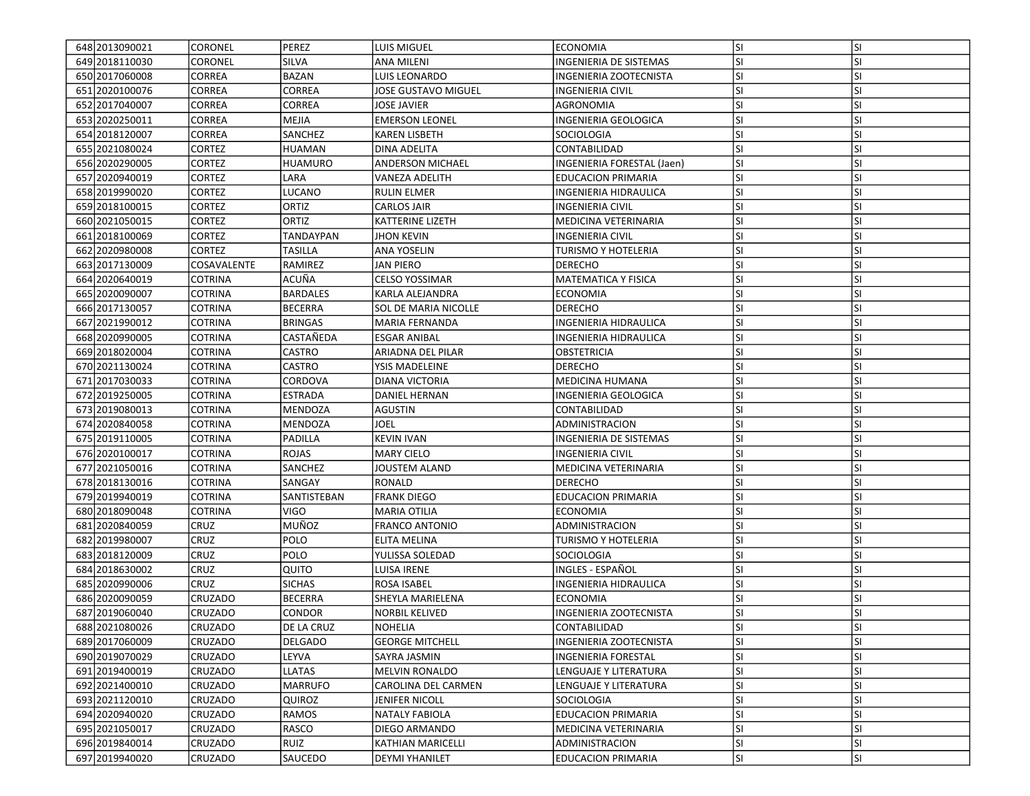| | | | | | | | |
|---|---|---|---|---|---|---|---|
| 648 | 2013090021 | CORONEL | PEREZ | LUIS MIGUEL | ECONOMIA | SI | SI |
| 649 | 2018110030 | CORONEL | SILVA | ANA MILENI | INGENIERIA DE SISTEMAS | SI | SI |
| 650 | 2017060008 | CORREA | BAZAN | LUIS LEONARDO | INGENIERIA ZOOTECNISTA | SI | SI |
| 651 | 2020100076 | CORREA | CORREA | JOSE GUSTAVO MIGUEL | INGENIERIA CIVIL | SI | SI |
| 652 | 2017040007 | CORREA | CORREA | JOSE JAVIER | AGRONOMIA | SI | SI |
| 653 | 2020250011 | CORREA | MEJIA | EMERSON LEONEL | INGENIERIA GEOLOGICA | SI | SI |
| 654 | 2018120007 | CORREA | SANCHEZ | KAREN LISBETH | SOCIOLOGIA | SI | SI |
| 655 | 2021080024 | CORTEZ | HUAMAN | DINA ADELITA | CONTABILIDAD | SI | SI |
| 656 | 2020290005 | CORTEZ | HUAMURO | ANDERSON MICHAEL | INGENIERIA FORESTAL (Jaen) | SI | SI |
| 657 | 2020940019 | CORTEZ | LARA | VANEZA ADELITH | EDUCACION PRIMARIA | SI | SI |
| 658 | 2019990020 | CORTEZ | LUCANO | RULIN ELMER | INGENIERIA HIDRAULICA | SI | SI |
| 659 | 2018100015 | CORTEZ | ORTIZ | CARLOS JAIR | INGENIERIA CIVIL | SI | SI |
| 660 | 2021050015 | CORTEZ | ORTIZ | KATTERINE LIZETH | MEDICINA VETERINARIA | SI | SI |
| 661 | 2018100069 | CORTEZ | TANDAYPAN | JHON KEVIN | INGENIERIA CIVIL | SI | SI |
| 662 | 2020980008 | CORTEZ | TASILLA | ANA YOSELIN | TURISMO Y HOTELERIA | SI | SI |
| 663 | 2017130009 | COSAVALENTE | RAMIREZ | JAN PIERO | DERECHO | SI | SI |
| 664 | 2020640019 | COTRINA | ACUÑA | CELSO YOSSIMAR | MATEMATICA Y FISICA | SI | SI |
| 665 | 2020090007 | COTRINA | BARDALES | KARLA ALEJANDRA | ECONOMIA | SI | SI |
| 666 | 2017130057 | COTRINA | BECERRA | SOL DE MARIA NICOLLE | DERECHO | SI | SI |
| 667 | 2021990012 | COTRINA | BRINGAS | MARIA FERNANDA | INGENIERIA HIDRAULICA | SI | SI |
| 668 | 2020990005 | COTRINA | CASTAÑEDA | ESGAR ANIBAL | INGENIERIA HIDRAULICA | SI | SI |
| 669 | 2018020004 | COTRINA | CASTRO | ARIADNA DEL PILAR | OBSTETRICIA | SI | SI |
| 670 | 2021130024 | COTRINA | CASTRO | YSIS MADELEINE | DERECHO | SI | SI |
| 671 | 2017030033 | COTRINA | CORDOVA | DIANA VICTORIA | MEDICINA HUMANA | SI | SI |
| 672 | 2019250005 | COTRINA | ESTRADA | DANIEL HERNAN | INGENIERIA GEOLOGICA | SI | SI |
| 673 | 2019080013 | COTRINA | MENDOZA | AGUSTIN | CONTABILIDAD | SI | SI |
| 674 | 2020840058 | COTRINA | MENDOZA | JOEL | ADMINISTRACION | SI | SI |
| 675 | 2019110005 | COTRINA | PADILLA | KEVIN IVAN | INGENIERIA DE SISTEMAS | SI | SI |
| 676 | 2020100017 | COTRINA | ROJAS | MARY CIELO | INGENIERIA CIVIL | SI | SI |
| 677 | 2021050016 | COTRINA | SANCHEZ | JOUSTEM ALAND | MEDICINA VETERINARIA | SI | SI |
| 678 | 2018130016 | COTRINA | SANGAY | RONALD | DERECHO | SI | SI |
| 679 | 2019940019 | COTRINA | SANTISTEBAN | FRANK DIEGO | EDUCACION PRIMARIA | SI | SI |
| 680 | 2018090048 | COTRINA | VIGO | MARIA OTILIA | ECONOMIA | SI | SI |
| 681 | 2020840059 | CRUZ | MUÑOZ | FRANCO ANTONIO | ADMINISTRACION | SI | SI |
| 682 | 2019980007 | CRUZ | POLO | ELITA MELINA | TURISMO Y HOTELERIA | SI | SI |
| 683 | 2018120009 | CRUZ | POLO | YULISSA SOLEDAD | SOCIOLOGIA | SI | SI |
| 684 | 2018630002 | CRUZ | QUITO | LUISA IRENE | INGLES - ESPAÑOL | SI | SI |
| 685 | 2020990006 | CRUZ | SICHAS | ROSA ISABEL | INGENIERIA HIDRAULICA | SI | SI |
| 686 | 2020090059 | CRUZADO | BECERRA | SHEYLA MARIELENA | ECONOMIA | SI | SI |
| 687 | 2019060040 | CRUZADO | CONDOR | NORBIL KELIVED | INGENIERIA ZOOTECNISTA | SI | SI |
| 688 | 2021080026 | CRUZADO | DE LA CRUZ | NOHELIA | CONTABILIDAD | SI | SI |
| 689 | 2017060009 | CRUZADO | DELGADO | GEORGE MITCHELL | INGENIERIA ZOOTECNISTA | SI | SI |
| 690 | 2019070029 | CRUZADO | LEYVA | SAYRA JASMIN | INGENIERIA FORESTAL | SI | SI |
| 691 | 2019400019 | CRUZADO | LLATAS | MELVIN RONALDO | LENGUAJE Y LITERATURA | SI | SI |
| 692 | 2021400010 | CRUZADO | MARRUFO | CAROLINA DEL CARMEN | LENGUAJE Y LITERATURA | SI | SI |
| 693 | 2021120010 | CRUZADO | QUIROZ | JENIFER NICOLL | SOCIOLOGIA | SI | SI |
| 694 | 2020940020 | CRUZADO | RAMOS | NATALY FABIOLA | EDUCACION PRIMARIA | SI | SI |
| 695 | 2021050017 | CRUZADO | RASCO | DIEGO ARMANDO | MEDICINA VETERINARIA | SI | SI |
| 696 | 2019840014 | CRUZADO | RUIZ | KATHIAN MARICELLI | ADMINISTRACION | SI | SI |
| 697 | 2019940020 | CRUZADO | SAUCEDO | DEYMI YHANILET | EDUCACION PRIMARIA | SI | SI |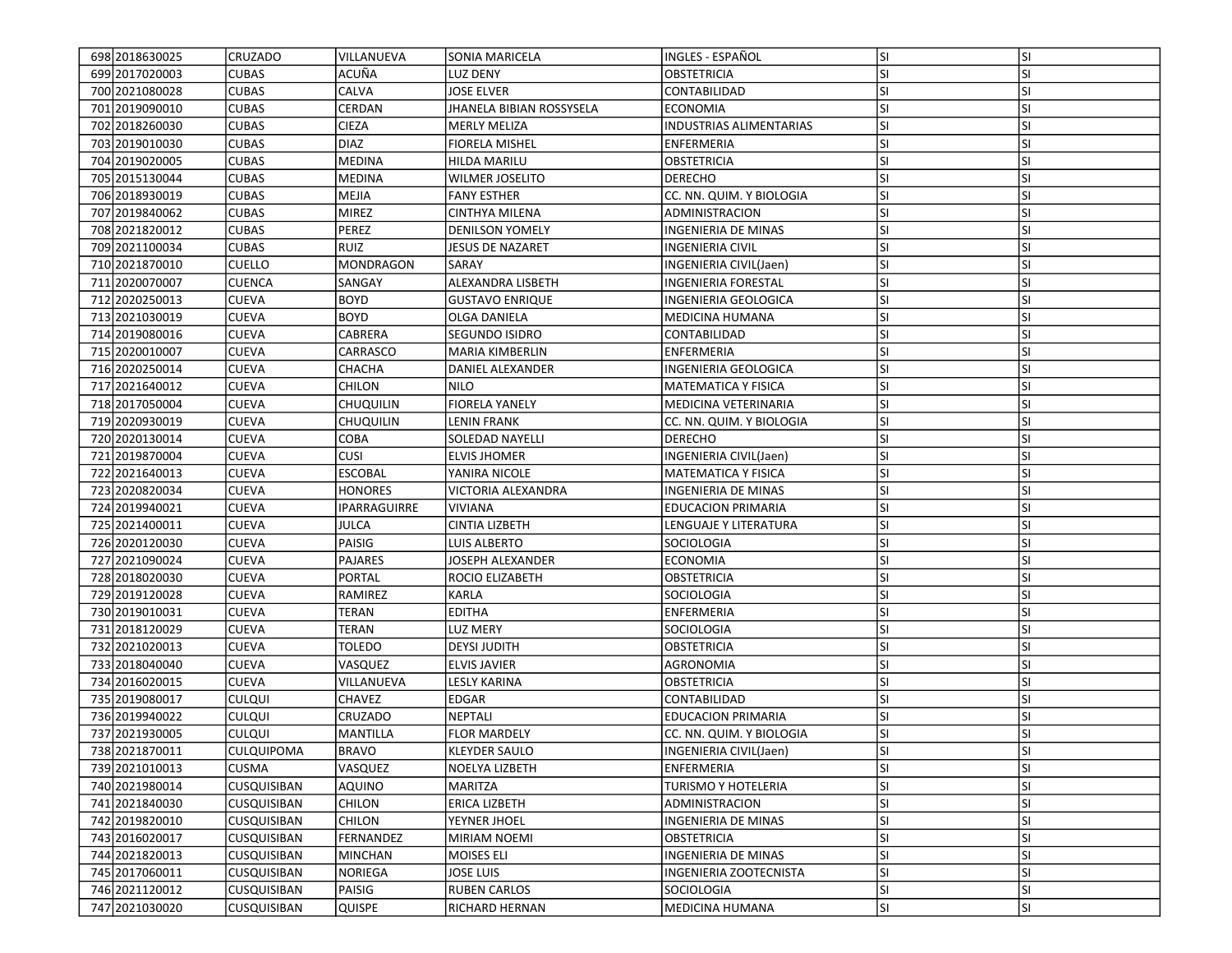| 698 | 2018630025 | CRUZADO | VILLANUEVA | SONIA MARICELA | INGLES - ESPAÑOL | SI | SI |
|---|---|---|---|---|---|---|---|
| 699 | 2017020003 | CUBAS | ACUÑA | LUZ DENY | OBSTETRICIA | SI | SI |
| 700 | 2021080028 | CUBAS | CALVA | JOSE ELVER | CONTABILIDAD | SI | SI |
| 701 | 2019090010 | CUBAS | CERDAN | JHANELA BIBIAN ROSSYSELA | ECONOMIA | SI | SI |
| 702 | 2018260030 | CUBAS | CIEZA | MERLY MELIZA | INDUSTRIAS ALIMENTARIAS | SI | SI |
| 703 | 2019010030 | CUBAS | DIAZ | FIORELA MISHEL | ENFERMERIA | SI | SI |
| 704 | 2019020005 | CUBAS | MEDINA | HILDA MARILU | OBSTETRICIA | SI | SI |
| 705 | 2015130044 | CUBAS | MEDINA | WILMER JOSELITO | DERECHO | SI | SI |
| 706 | 2018930019 | CUBAS | MEJIA | FANY ESTHER | CC. NN. QUIM. Y BIOLOGIA | SI | SI |
| 707 | 2019840062 | CUBAS | MIREZ | CINTHYA MILENA | ADMINISTRACION | SI | SI |
| 708 | 2021820012 | CUBAS | PEREZ | DENILSON YOMELY | INGENIERIA DE MINAS | SI | SI |
| 709 | 2021100034 | CUBAS | RUIZ | JESUS DE NAZARET | INGENIERIA CIVIL | SI | SI |
| 710 | 2021870010 | CUELLO | MONDRAGON | SARAY | INGENIERIA CIVIL(Jaen) | SI | SI |
| 711 | 2020070007 | CUENCA | SANGAY | ALEXANDRA LISBETH | INGENIERIA FORESTAL | SI | SI |
| 712 | 2020250013 | CUEVA | BOYD | GUSTAVO ENRIQUE | INGENIERIA GEOLOGICA | SI | SI |
| 713 | 2021030019 | CUEVA | BOYD | OLGA DANIELA | MEDICINA HUMANA | SI | SI |
| 714 | 2019080016 | CUEVA | CABRERA | SEGUNDO ISIDRO | CONTABILIDAD | SI | SI |
| 715 | 2020010007 | CUEVA | CARRASCO | MARIA KIMBERLIN | ENFERMERIA | SI | SI |
| 716 | 2020250014 | CUEVA | CHACHA | DANIEL ALEXANDER | INGENIERIA GEOLOGICA | SI | SI |
| 717 | 2021640012 | CUEVA | CHILON | NILO | MATEMATICA Y FISICA | SI | SI |
| 718 | 2017050004 | CUEVA | CHUQUILIN | FIORELA YANELY | MEDICINA VETERINARIA | SI | SI |
| 719 | 2020930019 | CUEVA | CHUQUILIN | LENIN FRANK | CC. NN. QUIM. Y BIOLOGIA | SI | SI |
| 720 | 2020130014 | CUEVA | COBA | SOLEDAD NAYELLI | DERECHO | SI | SI |
| 721 | 2019870004 | CUEVA | CUSI | ELVIS JHOMER | INGENIERIA CIVIL(Jaen) | SI | SI |
| 722 | 2021640013 | CUEVA | ESCOBAL | YANIRA NICOLE | MATEMATICA Y FISICA | SI | SI |
| 723 | 2020820034 | CUEVA | HONORES | VICTORIA ALEXANDRA | INGENIERIA DE MINAS | SI | SI |
| 724 | 2019940021 | CUEVA | IPARRAGUIRRE | VIVIANA | EDUCACION PRIMARIA | SI | SI |
| 725 | 2021400011 | CUEVA | JULCA | CINTIA LIZBETH | LENGUAJE Y LITERATURA | SI | SI |
| 726 | 2020120030 | CUEVA | PAISIG | LUIS ALBERTO | SOCIOLOGIA | SI | SI |
| 727 | 2021090024 | CUEVA | PAJARES | JOSEPH ALEXANDER | ECONOMIA | SI | SI |
| 728 | 2018020030 | CUEVA | PORTAL | ROCIO ELIZABETH | OBSTETRICIA | SI | SI |
| 729 | 2019120028 | CUEVA | RAMIREZ | KARLA | SOCIOLOGIA | SI | SI |
| 730 | 2019010031 | CUEVA | TERAN | EDITHA | ENFERMERIA | SI | SI |
| 731 | 2018120029 | CUEVA | TERAN | LUZ MERY | SOCIOLOGIA | SI | SI |
| 732 | 2021020013 | CUEVA | TOLEDO | DEYSI JUDITH | OBSTETRICIA | SI | SI |
| 733 | 2018040040 | CUEVA | VASQUEZ | ELVIS JAVIER | AGRONOMIA | SI | SI |
| 734 | 2016020015 | CUEVA | VILLANUEVA | LESLY KARINA | OBSTETRICIA | SI | SI |
| 735 | 2019080017 | CULQUI | CHAVEZ | EDGAR | CONTABILIDAD | SI | SI |
| 736 | 2019940022 | CULQUI | CRUZADO | NEPTALI | EDUCACION PRIMARIA | SI | SI |
| 737 | 2021930005 | CULQUI | MANTILLA | FLOR MARDELY | CC. NN. QUIM. Y BIOLOGIA | SI | SI |
| 738 | 2021870011 | CULQUIPOMA | BRAVO | KLEYDER SAULO | INGENIERIA CIVIL(Jaen) | SI | SI |
| 739 | 2021010013 | CUSMA | VASQUEZ | NOELYA LIZBETH | ENFERMERIA | SI | SI |
| 740 | 2021980014 | CUSQUISIBAN | AQUINO | MARITZA | TURISMO Y HOTELERIA | SI | SI |
| 741 | 2021840030 | CUSQUISIBAN | CHILON | ERICA LIZBETH | ADMINISTRACION | SI | SI |
| 742 | 2019820010 | CUSQUISIBAN | CHILON | YEYNER JHOEL | INGENIERIA DE MINAS | SI | SI |
| 743 | 2016020017 | CUSQUISIBAN | FERNANDEZ | MIRIAM NOEMI | OBSTETRICIA | SI | SI |
| 744 | 2021820013 | CUSQUISIBAN | MINCHAN | MOISES ELI | INGENIERIA DE MINAS | SI | SI |
| 745 | 2017060011 | CUSQUISIBAN | NORIEGA | JOSE LUIS | INGENIERIA ZOOTECNISTA | SI | SI |
| 746 | 2021120012 | CUSQUISIBAN | PAISIG | RUBEN CARLOS | SOCIOLOGIA | SI | SI |
| 747 | 2021030020 | CUSQUISIBAN | QUISPE | RICHARD HERNAN | MEDICINA HUMANA | SI | SI |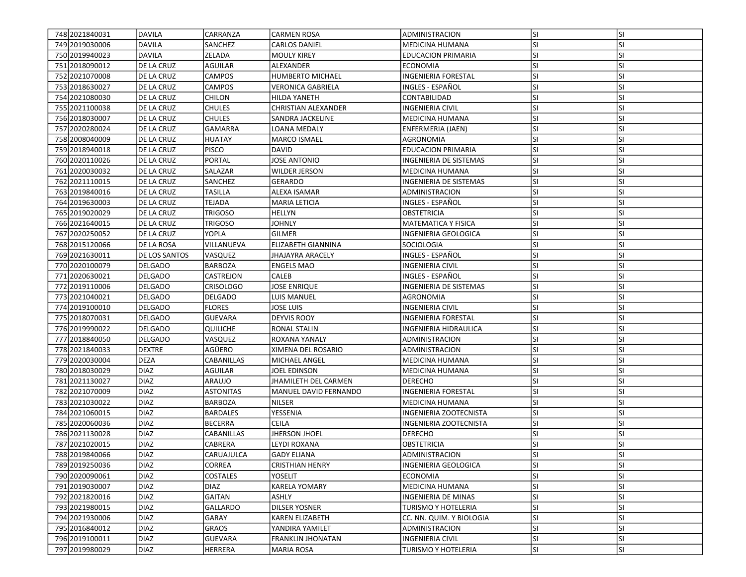| | | | | | | | |
|---|---|---|---|---|---|---|---|
| 748 | 2021840031 | DAVILA | CARRANZA | CARMEN ROSA | ADMINISTRACION | SI | SI |
| 749 | 2019030006 | DAVILA | SANCHEZ | CARLOS DANIEL | MEDICINA HUMANA | SI | SI |
| 750 | 2019940023 | DAVILA | ZELADA | MOULY KIREY | EDUCACION PRIMARIA | SI | SI |
| 751 | 2018090012 | DE LA CRUZ | AGUILAR | ALEXANDER | ECONOMIA | SI | SI |
| 752 | 2021070008 | DE LA CRUZ | CAMPOS | HUMBERTO MICHAEL | INGENIERIA FORESTAL | SI | SI |
| 753 | 2018630027 | DE LA CRUZ | CAMPOS | VERONICA GABRIELA | INGLES - ESPAÑOL | SI | SI |
| 754 | 2021080030 | DE LA CRUZ | CHILON | HILDA YANETH | CONTABILIDAD | SI | SI |
| 755 | 2021100038 | DE LA CRUZ | CHULES | CHRISTIAN ALEXANDER | INGENIERIA CIVIL | SI | SI |
| 756 | 2018030007 | DE LA CRUZ | CHULES | SANDRA JACKELINE | MEDICINA HUMANA | SI | SI |
| 757 | 2020280024 | DE LA CRUZ | GAMARRA | LOANA MEDALY | ENFERMERIA (JAEN) | SI | SI |
| 758 | 2008040009 | DE LA CRUZ | HUATAY | MARCO ISMAEL | AGRONOMIA | SI | SI |
| 759 | 2018940018 | DE LA CRUZ | PISCO | DAVID | EDUCACION PRIMARIA | SI | SI |
| 760 | 2020110026 | DE LA CRUZ | PORTAL | JOSE ANTONIO | INGENIERIA DE SISTEMAS | SI | SI |
| 761 | 2020030032 | DE LA CRUZ | SALAZAR | WILDER JERSON | MEDICINA HUMANA | SI | SI |
| 762 | 2021110015 | DE LA CRUZ | SANCHEZ | GERARDO | INGENIERIA DE SISTEMAS | SI | SI |
| 763 | 2019840016 | DE LA CRUZ | TASILLA | ALEXA ISAMAR | ADMINISTRACION | SI | SI |
| 764 | 2019630003 | DE LA CRUZ | TEJADA | MARIA LETICIA | INGLES - ESPAÑOL | SI | SI |
| 765 | 2019020029 | DE LA CRUZ | TRIGOSO | HELLYN | OBSTETRICIA | SI | SI |
| 766 | 2021640015 | DE LA CRUZ | TRIGOSO | JOHNLY | MATEMATICA Y FISICA | SI | SI |
| 767 | 2020250052 | DE LA CRUZ | YOPLA | GILMER | INGENIERIA GEOLOGICA | SI | SI |
| 768 | 2015120066 | DE LA ROSA | VILLANUEVA | ELIZABETH GIANNINA | SOCIOLOGIA | SI | SI |
| 769 | 2021630011 | DE LOS SANTOS | VASQUEZ | JHAJAYRA ARACELY | INGLES - ESPAÑOL | SI | SI |
| 770 | 2020100079 | DELGADO | BARBOZA | ENGELS MAO | INGENIERIA CIVIL | SI | SI |
| 771 | 2020630021 | DELGADO | CASTREJON | CALEB | INGLES - ESPAÑOL | SI | SI |
| 772 | 2019110006 | DELGADO | CRISOLOGO | JOSE ENRIQUE | INGENIERIA DE SISTEMAS | SI | SI |
| 773 | 2021040021 | DELGADO | DELGADO | LUIS MANUEL | AGRONOMIA | SI | SI |
| 774 | 2019100010 | DELGADO | FLORES | JOSE LUIS | INGENIERIA CIVIL | SI | SI |
| 775 | 2018070031 | DELGADO | GUEVARA | DEYVIS ROOY | INGENIERIA FORESTAL | SI | SI |
| 776 | 2019990022 | DELGADO | QUILICHE | RONAL STALIN | INGENIERIA HIDRAULICA | SI | SI |
| 777 | 2018840050 | DELGADO | VASQUEZ | ROXANA YANALY | ADMINISTRACION | SI | SI |
| 778 | 2021840033 | DEXTRE | AGÜERO | XIMENA DEL ROSARIO | ADMINISTRACION | SI | SI |
| 779 | 2020030004 | DEZA | CABANILLAS | MICHAEL ANGEL | MEDICINA HUMANA | SI | SI |
| 780 | 2018030029 | DIAZ | AGUILAR | JOEL EDINSON | MEDICINA HUMANA | SI | SI |
| 781 | 2021130027 | DIAZ | ARAUJO | JHAMILETH DEL CARMEN | DERECHO | SI | SI |
| 782 | 2021070009 | DIAZ | ASTONITAS | MANUEL DAVID FERNANDO | INGENIERIA FORESTAL | SI | SI |
| 783 | 2021030022 | DIAZ | BARBOZA | NILSER | MEDICINA HUMANA | SI | SI |
| 784 | 2021060015 | DIAZ | BARDALES | YESSENIA | INGENIERIA ZOOTECNISTA | SI | SI |
| 785 | 2020060036 | DIAZ | BECERRA | CEILA | INGENIERIA ZOOTECNISTA | SI | SI |
| 786 | 2021130028 | DIAZ | CABANILLAS | JHERSON JHOEL | DERECHO | SI | SI |
| 787 | 2021020015 | DIAZ | CABRERA | LEYDI ROXANA | OBSTETRICIA | SI | SI |
| 788 | 2019840066 | DIAZ | CARUAJULCA | GADY ELIANA | ADMINISTRACION | SI | SI |
| 789 | 2019250036 | DIAZ | CORREA | CRISTHIAN HENRY | INGENIERIA GEOLOGICA | SI | SI |
| 790 | 2020090061 | DIAZ | COSTALES | YOSELIT | ECONOMIA | SI | SI |
| 791 | 2019030007 | DIAZ | DIAZ | KARELA YOMARY | MEDICINA HUMANA | SI | SI |
| 792 | 2021820016 | DIAZ | GAITAN | ASHLY | INGENIERIA DE MINAS | SI | SI |
| 793 | 2021980015 | DIAZ | GALLARDO | DILSER YOSNER | TURISMO Y HOTELERIA | SI | SI |
| 794 | 2021930006 | DIAZ | GARAY | KAREN ELIZABETH | CC. NN. QUIM. Y BIOLOGIA | SI | SI |
| 795 | 2016840012 | DIAZ | GRAOS | YANDIRA YAMILET | ADMINISTRACION | SI | SI |
| 796 | 2019100011 | DIAZ | GUEVARA | FRANKLIN JHONATAN | INGENIERIA CIVIL | SI | SI |
| 797 | 2019980029 | DIAZ | HERRERA | MARIA ROSA | TURISMO Y HOTELERIA | SI | SI |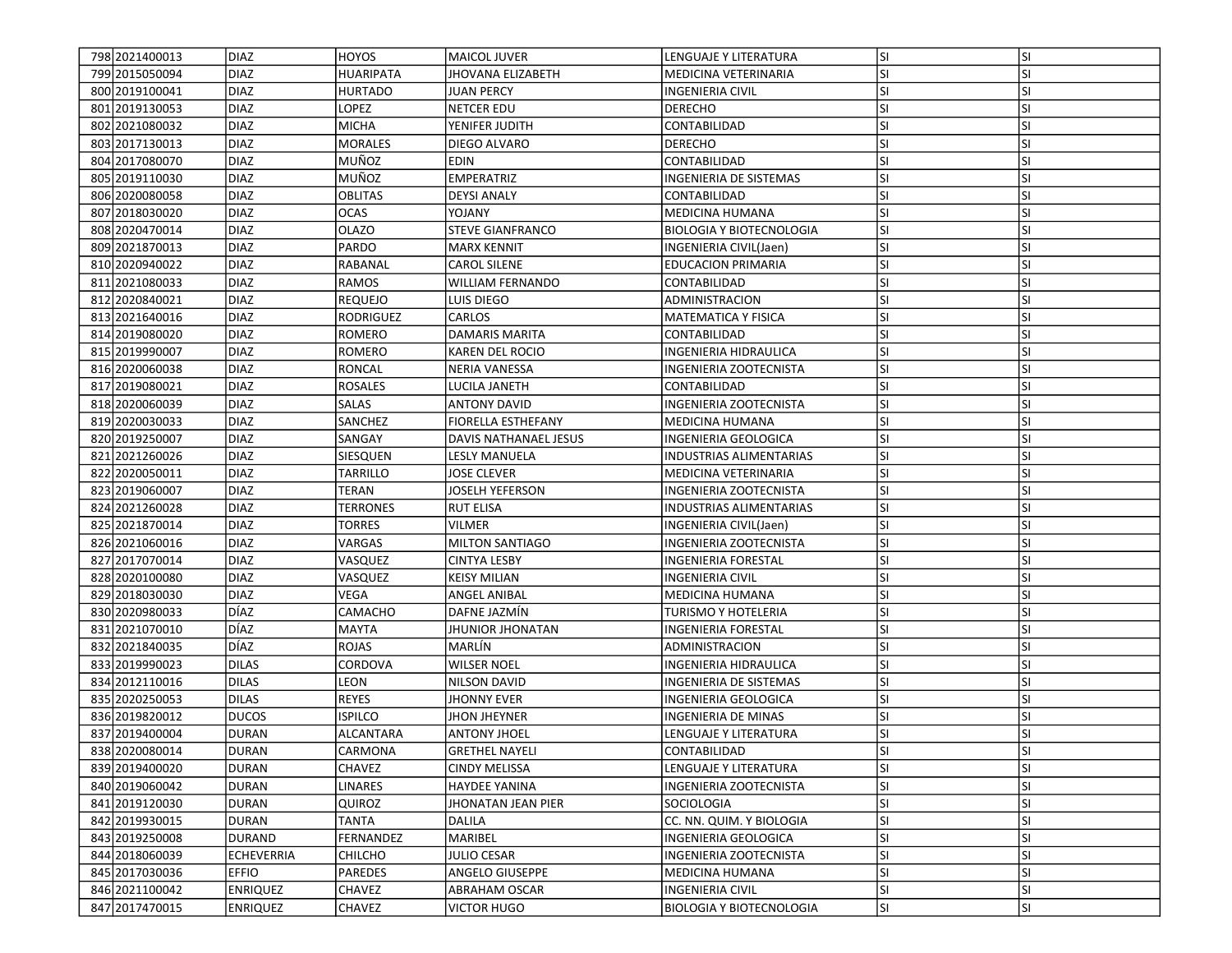| | | | | | | | |
|---|---|---|---|---|---|---|---|
| 798 | 2021400013 | DIAZ | HOYOS | MAICOL JUVER | LENGUAJE Y LITERATURA | SI | SI |
| 799 | 2015050094 | DIAZ | HUARIPATA | JHOVANA ELIZABETH | MEDICINA VETERINARIA | SI | SI |
| 800 | 2019100041 | DIAZ | HURTADO | JUAN PERCY | INGENIERIA CIVIL | SI | SI |
| 801 | 2019130053 | DIAZ | LOPEZ | NETCER EDU | DERECHO | SI | SI |
| 802 | 2021080032 | DIAZ | MICHA | YENIFER JUDITH | CONTABILIDAD | SI | SI |
| 803 | 2017130013 | DIAZ | MORALES | DIEGO ALVARO | DERECHO | SI | SI |
| 804 | 2017080070 | DIAZ | MUÑOZ | EDIN | CONTABILIDAD | SI | SI |
| 805 | 2019110030 | DIAZ | MUÑOZ | EMPERATRIZ | INGENIERIA DE SISTEMAS | SI | SI |
| 806 | 2020080058 | DIAZ | OBLITAS | DEYSI ANALY | CONTABILIDAD | SI | SI |
| 807 | 2018030020 | DIAZ | OCAS | YOJANY | MEDICINA HUMANA | SI | SI |
| 808 | 2020470014 | DIAZ | OLAZO | STEVE GIANFRANCO | BIOLOGIA Y BIOTECNOLOGIA | SI | SI |
| 809 | 2021870013 | DIAZ | PARDO | MARX KENNIT | INGENIERIA CIVIL(Jaen) | SI | SI |
| 810 | 2020940022 | DIAZ | RABANAL | CAROL SILENE | EDUCACION PRIMARIA | SI | SI |
| 811 | 2021080033 | DIAZ | RAMOS | WILLIAM FERNANDO | CONTABILIDAD | SI | SI |
| 812 | 2020840021 | DIAZ | REQUEJO | LUIS DIEGO | ADMINISTRACION | SI | SI |
| 813 | 2021640016 | DIAZ | RODRIGUEZ | CARLOS | MATEMATICA Y FISICA | SI | SI |
| 814 | 2019080020 | DIAZ | ROMERO | DAMARIS MARITA | CONTABILIDAD | SI | SI |
| 815 | 2019990007 | DIAZ | ROMERO | KAREN DEL ROCIO | INGENIERIA HIDRAULICA | SI | SI |
| 816 | 2020060038 | DIAZ | RONCAL | NERIA VANESSA | INGENIERIA ZOOTECNISTA | SI | SI |
| 817 | 2019080021 | DIAZ | ROSALES | LUCILA JANETH | CONTABILIDAD | SI | SI |
| 818 | 2020060039 | DIAZ | SALAS | ANTONY DAVID | INGENIERIA ZOOTECNISTA | SI | SI |
| 819 | 2020030033 | DIAZ | SANCHEZ | FIORELLA ESTHEFANY | MEDICINA HUMANA | SI | SI |
| 820 | 2019250007 | DIAZ | SANGAY | DAVIS NATHANAEL JESUS | INGENIERIA GEOLOGICA | SI | SI |
| 821 | 2021260026 | DIAZ | SIESQUEN | LESLY MANUELA | INDUSTRIAS ALIMENTARIAS | SI | SI |
| 822 | 2020050011 | DIAZ | TARRILLO | JOSE CLEVER | MEDICINA VETERINARIA | SI | SI |
| 823 | 2019060007 | DIAZ | TERAN | JOSELH YEFERSON | INGENIERIA ZOOTECNISTA | SI | SI |
| 824 | 2021260028 | DIAZ | TERRONES | RUT ELISA | INDUSTRIAS ALIMENTARIAS | SI | SI |
| 825 | 2021870014 | DIAZ | TORRES | VILMER | INGENIERIA CIVIL(Jaen) | SI | SI |
| 826 | 2021060016 | DIAZ | VARGAS | MILTON SANTIAGO | INGENIERIA ZOOTECNISTA | SI | SI |
| 827 | 2017070014 | DIAZ | VASQUEZ | CINTYA LESBY | INGENIERIA FORESTAL | SI | SI |
| 828 | 2020100080 | DIAZ | VASQUEZ | KEISY MILIAN | INGENIERIA CIVIL | SI | SI |
| 829 | 2018030030 | DIAZ | VEGA | ANGEL ANIBAL | MEDICINA HUMANA | SI | SI |
| 830 | 2020980033 | DÍAZ | CAMACHO | DAFNE JAZMÍN | TURISMO Y HOTELERIA | SI | SI |
| 831 | 2021070010 | DÍAZ | MAYTA | JHUNIOR JHONATAN | INGENIERIA FORESTAL | SI | SI |
| 832 | 2021840035 | DÍAZ | ROJAS | MARLÍN | ADMINISTRACION | SI | SI |
| 833 | 2019990023 | DILAS | CORDOVA | WILSER NOEL | INGENIERIA HIDRAULICA | SI | SI |
| 834 | 2012110016 | DILAS | LEON | NILSON DAVID | INGENIERIA DE SISTEMAS | SI | SI |
| 835 | 2020250053 | DILAS | REYES | JHONNY EVER | INGENIERIA GEOLOGICA | SI | SI |
| 836 | 2019820012 | DUCOS | ISPILCO | JHON JHEYNER | INGENIERIA DE MINAS | SI | SI |
| 837 | 2019400004 | DURAN | ALCANTARA | ANTONY JHOEL | LENGUAJE Y LITERATURA | SI | SI |
| 838 | 2020080014 | DURAN | CARMONA | GRETHEL NAYELI | CONTABILIDAD | SI | SI |
| 839 | 2019400020 | DURAN | CHAVEZ | CINDY MELISSA | LENGUAJE Y LITERATURA | SI | SI |
| 840 | 2019060042 | DURAN | LINARES | HAYDEE YANINA | INGENIERIA ZOOTECNISTA | SI | SI |
| 841 | 2019120030 | DURAN | QUIROZ | JHONATAN JEAN PIER | SOCIOLOGIA | SI | SI |
| 842 | 2019930015 | DURAN | TANTA | DALILA | CC. NN. QUIM. Y BIOLOGIA | SI | SI |
| 843 | 2019250008 | DURAND | FERNANDEZ | MARIBEL | INGENIERIA GEOLOGICA | SI | SI |
| 844 | 2018060039 | ECHEVERRIA | CHILCHO | JULIO CESAR | INGENIERIA ZOOTECNISTA | SI | SI |
| 845 | 2017030036 | EFFIO | PAREDES | ANGELO GIUSEPPE | MEDICINA HUMANA | SI | SI |
| 846 | 2021100042 | ENRIQUEZ | CHAVEZ | ABRAHAM OSCAR | INGENIERIA CIVIL | SI | SI |
| 847 | 2017470015 | ENRIQUEZ | CHAVEZ | VICTOR HUGO | BIOLOGIA Y BIOTECNOLOGIA | SI | SI |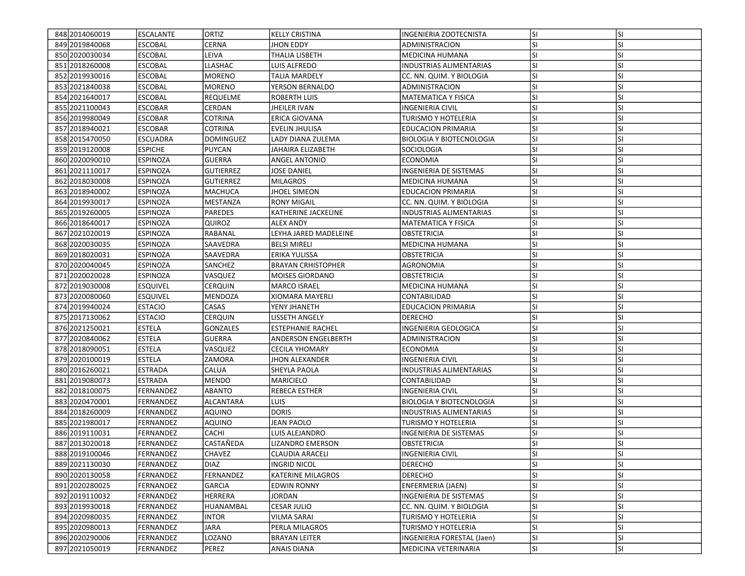| 848 | 2014060019 | ESCALANTE | ORTIZ | KELLY CRISTINA | INGENIERIA ZOOTECNISTA | SI | SI |
|---|---|---|---|---|---|---|---|
| 849 | 2019840068 | ESCOBAL | CERNA | JHON EDDY | ADMINISTRACION | SI | SI |
| 850 | 2020030034 | ESCOBAL | LEIVA | THALIA LISBETH | MEDICINA HUMANA | SI | SI |
| 851 | 2018260008 | ESCOBAL | LLASHAC | LUIS ALFREDO | INDUSTRIAS ALIMENTARIAS | SI | SI |
| 852 | 2019930016 | ESCOBAL | MORENO | TALIA MARDELY | CC. NN. QUIM. Y BIOLOGIA | SI | SI |
| 853 | 2021840038 | ESCOBAL | MORENO | YERSON BERNALDO | ADMINISTRACION | SI | SI |
| 854 | 2021640017 | ESCOBAL | REQUELME | ROBERTH LUIS | MATEMATICA Y FISICA | SI | SI |
| 855 | 2021100043 | ESCOBAR | CERDAN | JHEILER IVAN | INGENIERIA CIVIL | SI | SI |
| 856 | 2019980049 | ESCOBAR | COTRINA | ERICA GIOVANA | TURISMO Y HOTELERIA | SI | SI |
| 857 | 2018940021 | ESCOBAR | COTRINA | EVELIN JHULISA | EDUCACION PRIMARIA | SI | SI |
| 858 | 2015470050 | ESCUADRA | DOMINGUEZ | LADY DIANA ZULEMA | BIOLOGIA Y BIOTECNOLOGIA | SI | SI |
| 859 | 2019120008 | ESPICHE | PUYCAN | JAHAIRA ELIZABETH | SOCIOLOGIA | SI | SI |
| 860 | 2020090010 | ESPINOZA | GUERRA | ANGEL ANTONIO | ECONOMIA | SI | SI |
| 861 | 2021110017 | ESPINOZA | GUTIERREZ | JOSE DANIEL | INGENIERIA DE SISTEMAS | SI | SI |
| 862 | 2018030008 | ESPINOZA | GUTIERREZ | MILAGROS | MEDICINA HUMANA | SI | SI |
| 863 | 2018940002 | ESPINOZA | MACHUCA | JHOEL SIMEON | EDUCACION PRIMARIA | SI | SI |
| 864 | 2019930017 | ESPINOZA | MESTANZA | RONY MIGAIL | CC. NN. QUIM. Y BIOLOGIA | SI | SI |
| 865 | 2019260005 | ESPINOZA | PAREDES | KATHERINE JACKELINE | INDUSTRIAS ALIMENTARIAS | SI | SI |
| 866 | 2018640017 | ESPINOZA | QUIROZ | ALEX ANDY | MATEMATICA Y FISICA | SI | SI |
| 867 | 2021020019 | ESPINOZA | RABANAL | LEYHA JARED MADELEINE | OBSTETRICIA | SI | SI |
| 868 | 2020030035 | ESPINOZA | SAAVEDRA | BELSI MIRELI | MEDICINA HUMANA | SI | SI |
| 869 | 2018020031 | ESPINOZA | SAAVEDRA | ERIKA YULISSA | OBSTETRICIA | SI | SI |
| 870 | 2020040045 | ESPINOZA | SANCHEZ | BRAYAN CRHISTOPHER | AGRONOMIA | SI | SI |
| 871 | 2020020028 | ESPINOZA | VASQUEZ | MOISES GIORDANO | OBSTETRICIA | SI | SI |
| 872 | 2019030008 | ESQUIVEL | CERQUIN | MARCO ISRAEL | MEDICINA HUMANA | SI | SI |
| 873 | 2020080060 | ESQUIVEL | MENDOZA | XIOMARA MAYERLI | CONTABILIDAD | SI | SI |
| 874 | 2019940024 | ESTACIO | CASAS | YENY JHANETH | EDUCACION PRIMARIA | SI | SI |
| 875 | 2017130062 | ESTACIO | CERQUIN | LISSETH ANGELY | DERECHO | SI | SI |
| 876 | 2021250021 | ESTELA | GONZALES | ESTEPHANIE RACHEL | INGENIERIA GEOLOGICA | SI | SI |
| 877 | 2020840062 | ESTELA | GUERRA | ANDERSON ENGELBERTH | ADMINISTRACION | SI | SI |
| 878 | 2018090051 | ESTELA | VASQUEZ | CECILA YHOMARY | ECONOMIA | SI | SI |
| 879 | 2020100019 | ESTELA | ZAMORA | JHON ALEXANDER | INGENIERIA CIVIL | SI | SI |
| 880 | 2016260021 | ESTRADA | CALUA | SHEYLA PAOLA | INDUSTRIAS ALIMENTARIAS | SI | SI |
| 881 | 2019080073 | ESTRADA | MENDO | MARICIELO | CONTABILIDAD | SI | SI |
| 882 | 2018100075 | FERNANDEZ | ABANTO | REBECA ESTHER | INGENIERIA CIVIL | SI | SI |
| 883 | 2020470001 | FERNANDEZ | ALCANTARA | LUIS | BIOLOGIA Y BIOTECNOLOGIA | SI | SI |
| 884 | 2018260009 | FERNANDEZ | AQUINO | DORIS | INDUSTRIAS ALIMENTARIAS | SI | SI |
| 885 | 2021980017 | FERNANDEZ | AQUINO | JEAN PAOLO | TURISMO Y HOTELERIA | SI | SI |
| 886 | 2019110031 | FERNANDEZ | CACHI | LUIS ALEJANDRO | INGENIERIA DE SISTEMAS | SI | SI |
| 887 | 2013020018 | FERNANDEZ | CASTAÑEDA | LIZANDRO EMERSON | OBSTETRICIA | SI | SI |
| 888 | 2019100046 | FERNANDEZ | CHAVEZ | CLAUDIA ARACELI | INGENIERIA CIVIL | SI | SI |
| 889 | 2021130030 | FERNANDEZ | DIAZ | INGRID NICOL | DERECHO | SI | SI |
| 890 | 2020130058 | FERNANDEZ | FERNANDEZ | KATERINE MILAGROS | DERECHO | SI | SI |
| 891 | 2020280025 | FERNANDEZ | GARCIA | EDWIN RONNY | ENFERMERIA (JAEN) | SI | SI |
| 892 | 2019110032 | FERNANDEZ | HERRERA | JORDAN | INGENIERIA DE SISTEMAS | SI | SI |
| 893 | 2019930018 | FERNANDEZ | HUANAMBAL | CESAR JULIO | CC. NN. QUIM. Y BIOLOGIA | SI | SI |
| 894 | 2020980035 | FERNANDEZ | INTOR | VILMA SARAI | TURISMO Y HOTELERIA | SI | SI |
| 895 | 2020980013 | FERNANDEZ | JARA | PERLA MILAGROS | TURISMO Y HOTELERIA | SI | SI |
| 896 | 2020290006 | FERNANDEZ | LOZANO | BRAYAN LEITER | INGENIERIA FORESTAL (Jaen) | SI | SI |
| 897 | 2021050019 | FERNANDEZ | PEREZ | ANAIS DIANA | MEDICINA VETERINARIA | SI | SI |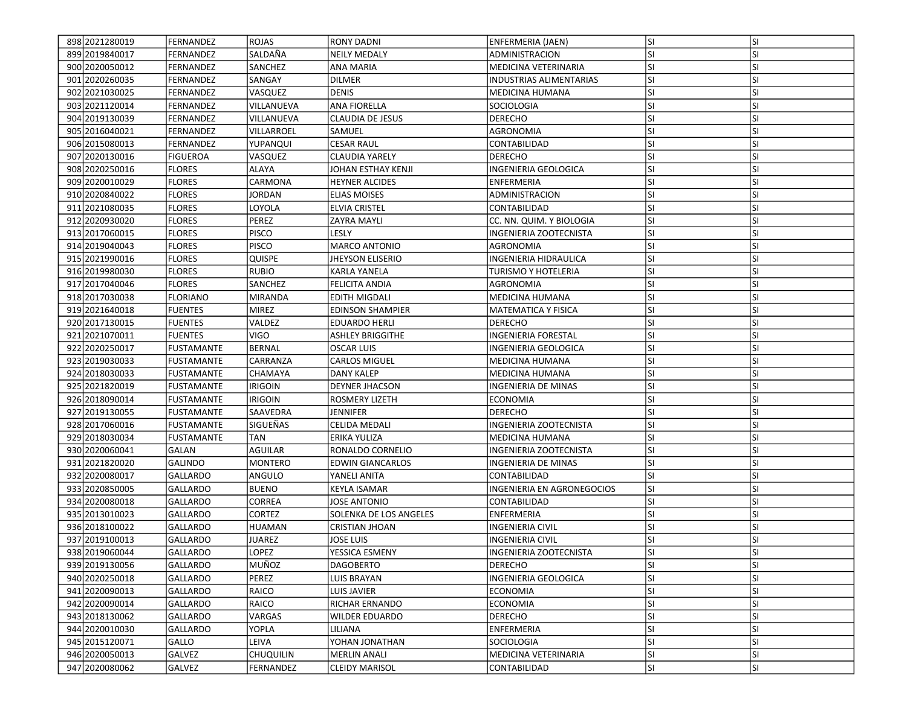| | | | | | | | |
|---|---|---|---|---|---|---|---|
| 898 | 2021280019 | FERNANDEZ | ROJAS | RONY DADNI | ENFERMERIA (JAEN) | SI | SI |
| 899 | 2019840017 | FERNANDEZ | SALDAÑA | NEILY MEDALY | ADMINISTRACION | SI | SI |
| 900 | 2020050012 | FERNANDEZ | SANCHEZ | ANA MARIA | MEDICINA VETERINARIA | SI | SI |
| 901 | 2020260035 | FERNANDEZ | SANGAY | DILMER | INDUSTRIAS ALIMENTARIAS | SI | SI |
| 902 | 2021030025 | FERNANDEZ | VASQUEZ | DENIS | MEDICINA HUMANA | SI | SI |
| 903 | 2021120014 | FERNANDEZ | VILLANUEVA | ANA FIORELLA | SOCIOLOGIA | SI | SI |
| 904 | 2019130039 | FERNANDEZ | VILLANUEVA | CLAUDIA DE JESUS | DERECHO | SI | SI |
| 905 | 2016040021 | FERNANDEZ | VILLARROEL | SAMUEL | AGRONOMIA | SI | SI |
| 906 | 2015080013 | FERNANDEZ | YUPANQUI | CESAR RAUL | CONTABILIDAD | SI | SI |
| 907 | 2020130016 | FIGUEROA | VASQUEZ | CLAUDIA YARELY | DERECHO | SI | SI |
| 908 | 2020250016 | FLORES | ALAYA | JOHAN ESTHAY KENJI | INGENIERIA GEOLOGICA | SI | SI |
| 909 | 2020010029 | FLORES | CARMONA | HEYNER ALCIDES | ENFERMERIA | SI | SI |
| 910 | 2020840022 | FLORES | JORDAN | ELIAS MOISES | ADMINISTRACION | SI | SI |
| 911 | 2021080035 | FLORES | LOYOLA | ELVIA CRISTEL | CONTABILIDAD | SI | SI |
| 912 | 2020930020 | FLORES | PEREZ | ZAYRA MAYLI | CC. NN. QUIM. Y BIOLOGIA | SI | SI |
| 913 | 2017060015 | FLORES | PISCO | LESLY | INGENIERIA ZOOTECNISTA | SI | SI |
| 914 | 2019040043 | FLORES | PISCO | MARCO ANTONIO | AGRONOMIA | SI | SI |
| 915 | 2021990016 | FLORES | QUISPE | JHEYSON ELISERIO | INGENIERIA HIDRAULICA | SI | SI |
| 916 | 2019980030 | FLORES | RUBIO | KARLA YANELA | TURISMO Y HOTELERIA | SI | SI |
| 917 | 2017040046 | FLORES | SANCHEZ | FELICITA ANDIA | AGRONOMIA | SI | SI |
| 918 | 2017030038 | FLORIANO | MIRANDA | EDITH MIGDALI | MEDICINA HUMANA | SI | SI |
| 919 | 2021640018 | FUENTES | MIREZ | EDINSON SHAMPIER | MATEMATICA Y FISICA | SI | SI |
| 920 | 2017130015 | FUENTES | VALDEZ | EDUARDO HERLI | DERECHO | SI | SI |
| 921 | 2021070011 | FUENTES | VIGO | ASHLEY BRIGGITHE | INGENIERIA FORESTAL | SI | SI |
| 922 | 2020250017 | FUSTAMANTE | BERNAL | OSCAR LUIS | INGENIERIA GEOLOGICA | SI | SI |
| 923 | 2019030033 | FUSTAMANTE | CARRANZA | CARLOS MIGUEL | MEDICINA HUMANA | SI | SI |
| 924 | 2018030033 | FUSTAMANTE | CHAMAYA | DANY KALEP | MEDICINA HUMANA | SI | SI |
| 925 | 2021820019 | FUSTAMANTE | IRIGOIN | DEYNER JHACSON | INGENIERIA DE MINAS | SI | SI |
| 926 | 2018090014 | FUSTAMANTE | IRIGOIN | ROSMERY LIZETH | ECONOMIA | SI | SI |
| 927 | 2019130055 | FUSTAMANTE | SAAVEDRA | JENNIFER | DERECHO | SI | SI |
| 928 | 2017060016 | FUSTAMANTE | SIGUEÑAS | CELIDA MEDALI | INGENIERIA ZOOTECNISTA | SI | SI |
| 929 | 2018030034 | FUSTAMANTE | TAN | ERIKA YULIZA | MEDICINA HUMANA | SI | SI |
| 930 | 2020060041 | GALAN | AGUILAR | RONALDO CORNELIO | INGENIERIA ZOOTECNISTA | SI | SI |
| 931 | 2021820020 | GALINDO | MONTERO | EDWIN GIANCARLOS | INGENIERIA DE MINAS | SI | SI |
| 932 | 2020080017 | GALLARDO | ANGULO | YANELI ANITA | CONTABILIDAD | SI | SI |
| 933 | 2020850005 | GALLARDO | BUENO | KEYLA ISAMAR | INGENIERIA EN AGRONEGOCIOS | SI | SI |
| 934 | 2020080018 | GALLARDO | CORREA | JOSE ANTONIO | CONTABILIDAD | SI | SI |
| 935 | 2013010023 | GALLARDO | CORTEZ | SOLENKA DE LOS ANGELES | ENFERMERIA | SI | SI |
| 936 | 2018100022 | GALLARDO | HUAMAN | CRISTIAN JHOAN | INGENIERIA CIVIL | SI | SI |
| 937 | 2019100013 | GALLARDO | JUAREZ | JOSE LUIS | INGENIERIA CIVIL | SI | SI |
| 938 | 2019060044 | GALLARDO | LOPEZ | YESSICA ESMENY | INGENIERIA ZOOTECNISTA | SI | SI |
| 939 | 2019130056 | GALLARDO | MUÑOZ | DAGOBERTO | DERECHO | SI | SI |
| 940 | 2020250018 | GALLARDO | PEREZ | LUIS BRAYAN | INGENIERIA GEOLOGICA | SI | SI |
| 941 | 2020090013 | GALLARDO | RAICO | LUIS JAVIER | ECONOMIA | SI | SI |
| 942 | 2020090014 | GALLARDO | RAICO | RICHAR ERNANDO | ECONOMIA | SI | SI |
| 943 | 2018130062 | GALLARDO | VARGAS | WILDER EDUARDO | DERECHO | SI | SI |
| 944 | 2020010030 | GALLARDO | YOPLA | LILIANA | ENFERMERIA | SI | SI |
| 945 | 2015120071 | GALLO | LEIVA | YOHAN JONATHAN | SOCIOLOGIA | SI | SI |
| 946 | 2020050013 | GALVEZ | CHUQUILIN | MERLIN ANALI | MEDICINA VETERINARIA | SI | SI |
| 947 | 2020080062 | GALVEZ | FERNANDEZ | CLEIDY MARISOL | CONTABILIDAD | SI | SI |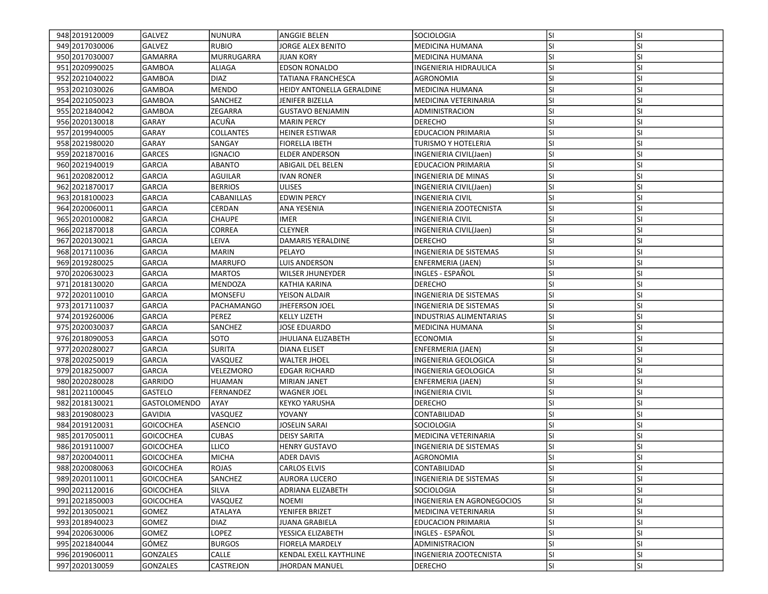| | | | | | | | |
|---|---|---|---|---|---|---|---|
| 948 | 2019120009 | GALVEZ | NUNURA | ANGGIE BELEN | SOCIOLOGIA | SI | SI |
| 949 | 2017030006 | GALVEZ | RUBIO | JORGE ALEX BENITO | MEDICINA HUMANA | SI | SI |
| 950 | 2017030007 | GAMARRA | MURRUGARRA | JUAN KORY | MEDICINA HUMANA | SI | SI |
| 951 | 2020990025 | GAMBOA | ALIAGA | EDSON RONALDO | INGENIERIA HIDRAULICA | SI | SI |
| 952 | 2021040022 | GAMBOA | DIAZ | TATIANA FRANCHESCA | AGRONOMIA | SI | SI |
| 953 | 2021030026 | GAMBOA | MENDO | HEIDY ANTONELLA GERALDINE | MEDICINA HUMANA | SI | SI |
| 954 | 2021050023 | GAMBOA | SANCHEZ | JENIFER BIZELLA | MEDICINA VETERINARIA | SI | SI |
| 955 | 2021840042 | GAMBOA | ZEGARRA | GUSTAVO BENJAMIN | ADMINISTRACION | SI | SI |
| 956 | 2020130018 | GARAY | ACUÑA | MARIN PERCY | DERECHO | SI | SI |
| 957 | 2019940005 | GARAY | COLLANTES | HEINER ESTIWAR | EDUCACION PRIMARIA | SI | SI |
| 958 | 2021980020 | GARAY | SANGAY | FIORELLA IBETH | TURISMO Y HOTELERIA | SI | SI |
| 959 | 2021870016 | GARCES | IGNACIO | ELDER ANDERSON | INGENIERIA CIVIL(Jaen) | SI | SI |
| 960 | 2021940019 | GARCIA | ABANTO | ABIGAIL DEL BELEN | EDUCACION PRIMARIA | SI | SI |
| 961 | 2020820012 | GARCIA | AGUILAR | IVAN RONER | INGENIERIA DE MINAS | SI | SI |
| 962 | 2021870017 | GARCIA | BERRIOS | ULISES | INGENIERIA CIVIL(Jaen) | SI | SI |
| 963 | 2018100023 | GARCIA | CABANILLAS | EDWIN PERCY | INGENIERIA CIVIL | SI | SI |
| 964 | 2020060011 | GARCIA | CERDAN | ANA YESENIA | INGENIERIA ZOOTECNISTA | SI | SI |
| 965 | 2020100082 | GARCIA | CHAUPE | IMER | INGENIERIA CIVIL | SI | SI |
| 966 | 2021870018 | GARCIA | CORREA | CLEYNER | INGENIERIA CIVIL(Jaen) | SI | SI |
| 967 | 2020130021 | GARCIA | LEIVA | DAMARIS YERALDINE | DERECHO | SI | SI |
| 968 | 2017110036 | GARCIA | MARIN | PELAYO | INGENIERIA DE SISTEMAS | SI | SI |
| 969 | 2019280025 | GARCIA | MARRUFO | LUIS ANDERSON | ENFERMERIA (JAEN) | SI | SI |
| 970 | 2020630023 | GARCIA | MARTOS | WILSER JHUNEYDER | INGLES - ESPAÑOL | SI | SI |
| 971 | 2018130020 | GARCIA | MENDOZA | KATHIA KARINA | DERECHO | SI | SI |
| 972 | 2020110010 | GARCIA | MONSEFU | YEISON ALDAIR | INGENIERIA DE SISTEMAS | SI | SI |
| 973 | 2017110037 | GARCIA | PACHAMANGO | JHEFERSON JOEL | INGENIERIA DE SISTEMAS | SI | SI |
| 974 | 2019260006 | GARCIA | PEREZ | KELLY LIZETH | INDUSTRIAS ALIMENTARIAS | SI | SI |
| 975 | 2020030037 | GARCIA | SANCHEZ | JOSE EDUARDO | MEDICINA HUMANA | SI | SI |
| 976 | 2018090053 | GARCIA | SOTO | JHULIANA ELIZABETH | ECONOMIA | SI | SI |
| 977 | 2020280027 | GARCIA | SURITA | DIANA ELISET | ENFERMERIA (JAEN) | SI | SI |
| 978 | 2020250019 | GARCIA | VASQUEZ | WALTER JHOEL | INGENIERIA GEOLOGICA | SI | SI |
| 979 | 2018250007 | GARCIA | VELEZMORO | EDGAR RICHARD | INGENIERIA GEOLOGICA | SI | SI |
| 980 | 2020280028 | GARRIDO | HUAMAN | MIRIAN JANET | ENFERMERIA (JAEN) | SI | SI |
| 981 | 2021100045 | GASTELO | FERNANDEZ | WAGNER JOEL | INGENIERIA CIVIL | SI | SI |
| 982 | 2018130021 | GASTOLOMENDO | AYAY | KEYKO YARUSHA | DERECHO | SI | SI |
| 983 | 2019080023 | GAVIDIA | VASQUEZ | YOVANY | CONTABILIDAD | SI | SI |
| 984 | 2019120031 | GOICOCHEA | ASENCIO | JOSELIN SARAI | SOCIOLOGIA | SI | SI |
| 985 | 2017050011 | GOICOCHEA | CUBAS | DEISY SARITA | MEDICINA VETERINARIA | SI | SI |
| 986 | 2019110007 | GOICOCHEA | LLICO | HENRY GUSTAVO | INGENIERIA DE SISTEMAS | SI | SI |
| 987 | 2020040011 | GOICOCHEA | MICHA | ADER DAVIS | AGRONOMIA | SI | SI |
| 988 | 2020080063 | GOICOCHEA | ROJAS | CARLOS ELVIS | CONTABILIDAD | SI | SI |
| 989 | 2020110011 | GOICOCHEA | SANCHEZ | AURORA LUCERO | INGENIERIA DE SISTEMAS | SI | SI |
| 990 | 2021120016 | GOICOCHEA | SILVA | ADRIANA ELIZABETH | SOCIOLOGIA | SI | SI |
| 991 | 2021850003 | GOICOCHEA | VASQUEZ | NOEMI | INGENIERIA EN AGRONEGOCIOS | SI | SI |
| 992 | 2013050021 | GOMEZ | ATALAYA | YENIFER BRIZET | MEDICINA VETERINARIA | SI | SI |
| 993 | 2018940023 | GOMEZ | DIAZ | JUANA GRABIELA | EDUCACION PRIMARIA | SI | SI |
| 994 | 2020630006 | GOMEZ | LOPEZ | YESSICA ELIZABETH | INGLES - ESPAÑOL | SI | SI |
| 995 | 2021840044 | GÓMEZ | BURGOS | FIORELA MARDELY | ADMINISTRACION | SI | SI |
| 996 | 2019060011 | GONZALES | CALLE | KENDAL EXELL KAYTHLINE | INGENIERIA ZOOTECNISTA | SI | SI |
| 997 | 2020130059 | GONZALES | CASTREJON | JHORDAN MANUEL | DERECHO | SI | SI |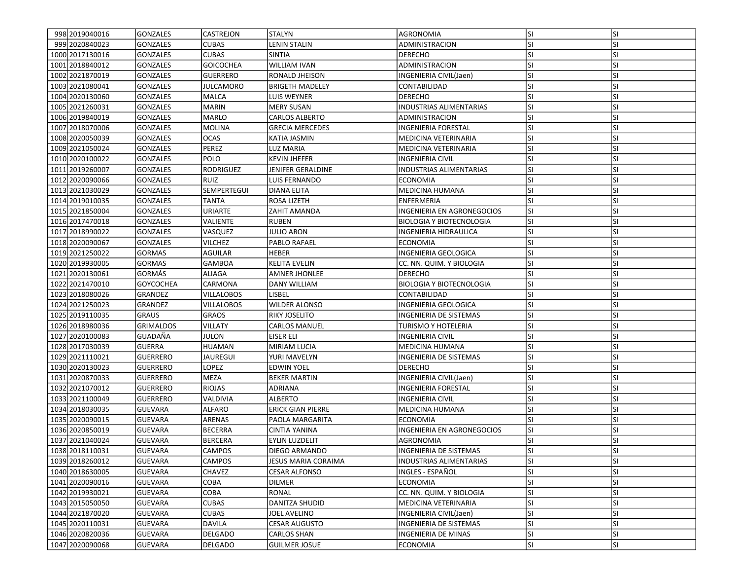| | | | | | | | |
|---|---|---|---|---|---|---|---|
| 998 | 2019040016 | GONZALES | CASTREJON | STALYN | AGRONOMIA | SI | SI |
| 999 | 2020840023 | GONZALES | CUBAS | LENIN STALIN | ADMINISTRACION | SI | SI |
| 1000 | 2017130016 | GONZALES | CUBAS | SINTIA | DERECHO | SI | SI |
| 1001 | 2018840012 | GONZALES | GOICOCHEA | WILLIAM IVAN | ADMINISTRACION | SI | SI |
| 1002 | 2021870019 | GONZALES | GUERRERO | RONALD JHEISON | INGENIERIA CIVIL(Jaen) | SI | SI |
| 1003 | 2021080041 | GONZALES | JULCAMORO | BRIGETH MADELEY | CONTABILIDAD | SI | SI |
| 1004 | 2020130060 | GONZALES | MALCA | LUIS WEYNER | DERECHO | SI | SI |
| 1005 | 2021260031 | GONZALES | MARIN | MERY SUSAN | INDUSTRIAS ALIMENTARIAS | SI | SI |
| 1006 | 2019840019 | GONZALES | MARLO | CARLOS ALBERTO | ADMINISTRACION | SI | SI |
| 1007 | 2018070006 | GONZALES | MOLINA | GRECIA MERCEDES | INGENIERIA FORESTAL | SI | SI |
| 1008 | 2020050039 | GONZALES | OCAS | KATIA JASMIN | MEDICINA VETERINARIA | SI | SI |
| 1009 | 2021050024 | GONZALES | PEREZ | LUZ MARIA | MEDICINA VETERINARIA | SI | SI |
| 1010 | 2020100022 | GONZALES | POLO | KEVIN JHEFER | INGENIERIA CIVIL | SI | SI |
| 1011 | 2019260007 | GONZALES | RODRIGUEZ | JENIFER GERALDINE | INDUSTRIAS ALIMENTARIAS | SI | SI |
| 1012 | 2020090066 | GONZALES | RUIZ | LUIS FERNANDO | ECONOMIA | SI | SI |
| 1013 | 2021030029 | GONZALES | SEMPERTEGUI | DIANA ELITA | MEDICINA HUMANA | SI | SI |
| 1014 | 2019010035 | GONZALES | TANTA | ROSA LIZETH | ENFERMERIA | SI | SI |
| 1015 | 2021850004 | GONZALES | URIARTE | ZAHIT AMANDA | INGENIERIA EN AGRONEGOCIOS | SI | SI |
| 1016 | 2017470018 | GONZALES | VALIENTE | RUBEN | BIOLOGIA Y BIOTECNOLOGIA | SI | SI |
| 1017 | 2018990022 | GONZALES | VASQUEZ | JULIO ARON | INGENIERIA HIDRAULICA | SI | SI |
| 1018 | 2020090067 | GONZALES | VILCHEZ | PABLO RAFAEL | ECONOMIA | SI | SI |
| 1019 | 2021250022 | GORMAS | AGUILAR | HEBER | INGENIERIA GEOLOGICA | SI | SI |
| 1020 | 2019930005 | GORMAS | GAMBOA | KELITA EVELIN | CC. NN. QUIM. Y BIOLOGIA | SI | SI |
| 1021 | 2020130061 | GORMÁS | ALIAGA | AMNER JHONLEE | DERECHO | SI | SI |
| 1022 | 2021470010 | GOYCOCHEA | CARMONA | DANY WILLIAM | BIOLOGIA Y BIOTECNOLOGIA | SI | SI |
| 1023 | 2018080026 | GRANDEZ | VILLALOBOS | LISBEL | CONTABILIDAD | SI | SI |
| 1024 | 2021250023 | GRANDEZ | VILLALOBOS | WILDER ALONSO | INGENIERIA GEOLOGICA | SI | SI |
| 1025 | 2019110035 | GRAUS | GRAOS | RIKY JOSELITO | INGENIERIA DE SISTEMAS | SI | SI |
| 1026 | 2018980036 | GRIMALDOS | VILLATY | CARLOS MANUEL | TURISMO Y HOTELERIA | SI | SI |
| 1027 | 2020100083 | GUADAÑA | JULON | EISER ELI | INGENIERIA CIVIL | SI | SI |
| 1028 | 2017030039 | GUERRA | HUAMAN | MIRIAM LUCIA | MEDICINA HUMANA | SI | SI |
| 1029 | 2021110021 | GUERRERO | JAUREGUI | YURI MAVELYN | INGENIERIA DE SISTEMAS | SI | SI |
| 1030 | 2020130023 | GUERRERO | LOPEZ | EDWIN YOEL | DERECHO | SI | SI |
| 1031 | 2020870033 | GUERRERO | MEZA | BEKER MARTIN | INGENIERIA CIVIL(Jaen) | SI | SI |
| 1032 | 2021070012 | GUERRERO | RIOJAS | ADRIANA | INGENIERIA FORESTAL | SI | SI |
| 1033 | 2021100049 | GUERRERO | VALDIVIA | ALBERTO | INGENIERIA CIVIL | SI | SI |
| 1034 | 2018030035 | GUEVARA | ALFARO | ERICK GIAN PIERRE | MEDICINA HUMANA | SI | SI |
| 1035 | 2020090015 | GUEVARA | ARENAS | PAOLA MARGARITA | ECONOMIA | SI | SI |
| 1036 | 2020850019 | GUEVARA | BECERRA | CINTIA YANINA | INGENIERIA EN AGRONEGOCIOS | SI | SI |
| 1037 | 2021040024 | GUEVARA | BERCERA | EYLIN LUZDELIT | AGRONOMIA | SI | SI |
| 1038 | 2018110031 | GUEVARA | CAMPOS | DIEGO ARMANDO | INGENIERIA DE SISTEMAS | SI | SI |
| 1039 | 2018260012 | GUEVARA | CAMPOS | JESUS MARIA CORAIMA | INDUSTRIAS ALIMENTARIAS | SI | SI |
| 1040 | 2018630005 | GUEVARA | CHAVEZ | CESAR ALFONSO | INGLES - ESPAÑOL | SI | SI |
| 1041 | 2020090016 | GUEVARA | COBA | DILMER | ECONOMIA | SI | SI |
| 1042 | 2019930021 | GUEVARA | COBA | RONAL | CC. NN. QUIM. Y BIOLOGIA | SI | SI |
| 1043 | 2015050050 | GUEVARA | CUBAS | DANITZA SHUDID | MEDICINA VETERINARIA | SI | SI |
| 1044 | 2021870020 | GUEVARA | CUBAS | JOEL AVELINO | INGENIERIA CIVIL(Jaen) | SI | SI |
| 1045 | 2020110031 | GUEVARA | DAVILA | CESAR AUGUSTO | INGENIERIA DE SISTEMAS | SI | SI |
| 1046 | 2020820036 | GUEVARA | DELGADO | CARLOS SHAN | INGENIERIA DE MINAS | SI | SI |
| 1047 | 2020090068 | GUEVARA | DELGADO | GUILMER JOSUE | ECONOMIA | SI | SI |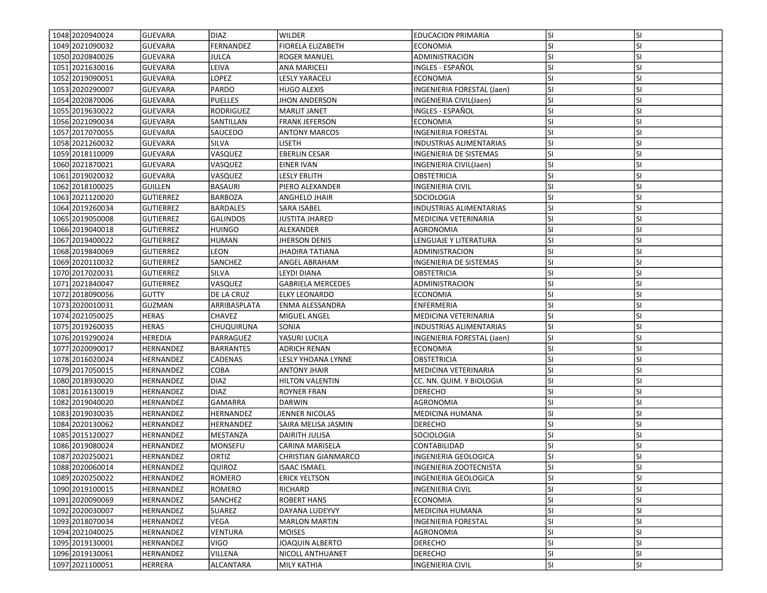| | | | | | | | |
|---|---|---|---|---|---|---|---|
| 1048 | 2020940024 | GUEVARA | DIAZ | WILDER | EDUCACION PRIMARIA | SI | SI |
| 1049 | 2021090032 | GUEVARA | FERNANDEZ | FIORELA ELIZABETH | ECONOMIA | SI | SI |
| 1050 | 2020840026 | GUEVARA | JULCA | ROGER MANUEL | ADMINISTRACION | SI | SI |
| 1051 | 2021630016 | GUEVARA | LEIVA | ANA MARICELI | INGLES - ESPAÑOL | SI | SI |
| 1052 | 2019090051 | GUEVARA | LOPEZ | LESLY YARACELI | ECONOMIA | SI | SI |
| 1053 | 2020290007 | GUEVARA | PARDO | HUGO ALEXIS | INGENIERIA FORESTAL (Jaen) | SI | SI |
| 1054 | 2020870006 | GUEVARA | PUELLES | JHON ANDERSON | INGENIERIA CIVIL(Jaen) | SI | SI |
| 1055 | 2019630022 | GUEVARA | RODRIGUEZ | MARLIT JANET | INGLES - ESPAÑOL | SI | SI |
| 1056 | 2021090034 | GUEVARA | SANTILLAN | FRANK JEFERSON | ECONOMIA | SI | SI |
| 1057 | 2017070055 | GUEVARA | SAUCEDO | ANTONY MARCOS | INGENIERIA FORESTAL | SI | SI |
| 1058 | 2021260032 | GUEVARA | SILVA | LISETH | INDUSTRIAS ALIMENTARIAS | SI | SI |
| 1059 | 2018110009 | GUEVARA | VASQUEZ | EBERLIN CESAR | INGENIERIA DE SISTEMAS | SI | SI |
| 1060 | 2021870021 | GUEVARA | VASQUEZ | EINER IVAN | INGENIERIA CIVIL(Jaen) | SI | SI |
| 1061 | 2019020032 | GUEVARA | VASQUEZ | LESLY ERLITH | OBSTETRICIA | SI | SI |
| 1062 | 2018100025 | GUILLEN | BASAURI | PIERO ALEXANDER | INGENIERIA CIVIL | SI | SI |
| 1063 | 2021120020 | GUTIERREZ | BARBOZA | ANGHELO JHAIR | SOCIOLOGIA | SI | SI |
| 1064 | 2019260034 | GUTIERREZ | BARDALES | SARA ISABEL | INDUSTRIAS ALIMENTARIAS | SI | SI |
| 1065 | 2019050008 | GUTIERREZ | GALINDOS | JUSTITA JHARED | MEDICINA VETERINARIA | SI | SI |
| 1066 | 2019040018 | GUTIERREZ | HUINGO | ALEXANDER | AGRONOMIA | SI | SI |
| 1067 | 2019400022 | GUTIERREZ | HUMAN | JHERSON DENIS | LENGUAJE Y LITERATURA | SI | SI |
| 1068 | 2019840069 | GUTIERREZ | LEON | JHADIRA TATIANA | ADMINISTRACION | SI | SI |
| 1069 | 2020110032 | GUTIERREZ | SANCHEZ | ANGEL ABRAHAM | INGENIERIA DE SISTEMAS | SI | SI |
| 1070 | 2017020031 | GUTIERREZ | SILVA | LEYDI DIANA | OBSTETRICIA | SI | SI |
| 1071 | 2021840047 | GUTIERREZ | VASQUEZ | GABRIELA MERCEDES | ADMINISTRACION | SI | SI |
| 1072 | 2018090056 | GUTTY | DE LA CRUZ | ELKY LEONARDO | ECONOMIA | SI | SI |
| 1073 | 2020010031 | GUZMAN | ARRIBASPLATA | ENMA ALESSANDRA | ENFERMERIA | SI | SI |
| 1074 | 2021050025 | HERAS | CHAVEZ | MIGUEL ANGEL | MEDICINA VETERINARIA | SI | SI |
| 1075 | 2019260035 | HERAS | CHUQUIRUNA | SONIA | INDUSTRIAS ALIMENTARIAS | SI | SI |
| 1076 | 2019290024 | HEREDIA | PARRAGUEZ | YASURI LUCILA | INGENIERIA FORESTAL (Jaen) | SI | SI |
| 1077 | 2020090017 | HERNANDEZ | BARRANTES | ADRICH RENAN | ECONOMIA | SI | SI |
| 1078 | 2016020024 | HERNANDEZ | CADENAS | LESLY YHOANA LYNNE | OBSTETRICIA | SI | SI |
| 1079 | 2017050015 | HERNANDEZ | COBA | ANTONY JHAIR | MEDICINA VETERINARIA | SI | SI |
| 1080 | 2018930020 | HERNANDEZ | DIAZ | HILTON VALENTIN | CC. NN. QUIM. Y BIOLOGIA | SI | SI |
| 1081 | 2016130019 | HERNANDEZ | DIAZ | ROYNER FRAN | DERECHO | SI | SI |
| 1082 | 2019040020 | HERNANDEZ | GAMARRA | DARWIN | AGRONOMIA | SI | SI |
| 1083 | 2019030035 | HERNANDEZ | HERNANDEZ | JENNER NICOLAS | MEDICINA HUMANA | SI | SI |
| 1084 | 2020130062 | HERNANDEZ | HERNANDEZ | SAIRA MELISA JASMIN | DERECHO | SI | SI |
| 1085 | 2015120027 | HERNANDEZ | MESTANZA | DAIRITH JULISA | SOCIOLOGIA | SI | SI |
| 1086 | 2019080024 | HERNANDEZ | MONSEFU | CARINA MARISELA | CONTABILIDAD | SI | SI |
| 1087 | 2020250021 | HERNANDEZ | ORTIZ | CHRISTIAN GIANMARCO | INGENIERIA GEOLOGICA | SI | SI |
| 1088 | 2020060014 | HERNANDEZ | QUIROZ | ISAAC ISMAEL | INGENIERIA ZOOTECNISTA | SI | SI |
| 1089 | 2020250022 | HERNANDEZ | ROMERO | ERICK YELTSON | INGENIERIA GEOLOGICA | SI | SI |
| 1090 | 2019100015 | HERNANDEZ | ROMERO | RICHARD | INGENIERIA CIVIL | SI | SI |
| 1091 | 2020090069 | HERNANDEZ | SANCHEZ | ROBERT HANS | ECONOMIA | SI | SI |
| 1092 | 2020030007 | HERNANDEZ | SUAREZ | DAYANA LUDEYVY | MEDICINA HUMANA | SI | SI |
| 1093 | 2018070034 | HERNANDEZ | VEGA | MARLON MARTIN | INGENIERIA FORESTAL | SI | SI |
| 1094 | 2021040025 | HERNANDEZ | VENTURA | MOISES | AGRONOMIA | SI | SI |
| 1095 | 2019130001 | HERNANDEZ | VIGO | JOAQUIN ALBERTO | DERECHO | SI | SI |
| 1096 | 2019130061 | HERNANDEZ | VILLENA | NICOLL ANTHUANET | DERECHO | SI | SI |
| 1097 | 2021100051 | HERRERA | ALCANTARA | MILY KATHIA | INGENIERIA CIVIL | SI | SI |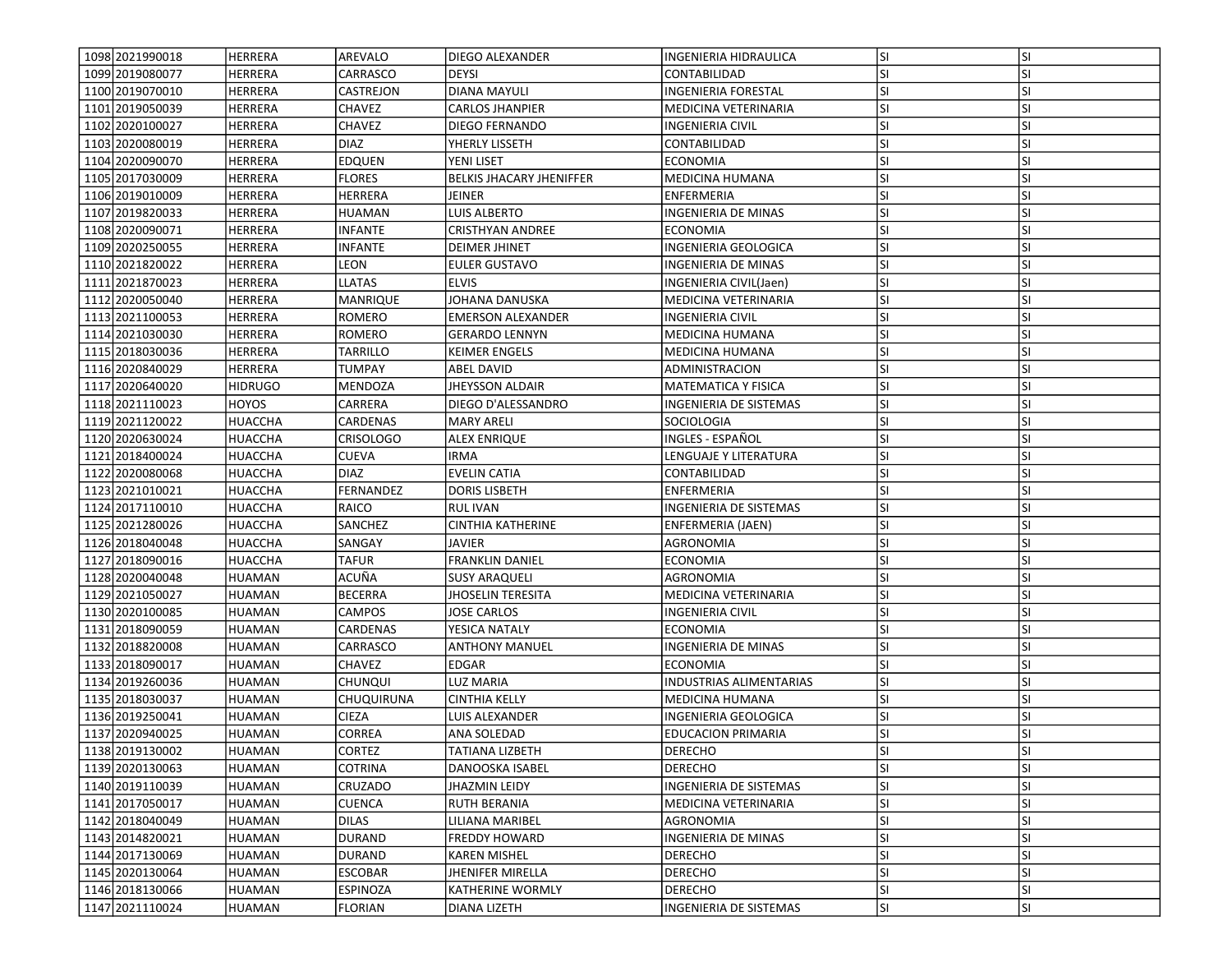| | | | | | | | |
|---|---|---|---|---|---|---|---|
| 1098 | 2021990018 | HERRERA | AREVALO | DIEGO ALEXANDER | INGENIERIA HIDRAULICA | SI | SI |
| 1099 | 2019080077 | HERRERA | CARRASCO | DEYSI | CONTABILIDAD | SI | SI |
| 1100 | 2019070010 | HERRERA | CASTREJON | DIANA MAYULI | INGENIERIA FORESTAL | SI | SI |
| 1101 | 2019050039 | HERRERA | CHAVEZ | CARLOS JHANPIER | MEDICINA VETERINARIA | SI | SI |
| 1102 | 2020100027 | HERRERA | CHAVEZ | DIEGO FERNANDO | INGENIERIA CIVIL | SI | SI |
| 1103 | 2020080019 | HERRERA | DIAZ | YHERLY LISSETH | CONTABILIDAD | SI | SI |
| 1104 | 2020090070 | HERRERA | EDQUEN | YENI LISET | ECONOMIA | SI | SI |
| 1105 | 2017030009 | HERRERA | FLORES | BELKIS JHACARY JHENIFFER | MEDICINA HUMANA | SI | SI |
| 1106 | 2019010009 | HERRERA | HERRERA | JEINER | ENFERMERIA | SI | SI |
| 1107 | 2019820033 | HERRERA | HUAMAN | LUIS ALBERTO | INGENIERIA DE MINAS | SI | SI |
| 1108 | 2020090071 | HERRERA | INFANTE | CRISTHYAN ANDREE | ECONOMIA | SI | SI |
| 1109 | 2020250055 | HERRERA | INFANTE | DEIMER JHINET | INGENIERIA GEOLOGICA | SI | SI |
| 1110 | 2021820022 | HERRERA | LEON | EULER GUSTAVO | INGENIERIA DE MINAS | SI | SI |
| 1111 | 2021870023 | HERRERA | LLATAS | ELVIS | INGENIERIA CIVIL(Jaen) | SI | SI |
| 1112 | 2020050040 | HERRERA | MANRIQUE | JOHANA DANUSKA | MEDICINA VETERINARIA | SI | SI |
| 1113 | 2021100053 | HERRERA | ROMERO | EMERSON ALEXANDER | INGENIERIA CIVIL | SI | SI |
| 1114 | 2021030030 | HERRERA | ROMERO | GERARDO LENNYN | MEDICINA HUMANA | SI | SI |
| 1115 | 2018030036 | HERRERA | TARRILLO | KEIMER ENGELS | MEDICINA HUMANA | SI | SI |
| 1116 | 2020840029 | HERRERA | TUMPAY | ABEL DAVID | ADMINISTRACION | SI | SI |
| 1117 | 2020640020 | HIDRUGO | MENDOZA | JHEYSSON ALDAIR | MATEMATICA Y FISICA | SI | SI |
| 1118 | 2021110023 | HOYOS | CARRERA | DIEGO D'ALESSANDRO | INGENIERIA DE SISTEMAS | SI | SI |
| 1119 | 2021120022 | HUACCHA | CARDENAS | MARY ARELI | SOCIOLOGIA | SI | SI |
| 1120 | 2020630024 | HUACCHA | CRISOLOGO | ALEX ENRIQUE | INGLES - ESPAÑOL | SI | SI |
| 1121 | 2018400024 | HUACCHA | CUEVA | IRMA | LENGUAJE Y LITERATURA | SI | SI |
| 1122 | 2020080068 | HUACCHA | DIAZ | EVELIN CATIA | CONTABILIDAD | SI | SI |
| 1123 | 2021010021 | HUACCHA | FERNANDEZ | DORIS LISBETH | ENFERMERIA | SI | SI |
| 1124 | 2017110010 | HUACCHA | RAICO | RUL IVAN | INGENIERIA DE SISTEMAS | SI | SI |
| 1125 | 2021280026 | HUACCHA | SANCHEZ | CINTHIA KATHERINE | ENFERMERIA (JAEN) | SI | SI |
| 1126 | 2018040048 | HUACCHA | SANGAY | JAVIER | AGRONOMIA | SI | SI |
| 1127 | 2018090016 | HUACCHA | TAFUR | FRANKLIN DANIEL | ECONOMIA | SI | SI |
| 1128 | 2020040048 | HUAMAN | ACUÑA | SUSY ARAQUELI | AGRONOMIA | SI | SI |
| 1129 | 2021050027 | HUAMAN | BECERRA | JHOSELIN TERESITA | MEDICINA VETERINARIA | SI | SI |
| 1130 | 2020100085 | HUAMAN | CAMPOS | JOSE CARLOS | INGENIERIA CIVIL | SI | SI |
| 1131 | 2018090059 | HUAMAN | CARDENAS | YESICA NATALY | ECONOMIA | SI | SI |
| 1132 | 2018820008 | HUAMAN | CARRASCO | ANTHONY MANUEL | INGENIERIA DE MINAS | SI | SI |
| 1133 | 2018090017 | HUAMAN | CHAVEZ | EDGAR | ECONOMIA | SI | SI |
| 1134 | 2019260036 | HUAMAN | CHUNQUI | LUZ MARIA | INDUSTRIAS ALIMENTARIAS | SI | SI |
| 1135 | 2018030037 | HUAMAN | CHUQUIRUNA | CINTHIA KELLY | MEDICINA HUMANA | SI | SI |
| 1136 | 2019250041 | HUAMAN | CIEZA | LUIS ALEXANDER | INGENIERIA GEOLOGICA | SI | SI |
| 1137 | 2020940025 | HUAMAN | CORREA | ANA SOLEDAD | EDUCACION PRIMARIA | SI | SI |
| 1138 | 2019130002 | HUAMAN | CORTEZ | TATIANA LIZBETH | DERECHO | SI | SI |
| 1139 | 2020130063 | HUAMAN | COTRINA | DANOOSKA ISABEL | DERECHO | SI | SI |
| 1140 | 2019110039 | HUAMAN | CRUZADO | JHAZMIN LEIDY | INGENIERIA DE SISTEMAS | SI | SI |
| 1141 | 2017050017 | HUAMAN | CUENCA | RUTH BERANIA | MEDICINA VETERINARIA | SI | SI |
| 1142 | 2018040049 | HUAMAN | DILAS | LILIANA MARIBEL | AGRONOMIA | SI | SI |
| 1143 | 2014820021 | HUAMAN | DURAND | FREDDY HOWARD | INGENIERIA DE MINAS | SI | SI |
| 1144 | 2017130069 | HUAMAN | DURAND | KAREN MISHEL | DERECHO | SI | SI |
| 1145 | 2020130064 | HUAMAN | ESCOBAR | JHENIFER MIRELLA | DERECHO | SI | SI |
| 1146 | 2018130066 | HUAMAN | ESPINOZA | KATHERINE WORMLY | DERECHO | SI | SI |
| 1147 | 2021110024 | HUAMAN | FLORIAN | DIANA LIZETH | INGENIERIA DE SISTEMAS | SI | SI |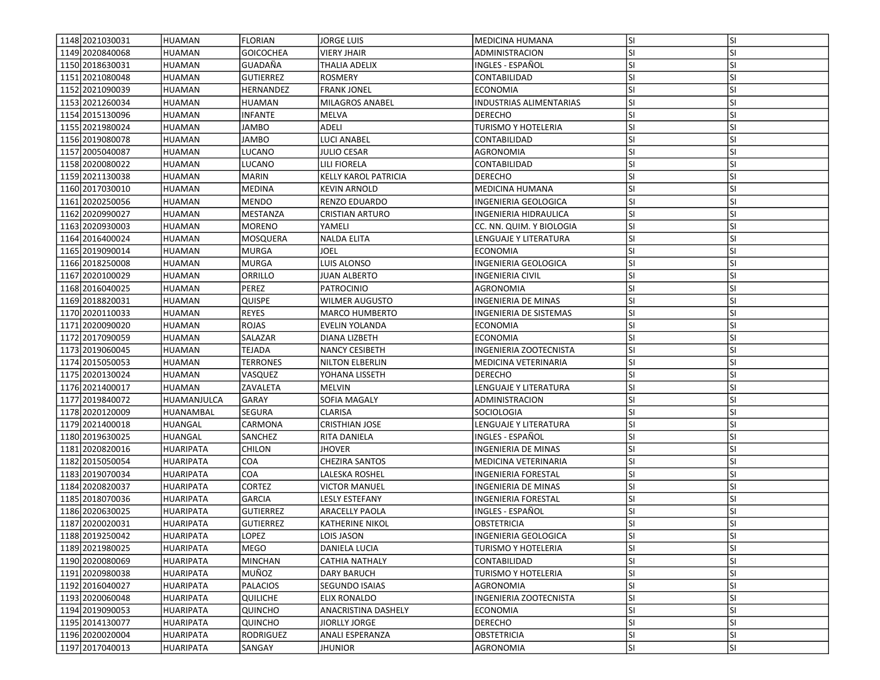| | | | | | | | |
|---|---|---|---|---|---|---|---|
| 1148 | 2021030031 | HUAMAN | FLORIAN | JORGE LUIS | MEDICINA HUMANA | SI | SI |
| 1149 | 2020840068 | HUAMAN | GOICOCHEA | VIERY JHAIR | ADMINISTRACION | SI | SI |
| 1150 | 2018630031 | HUAMAN | GUADAÑA | THALIA ADELIX | INGLES - ESPAÑOL | SI | SI |
| 1151 | 2021080048 | HUAMAN | GUTIERREZ | ROSMERY | CONTABILIDAD | SI | SI |
| 1152 | 2021090039 | HUAMAN | HERNANDEZ | FRANK JONEL | ECONOMIA | SI | SI |
| 1153 | 2021260034 | HUAMAN | HUAMAN | MILAGROS ANABEL | INDUSTRIAS ALIMENTARIAS | SI | SI |
| 1154 | 2015130096 | HUAMAN | INFANTE | MELVA | DERECHO | SI | SI |
| 1155 | 2021980024 | HUAMAN | JAMBO | ADELI | TURISMO Y HOTELERIA | SI | SI |
| 1156 | 2019080078 | HUAMAN | JAMBO | LUCI ANABEL | CONTABILIDAD | SI | SI |
| 1157 | 2005040087 | HUAMAN | LUCANO | JULIO CESAR | AGRONOMIA | SI | SI |
| 1158 | 2020080022 | HUAMAN | LUCANO | LILI FIORELA | CONTABILIDAD | SI | SI |
| 1159 | 2021130038 | HUAMAN | MARIN | KELLY KAROL PATRICIA | DERECHO | SI | SI |
| 1160 | 2017030010 | HUAMAN | MEDINA | KEVIN ARNOLD | MEDICINA HUMANA | SI | SI |
| 1161 | 2020250056 | HUAMAN | MENDO | RENZO EDUARDO | INGENIERIA GEOLOGICA | SI | SI |
| 1162 | 2020990027 | HUAMAN | MESTANZA | CRISTIAN ARTURO | INGENIERIA HIDRAULICA | SI | SI |
| 1163 | 2020930003 | HUAMAN | MORENO | YAMELI | CC. NN. QUIM. Y BIOLOGIA | SI | SI |
| 1164 | 2016400024 | HUAMAN | MOSQUERA | NALDA ELITA | LENGUAJE Y LITERATURA | SI | SI |
| 1165 | 2019090014 | HUAMAN | MURGA | JOEL | ECONOMIA | SI | SI |
| 1166 | 2018250008 | HUAMAN | MURGA | LUIS ALONSO | INGENIERIA GEOLOGICA | SI | SI |
| 1167 | 2020100029 | HUAMAN | ORRILLO | JUAN ALBERTO | INGENIERIA CIVIL | SI | SI |
| 1168 | 2016040025 | HUAMAN | PEREZ | PATROCINIO | AGRONOMIA | SI | SI |
| 1169 | 2018820031 | HUAMAN | QUISPE | WILMER AUGUSTO | INGENIERIA DE MINAS | SI | SI |
| 1170 | 2020110033 | HUAMAN | REYES | MARCO HUMBERTO | INGENIERIA DE SISTEMAS | SI | SI |
| 1171 | 2020090020 | HUAMAN | ROJAS | EVELIN YOLANDA | ECONOMIA | SI | SI |
| 1172 | 2017090059 | HUAMAN | SALAZAR | DIANA LIZBETH | ECONOMIA | SI | SI |
| 1173 | 2019060045 | HUAMAN | TEJADA | NANCY CESIBETH | INGENIERIA ZOOTECNISTA | SI | SI |
| 1174 | 2015050053 | HUAMAN | TERRONES | NILTON ELBERLIN | MEDICINA VETERINARIA | SI | SI |
| 1175 | 2020130024 | HUAMAN | VASQUEZ | YOHANA LISSETH | DERECHO | SI | SI |
| 1176 | 2021400017 | HUAMAN | ZAVALETA | MELVIN | LENGUAJE Y LITERATURA | SI | SI |
| 1177 | 2019840072 | HUAMANJULCA | GARAY | SOFIA MAGALY | ADMINISTRACION | SI | SI |
| 1178 | 2020120009 | HUANAMBAL | SEGURA | CLARISA | SOCIOLOGIA | SI | SI |
| 1179 | 2021400018 | HUANGAL | CARMONA | CRISTHIAN JOSE | LENGUAJE Y LITERATURA | SI | SI |
| 1180 | 2019630025 | HUANGAL | SANCHEZ | RITA DANIELA | INGLES - ESPAÑOL | SI | SI |
| 1181 | 2020820016 | HUARIPATA | CHILON | JHOVER | INGENIERIA DE MINAS | SI | SI |
| 1182 | 2015050054 | HUARIPATA | COA | CHEZIRA SANTOS | MEDICINA VETERINARIA | SI | SI |
| 1183 | 2019070034 | HUARIPATA | COA | LALESKA ROSHEL | INGENIERIA FORESTAL | SI | SI |
| 1184 | 2020820037 | HUARIPATA | CORTEZ | VICTOR MANUEL | INGENIERIA DE MINAS | SI | SI |
| 1185 | 2018070036 | HUARIPATA | GARCIA | LESLY ESTEFANY | INGENIERIA FORESTAL | SI | SI |
| 1186 | 2020630025 | HUARIPATA | GUTIERREZ | ARACELLY PAOLA | INGLES - ESPAÑOL | SI | SI |
| 1187 | 2020020031 | HUARIPATA | GUTIERREZ | KATHERINE NIKOL | OBSTETRICIA | SI | SI |
| 1188 | 2019250042 | HUARIPATA | LOPEZ | LOIS JASON | INGENIERIA GEOLOGICA | SI | SI |
| 1189 | 2021980025 | HUARIPATA | MEGO | DANIELA LUCIA | TURISMO Y HOTELERIA | SI | SI |
| 1190 | 2020080069 | HUARIPATA | MINCHAN | CATHIA NATHALY | CONTABILIDAD | SI | SI |
| 1191 | 2020980038 | HUARIPATA | MUÑOZ | DARY BARUCH | TURISMO Y HOTELERIA | SI | SI |
| 1192 | 2016040027 | HUARIPATA | PALACIOS | SEGUNDO ISAIAS | AGRONOMIA | SI | SI |
| 1193 | 2020060048 | HUARIPATA | QUILICHE | ELIX RONALDO | INGENIERIA ZOOTECNISTA | SI | SI |
| 1194 | 2019090053 | HUARIPATA | QUINCHO | ANACRISTINA DASHELY | ECONOMIA | SI | SI |
| 1195 | 2014130077 | HUARIPATA | QUINCHO | JIORLLY JORGE | DERECHO | SI | SI |
| 1196 | 2020020004 | HUARIPATA | RODRIGUEZ | ANALI ESPERANZA | OBSTETRICIA | SI | SI |
| 1197 | 2017040013 | HUARIPATA | SANGAY | JHUNIOR | AGRONOMIA | SI | SI |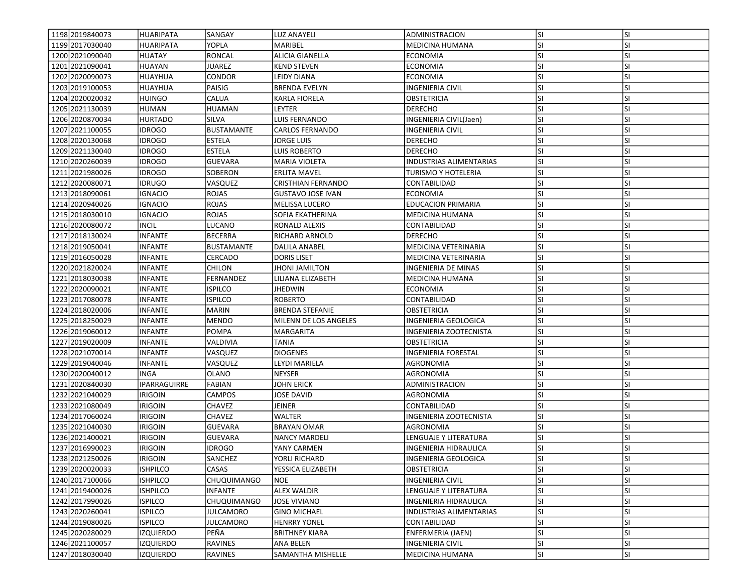| | | | | | | | |
|---|---|---|---|---|---|---|---|
| 1198 | 2019840073 | HUARIPATA | SANGAY | LUZ ANAYELI | ADMINISTRACION | SI | SI |
| 1199 | 2017030040 | HUARIPATA | YOPLA | MARIBEL | MEDICINA HUMANA | SI | SI |
| 1200 | 2021090040 | HUATAY | RONCAL | ALICIA GIANELLA | ECONOMIA | SI | SI |
| 1201 | 2021090041 | HUAYAN | JUAREZ | KEND STEVEN | ECONOMIA | SI | SI |
| 1202 | 2020090073 | HUAYHUA | CONDOR | LEIDY DIANA | ECONOMIA | SI | SI |
| 1203 | 2019100053 | HUAYHUA | PAISIG | BRENDA EVELYN | INGENIERIA CIVIL | SI | SI |
| 1204 | 2020020032 | HUINGO | CALUA | KARLA FIORELA | OBSTETRICIA | SI | SI |
| 1205 | 2021130039 | HUMAN | HUAMAN | LEYTER | DERECHO | SI | SI |
| 1206 | 2020870034 | HURTADO | SILVA | LUIS FERNANDO | INGENIERIA CIVIL(Jaen) | SI | SI |
| 1207 | 2021100055 | IDROGO | BUSTAMANTE | CARLOS FERNANDO | INGENIERIA CIVIL | SI | SI |
| 1208 | 2020130068 | IDROGO | ESTELA | JORGE LUIS | DERECHO | SI | SI |
| 1209 | 2021130040 | IDROGO | ESTELA | LUIS ROBERTO | DERECHO | SI | SI |
| 1210 | 2020260039 | IDROGO | GUEVARA | MARIA VIOLETA | INDUSTRIAS ALIMENTARIAS | SI | SI |
| 1211 | 2021980026 | IDROGO | SOBERON | ERLITA MAVEL | TURISMO Y HOTELERIA | SI | SI |
| 1212 | 2020080071 | IDRUGO | VASQUEZ | CRISTHIAN FERNANDO | CONTABILIDAD | SI | SI |
| 1213 | 2018090061 | IGNACIO | ROJAS | GUSTAVO JOSE IVAN | ECONOMIA | SI | SI |
| 1214 | 2020940026 | IGNACIO | ROJAS | MELISSA LUCERO | EDUCACION PRIMARIA | SI | SI |
| 1215 | 2018030010 | IGNACIO | ROJAS | SOFIA EKATHERINA | MEDICINA HUMANA | SI | SI |
| 1216 | 2020080072 | INCIL | LUCANO | RONALD ALEXIS | CONTABILIDAD | SI | SI |
| 1217 | 2018130024 | INFANTE | BECERRA | RICHARD ARNOLD | DERECHO | SI | SI |
| 1218 | 2019050041 | INFANTE | BUSTAMANTE | DALILA ANABEL | MEDICINA VETERINARIA | SI | SI |
| 1219 | 2016050028 | INFANTE | CERCADO | DORIS LISET | MEDICINA VETERINARIA | SI | SI |
| 1220 | 2021820024 | INFANTE | CHILON | JHONI JAMILTON | INGENIERIA DE MINAS | SI | SI |
| 1221 | 2018030038 | INFANTE | FERNANDEZ | LILIANA ELIZABETH | MEDICINA HUMANA | SI | SI |
| 1222 | 2020090021 | INFANTE | ISPILCO | JHEDWIN | ECONOMIA | SI | SI |
| 1223 | 2017080078 | INFANTE | ISPILCO | ROBERTO | CONTABILIDAD | SI | SI |
| 1224 | 2018020006 | INFANTE | MARIN | BRENDA STEFANIE | OBSTETRICIA | SI | SI |
| 1225 | 2018250029 | INFANTE | MENDO | MILENN DE LOS ANGELES | INGENIERIA GEOLOGICA | SI | SI |
| 1226 | 2019060012 | INFANTE | POMPA | MARGARITA | INGENIERIA ZOOTECNISTA | SI | SI |
| 1227 | 2019020009 | INFANTE | VALDIVIA | TANIA | OBSTETRICIA | SI | SI |
| 1228 | 2021070014 | INFANTE | VASQUEZ | DIOGENES | INGENIERIA FORESTAL | SI | SI |
| 1229 | 2019040046 | INFANTE | VASQUEZ | LEYDI MARIELA | AGRONOMIA | SI | SI |
| 1230 | 2020040012 | INGA | OLANO | NEYSER | AGRONOMIA | SI | SI |
| 1231 | 2020840030 | IPARRAGUIRRE | FABIAN | JOHN ERICK | ADMINISTRACION | SI | SI |
| 1232 | 2021040029 | IRIGOIN | CAMPOS | JOSE DAVID | AGRONOMIA | SI | SI |
| 1233 | 2021080049 | IRIGOIN | CHAVEZ | JEINER | CONTABILIDAD | SI | SI |
| 1234 | 2017060024 | IRIGOIN | CHAVEZ | WALTER | INGENIERIA ZOOTECNISTA | SI | SI |
| 1235 | 2021040030 | IRIGOIN | GUEVARA | BRAYAN OMAR | AGRONOMIA | SI | SI |
| 1236 | 2021400021 | IRIGOIN | GUEVARA | NANCY MARDELI | LENGUAJE Y LITERATURA | SI | SI |
| 1237 | 2016990023 | IRIGOIN | IDROGO | YANY CARMEN | INGENIERIA HIDRAULICA | SI | SI |
| 1238 | 2021250026 | IRIGOIN | SANCHEZ | YORLI RICHARD | INGENIERIA GEOLOGICA | SI | SI |
| 1239 | 2020020033 | ISHPILCO | CASAS | YESSICA ELIZABETH | OBSTETRICIA | SI | SI |
| 1240 | 2017100066 | ISHPILCO | CHUQUIMANGO | NOE | INGENIERIA CIVIL | SI | SI |
| 1241 | 2019400026 | ISHPILCO | INFANTE | ALEX WALDIR | LENGUAJE Y LITERATURA | SI | SI |
| 1242 | 2017990026 | ISPILCO | CHUQUIMANGO | JOSE VIVIANO | INGENIERIA HIDRAULICA | SI | SI |
| 1243 | 2020260041 | ISPILCO | JULCAMORO | GINO MICHAEL | INDUSTRIAS ALIMENTARIAS | SI | SI |
| 1244 | 2019080026 | ISPILCO | JULCAMORO | HENRRY YONEL | CONTABILIDAD | SI | SI |
| 1245 | 2020280029 | IZQUIERDO | PEÑA | BRITHNEY KIARA | ENFERMERIA (JAEN) | SI | SI |
| 1246 | 2021100057 | IZQUIERDO | RAVINES | ANA BELEN | INGENIERIA CIVIL | SI | SI |
| 1247 | 2018030040 | IZQUIERDO | RAVINES | SAMANTHA MISHELLE | MEDICINA HUMANA | SI | SI |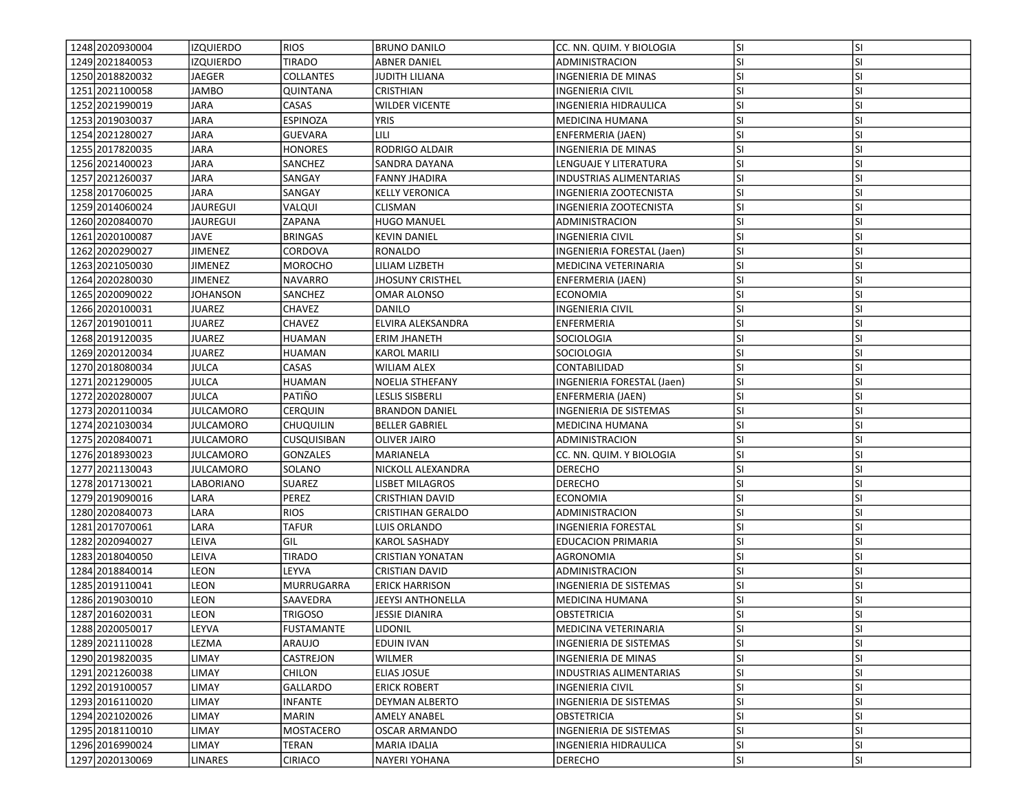| | | | | | | | |
|---|---|---|---|---|---|---|---|
| 1248 | 2020930004 | IZQUIERDO | RIOS | BRUNO DANILO | CC. NN. QUIM. Y BIOLOGIA | SI | SI |
| 1249 | 2021840053 | IZQUIERDO | TIRADO | ABNER DANIEL | ADMINISTRACION | SI | SI |
| 1250 | 2018820032 | JAEGER | COLLANTES | JUDITH LILIANA | INGENIERIA DE MINAS | SI | SI |
| 1251 | 2021100058 | JAMBO | QUINTANA | CRISTHIAN | INGENIERIA CIVIL | SI | SI |
| 1252 | 2021990019 | JARA | CASAS | WILDER VICENTE | INGENIERIA HIDRAULICA | SI | SI |
| 1253 | 2019030037 | JARA | ESPINOZA | YRIS | MEDICINA HUMANA | SI | SI |
| 1254 | 2021280027 | JARA | GUEVARA | LILI | ENFERMERIA (JAEN) | SI | SI |
| 1255 | 2017820035 | JARA | HONORES | RODRIGO ALDAIR | INGENIERIA DE MINAS | SI | SI |
| 1256 | 2021400023 | JARA | SANCHEZ | SANDRA DAYANA | LENGUAJE Y LITERATURA | SI | SI |
| 1257 | 2021260037 | JARA | SANGAY | FANNY JHADIRA | INDUSTRIAS ALIMENTARIAS | SI | SI |
| 1258 | 2017060025 | JARA | SANGAY | KELLY VERONICA | INGENIERIA ZOOTECNISTA | SI | SI |
| 1259 | 2014060024 | JAUREGUI | VALQUI | CLISMAN | INGENIERIA ZOOTECNISTA | SI | SI |
| 1260 | 2020840070 | JAUREGUI | ZAPANA | HUGO MANUEL | ADMINISTRACION | SI | SI |
| 1261 | 2020100087 | JAVE | BRINGAS | KEVIN DANIEL | INGENIERIA CIVIL | SI | SI |
| 1262 | 2020290027 | JIMENEZ | CORDOVA | RONALDO | INGENIERIA FORESTAL (Jaen) | SI | SI |
| 1263 | 2021050030 | JIMENEZ | MOROCHO | LILIAM LIZBETH | MEDICINA VETERINARIA | SI | SI |
| 1264 | 2020280030 | JIMENEZ | NAVARRO | JHOSUNY CRISTHEL | ENFERMERIA (JAEN) | SI | SI |
| 1265 | 2020090022 | JOHANSON | SANCHEZ | OMAR ALONSO | ECONOMIA | SI | SI |
| 1266 | 2020100031 | JUAREZ | CHAVEZ | DANILO | INGENIERIA CIVIL | SI | SI |
| 1267 | 2019010011 | JUAREZ | CHAVEZ | ELVIRA ALEKSANDRA | ENFERMERIA | SI | SI |
| 1268 | 2019120035 | JUAREZ | HUAMAN | ERIM JHANETH | SOCIOLOGIA | SI | SI |
| 1269 | 2020120034 | JUAREZ | HUAMAN | KAROL MARILI | SOCIOLOGIA | SI | SI |
| 1270 | 2018080034 | JULCA | CASAS | WILIAM ALEX | CONTABILIDAD | SI | SI |
| 1271 | 2021290005 | JULCA | HUAMAN | NOELIA STHEFANY | INGENIERIA FORESTAL (Jaen) | SI | SI |
| 1272 | 2020280007 | JULCA | PATIÑO | LESLIS SISBERLI | ENFERMERIA (JAEN) | SI | SI |
| 1273 | 2020110034 | JULCAMORO | CERQUIN | BRANDON DANIEL | INGENIERIA DE SISTEMAS | SI | SI |
| 1274 | 2021030034 | JULCAMORO | CHUQUILIN | BELLER GABRIEL | MEDICINA HUMANA | SI | SI |
| 1275 | 2020840071 | JULCAMORO | CUSQUISIBAN | OLIVER JAIRO | ADMINISTRACION | SI | SI |
| 1276 | 2018930023 | JULCAMORO | GONZALES | MARIANELA | CC. NN. QUIM. Y BIOLOGIA | SI | SI |
| 1277 | 2021130043 | JULCAMORO | SOLANO | NICKOLL ALEXANDRA | DERECHO | SI | SI |
| 1278 | 2017130021 | LABORIANO | SUAREZ | LISBET MILAGROS | DERECHO | SI | SI |
| 1279 | 2019090016 | LARA | PEREZ | CRISTHIAN DAVID | ECONOMIA | SI | SI |
| 1280 | 2020840073 | LARA | RIOS | CRISTIHAN GERALDO | ADMINISTRACION | SI | SI |
| 1281 | 2017070061 | LARA | TAFUR | LUIS ORLANDO | INGENIERIA FORESTAL | SI | SI |
| 1282 | 2020940027 | LEIVA | GIL | KAROL SASHADY | EDUCACION PRIMARIA | SI | SI |
| 1283 | 2018040050 | LEIVA | TIRADO | CRISTIAN YONATAN | AGRONOMIA | SI | SI |
| 1284 | 2018840014 | LEON | LEYVA | CRISTIAN DAVID | ADMINISTRACION | SI | SI |
| 1285 | 2019110041 | LEON | MURRUGARRA | ERICK HARRISON | INGENIERIA DE SISTEMAS | SI | SI |
| 1286 | 2019030010 | LEON | SAAVEDRA | JEEYSI ANTHONELLA | MEDICINA HUMANA | SI | SI |
| 1287 | 2016020031 | LEON | TRIGOSO | JESSIE DIANIRA | OBSTETRICIA | SI | SI |
| 1288 | 2020050017 | LEYVA | FUSTAMANTE | LIDONIL | MEDICINA VETERINARIA | SI | SI |
| 1289 | 2021110028 | LEZMA | ARAUJO | EDUIN IVAN | INGENIERIA DE SISTEMAS | SI | SI |
| 1290 | 2019820035 | LIMAY | CASTREJON | WILMER | INGENIERIA DE MINAS | SI | SI |
| 1291 | 2021260038 | LIMAY | CHILON | ELIAS JOSUE | INDUSTRIAS ALIMENTARIAS | SI | SI |
| 1292 | 2019100057 | LIMAY | GALLARDO | ERICK ROBERT | INGENIERIA CIVIL | SI | SI |
| 1293 | 2016110020 | LIMAY | INFANTE | DEYMAN ALBERTO | INGENIERIA DE SISTEMAS | SI | SI |
| 1294 | 2021020026 | LIMAY | MARIN | AMELY ANABEL | OBSTETRICIA | SI | SI |
| 1295 | 2018110010 | LIMAY | MOSTACERO | OSCAR ARMANDO | INGENIERIA DE SISTEMAS | SI | SI |
| 1296 | 2016990024 | LIMAY | TERAN | MARIA IDALIA | INGENIERIA HIDRAULICA | SI | SI |
| 1297 | 2020130069 | LINARES | CIRIACO | NAYERI YOHANA | DERECHO | SI | SI |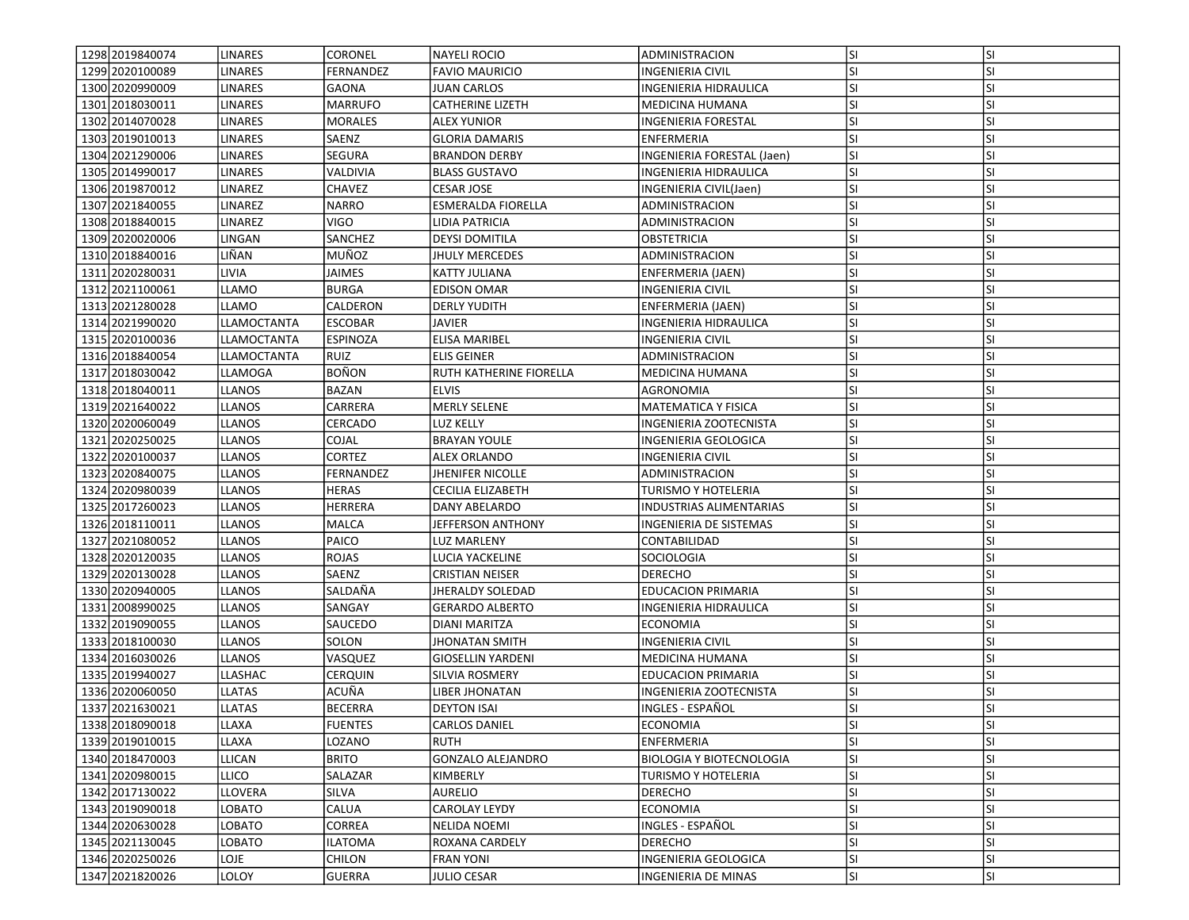| | | | | | | | |
|---|---|---|---|---|---|---|---|
| 1298 | 2019840074 | LINARES | CORONEL | NAYELI ROCIO | ADMINISTRACION | SI | SI |
| 1299 | 2020100089 | LINARES | FERNANDEZ | FAVIO MAURICIO | INGENIERIA CIVIL | SI | SI |
| 1300 | 2020990009 | LINARES | GAONA | JUAN CARLOS | INGENIERIA HIDRAULICA | SI | SI |
| 1301 | 2018030011 | LINARES | MARRUFO | CATHERINE LIZETH | MEDICINA HUMANA | SI | SI |
| 1302 | 2014070028 | LINARES | MORALES | ALEX YUNIOR | INGENIERIA FORESTAL | SI | SI |
| 1303 | 2019010013 | LINARES | SAENZ | GLORIA DAMARIS | ENFERMERIA | SI | SI |
| 1304 | 2021290006 | LINARES | SEGURA | BRANDON DERBY | INGENIERIA FORESTAL (Jaen) | SI | SI |
| 1305 | 2014990017 | LINARES | VALDIVIA | BLASS GUSTAVO | INGENIERIA HIDRAULICA | SI | SI |
| 1306 | 2019870012 | LINAREZ | CHAVEZ | CESAR JOSE | INGENIERIA CIVIL(Jaen) | SI | SI |
| 1307 | 2021840055 | LINAREZ | NARRO | ESMERALDA FIORELLA | ADMINISTRACION | SI | SI |
| 1308 | 2018840015 | LINAREZ | VIGO | LIDIA PATRICIA | ADMINISTRACION | SI | SI |
| 1309 | 2020020006 | LINGAN | SANCHEZ | DEYSI DOMITILA | OBSTETRICIA | SI | SI |
| 1310 | 2018840016 | LIÑAN | MUÑOZ | JHULY MERCEDES | ADMINISTRACION | SI | SI |
| 1311 | 2020280031 | LIVIA | JAIMES | KATTY JULIANA | ENFERMERIA (JAEN) | SI | SI |
| 1312 | 2021100061 | LLAMO | BURGA | EDISON OMAR | INGENIERIA CIVIL | SI | SI |
| 1313 | 2021280028 | LLAMO | CALDERON | DERLY YUDITH | ENFERMERIA (JAEN) | SI | SI |
| 1314 | 2021990020 | LLAMOCTANTA | ESCOBAR | JAVIER | INGENIERIA HIDRAULICA | SI | SI |
| 1315 | 2020100036 | LLAMOCTANTA | ESPINOZA | ELISA MARIBEL | INGENIERIA CIVIL | SI | SI |
| 1316 | 2018840054 | LLAMOCTANTA | RUIZ | ELIS GEINER | ADMINISTRACION | SI | SI |
| 1317 | 2018030042 | LLAMOGA | BOÑON | RUTH KATHERINE FIORELLA | MEDICINA HUMANA | SI | SI |
| 1318 | 2018040011 | LLANOS | BAZAN | ELVIS | AGRONOMIA | SI | SI |
| 1319 | 2021640022 | LLANOS | CARRERA | MERLY SELENE | MATEMATICA Y FISICA | SI | SI |
| 1320 | 2020060049 | LLANOS | CERCADO | LUZ KELLY | INGENIERIA ZOOTECNISTA | SI | SI |
| 1321 | 2020250025 | LLANOS | COJAL | BRAYAN YOULE | INGENIERIA GEOLOGICA | SI | SI |
| 1322 | 2020100037 | LLANOS | CORTEZ | ALEX ORLANDO | INGENIERIA CIVIL | SI | SI |
| 1323 | 2020840075 | LLANOS | FERNANDEZ | JHENIFER NICOLLE | ADMINISTRACION | SI | SI |
| 1324 | 2020980039 | LLANOS | HERAS | CECILIA ELIZABETH | TURISMO Y HOTELERIA | SI | SI |
| 1325 | 2017260023 | LLANOS | HERRERA | DANY ABELARDO | INDUSTRIAS ALIMENTARIAS | SI | SI |
| 1326 | 2018110011 | LLANOS | MALCA | JEFFERSON ANTHONY | INGENIERIA DE SISTEMAS | SI | SI |
| 1327 | 2021080052 | LLANOS | PAICO | LUZ MARLENY | CONTABILIDAD | SI | SI |
| 1328 | 2020120035 | LLANOS | ROJAS | LUCIA YACKELINE | SOCIOLOGIA | SI | SI |
| 1329 | 2020130028 | LLANOS | SAENZ | CRISTIAN NEISER | DERECHO | SI | SI |
| 1330 | 2020940005 | LLANOS | SALDAÑA | JHERALDY SOLEDAD | EDUCACION PRIMARIA | SI | SI |
| 1331 | 2008990025 | LLANOS | SANGAY | GERARDO ALBERTO | INGENIERIA HIDRAULICA | SI | SI |
| 1332 | 2019090055 | LLANOS | SAUCEDO | DIANI MARITZA | ECONOMIA | SI | SI |
| 1333 | 2018100030 | LLANOS | SOLON | JHONATAN SMITH | INGENIERIA CIVIL | SI | SI |
| 1334 | 2016030026 | LLANOS | VASQUEZ | GIOSELLIN YARDENI | MEDICINA HUMANA | SI | SI |
| 1335 | 2019940027 | LLASHAC | CERQUIN | SILVIA ROSMERY | EDUCACION PRIMARIA | SI | SI |
| 1336 | 2020060050 | LLATAS | ACUÑA | LIBER JHONATAN | INGENIERIA ZOOTECNISTA | SI | SI |
| 1337 | 2021630021 | LLATAS | BECERRA | DEYTON ISAI | INGLES - ESPAÑOL | SI | SI |
| 1338 | 2018090018 | LLAXA | FUENTES | CARLOS DANIEL | ECONOMIA | SI | SI |
| 1339 | 2019010015 | LLAXA | LOZANO | RUTH | ENFERMERIA | SI | SI |
| 1340 | 2018470003 | LLICAN | BRITO | GONZALO ALEJANDRO | BIOLOGIA Y BIOTECNOLOGIA | SI | SI |
| 1341 | 2020980015 | LLICO | SALAZAR | KIMBERLY | TURISMO Y HOTELERIA | SI | SI |
| 1342 | 2017130022 | LLOVERA | SILVA | AURELIO | DERECHO | SI | SI |
| 1343 | 2019090018 | LOBATO | CALUA | CAROLAY LEYDY | ECONOMIA | SI | SI |
| 1344 | 2020630028 | LOBATO | CORREA | NELIDA NOEMI | INGLES - ESPAÑOL | SI | SI |
| 1345 | 2021130045 | LOBATO | ILATOMA | ROXANA CARDELY | DERECHO | SI | SI |
| 1346 | 2020250026 | LOJE | CHILON | FRAN YONI | INGENIERIA GEOLOGICA | SI | SI |
| 1347 | 2021820026 | LOLOY | GUERRA | JULIO CESAR | INGENIERIA DE MINAS | SI | SI |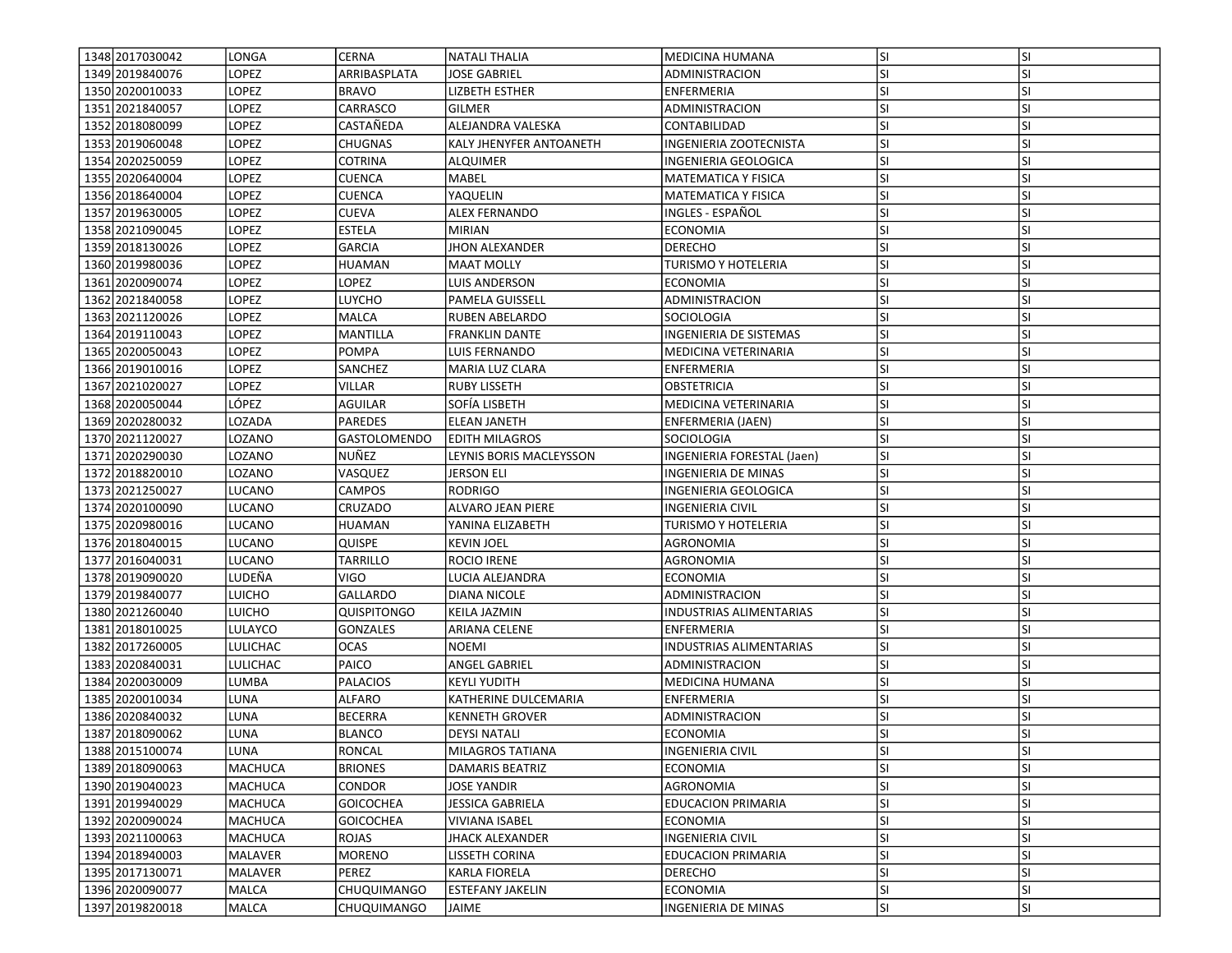| | | | | | | | |
|---|---|---|---|---|---|---|---|
| 1348 | 2017030042 | LONGA | CERNA | NATALI THALIA | MEDICINA HUMANA | SI | SI |
| 1349 | 2019840076 | LOPEZ | ARRIBASPLATA | JOSE GABRIEL | ADMINISTRACION | SI | SI |
| 1350 | 2020010033 | LOPEZ | BRAVO | LIZBETH ESTHER | ENFERMERIA | SI | SI |
| 1351 | 2021840057 | LOPEZ | CARRASCO | GILMER | ADMINISTRACION | SI | SI |
| 1352 | 2018080099 | LOPEZ | CASTAÑEDA | ALEJANDRA VALESKA | CONTABILIDAD | SI | SI |
| 1353 | 2019060048 | LOPEZ | CHUGNAS | KALY JHENYFER ANTOANETH | INGENIERIA ZOOTECNISTA | SI | SI |
| 1354 | 2020250059 | LOPEZ | COTRINA | ALQUIMER | INGENIERIA GEOLOGICA | SI | SI |
| 1355 | 2020640004 | LOPEZ | CUENCA | MABEL | MATEMATICA Y FISICA | SI | SI |
| 1356 | 2018640004 | LOPEZ | CUENCA | YAQUELIN | MATEMATICA Y FISICA | SI | SI |
| 1357 | 2019630005 | LOPEZ | CUEVA | ALEX FERNANDO | INGLES - ESPAÑOL | SI | SI |
| 1358 | 2021090045 | LOPEZ | ESTELA | MIRIAN | ECONOMIA | SI | SI |
| 1359 | 2018130026 | LOPEZ | GARCIA | JHON ALEXANDER | DERECHO | SI | SI |
| 1360 | 2019980036 | LOPEZ | HUAMAN | MAAT MOLLY | TURISMO Y HOTELERIA | SI | SI |
| 1361 | 2020090074 | LOPEZ | LOPEZ | LUIS ANDERSON | ECONOMIA | SI | SI |
| 1362 | 2021840058 | LOPEZ | LUYCHO | PAMELA GUISSELL | ADMINISTRACION | SI | SI |
| 1363 | 2021120026 | LOPEZ | MALCA | RUBEN ABELARDO | SOCIOLOGIA | SI | SI |
| 1364 | 2019110043 | LOPEZ | MANTILLA | FRANKLIN DANTE | INGENIERIA DE SISTEMAS | SI | SI |
| 1365 | 2020050043 | LOPEZ | POMPA | LUIS FERNANDO | MEDICINA VETERINARIA | SI | SI |
| 1366 | 2019010016 | LOPEZ | SANCHEZ | MARIA LUZ CLARA | ENFERMERIA | SI | SI |
| 1367 | 2021020027 | LOPEZ | VILLAR | RUBY LISSETH | OBSTETRICIA | SI | SI |
| 1368 | 2020050044 | LÓPEZ | AGUILAR | SOFÍA LISBETH | MEDICINA VETERINARIA | SI | SI |
| 1369 | 2020280032 | LOZADA | PAREDES | ELEAN JANETH | ENFERMERIA (JAEN) | SI | SI |
| 1370 | 2021120027 | LOZANO | GASTOLOMENDO | EDITH MILAGROS | SOCIOLOGIA | SI | SI |
| 1371 | 2020290030 | LOZANO | NUÑEZ | LEYNIS BORIS MACLEYSSON | INGENIERIA FORESTAL (Jaen) | SI | SI |
| 1372 | 2018820010 | LOZANO | VASQUEZ | JERSON ELI | INGENIERIA DE MINAS | SI | SI |
| 1373 | 2021250027 | LUCANO | CAMPOS | RODRIGO | INGENIERIA GEOLOGICA | SI | SI |
| 1374 | 2020100090 | LUCANO | CRUZADO | ALVARO JEAN PIERE | INGENIERIA CIVIL | SI | SI |
| 1375 | 2020980016 | LUCANO | HUAMAN | YANINA ELIZABETH | TURISMO Y HOTELERIA | SI | SI |
| 1376 | 2018040015 | LUCANO | QUISPE | KEVIN JOEL | AGRONOMIA | SI | SI |
| 1377 | 2016040031 | LUCANO | TARRILLO | ROCIO IRENE | AGRONOMIA | SI | SI |
| 1378 | 2019090020 | LUDEÑA | VIGO | LUCIA ALEJANDRA | ECONOMIA | SI | SI |
| 1379 | 2019840077 | LUICHO | GALLARDO | DIANA NICOLE | ADMINISTRACION | SI | SI |
| 1380 | 2021260040 | LUICHO | QUISPITONGO | KEILA JAZMIN | INDUSTRIAS ALIMENTARIAS | SI | SI |
| 1381 | 2018010025 | LULAYCO | GONZALES | ARIANA CELENE | ENFERMERIA | SI | SI |
| 1382 | 2017260005 | LULICHAC | OCAS | NOEMI | INDUSTRIAS ALIMENTARIAS | SI | SI |
| 1383 | 2020840031 | LULICHAC | PAICO | ANGEL GABRIEL | ADMINISTRACION | SI | SI |
| 1384 | 2020030009 | LUMBA | PALACIOS | KEYLI YUDITH | MEDICINA HUMANA | SI | SI |
| 1385 | 2020010034 | LUNA | ALFARO | KATHERINE DULCEMARIA | ENFERMERIA | SI | SI |
| 1386 | 2020840032 | LUNA | BECERRA | KENNETH GROVER | ADMINISTRACION | SI | SI |
| 1387 | 2018090062 | LUNA | BLANCO | DEYSI NATALI | ECONOMIA | SI | SI |
| 1388 | 2015100074 | LUNA | RONCAL | MILAGROS TATIANA | INGENIERIA CIVIL | SI | SI |
| 1389 | 2018090063 | MACHUCA | BRIONES | DAMARIS BEATRIZ | ECONOMIA | SI | SI |
| 1390 | 2019040023 | MACHUCA | CONDOR | JOSE YANDIR | AGRONOMIA | SI | SI |
| 1391 | 2019940029 | MACHUCA | GOICOCHEA | JESSICA GABRIELA | EDUCACION PRIMARIA | SI | SI |
| 1392 | 2020090024 | MACHUCA | GOICOCHEA | VIVIANA ISABEL | ECONOMIA | SI | SI |
| 1393 | 2021100063 | MACHUCA | ROJAS | JHACK ALEXANDER | INGENIERIA CIVIL | SI | SI |
| 1394 | 2018940003 | MALAVER | MORENO | LISSETH CORINA | EDUCACION PRIMARIA | SI | SI |
| 1395 | 2017130071 | MALAVER | PEREZ | KARLA FIORELA | DERECHO | SI | SI |
| 1396 | 2020090077 | MALCA | CHUQUIMANGO | ESTEFANY JAKELIN | ECONOMIA | SI | SI |
| 1397 | 2019820018 | MALCA | CHUQUIMANGO | JAIME | INGENIERIA DE MINAS | SI | SI |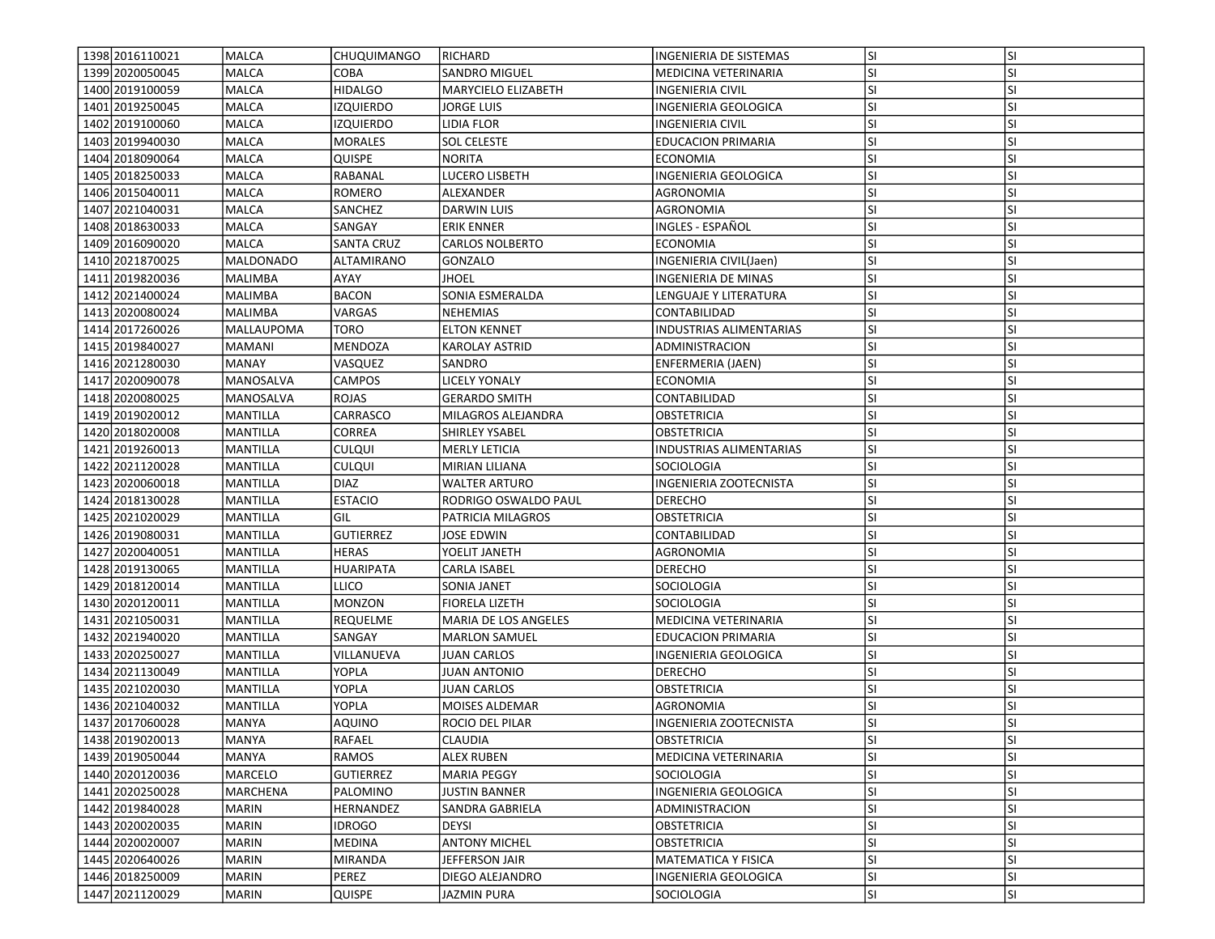| | | | | | | | |
|---|---|---|---|---|---|---|---|
| 1398 | 2016110021 | MALCA | CHUQUIMANGO | RICHARD | INGENIERIA DE SISTEMAS | SI | SI |
| 1399 | 2020050045 | MALCA | COBA | SANDRO MIGUEL | MEDICINA VETERINARIA | SI | SI |
| 1400 | 2019100059 | MALCA | HIDALGO | MARYCIELO ELIZABETH | INGENIERIA CIVIL | SI | SI |
| 1401 | 2019250045 | MALCA | IZQUIERDO | JORGE LUIS | INGENIERIA GEOLOGICA | SI | SI |
| 1402 | 2019100060 | MALCA | IZQUIERDO | LIDIA FLOR | INGENIERIA CIVIL | SI | SI |
| 1403 | 2019940030 | MALCA | MORALES | SOL CELESTE | EDUCACION PRIMARIA | SI | SI |
| 1404 | 2018090064 | MALCA | QUISPE | NORITA | ECONOMIA | SI | SI |
| 1405 | 2018250033 | MALCA | RABANAL | LUCERO LISBETH | INGENIERIA GEOLOGICA | SI | SI |
| 1406 | 2015040011 | MALCA | ROMERO | ALEXANDER | AGRONOMIA | SI | SI |
| 1407 | 2021040031 | MALCA | SANCHEZ | DARWIN LUIS | AGRONOMIA | SI | SI |
| 1408 | 2018630033 | MALCA | SANGAY | ERIK ENNER | INGLES - ESPAÑOL | SI | SI |
| 1409 | 2016090020 | MALCA | SANTA CRUZ | CARLOS NOLBERTO | ECONOMIA | SI | SI |
| 1410 | 2021870025 | MALDONADO | ALTAMIRANO | GONZALO | INGENIERIA CIVIL(Jaen) | SI | SI |
| 1411 | 2019820036 | MALIMBA | AYAY | JHOEL | INGENIERIA DE MINAS | SI | SI |
| 1412 | 2021400024 | MALIMBA | BACON | SONIA ESMERALDA | LENGUAJE Y LITERATURA | SI | SI |
| 1413 | 2020080024 | MALIMBA | VARGAS | NEHEMIAS | CONTABILIDAD | SI | SI |
| 1414 | 2017260026 | MALLAUPOMA | TORO | ELTON KENNET | INDUSTRIAS ALIMENTARIAS | SI | SI |
| 1415 | 2019840027 | MAMANI | MENDOZA | KAROLAY ASTRID | ADMINISTRACION | SI | SI |
| 1416 | 2021280030 | MANAY | VASQUEZ | SANDRO | ENFERMERIA (JAEN) | SI | SI |
| 1417 | 2020090078 | MANOSALVA | CAMPOS | LICELY YONALY | ECONOMIA | SI | SI |
| 1418 | 2020080025 | MANOSALVA | ROJAS | GERARDO SMITH | CONTABILIDAD | SI | SI |
| 1419 | 2019020012 | MANTILLA | CARRASCO | MILAGROS ALEJANDRA | OBSTETRICIA | SI | SI |
| 1420 | 2018020008 | MANTILLA | CORREA | SHIRLEY YSABEL | OBSTETRICIA | SI | SI |
| 1421 | 2019260013 | MANTILLA | CULQUI | MERLY LETICIA | INDUSTRIAS ALIMENTARIAS | SI | SI |
| 1422 | 2021120028 | MANTILLA | CULQUI | MIRIAN LILIANA | SOCIOLOGIA | SI | SI |
| 1423 | 2020060018 | MANTILLA | DIAZ | WALTER ARTURO | INGENIERIA ZOOTECNISTA | SI | SI |
| 1424 | 2018130028 | MANTILLA | ESTACIO | RODRIGO OSWALDO PAUL | DERECHO | SI | SI |
| 1425 | 2021020029 | MANTILLA | GIL | PATRICIA MILAGROS | OBSTETRICIA | SI | SI |
| 1426 | 2019080031 | MANTILLA | GUTIERREZ | JOSE EDWIN | CONTABILIDAD | SI | SI |
| 1427 | 2020040051 | MANTILLA | HERAS | YOELIT JANETH | AGRONOMIA | SI | SI |
| 1428 | 2019130065 | MANTILLA | HUARIPATA | CARLA ISABEL | DERECHO | SI | SI |
| 1429 | 2018120014 | MANTILLA | LLICO | SONIA JANET | SOCIOLOGIA | SI | SI |
| 1430 | 2020120011 | MANTILLA | MONZON | FIORELA LIZETH | SOCIOLOGIA | SI | SI |
| 1431 | 2021050031 | MANTILLA | REQUELME | MARIA DE LOS ANGELES | MEDICINA VETERINARIA | SI | SI |
| 1432 | 2021940020 | MANTILLA | SANGAY | MARLON SAMUEL | EDUCACION PRIMARIA | SI | SI |
| 1433 | 2020250027 | MANTILLA | VILLANUEVA | JUAN CARLOS | INGENIERIA GEOLOGICA | SI | SI |
| 1434 | 2021130049 | MANTILLA | YOPLA | JUAN ANTONIO | DERECHO | SI | SI |
| 1435 | 2021020030 | MANTILLA | YOPLA | JUAN CARLOS | OBSTETRICIA | SI | SI |
| 1436 | 2021040032 | MANTILLA | YOPLA | MOISES ALDEMAR | AGRONOMIA | SI | SI |
| 1437 | 2017060028 | MANYA | AQUINO | ROCIO DEL PILAR | INGENIERIA ZOOTECNISTA | SI | SI |
| 1438 | 2019020013 | MANYA | RAFAEL | CLAUDIA | OBSTETRICIA | SI | SI |
| 1439 | 2019050044 | MANYA | RAMOS | ALEX RUBEN | MEDICINA VETERINARIA | SI | SI |
| 1440 | 2020120036 | MARCELO | GUTIERREZ | MARIA PEGGY | SOCIOLOGIA | SI | SI |
| 1441 | 2020250028 | MARCHENA | PALOMINO | JUSTIN BANNER | INGENIERIA GEOLOGICA | SI | SI |
| 1442 | 2019840028 | MARIN | HERNANDEZ | SANDRA GABRIELA | ADMINISTRACION | SI | SI |
| 1443 | 2020020035 | MARIN | IDROGO | DEYSI | OBSTETRICIA | SI | SI |
| 1444 | 2020020007 | MARIN | MEDINA | ANTONY MICHEL | OBSTETRICIA | SI | SI |
| 1445 | 2020640026 | MARIN | MIRANDA | JEFFERSON JAIR | MATEMATICA Y FISICA | SI | SI |
| 1446 | 2018250009 | MARIN | PEREZ | DIEGO ALEJANDRO | INGENIERIA GEOLOGICA | SI | SI |
| 1447 | 2021120029 | MARIN | QUISPE | JAZMIN PURA | SOCIOLOGIA | SI | SI |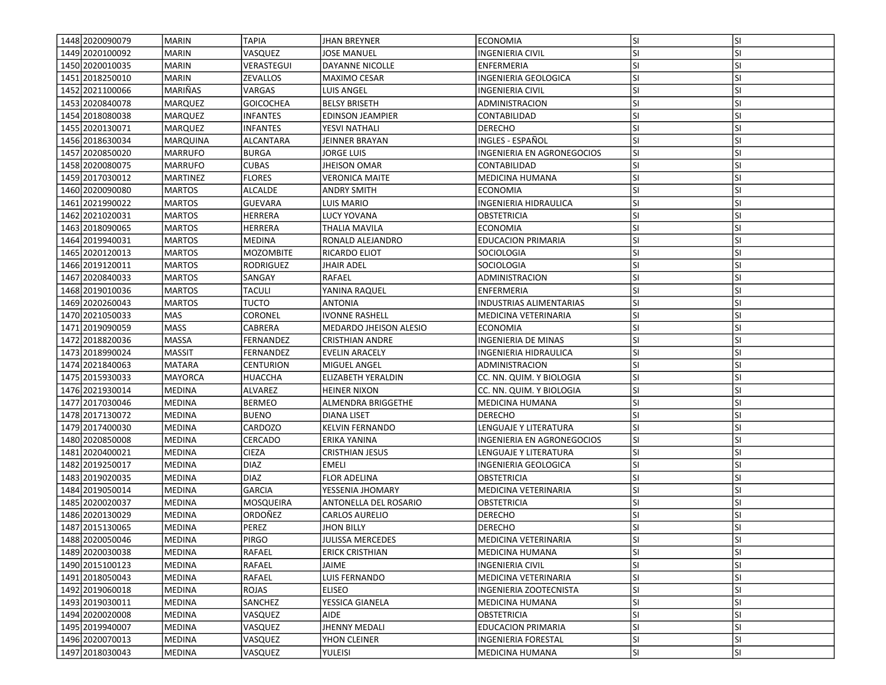| | | | | | | | |
|---|---|---|---|---|---|---|---|
| 1448 | 2020090079 | MARIN | TAPIA | JHAN BREYNER | ECONOMIA | SI | SI |
| 1449 | 2020100092 | MARIN | VASQUEZ | JOSE MANUEL | INGENIERIA CIVIL | SI | SI |
| 1450 | 2020010035 | MARIN | VERASTEGUI | DAYANNE NICOLLE | ENFERMERIA | SI | SI |
| 1451 | 2018250010 | MARIN | ZEVALLOS | MAXIMO CESAR | INGENIERIA GEOLOGICA | SI | SI |
| 1452 | 2021100066 | MARIÑAS | VARGAS | LUIS ANGEL | INGENIERIA CIVIL | SI | SI |
| 1453 | 2020840078 | MARQUEZ | GOICOCHEA | BELSY BRISETH | ADMINISTRACION | SI | SI |
| 1454 | 2018080038 | MARQUEZ | INFANTES | EDINSON JEAMPIER | CONTABILIDAD | SI | SI |
| 1455 | 2020130071 | MARQUEZ | INFANTES | YESVI NATHALI | DERECHO | SI | SI |
| 1456 | 2018630034 | MARQUINA | ALCANTARA | JEINNER BRAYAN | INGLES - ESPAÑOL | SI | SI |
| 1457 | 2020850020 | MARRUFO | BURGA | JORGE LUIS | INGENIERIA EN AGRONEGOCIOS | SI | SI |
| 1458 | 2020080075 | MARRUFO | CUBAS | JHEISON OMAR | CONTABILIDAD | SI | SI |
| 1459 | 2017030012 | MARTINEZ | FLORES | VERONICA MAITE | MEDICINA HUMANA | SI | SI |
| 1460 | 2020090080 | MARTOS | ALCALDE | ANDRY SMITH | ECONOMIA | SI | SI |
| 1461 | 2021990022 | MARTOS | GUEVARA | LUIS MARIO | INGENIERIA HIDRAULICA | SI | SI |
| 1462 | 2021020031 | MARTOS | HERRERA | LUCY YOVANA | OBSTETRICIA | SI | SI |
| 1463 | 2018090065 | MARTOS | HERRERA | THALIA MAVILA | ECONOMIA | SI | SI |
| 1464 | 2019940031 | MARTOS | MEDINA | RONALD ALEJANDRO | EDUCACION PRIMARIA | SI | SI |
| 1465 | 2020120013 | MARTOS | MOZOMBITE | RICARDO ELIOT | SOCIOLOGIA | SI | SI |
| 1466 | 2019120011 | MARTOS | RODRIGUEZ | JHAIR ADEL | SOCIOLOGIA | SI | SI |
| 1467 | 2020840033 | MARTOS | SANGAY | RAFAEL | ADMINISTRACION | SI | SI |
| 1468 | 2019010036 | MARTOS | TACULI | YANINA RAQUEL | ENFERMERIA | SI | SI |
| 1469 | 2020260043 | MARTOS | TUCTO | ANTONIA | INDUSTRIAS ALIMENTARIAS | SI | SI |
| 1470 | 2021050033 | MAS | CORONEL | IVONNE RASHELL | MEDICINA VETERINARIA | SI | SI |
| 1471 | 2019090059 | MASS | CABRERA | MEDARDO JHEISON ALESIO | ECONOMIA | SI | SI |
| 1472 | 2018820036 | MASSA | FERNANDEZ | CRISTHIAN ANDRE | INGENIERIA DE MINAS | SI | SI |
| 1473 | 2018990024 | MASSIT | FERNANDEZ | EVELIN ARACELY | INGENIERIA HIDRAULICA | SI | SI |
| 1474 | 2021840063 | MATARA | CENTURION | MIGUEL ANGEL | ADMINISTRACION | SI | SI |
| 1475 | 2015930033 | MAYORCA | HUACCHA | ELIZABETH YERALDIN | CC. NN. QUIM. Y BIOLOGIA | SI | SI |
| 1476 | 2021930014 | MEDINA | ALVAREZ | HEINER NIXON | CC. NN. QUIM. Y BIOLOGIA | SI | SI |
| 1477 | 2017030046 | MEDINA | BERMEO | ALMENDRA BRIGGETHE | MEDICINA HUMANA | SI | SI |
| 1478 | 2017130072 | MEDINA | BUENO | DIANA LISET | DERECHO | SI | SI |
| 1479 | 2017400030 | MEDINA | CARDOZO | KELVIN FERNANDO | LENGUAJE Y LITERATURA | SI | SI |
| 1480 | 2020850008 | MEDINA | CERCADO | ERIKA YANINA | INGENIERIA EN AGRONEGOCIOS | SI | SI |
| 1481 | 2020400021 | MEDINA | CIEZA | CRISTHIAN JESUS | LENGUAJE Y LITERATURA | SI | SI |
| 1482 | 2019250017 | MEDINA | DIAZ | EMELI | INGENIERIA GEOLOGICA | SI | SI |
| 1483 | 2019020035 | MEDINA | DIAZ | FLOR ADELINA | OBSTETRICIA | SI | SI |
| 1484 | 2019050014 | MEDINA | GARCIA | YESSENIA JHOMARY | MEDICINA VETERINARIA | SI | SI |
| 1485 | 2020020037 | MEDINA | MOSQUEIRA | ANTONELLA DEL ROSARIO | OBSTETRICIA | SI | SI |
| 1486 | 2020130029 | MEDINA | ORDOÑEZ | CARLOS AURELIO | DERECHO | SI | SI |
| 1487 | 2015130065 | MEDINA | PEREZ | JHON BILLY | DERECHO | SI | SI |
| 1488 | 2020050046 | MEDINA | PIRGO | JULISSA MERCEDES | MEDICINA VETERINARIA | SI | SI |
| 1489 | 2020030038 | MEDINA | RAFAEL | ERICK CRISTHIAN | MEDICINA HUMANA | SI | SI |
| 1490 | 2015100123 | MEDINA | RAFAEL | JAIME | INGENIERIA CIVIL | SI | SI |
| 1491 | 2018050043 | MEDINA | RAFAEL | LUIS FERNANDO | MEDICINA VETERINARIA | SI | SI |
| 1492 | 2019060018 | MEDINA | ROJAS | ELISEO | INGENIERIA ZOOTECNISTA | SI | SI |
| 1493 | 2019030011 | MEDINA | SANCHEZ | YESSICA GIANELA | MEDICINA HUMANA | SI | SI |
| 1494 | 2020020008 | MEDINA | VASQUEZ | AIDE | OBSTETRICIA | SI | SI |
| 1495 | 2019940007 | MEDINA | VASQUEZ | JHENNY MEDALI | EDUCACION PRIMARIA | SI | SI |
| 1496 | 2020070013 | MEDINA | VASQUEZ | YHON CLEINER | INGENIERIA FORESTAL | SI | SI |
| 1497 | 2018030043 | MEDINA | VASQUEZ | YULEISI | MEDICINA HUMANA | SI | SI |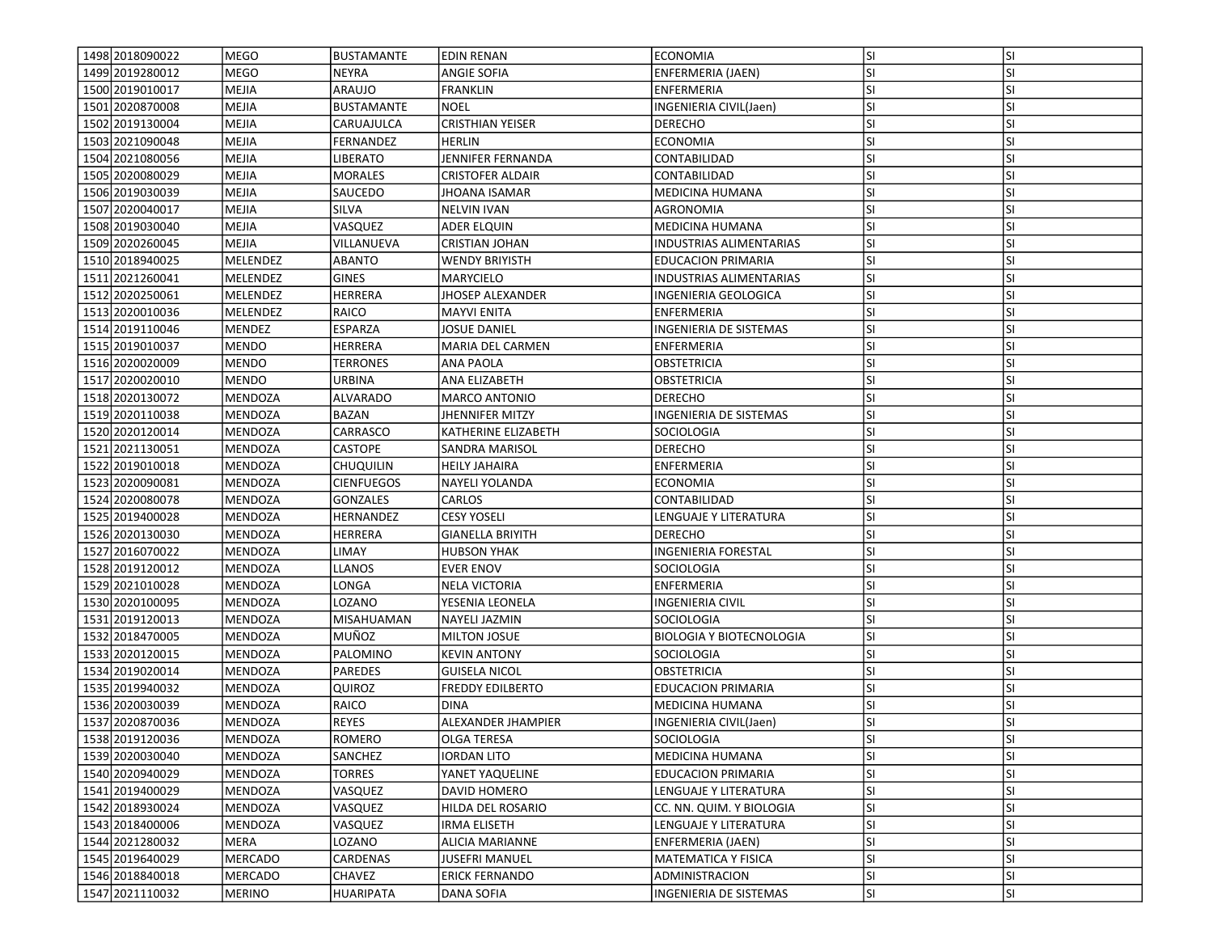| 1498 | 2018090022 | MEGO | BUSTAMANTE | EDIN RENAN | ECONOMIA | SI | SI |
|---|---|---|---|---|---|---|---|
| 1499 | 2019280012 | MEGO | NEYRA | ANGIE SOFIA | ENFERMERIA (JAEN) | SI | SI |
| 1500 | 2019010017 | MEJIA | ARAUJO | FRANKLIN | ENFERMERIA | SI | SI |
| 1501 | 2020870008 | MEJIA | BUSTAMANTE | NOEL | INGENIERIA CIVIL(Jaen) | SI | SI |
| 1502 | 2019130004 | MEJIA | CARUAJULCA | CRISTHIAN YEISER | DERECHO | SI | SI |
| 1503 | 2021090048 | MEJIA | FERNANDEZ | HERLIN | ECONOMIA | SI | SI |
| 1504 | 2021080056 | MEJIA | LIBERATO | JENNIFER FERNANDA | CONTABILIDAD | SI | SI |
| 1505 | 2020080029 | MEJIA | MORALES | CRISTOFER ALDAIR | CONTABILIDAD | SI | SI |
| 1506 | 2019030039 | MEJIA | SAUCEDO | JHOANA ISAMAR | MEDICINA HUMANA | SI | SI |
| 1507 | 2020040017 | MEJIA | SILVA | NELVIN IVAN | AGRONOMIA | SI | SI |
| 1508 | 2019030040 | MEJIA | VASQUEZ | ADER ELQUIN | MEDICINA HUMANA | SI | SI |
| 1509 | 2020260045 | MEJIA | VILLANUEVA | CRISTIAN JOHAN | INDUSTRIAS ALIMENTARIAS | SI | SI |
| 1510 | 2018940025 | MELENDEZ | ABANTO | WENDY BRIYISTH | EDUCACION PRIMARIA | SI | SI |
| 1511 | 2021260041 | MELENDEZ | GINES | MARYCIELO | INDUSTRIAS ALIMENTARIAS | SI | SI |
| 1512 | 2020250061 | MELENDEZ | HERRERA | JHOSEP ALEXANDER | INGENIERIA GEOLOGICA | SI | SI |
| 1513 | 2020010036 | MELENDEZ | RAICO | MAYVI ENITA | ENFERMERIA | SI | SI |
| 1514 | 2019110046 | MENDEZ | ESPARZA | JOSUE DANIEL | INGENIERIA DE SISTEMAS | SI | SI |
| 1515 | 2019010037 | MENDO | HERRERA | MARIA DEL CARMEN | ENFERMERIA | SI | SI |
| 1516 | 2020020009 | MENDO | TERRONES | ANA PAOLA | OBSTETRICIA | SI | SI |
| 1517 | 2020020010 | MENDO | URBINA | ANA ELIZABETH | OBSTETRICIA | SI | SI |
| 1518 | 2020130072 | MENDOZA | ALVARADO | MARCO ANTONIO | DERECHO | SI | SI |
| 1519 | 2020110038 | MENDOZA | BAZAN | JHENNIFER MITZY | INGENIERIA DE SISTEMAS | SI | SI |
| 1520 | 2020120014 | MENDOZA | CARRASCO | KATHERINE ELIZABETH | SOCIOLOGIA | SI | SI |
| 1521 | 2021130051 | MENDOZA | CASTOPE | SANDRA MARISOL | DERECHO | SI | SI |
| 1522 | 2019010018 | MENDOZA | CHUQUILIN | HEILY JAHAIRA | ENFERMERIA | SI | SI |
| 1523 | 2020090081 | MENDOZA | CIENFUEGOS | NAYELI YOLANDA | ECONOMIA | SI | SI |
| 1524 | 2020080078 | MENDOZA | GONZALES | CARLOS | CONTABILIDAD | SI | SI |
| 1525 | 2019400028 | MENDOZA | HERNANDEZ | CESY YOSELI | LENGUAJE Y LITERATURA | SI | SI |
| 1526 | 2020130030 | MENDOZA | HERRERA | GIANELLA BRIYITH | DERECHO | SI | SI |
| 1527 | 2016070022 | MENDOZA | LIMAY | HUBSON YHAK | INGENIERIA FORESTAL | SI | SI |
| 1528 | 2019120012 | MENDOZA | LLANOS | EVER ENOV | SOCIOLOGIA | SI | SI |
| 1529 | 2021010028 | MENDOZA | LONGA | NELA VICTORIA | ENFERMERIA | SI | SI |
| 1530 | 2020100095 | MENDOZA | LOZANO | YESENIA LEONELA | INGENIERIA CIVIL | SI | SI |
| 1531 | 2019120013 | MENDOZA | MISAHUAMAN | NAYELI JAZMIN | SOCIOLOGIA | SI | SI |
| 1532 | 2018470005 | MENDOZA | MUÑOZ | MILTON JOSUE | BIOLOGIA Y BIOTECNOLOGIA | SI | SI |
| 1533 | 2020120015 | MENDOZA | PALOMINO | KEVIN ANTONY | SOCIOLOGIA | SI | SI |
| 1534 | 2019020014 | MENDOZA | PAREDES | GUISELA NICOL | OBSTETRICIA | SI | SI |
| 1535 | 2019940032 | MENDOZA | QUIROZ | FREDDY EDILBERTO | EDUCACION PRIMARIA | SI | SI |
| 1536 | 2020030039 | MENDOZA | RAICO | DINA | MEDICINA HUMANA | SI | SI |
| 1537 | 2020870036 | MENDOZA | REYES | ALEXANDER JHAMPIER | INGENIERIA CIVIL(Jaen) | SI | SI |
| 1538 | 2019120036 | MENDOZA | ROMERO | OLGA TERESA | SOCIOLOGIA | SI | SI |
| 1539 | 2020030040 | MENDOZA | SANCHEZ | IORDAN LITO | MEDICINA HUMANA | SI | SI |
| 1540 | 2020940029 | MENDOZA | TORRES | YANET YAQUELINE | EDUCACION PRIMARIA | SI | SI |
| 1541 | 2019400029 | MENDOZA | VASQUEZ | DAVID HOMERO | LENGUAJE Y LITERATURA | SI | SI |
| 1542 | 2018930024 | MENDOZA | VASQUEZ | HILDA DEL ROSARIO | CC. NN. QUIM. Y BIOLOGIA | SI | SI |
| 1543 | 2018400006 | MENDOZA | VASQUEZ | IRMA ELISETH | LENGUAJE Y LITERATURA | SI | SI |
| 1544 | 2021280032 | MERA | LOZANO | ALICIA MARIANNE | ENFERMERIA (JAEN) | SI | SI |
| 1545 | 2019640029 | MERCADO | CARDENAS | JUSEFRI MANUEL | MATEMATICA Y FISICA | SI | SI |
| 1546 | 2018840018 | MERCADO | CHAVEZ | ERICK FERNANDO | ADMINISTRACION | SI | SI |
| 1547 | 2021110032 | MERINO | HUARIPATA | DANA SOFIA | INGENIERIA DE SISTEMAS | SI | SI |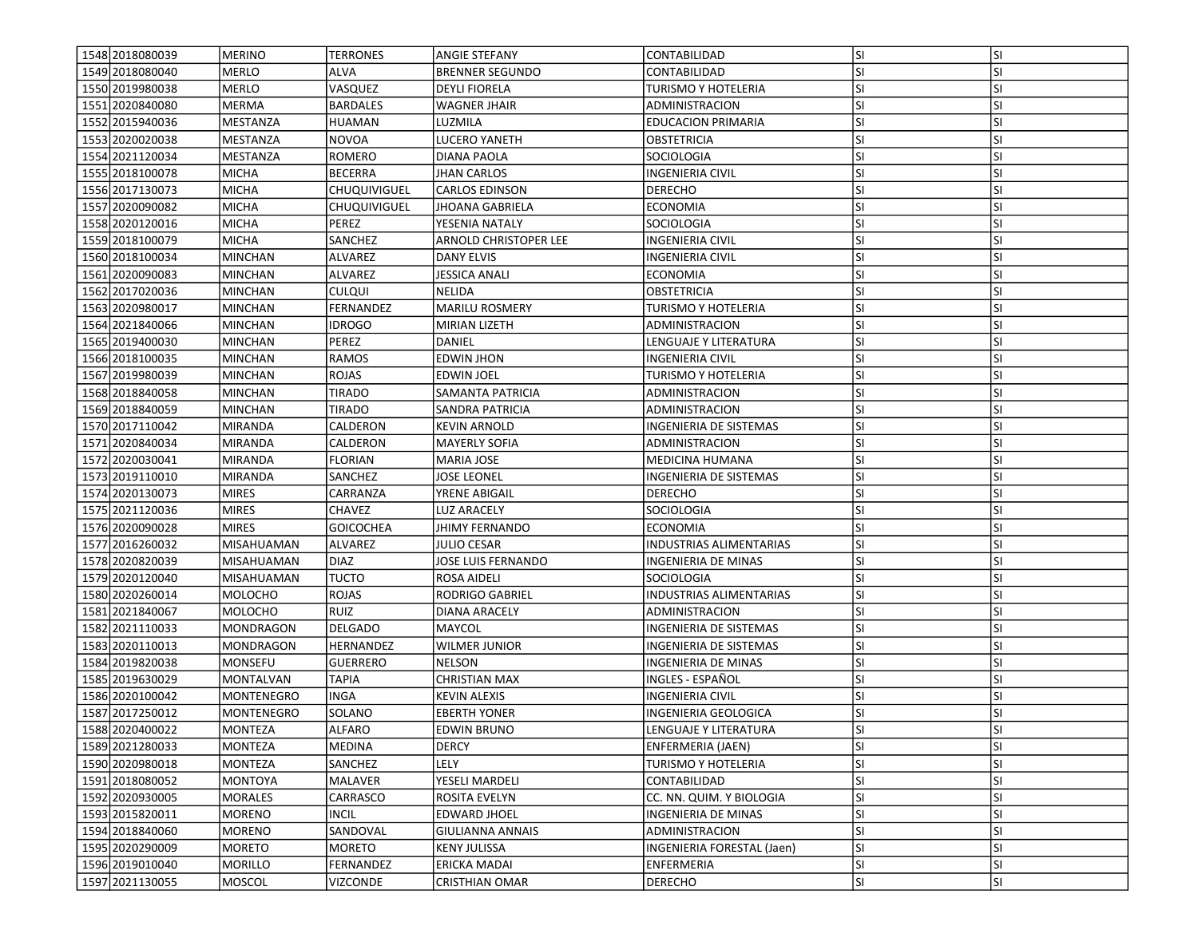| 1548 | 2018080039 | MERINO | TERRONES | ANGIE STEFANY | CONTABILIDAD | SI | SI |
|---|---|---|---|---|---|---|---|
| 1549 | 2018080040 | MERLO | ALVA | BRENNER SEGUNDO | CONTABILIDAD | SI | SI |
| 1550 | 2019980038 | MERLO | VASQUEZ | DEYLI FIORELA | TURISMO Y HOTELERIA | SI | SI |
| 1551 | 2020840080 | MERMA | BARDALES | WAGNER JHAIR | ADMINISTRACION | SI | SI |
| 1552 | 2015940036 | MESTANZA | HUAMAN | LUZMILA | EDUCACION PRIMARIA | SI | SI |
| 1553 | 2020020038 | MESTANZA | NOVOA | LUCERO YANETH | OBSTETRICIA | SI | SI |
| 1554 | 2021120034 | MESTANZA | ROMERO | DIANA PAOLA | SOCIOLOGIA | SI | SI |
| 1555 | 2018100078 | MICHA | BECERRA | JHAN CARLOS | INGENIERIA CIVIL | SI | SI |
| 1556 | 2017130073 | MICHA | CHUQUIVIGUEL | CARLOS EDINSON | DERECHO | SI | SI |
| 1557 | 2020090082 | MICHA | CHUQUIVIGUEL | JHOANA GABRIELA | ECONOMIA | SI | SI |
| 1558 | 2020120016 | MICHA | PEREZ | YESENIA NATALY | SOCIOLOGIA | SI | SI |
| 1559 | 2018100079 | MICHA | SANCHEZ | ARNOLD CHRISTOPER LEE | INGENIERIA CIVIL | SI | SI |
| 1560 | 2018100034 | MINCHAN | ALVAREZ | DANY ELVIS | INGENIERIA CIVIL | SI | SI |
| 1561 | 2020090083 | MINCHAN | ALVAREZ | JESSICA ANALI | ECONOMIA | SI | SI |
| 1562 | 2017020036 | MINCHAN | CULQUI | NELIDA | OBSTETRICIA | SI | SI |
| 1563 | 2020980017 | MINCHAN | FERNANDEZ | MARILU ROSMERY | TURISMO Y HOTELERIA | SI | SI |
| 1564 | 2021840066 | MINCHAN | IDROGO | MIRIAN LIZETH | ADMINISTRACION | SI | SI |
| 1565 | 2019400030 | MINCHAN | PEREZ | DANIEL | LENGUAJE Y LITERATURA | SI | SI |
| 1566 | 2018100035 | MINCHAN | RAMOS | EDWIN JHON | INGENIERIA CIVIL | SI | SI |
| 1567 | 2019980039 | MINCHAN | ROJAS | EDWIN JOEL | TURISMO Y HOTELERIA | SI | SI |
| 1568 | 2018840058 | MINCHAN | TIRADO | SAMANTA PATRICIA | ADMINISTRACION | SI | SI |
| 1569 | 2018840059 | MINCHAN | TIRADO | SANDRA PATRICIA | ADMINISTRACION | SI | SI |
| 1570 | 2017110042 | MIRANDA | CALDERON | KEVIN ARNOLD | INGENIERIA DE SISTEMAS | SI | SI |
| 1571 | 2020840034 | MIRANDA | CALDERON | MAYERLY SOFIA | ADMINISTRACION | SI | SI |
| 1572 | 2020030041 | MIRANDA | FLORIAN | MARIA JOSE | MEDICINA HUMANA | SI | SI |
| 1573 | 2019110010 | MIRANDA | SANCHEZ | JOSE LEONEL | INGENIERIA DE SISTEMAS | SI | SI |
| 1574 | 2020130073 | MIRES | CARRANZA | YRENE ABIGAIL | DERECHO | SI | SI |
| 1575 | 2021120036 | MIRES | CHAVEZ | LUZ ARACELY | SOCIOLOGIA | SI | SI |
| 1576 | 2020090028 | MIRES | GOICOCHEA | JHIMY FERNANDO | ECONOMIA | SI | SI |
| 1577 | 2016260032 | MISAHUAMAN | ALVAREZ | JULIO CESAR | INDUSTRIAS ALIMENTARIAS | SI | SI |
| 1578 | 2020820039 | MISAHUAMAN | DIAZ | JOSE LUIS FERNANDO | INGENIERIA DE MINAS | SI | SI |
| 1579 | 2020120040 | MISAHUAMAN | TUCTO | ROSA AIDELI | SOCIOLOGIA | SI | SI |
| 1580 | 2020260014 | MOLOCHO | ROJAS | RODRIGO GABRIEL | INDUSTRIAS ALIMENTARIAS | SI | SI |
| 1581 | 2021840067 | MOLOCHO | RUIZ | DIANA ARACELY | ADMINISTRACION | SI | SI |
| 1582 | 2021110033 | MONDRAGON | DELGADO | MAYCOL | INGENIERIA DE SISTEMAS | SI | SI |
| 1583 | 2020110013 | MONDRAGON | HERNANDEZ | WILMER JUNIOR | INGENIERIA DE SISTEMAS | SI | SI |
| 1584 | 2019820038 | MONSEFU | GUERRERO | NELSON | INGENIERIA DE MINAS | SI | SI |
| 1585 | 2019630029 | MONTALVAN | TAPIA | CHRISTIAN MAX | INGLES - ESPAÑOL | SI | SI |
| 1586 | 2020100042 | MONTENEGRO | INGA | KEVIN ALEXIS | INGENIERIA CIVIL | SI | SI |
| 1587 | 2017250012 | MONTENEGRO | SOLANO | EBERTH YONER | INGENIERIA GEOLOGICA | SI | SI |
| 1588 | 2020400022 | MONTEZA | ALFARO | EDWIN BRUNO | LENGUAJE Y LITERATURA | SI | SI |
| 1589 | 2021280033 | MONTEZA | MEDINA | DERCY | ENFERMERIA (JAEN) | SI | SI |
| 1590 | 2020980018 | MONTEZA | SANCHEZ | LELY | TURISMO Y HOTELERIA | SI | SI |
| 1591 | 2018080052 | MONTOYA | MALAVER | YESELI MARDELI | CONTABILIDAD | SI | SI |
| 1592 | 2020930005 | MORALES | CARRASCO | ROSITA EVELYN | CC. NN. QUIM. Y BIOLOGIA | SI | SI |
| 1593 | 2015820011 | MORENO | INCIL | EDWARD JHOEL | INGENIERIA DE MINAS | SI | SI |
| 1594 | 2018840060 | MORENO | SANDOVAL | GIULIANNA ANNAIS | ADMINISTRACION | SI | SI |
| 1595 | 2020290009 | MORETO | MORETO | KENY JULISSA | INGENIERIA FORESTAL (Jaen) | SI | SI |
| 1596 | 2019010040 | MORILLO | FERNANDEZ | ERICKA MADAI | ENFERMERIA | SI | SI |
| 1597 | 2021130055 | MOSCOL | VIZCONDE | CRISTHIAN OMAR | DERECHO | SI | SI |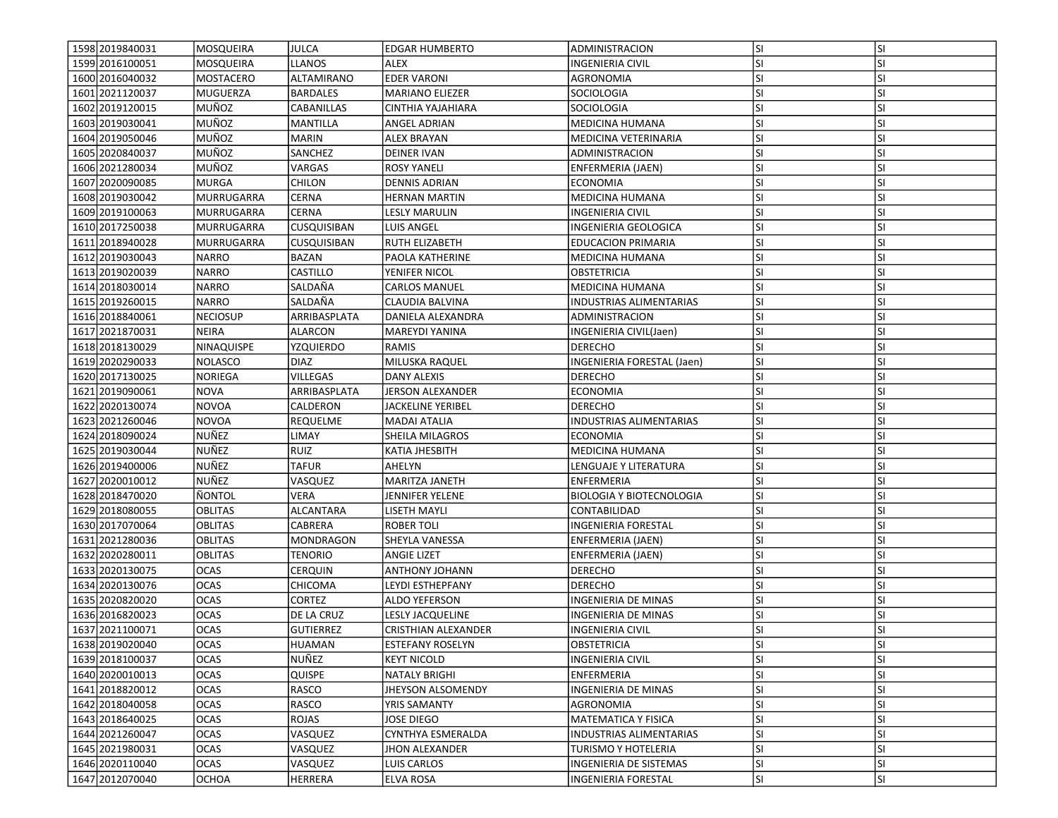| | | | | | | | |
|---|---|---|---|---|---|---|---|
| 1598 | 2019840031 | MOSQUEIRA | JULCA | EDGAR HUMBERTO | ADMINISTRACION | SI | SI |
| 1599 | 2016100051 | MOSQUEIRA | LLANOS | ALEX | INGENIERIA CIVIL | SI | SI |
| 1600 | 2016040032 | MOSTACERO | ALTAMIRANO | EDER VARONI | AGRONOMIA | SI | SI |
| 1601 | 2021120037 | MUGUERZA | BARDALES | MARIANO ELIEZER | SOCIOLOGIA | SI | SI |
| 1602 | 2019120015 | MUÑOZ | CABANILLAS | CINTHIA YAJAHIARA | SOCIOLOGIA | SI | SI |
| 1603 | 2019030041 | MUÑOZ | MANTILLA | ANGEL ADRIAN | MEDICINA HUMANA | SI | SI |
| 1604 | 2019050046 | MUÑOZ | MARIN | ALEX BRAYAN | MEDICINA VETERINARIA | SI | SI |
| 1605 | 2020840037 | MUÑOZ | SANCHEZ | DEINER IVAN | ADMINISTRACION | SI | SI |
| 1606 | 2021280034 | MUÑOZ | VARGAS | ROSY YANELI | ENFERMERIA (JAEN) | SI | SI |
| 1607 | 2020090085 | MURGA | CHILON | DENNIS ADRIAN | ECONOMIA | SI | SI |
| 1608 | 2019030042 | MURRUGARRA | CERNA | HERNAN MARTIN | MEDICINA HUMANA | SI | SI |
| 1609 | 2019100063 | MURRUGARRA | CERNA | LESLY MARULIN | INGENIERIA CIVIL | SI | SI |
| 1610 | 2017250038 | MURRUGARRA | CUSQUISIBAN | LUIS ANGEL | INGENIERIA GEOLOGICA | SI | SI |
| 1611 | 2018940028 | MURRUGARRA | CUSQUISIBAN | RUTH ELIZABETH | EDUCACION PRIMARIA | SI | SI |
| 1612 | 2019030043 | NARRO | BAZAN | PAOLA KATHERINE | MEDICINA HUMANA | SI | SI |
| 1613 | 2019020039 | NARRO | CASTILLO | YENIFER NICOL | OBSTETRICIA | SI | SI |
| 1614 | 2018030014 | NARRO | SALDAÑA | CARLOS MANUEL | MEDICINA HUMANA | SI | SI |
| 1615 | 2019260015 | NARRO | SALDAÑA | CLAUDIA BALVINA | INDUSTRIAS ALIMENTARIAS | SI | SI |
| 1616 | 2018840061 | NECIOSUP | ARRIBASPLATA | DANIELA ALEXANDRA | ADMINISTRACION | SI | SI |
| 1617 | 2021870031 | NEIRA | ALARCON | MAREYDI YANINA | INGENIERIA CIVIL(Jaen) | SI | SI |
| 1618 | 2018130029 | NINAQUISPE | YZQUIERDO | RAMIS | DERECHO | SI | SI |
| 1619 | 2020290033 | NOLASCO | DIAZ | MILUSKA RAQUEL | INGENIERIA FORESTAL (Jaen) | SI | SI |
| 1620 | 2017130025 | NORIEGA | VILLEGAS | DANY ALEXIS | DERECHO | SI | SI |
| 1621 | 2019090061 | NOVA | ARRIBASPLATA | JERSON ALEXANDER | ECONOMIA | SI | SI |
| 1622 | 2020130074 | NOVOA | CALDERON | JACKELINE YERIBEL | DERECHO | SI | SI |
| 1623 | 2021260046 | NOVOA | REQUELME | MADAI ATALIA | INDUSTRIAS ALIMENTARIAS | SI | SI |
| 1624 | 2018090024 | NUÑEZ | LIMAY | SHEILA MILAGROS | ECONOMIA | SI | SI |
| 1625 | 2019030044 | NUÑEZ | RUIZ | KATIA JHESBITH | MEDICINA HUMANA | SI | SI |
| 1626 | 2019400006 | NUÑEZ | TAFUR | AHELYN | LENGUAJE Y LITERATURA | SI | SI |
| 1627 | 2020010012 | NUÑEZ | VASQUEZ | MARITZA JANETH | ENFERMERIA | SI | SI |
| 1628 | 2018470020 | ÑONTOL | VERA | JENNIFER YELENE | BIOLOGIA Y BIOTECNOLOGIA | SI | SI |
| 1629 | 2018080055 | OBLITAS | ALCANTARA | LISETH MAYLI | CONTABILIDAD | SI | SI |
| 1630 | 2017070064 | OBLITAS | CABRERA | ROBER TOLI | INGENIERIA FORESTAL | SI | SI |
| 1631 | 2021280036 | OBLITAS | MONDRAGON | SHEYLA VANESSA | ENFERMERIA (JAEN) | SI | SI |
| 1632 | 2020280011 | OBLITAS | TENORIO | ANGIE LIZET | ENFERMERIA (JAEN) | SI | SI |
| 1633 | 2020130075 | OCAS | CERQUIN | ANTHONY JOHANN | DERECHO | SI | SI |
| 1634 | 2020130076 | OCAS | CHICOMA | LEYDI ESTHEPFANY | DERECHO | SI | SI |
| 1635 | 2020820020 | OCAS | CORTEZ | ALDO YEFERSON | INGENIERIA DE MINAS | SI | SI |
| 1636 | 2016820023 | OCAS | DE LA CRUZ | LESLY JACQUELINE | INGENIERIA DE MINAS | SI | SI |
| 1637 | 2021100071 | OCAS | GUTIERREZ | CRISTHIAN ALEXANDER | INGENIERIA CIVIL | SI | SI |
| 1638 | 2019020040 | OCAS | HUAMAN | ESTEFANY ROSELYN | OBSTETRICIA | SI | SI |
| 1639 | 2018100037 | OCAS | NUÑEZ | KEYT NICOLD | INGENIERIA CIVIL | SI | SI |
| 1640 | 2020010013 | OCAS | QUISPE | NATALY BRIGHI | ENFERMERIA | SI | SI |
| 1641 | 2018820012 | OCAS | RASCO | JHEYSON ALSOMENDY | INGENIERIA DE MINAS | SI | SI |
| 1642 | 2018040058 | OCAS | RASCO | YRIS SAMANTY | AGRONOMIA | SI | SI |
| 1643 | 2018640025 | OCAS | ROJAS | JOSE DIEGO | MATEMATICA Y FISICA | SI | SI |
| 1644 | 2021260047 | OCAS | VASQUEZ | CYNTHYA ESMERALDA | INDUSTRIAS ALIMENTARIAS | SI | SI |
| 1645 | 2021980031 | OCAS | VASQUEZ | JHON ALEXANDER | TURISMO Y HOTELERIA | SI | SI |
| 1646 | 2020110040 | OCAS | VASQUEZ | LUIS CARLOS | INGENIERIA DE SISTEMAS | SI | SI |
| 1647 | 2012070040 | OCHOA | HERRERA | ELVA ROSA | INGENIERIA FORESTAL | SI | SI |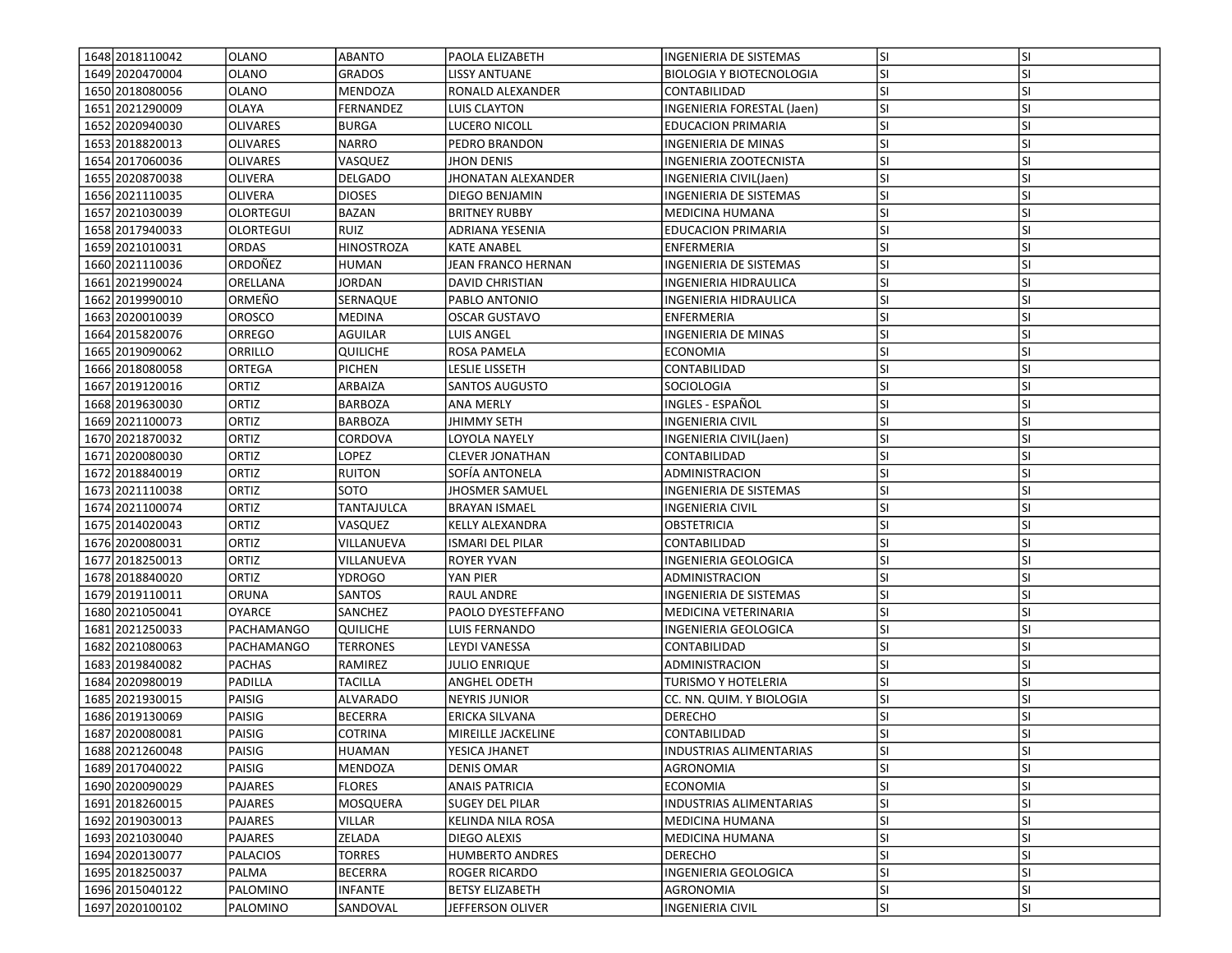| 1648 | 2018110042 | OLANO | ABANTO | PAOLA ELIZABETH | INGENIERIA DE SISTEMAS | SI | SI |
|---|---|---|---|---|---|---|---|
| 1649 | 2020470004 | OLANO | GRADOS | LISSY ANTUANE | BIOLOGIA Y BIOTECNOLOGIA | SI | SI |
| 1650 | 2018080056 | OLANO | MENDOZA | RONALD ALEXANDER | CONTABILIDAD | SI | SI |
| 1651 | 2021290009 | OLAYA | FERNANDEZ | LUIS CLAYTON | INGENIERIA FORESTAL (Jaen) | SI | SI |
| 1652 | 2020940030 | OLIVARES | BURGA | LUCERO NICOLL | EDUCACION PRIMARIA | SI | SI |
| 1653 | 2018820013 | OLIVARES | NARRO | PEDRO BRANDON | INGENIERIA DE MINAS | SI | SI |
| 1654 | 2017060036 | OLIVARES | VASQUEZ | JHON DENIS | INGENIERIA ZOOTECNISTA | SI | SI |
| 1655 | 2020870038 | OLIVERA | DELGADO | JHONATAN ALEXANDER | INGENIERIA CIVIL(Jaen) | SI | SI |
| 1656 | 2021110035 | OLIVERA | DIOSES | DIEGO BENJAMIN | INGENIERIA DE SISTEMAS | SI | SI |
| 1657 | 2021030039 | OLORTEGUI | BAZAN | BRITNEY RUBBY | MEDICINA HUMANA | SI | SI |
| 1658 | 2017940033 | OLORTEGUI | RUIZ | ADRIANA YESENIA | EDUCACION PRIMARIA | SI | SI |
| 1659 | 2021010031 | ORDAS | HINOSTROZA | KATE ANABEL | ENFERMERIA | SI | SI |
| 1660 | 2021110036 | ORDOÑEZ | HUMAN | JEAN FRANCO HERNAN | INGENIERIA DE SISTEMAS | SI | SI |
| 1661 | 2021990024 | ORELLANA | JORDAN | DAVID CHRISTIAN | INGENIERIA HIDRAULICA | SI | SI |
| 1662 | 2019990010 | ORMEÑO | SERNAQUE | PABLO ANTONIO | INGENIERIA HIDRAULICA | SI | SI |
| 1663 | 2020010039 | OROSCO | MEDINA | OSCAR GUSTAVO | ENFERMERIA | SI | SI |
| 1664 | 2015820076 | ORREGO | AGUILAR | LUIS ANGEL | INGENIERIA DE MINAS | SI | SI |
| 1665 | 2019090062 | ORRILLO | QUILICHE | ROSA PAMELA | ECONOMIA | SI | SI |
| 1666 | 2018080058 | ORTEGA | PICHEN | LESLIE LISSETH | CONTABILIDAD | SI | SI |
| 1667 | 2019120016 | ORTIZ | ARBAIZA | SANTOS AUGUSTO | SOCIOLOGIA | SI | SI |
| 1668 | 2019630030 | ORTIZ | BARBOZA | ANA MERLY | INGLES - ESPAÑOL | SI | SI |
| 1669 | 2021100073 | ORTIZ | BARBOZA | JHIMMY SETH | INGENIERIA CIVIL | SI | SI |
| 1670 | 2021870032 | ORTIZ | CORDOVA | LOYOLA NAYELY | INGENIERIA CIVIL(Jaen) | SI | SI |
| 1671 | 2020080030 | ORTIZ | LOPEZ | CLEVER JONATHAN | CONTABILIDAD | SI | SI |
| 1672 | 2018840019 | ORTIZ | RUITON | SOFÍA ANTONELA | ADMINISTRACION | SI | SI |
| 1673 | 2021110038 | ORTIZ | SOTO | JHOSMER SAMUEL | INGENIERIA DE SISTEMAS | SI | SI |
| 1674 | 2021100074 | ORTIZ | TANTAJULCA | BRAYAN ISMAEL | INGENIERIA CIVIL | SI | SI |
| 1675 | 2014020043 | ORTIZ | VASQUEZ | KELLY ALEXANDRA | OBSTETRICIA | SI | SI |
| 1676 | 2020080031 | ORTIZ | VILLANUEVA | ISMARI DEL PILAR | CONTABILIDAD | SI | SI |
| 1677 | 2018250013 | ORTIZ | VILLANUEVA | ROYER YVAN | INGENIERIA GEOLOGICA | SI | SI |
| 1678 | 2018840020 | ORTIZ | YDROGO | YAN PIER | ADMINISTRACION | SI | SI |
| 1679 | 2019110011 | ORUNA | SANTOS | RAUL ANDRE | INGENIERIA DE SISTEMAS | SI | SI |
| 1680 | 2021050041 | OYARCE | SANCHEZ | PAOLO DYESTEFFANO | MEDICINA VETERINARIA | SI | SI |
| 1681 | 2021250033 | PACHAMANGO | QUILICHE | LUIS FERNANDO | INGENIERIA GEOLOGICA | SI | SI |
| 1682 | 2021080063 | PACHAMANGO | TERRONES | LEYDI VANESSA | CONTABILIDAD | SI | SI |
| 1683 | 2019840082 | PACHAS | RAMIREZ | JULIO ENRIQUE | ADMINISTRACION | SI | SI |
| 1684 | 2020980019 | PADILLA | TACILLA | ANGHEL ODETH | TURISMO Y HOTELERIA | SI | SI |
| 1685 | 2021930015 | PAISIG | ALVARADO | NEYRIS JUNIOR | CC. NN. QUIM. Y BIOLOGIA | SI | SI |
| 1686 | 2019130069 | PAISIG | BECERRA | ERICKA SILVANA | DERECHO | SI | SI |
| 1687 | 2020080081 | PAISIG | COTRINA | MIREILLE JACKELINE | CONTABILIDAD | SI | SI |
| 1688 | 2021260048 | PAISIG | HUAMAN | YESICA JHANET | INDUSTRIAS ALIMENTARIAS | SI | SI |
| 1689 | 2017040022 | PAISIG | MENDOZA | DENIS OMAR | AGRONOMIA | SI | SI |
| 1690 | 2020090029 | PAJARES | FLORES | ANAIS PATRICIA | ECONOMIA | SI | SI |
| 1691 | 2018260015 | PAJARES | MOSQUERA | SUGEY DEL PILAR | INDUSTRIAS ALIMENTARIAS | SI | SI |
| 1692 | 2019030013 | PAJARES | VILLAR | KELINDA NILA ROSA | MEDICINA HUMANA | SI | SI |
| 1693 | 2021030040 | PAJARES | ZELADA | DIEGO ALEXIS | MEDICINA HUMANA | SI | SI |
| 1694 | 2020130077 | PALACIOS | TORRES | HUMBERTO ANDRES | DERECHO | SI | SI |
| 1695 | 2018250037 | PALMA | BECERRA | ROGER RICARDO | INGENIERIA GEOLOGICA | SI | SI |
| 1696 | 2015040122 | PALOMINO | INFANTE | BETSY ELIZABETH | AGRONOMIA | SI | SI |
| 1697 | 2020100102 | PALOMINO | SANDOVAL | JEFFERSON OLIVER | INGENIERIA CIVIL | SI | SI |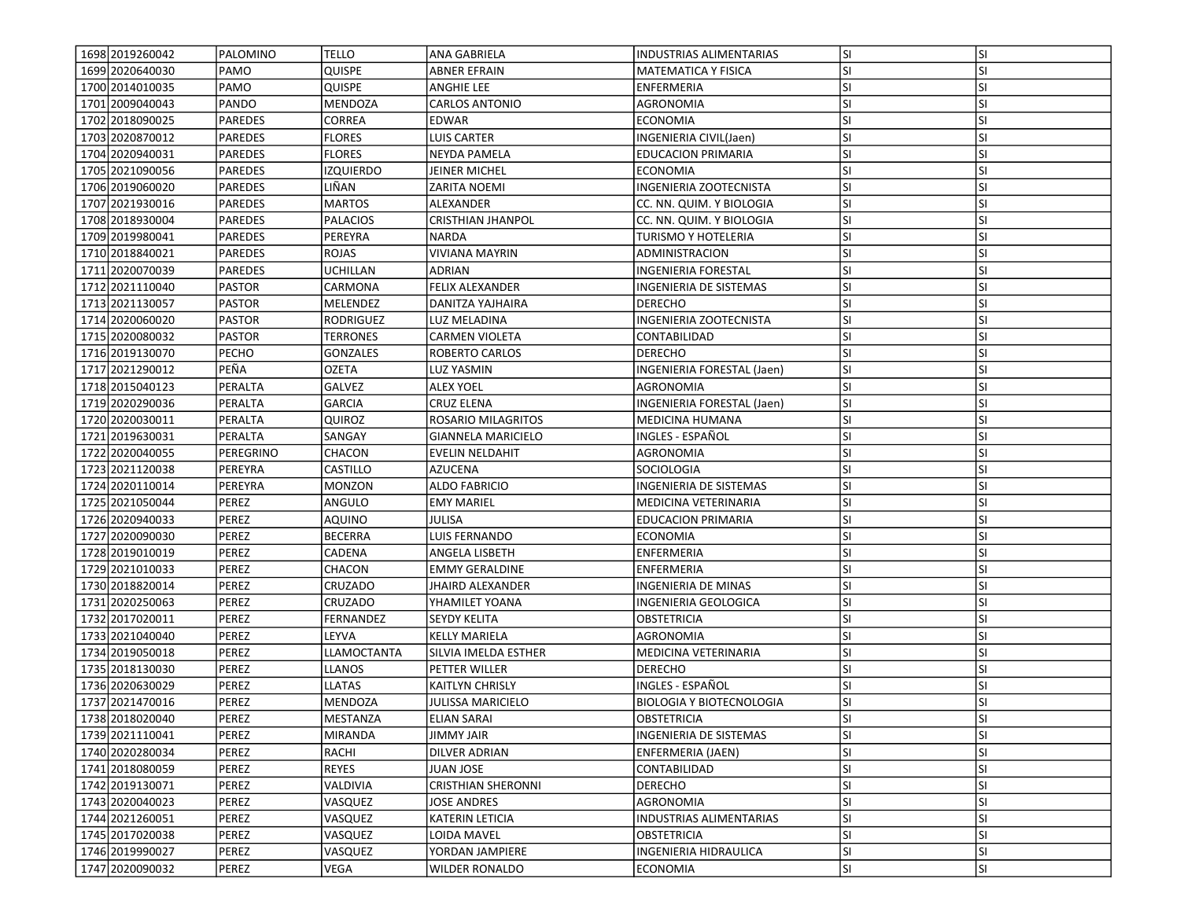| | | | | | | | |
|---|---|---|---|---|---|---|---|
| 1698 | 2019260042 | PALOMINO | TELLO | ANA GABRIELA | INDUSTRIAS ALIMENTARIAS | SI | SI |
| 1699 | 2020640030 | PAMO | QUISPE | ABNER EFRAIN | MATEMATICA Y FISICA | SI | SI |
| 1700 | 2014010035 | PAMO | QUISPE | ANGHIE LEE | ENFERMERIA | SI | SI |
| 1701 | 2009040043 | PANDO | MENDOZA | CARLOS ANTONIO | AGRONOMIA | SI | SI |
| 1702 | 2018090025 | PAREDES | CORREA | EDWAR | ECONOMIA | SI | SI |
| 1703 | 2020870012 | PAREDES | FLORES | LUIS CARTER | INGENIERIA CIVIL(Jaen) | SI | SI |
| 1704 | 2020940031 | PAREDES | FLORES | NEYDA PAMELA | EDUCACION PRIMARIA | SI | SI |
| 1705 | 2021090056 | PAREDES | IZQUIERDO | JEINER MICHEL | ECONOMIA | SI | SI |
| 1706 | 2019060020 | PAREDES | LIÑAN | ZARITA NOEMI | INGENIERIA ZOOTECNISTA | SI | SI |
| 1707 | 2021930016 | PAREDES | MARTOS | ALEXANDER | CC. NN. QUIM. Y BIOLOGIA | SI | SI |
| 1708 | 2018930004 | PAREDES | PALACIOS | CRISTHIAN JHANPOL | CC. NN. QUIM. Y BIOLOGIA | SI | SI |
| 1709 | 2019980041 | PAREDES | PEREYRA | NARDA | TURISMO Y HOTELERIA | SI | SI |
| 1710 | 2018840021 | PAREDES | ROJAS | VIVIANA MAYRIN | ADMINISTRACION | SI | SI |
| 1711 | 2020070039 | PAREDES | UCHILLAN | ADRIAN | INGENIERIA FORESTAL | SI | SI |
| 1712 | 2021110040 | PASTOR | CARMONA | FELIX ALEXANDER | INGENIERIA DE SISTEMAS | SI | SI |
| 1713 | 2021130057 | PASTOR | MELENDEZ | DANITZA YAJHAIRA | DERECHO | SI | SI |
| 1714 | 2020060020 | PASTOR | RODRIGUEZ | LUZ MELADINA | INGENIERIA ZOOTECNISTA | SI | SI |
| 1715 | 2020080032 | PASTOR | TERRONES | CARMEN VIOLETA | CONTABILIDAD | SI | SI |
| 1716 | 2019130070 | PECHO | GONZALES | ROBERTO CARLOS | DERECHO | SI | SI |
| 1717 | 2021290012 | PEÑA | OZETA | LUZ YASMIN | INGENIERIA FORESTAL (Jaen) | SI | SI |
| 1718 | 2015040123 | PERALTA | GALVEZ | ALEX YOEL | AGRONOMIA | SI | SI |
| 1719 | 2020290036 | PERALTA | GARCIA | CRUZ ELENA | INGENIERIA FORESTAL (Jaen) | SI | SI |
| 1720 | 2020030011 | PERALTA | QUIROZ | ROSARIO MILAGRITOS | MEDICINA HUMANA | SI | SI |
| 1721 | 2019630031 | PERALTA | SANGAY | GIANNELA MARICIELO | INGLES - ESPAÑOL | SI | SI |
| 1722 | 2020040055 | PEREGRINO | CHACON | EVELIN NELDAHIT | AGRONOMIA | SI | SI |
| 1723 | 2021120038 | PEREYRA | CASTILLO | AZUCENA | SOCIOLOGIA | SI | SI |
| 1724 | 2020110014 | PEREYRA | MONZON | ALDO FABRICIO | INGENIERIA DE SISTEMAS | SI | SI |
| 1725 | 2021050044 | PEREZ | ANGULO | EMY MARIEL | MEDICINA VETERINARIA | SI | SI |
| 1726 | 2020940033 | PEREZ | AQUINO | JULISA | EDUCACION PRIMARIA | SI | SI |
| 1727 | 2020090030 | PEREZ | BECERRA | LUIS FERNANDO | ECONOMIA | SI | SI |
| 1728 | 2019010019 | PEREZ | CADENA | ANGELA LISBETH | ENFERMERIA | SI | SI |
| 1729 | 2021010033 | PEREZ | CHACON | EMMY GERALDINE | ENFERMERIA | SI | SI |
| 1730 | 2018820014 | PEREZ | CRUZADO | JHAIRD ALEXANDER | INGENIERIA DE MINAS | SI | SI |
| 1731 | 2020250063 | PEREZ | CRUZADO | YHAMILET YOANA | INGENIERIA GEOLOGICA | SI | SI |
| 1732 | 2017020011 | PEREZ | FERNANDEZ | SEYDY KELITA | OBSTETRICIA | SI | SI |
| 1733 | 2021040040 | PEREZ | LEYVA | KELLY MARIELA | AGRONOMIA | SI | SI |
| 1734 | 2019050018 | PEREZ | LLAMOCTANTA | SILVIA IMELDA ESTHER | MEDICINA VETERINARIA | SI | SI |
| 1735 | 2018130030 | PEREZ | LLANOS | PETTER WILLER | DERECHO | SI | SI |
| 1736 | 2020630029 | PEREZ | LLATAS | KAITLYN CHRISLY | INGLES - ESPAÑOL | SI | SI |
| 1737 | 2021470016 | PEREZ | MENDOZA | JULISSA MARICIELO | BIOLOGIA Y BIOTECNOLOGIA | SI | SI |
| 1738 | 2018020040 | PEREZ | MESTANZA | ELIAN SARAI | OBSTETRICIA | SI | SI |
| 1739 | 2021110041 | PEREZ | MIRANDA | JIMMY JAIR | INGENIERIA DE SISTEMAS | SI | SI |
| 1740 | 2020280034 | PEREZ | RACHI | DILVER ADRIAN | ENFERMERIA (JAEN) | SI | SI |
| 1741 | 2018080059 | PEREZ | REYES | JUAN JOSE | CONTABILIDAD | SI | SI |
| 1742 | 2019130071 | PEREZ | VALDIVIA | CRISTHIAN SHERONNI | DERECHO | SI | SI |
| 1743 | 2020040023 | PEREZ | VASQUEZ | JOSE ANDRES | AGRONOMIA | SI | SI |
| 1744 | 2021260051 | PEREZ | VASQUEZ | KATERIN LETICIA | INDUSTRIAS ALIMENTARIAS | SI | SI |
| 1745 | 2017020038 | PEREZ | VASQUEZ | LOIDA MAVEL | OBSTETRICIA | SI | SI |
| 1746 | 2019990027 | PEREZ | VASQUEZ | YORDAN JAMPIERE | INGENIERIA HIDRAULICA | SI | SI |
| 1747 | 2020090032 | PEREZ | VEGA | WILDER RONALDO | ECONOMIA | SI | SI |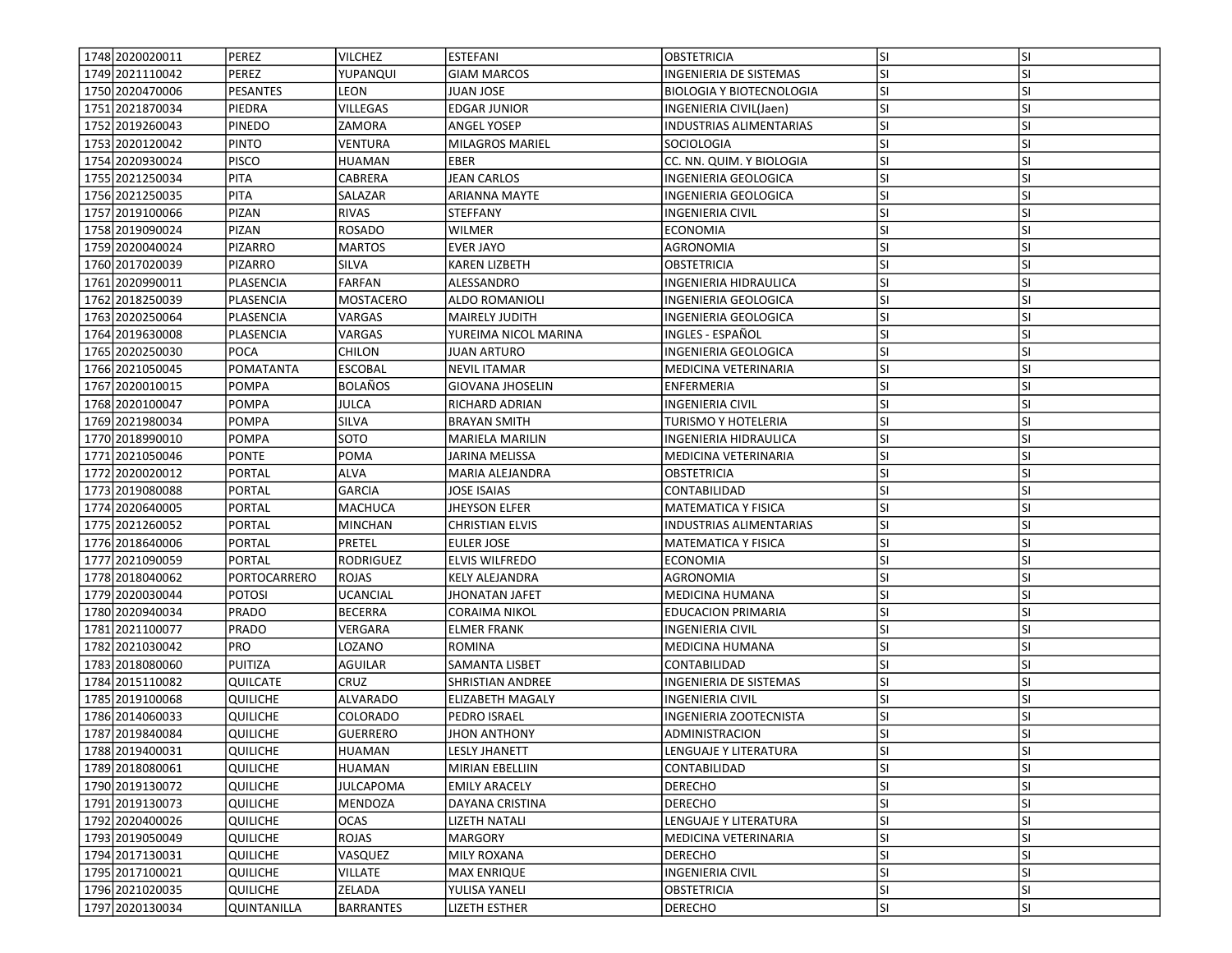| | | | | | | | |
|---|---|---|---|---|---|---|---|
| 1748 | 2020020011 | PEREZ | VILCHEZ | ESTEFANI | OBSTETRICIA | SI | SI |
| 1749 | 2021110042 | PEREZ | YUPANQUI | GIAM MARCOS | INGENIERIA DE SISTEMAS | SI | SI |
| 1750 | 2020470006 | PESANTES | LEON | JUAN JOSE | BIOLOGIA Y BIOTECNOLOGIA | SI | SI |
| 1751 | 2021870034 | PIEDRA | VILLEGAS | EDGAR JUNIOR | INGENIERIA CIVIL(Jaen) | SI | SI |
| 1752 | 2019260043 | PINEDO | ZAMORA | ANGEL YOSEP | INDUSTRIAS ALIMENTARIAS | SI | SI |
| 1753 | 2020120042 | PINTO | VENTURA | MILAGROS MARIEL | SOCIOLOGIA | SI | SI |
| 1754 | 2020930024 | PISCO | HUAMAN | EBER | CC. NN. QUIM. Y BIOLOGIA | SI | SI |
| 1755 | 2021250034 | PITA | CABRERA | JEAN CARLOS | INGENIERIA GEOLOGICA | SI | SI |
| 1756 | 2021250035 | PITA | SALAZAR | ARIANNA MAYTE | INGENIERIA GEOLOGICA | SI | SI |
| 1757 | 2019100066 | PIZAN | RIVAS | STEFFANY | INGENIERIA CIVIL | SI | SI |
| 1758 | 2019090024 | PIZAN | ROSADO | WILMER | ECONOMIA | SI | SI |
| 1759 | 2020040024 | PIZARRO | MARTOS | EVER JAYO | AGRONOMIA | SI | SI |
| 1760 | 2017020039 | PIZARRO | SILVA | KAREN LIZBETH | OBSTETRICIA | SI | SI |
| 1761 | 2020990011 | PLASENCIA | FARFAN | ALESSANDRO | INGENIERIA HIDRAULICA | SI | SI |
| 1762 | 2018250039 | PLASENCIA | MOSTACERO | ALDO ROMANIOLI | INGENIERIA GEOLOGICA | SI | SI |
| 1763 | 2020250064 | PLASENCIA | VARGAS | MAIRELY JUDITH | INGENIERIA GEOLOGICA | SI | SI |
| 1764 | 2019630008 | PLASENCIA | VARGAS | YUREIMA NICOL MARINA | INGLES - ESPAÑOL | SI | SI |
| 1765 | 2020250030 | POCA | CHILON | JUAN ARTURO | INGENIERIA GEOLOGICA | SI | SI |
| 1766 | 2021050045 | POMATANTA | ESCOBAL | NEVIL ITAMAR | MEDICINA VETERINARIA | SI | SI |
| 1767 | 2020010015 | POMPA | BOLAÑOS | GIOVANA JHOSELIN | ENFERMERIA | SI | SI |
| 1768 | 2020100047 | POMPA | JULCA | RICHARD ADRIAN | INGENIERIA CIVIL | SI | SI |
| 1769 | 2021980034 | POMPA | SILVA | BRAYAN SMITH | TURISMO Y HOTELERIA | SI | SI |
| 1770 | 2018990010 | POMPA | SOTO | MARIELA MARILIN | INGENIERIA HIDRAULICA | SI | SI |
| 1771 | 2021050046 | PONTE | POMA | JARINA MELISSA | MEDICINA VETERINARIA | SI | SI |
| 1772 | 2020020012 | PORTAL | ALVA | MARIA ALEJANDRA | OBSTETRICIA | SI | SI |
| 1773 | 2019080088 | PORTAL | GARCIA | JOSE ISAIAS | CONTABILIDAD | SI | SI |
| 1774 | 2020640005 | PORTAL | MACHUCA | JHEYSON ELFER | MATEMATICA Y FISICA | SI | SI |
| 1775 | 2021260052 | PORTAL | MINCHAN | CHRISTIAN ELVIS | INDUSTRIAS ALIMENTARIAS | SI | SI |
| 1776 | 2018640006 | PORTAL | PRETEL | EULER JOSE | MATEMATICA Y FISICA | SI | SI |
| 1777 | 2021090059 | PORTAL | RODRIGUEZ | ELVIS WILFREDO | ECONOMIA | SI | SI |
| 1778 | 2018040062 | PORTOCARRERO | ROJAS | KELY ALEJANDRA | AGRONOMIA | SI | SI |
| 1779 | 2020030044 | POTOSI | UCANCIAL | JHONATAN JAFET | MEDICINA HUMANA | SI | SI |
| 1780 | 2020940034 | PRADO | BECERRA | CORAIMA NIKOL | EDUCACION PRIMARIA | SI | SI |
| 1781 | 2021100077 | PRADO | VERGARA | ELMER FRANK | INGENIERIA CIVIL | SI | SI |
| 1782 | 2021030042 | PRO | LOZANO | ROMINA | MEDICINA HUMANA | SI | SI |
| 1783 | 2018080060 | PUITIZA | AGUILAR | SAMANTA LISBET | CONTABILIDAD | SI | SI |
| 1784 | 2015110082 | QUILCATE | CRUZ | SHRISTIAN ANDREE | INGENIERIA DE SISTEMAS | SI | SI |
| 1785 | 2019100068 | QUILICHE | ALVARADO | ELIZABETH MAGALY | INGENIERIA CIVIL | SI | SI |
| 1786 | 2014060033 | QUILICHE | COLORADO | PEDRO ISRAEL | INGENIERIA ZOOTECNISTA | SI | SI |
| 1787 | 2019840084 | QUILICHE | GUERRERO | JHON ANTHONY | ADMINISTRACION | SI | SI |
| 1788 | 2019400031 | QUILICHE | HUAMAN | LESLY JHANETT | LENGUAJE Y LITERATURA | SI | SI |
| 1789 | 2018080061 | QUILICHE | HUAMAN | MIRIAN EBELLIIN | CONTABILIDAD | SI | SI |
| 1790 | 2019130072 | QUILICHE | JULCAPOMA | EMILY ARACELY | DERECHO | SI | SI |
| 1791 | 2019130073 | QUILICHE | MENDOZA | DAYANA CRISTINA | DERECHO | SI | SI |
| 1792 | 2020400026 | QUILICHE | OCAS | LIZETH NATALI | LENGUAJE Y LITERATURA | SI | SI |
| 1793 | 2019050049 | QUILICHE | ROJAS | MARGORY | MEDICINA VETERINARIA | SI | SI |
| 1794 | 2017130031 | QUILICHE | VASQUEZ | MILY ROXANA | DERECHO | SI | SI |
| 1795 | 2017100021 | QUILICHE | VILLATE | MAX ENRIQUE | INGENIERIA CIVIL | SI | SI |
| 1796 | 2021020035 | QUILICHE | ZELADA | YULISA YANELI | OBSTETRICIA | SI | SI |
| 1797 | 2020130034 | QUINTANILLA | BARRANTES | LIZETH ESTHER | DERECHO | SI | SI |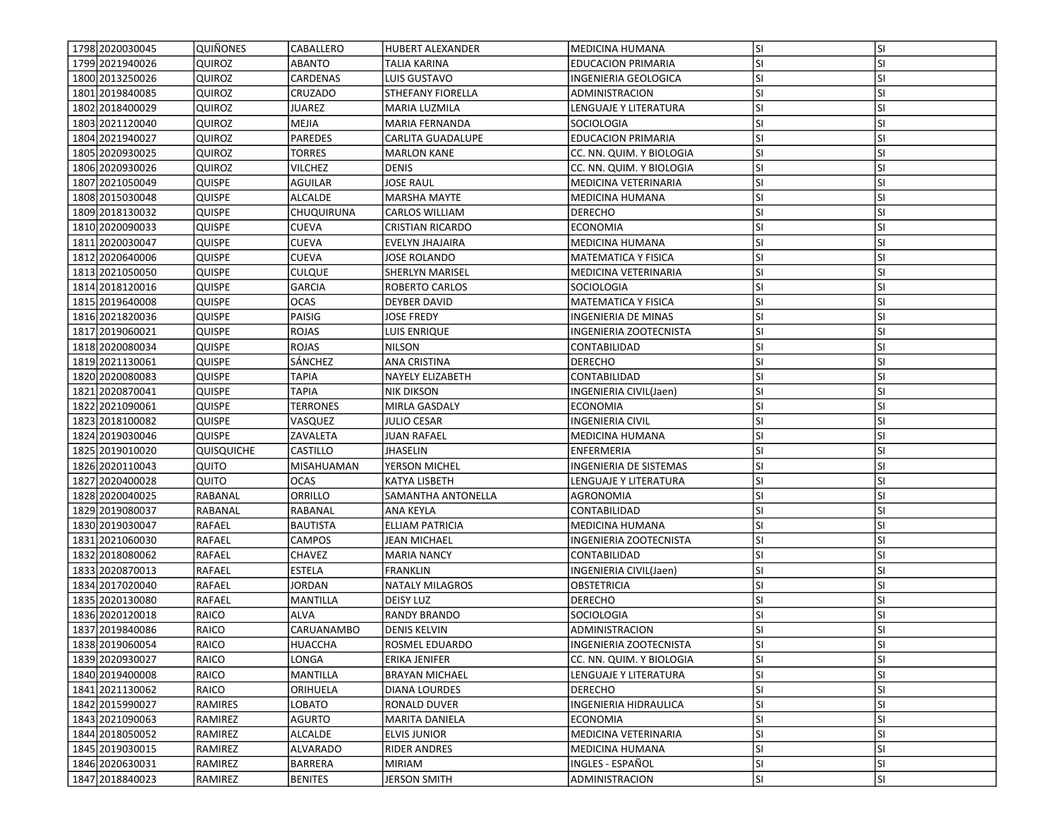| | | | | | | | |
|---|---|---|---|---|---|---|---|
| 1798 | 2020030045 | QUIÑONES | CABALLERO | HUBERT ALEXANDER | MEDICINA HUMANA | SI | SI |
| 1799 | 2021940026 | QUIROZ | ABANTO | TALIA KARINA | EDUCACION PRIMARIA | SI | SI |
| 1800 | 2013250026 | QUIROZ | CARDENAS | LUIS GUSTAVO | INGENIERIA GEOLOGICA | SI | SI |
| 1801 | 2019840085 | QUIROZ | CRUZADO | STHEFANY FIORELLA | ADMINISTRACION | SI | SI |
| 1802 | 2018400029 | QUIROZ | JUAREZ | MARIA LUZMILA | LENGUAJE Y LITERATURA | SI | SI |
| 1803 | 2021120040 | QUIROZ | MEJIA | MARIA FERNANDA | SOCIOLOGIA | SI | SI |
| 1804 | 2021940027 | QUIROZ | PAREDES | CARLITA GUADALUPE | EDUCACION PRIMARIA | SI | SI |
| 1805 | 2020930025 | QUIROZ | TORRES | MARLON KANE | CC. NN. QUIM. Y BIOLOGIA | SI | SI |
| 1806 | 2020930026 | QUIROZ | VILCHEZ | DENIS | CC. NN. QUIM. Y BIOLOGIA | SI | SI |
| 1807 | 2021050049 | QUISPE | AGUILAR | JOSE RAUL | MEDICINA VETERINARIA | SI | SI |
| 1808 | 2015030048 | QUISPE | ALCALDE | MARSHA MAYTE | MEDICINA HUMANA | SI | SI |
| 1809 | 2018130032 | QUISPE | CHUQUIRUNA | CARLOS WILLIAM | DERECHO | SI | SI |
| 1810 | 2020090033 | QUISPE | CUEVA | CRISTIAN RICARDO | ECONOMIA | SI | SI |
| 1811 | 2020030047 | QUISPE | CUEVA | EVELYN JHAJAIRA | MEDICINA HUMANA | SI | SI |
| 1812 | 2020640006 | QUISPE | CUEVA | JOSE ROLANDO | MATEMATICA Y FISICA | SI | SI |
| 1813 | 2021050050 | QUISPE | CULQUE | SHERLYN MARISEL | MEDICINA VETERINARIA | SI | SI |
| 1814 | 2018120016 | QUISPE | GARCIA | ROBERTO CARLOS | SOCIOLOGIA | SI | SI |
| 1815 | 2019640008 | QUISPE | OCAS | DEYBER DAVID | MATEMATICA Y FISICA | SI | SI |
| 1816 | 2021820036 | QUISPE | PAISIG | JOSE FREDY | INGENIERIA DE MINAS | SI | SI |
| 1817 | 2019060021 | QUISPE | ROJAS | LUIS ENRIQUE | INGENIERIA ZOOTECNISTA | SI | SI |
| 1818 | 2020080034 | QUISPE | ROJAS | NILSON | CONTABILIDAD | SI | SI |
| 1819 | 2021130061 | QUISPE | SÁNCHEZ | ANA CRISTINA | DERECHO | SI | SI |
| 1820 | 2020080083 | QUISPE | TAPIA | NAYELY ELIZABETH | CONTABILIDAD | SI | SI |
| 1821 | 2020870041 | QUISPE | TAPIA | NIK DIKSON | INGENIERIA CIVIL(Jaen) | SI | SI |
| 1822 | 2021090061 | QUISPE | TERRONES | MIRLA GASDALY | ECONOMIA | SI | SI |
| 1823 | 2018100082 | QUISPE | VASQUEZ | JULIO CESAR | INGENIERIA CIVIL | SI | SI |
| 1824 | 2019030046 | QUISPE | ZAVALETA | JUAN RAFAEL | MEDICINA HUMANA | SI | SI |
| 1825 | 2019010020 | QUISQUICHE | CASTILLO | JHASELIN | ENFERMERIA | SI | SI |
| 1826 | 2020110043 | QUITO | MISAHUAMAN | YERSON MICHEL | INGENIERIA DE SISTEMAS | SI | SI |
| 1827 | 2020400028 | QUITO | OCAS | KATYA LISBETH | LENGUAJE Y LITERATURA | SI | SI |
| 1828 | 2020040025 | RABANAL | ORRILLO | SAMANTHA ANTONELLA | AGRONOMIA | SI | SI |
| 1829 | 2019080037 | RABANAL | RABANAL | ANA KEYLA | CONTABILIDAD | SI | SI |
| 1830 | 2019030047 | RAFAEL | BAUTISTA | ELLIAM PATRICIA | MEDICINA HUMANA | SI | SI |
| 1831 | 2021060030 | RAFAEL | CAMPOS | JEAN MICHAEL | INGENIERIA ZOOTECNISTA | SI | SI |
| 1832 | 2018080062 | RAFAEL | CHAVEZ | MARIA NANCY | CONTABILIDAD | SI | SI |
| 1833 | 2020870013 | RAFAEL | ESTELA | FRANKLIN | INGENIERIA CIVIL(Jaen) | SI | SI |
| 1834 | 2017020040 | RAFAEL | JORDAN | NATALY MILAGROS | OBSTETRICIA | SI | SI |
| 1835 | 2020130080 | RAFAEL | MANTILLA | DEISY LUZ | DERECHO | SI | SI |
| 1836 | 2020120018 | RAICO | ALVA | RANDY BRANDO | SOCIOLOGIA | SI | SI |
| 1837 | 2019840086 | RAICO | CARUANAMBO | DENIS KELVIN | ADMINISTRACION | SI | SI |
| 1838 | 2019060054 | RAICO | HUACCHA | ROSMEL EDUARDO | INGENIERIA ZOOTECNISTA | SI | SI |
| 1839 | 2020930027 | RAICO | LONGA | ERIKA JENIFER | CC. NN. QUIM. Y BIOLOGIA | SI | SI |
| 1840 | 2019400008 | RAICO | MANTILLA | BRAYAN MICHAEL | LENGUAJE Y LITERATURA | SI | SI |
| 1841 | 2021130062 | RAICO | ORIHUELA | DIANA LOURDES | DERECHO | SI | SI |
| 1842 | 2015990027 | RAMIRES | LOBATO | RONALD DUVER | INGENIERIA HIDRAULICA | SI | SI |
| 1843 | 2021090063 | RAMIREZ | AGURTO | MARITA DANIELA | ECONOMIA | SI | SI |
| 1844 | 2018050052 | RAMIREZ | ALCALDE | ELVIS JUNIOR | MEDICINA VETERINARIA | SI | SI |
| 1845 | 2019030015 | RAMIREZ | ALVARADO | RIDER ANDRES | MEDICINA HUMANA | SI | SI |
| 1846 | 2020630031 | RAMIREZ | BARRERA | MIRIAM | INGLES - ESPAÑOL | SI | SI |
| 1847 | 2018840023 | RAMIREZ | BENITES | JERSON SMITH | ADMINISTRACION | SI | SI |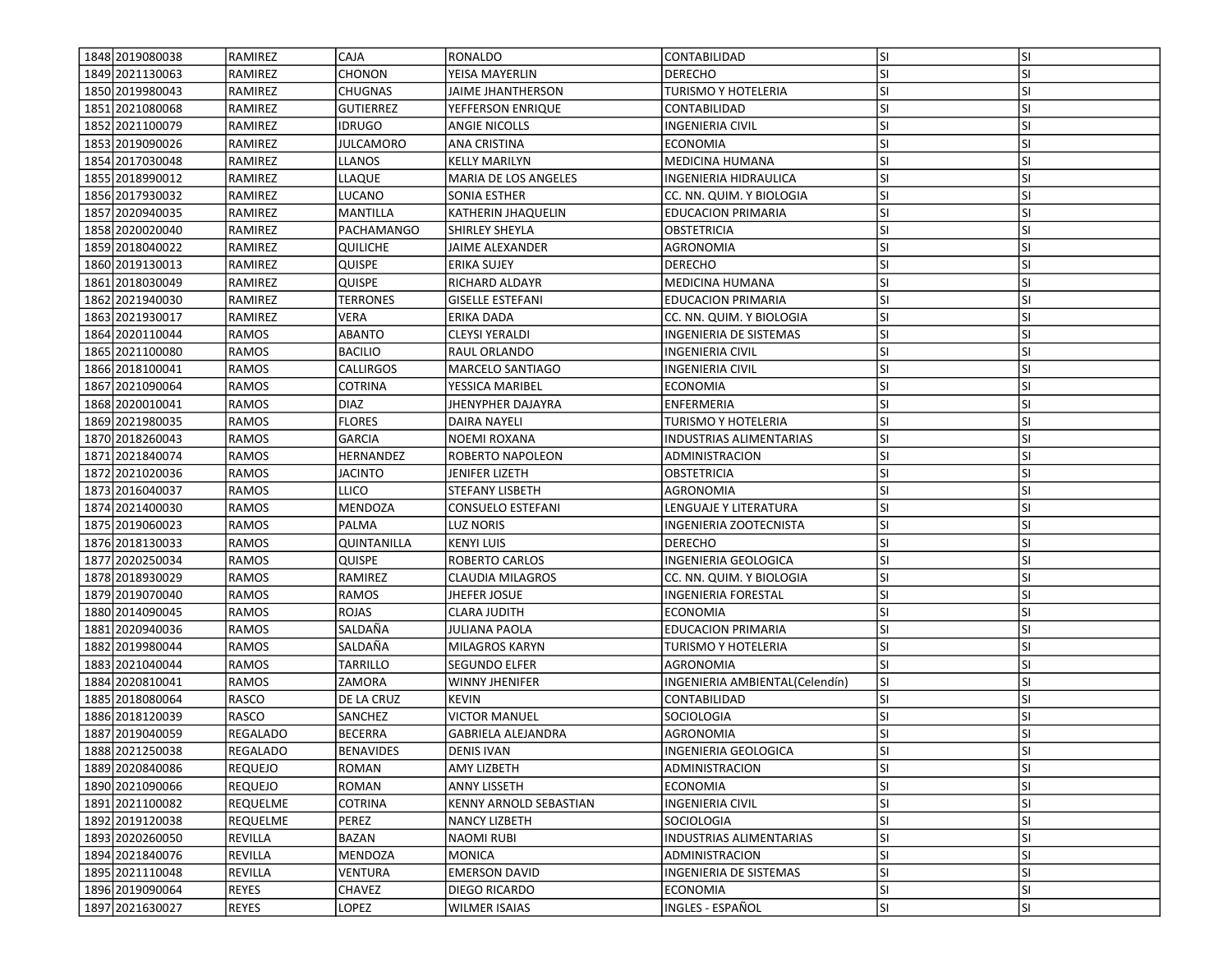| 1848 | 2019080038 | RAMIREZ | CAJA | RONALDO | CONTABILIDAD | SI | SI |
|---|---|---|---|---|---|---|---|
| 1849 | 2021130063 | RAMIREZ | CHONON | YEISA MAYERLIN | DERECHO | SI | SI |
| 1850 | 2019980043 | RAMIREZ | CHUGNAS | JAIME JHANTHERSON | TURISMO Y HOTELERIA | SI | SI |
| 1851 | 2021080068 | RAMIREZ | GUTIERREZ | YEFFERSON ENRIQUE | CONTABILIDAD | SI | SI |
| 1852 | 2021100079 | RAMIREZ | IDRUGO | ANGIE NICOLLS | INGENIERIA CIVIL | SI | SI |
| 1853 | 2019090026 | RAMIREZ | JULCAMORO | ANA CRISTINA | ECONOMIA | SI | SI |
| 1854 | 2017030048 | RAMIREZ | LLANOS | KELLY MARILYN | MEDICINA HUMANA | SI | SI |
| 1855 | 2018990012 | RAMIREZ | LLAQUE | MARIA DE LOS ANGELES | INGENIERIA HIDRAULICA | SI | SI |
| 1856 | 2017930032 | RAMIREZ | LUCANO | SONIA ESTHER | CC. NN. QUIM. Y BIOLOGIA | SI | SI |
| 1857 | 2020940035 | RAMIREZ | MANTILLA | KATHERIN JHAQUELIN | EDUCACION PRIMARIA | SI | SI |
| 1858 | 2020020040 | RAMIREZ | PACHAMANGO | SHIRLEY SHEYLA | OBSTETRICIA | SI | SI |
| 1859 | 2018040022 | RAMIREZ | QUILICHE | JAIME ALEXANDER | AGRONOMIA | SI | SI |
| 1860 | 2019130013 | RAMIREZ | QUISPE | ERIKA SUJEY | DERECHO | SI | SI |
| 1861 | 2018030049 | RAMIREZ | QUISPE | RICHARD ALDAYR | MEDICINA HUMANA | SI | SI |
| 1862 | 2021940030 | RAMIREZ | TERRONES | GISELLE ESTEFANI | EDUCACION PRIMARIA | SI | SI |
| 1863 | 2021930017 | RAMIREZ | VERA | ERIKA DADA | CC. NN. QUIM. Y BIOLOGIA | SI | SI |
| 1864 | 2020110044 | RAMOS | ABANTO | CLEYSI YERALDI | INGENIERIA DE SISTEMAS | SI | SI |
| 1865 | 2021100080 | RAMOS | BACILIO | RAUL ORLANDO | INGENIERIA CIVIL | SI | SI |
| 1866 | 2018100041 | RAMOS | CALLIRGOS | MARCELO SANTIAGO | INGENIERIA CIVIL | SI | SI |
| 1867 | 2021090064 | RAMOS | COTRINA | YESSICA MARIBEL | ECONOMIA | SI | SI |
| 1868 | 2020010041 | RAMOS | DIAZ | JHENYPHER DAJAYRA | ENFERMERIA | SI | SI |
| 1869 | 2021980035 | RAMOS | FLORES | DAIRA NAYELI | TURISMO Y HOTELERIA | SI | SI |
| 1870 | 2018260043 | RAMOS | GARCIA | NOEMI ROXANA | INDUSTRIAS ALIMENTARIAS | SI | SI |
| 1871 | 2021840074 | RAMOS | HERNANDEZ | ROBERTO NAPOLEON | ADMINISTRACION | SI | SI |
| 1872 | 2021020036 | RAMOS | JACINTO | JENIFER LIZETH | OBSTETRICIA | SI | SI |
| 1873 | 2016040037 | RAMOS | LLICO | STEFANY LISBETH | AGRONOMIA | SI | SI |
| 1874 | 2021400030 | RAMOS | MENDOZA | CONSUELO ESTEFANI | LENGUAJE Y LITERATURA | SI | SI |
| 1875 | 2019060023 | RAMOS | PALMA | LUZ NORIS | INGENIERIA ZOOTECNISTA | SI | SI |
| 1876 | 2018130033 | RAMOS | QUINTANILLA | KENYI LUIS | DERECHO | SI | SI |
| 1877 | 2020250034 | RAMOS | QUISPE | ROBERTO CARLOS | INGENIERIA GEOLOGICA | SI | SI |
| 1878 | 2018930029 | RAMOS | RAMIREZ | CLAUDIA MILAGROS | CC. NN. QUIM. Y BIOLOGIA | SI | SI |
| 1879 | 2019070040 | RAMOS | RAMOS | JHEFER JOSUE | INGENIERIA FORESTAL | SI | SI |
| 1880 | 2014090045 | RAMOS | ROJAS | CLARA JUDITH | ECONOMIA | SI | SI |
| 1881 | 2020940036 | RAMOS | SALDAÑA | JULIANA PAOLA | EDUCACION PRIMARIA | SI | SI |
| 1882 | 2019980044 | RAMOS | SALDAÑA | MILAGROS KARYN | TURISMO Y HOTELERIA | SI | SI |
| 1883 | 2021040044 | RAMOS | TARRILLO | SEGUNDO ELFER | AGRONOMIA | SI | SI |
| 1884 | 2020810041 | RAMOS | ZAMORA | WINNY JHENIFER | INGENIERIA AMBIENTAL(Celendín) | SI | SI |
| 1885 | 2018080064 | RASCO | DE LA CRUZ | KEVIN | CONTABILIDAD | SI | SI |
| 1886 | 2018120039 | RASCO | SANCHEZ | VICTOR MANUEL | SOCIOLOGIA | SI | SI |
| 1887 | 2019040059 | REGALADO | BECERRA | GABRIELA ALEJANDRA | AGRONOMIA | SI | SI |
| 1888 | 2021250038 | REGALADO | BENAVIDES | DENIS IVAN | INGENIERIA GEOLOGICA | SI | SI |
| 1889 | 2020840086 | REQUEJO | ROMAN | AMY LIZBETH | ADMINISTRACION | SI | SI |
| 1890 | 2021090066 | REQUEJO | ROMAN | ANNY LISSETH | ECONOMIA | SI | SI |
| 1891 | 2021100082 | REQUELME | COTRINA | KENNY ARNOLD SEBASTIAN | INGENIERIA CIVIL | SI | SI |
| 1892 | 2019120038 | REQUELME | PEREZ | NANCY LIZBETH | SOCIOLOGIA | SI | SI |
| 1893 | 2020260050 | REVILLA | BAZAN | NAOMI RUBI | INDUSTRIAS ALIMENTARIAS | SI | SI |
| 1894 | 2021840076 | REVILLA | MENDOZA | MONICA | ADMINISTRACION | SI | SI |
| 1895 | 2021110048 | REVILLA | VENTURA | EMERSON DAVID | INGENIERIA DE SISTEMAS | SI | SI |
| 1896 | 2019090064 | REYES | CHAVEZ | DIEGO RICARDO | ECONOMIA | SI | SI |
| 1897 | 2021630027 | REYES | LOPEZ | WILMER ISAIAS | INGLES - ESPAÑOL | SI | SI |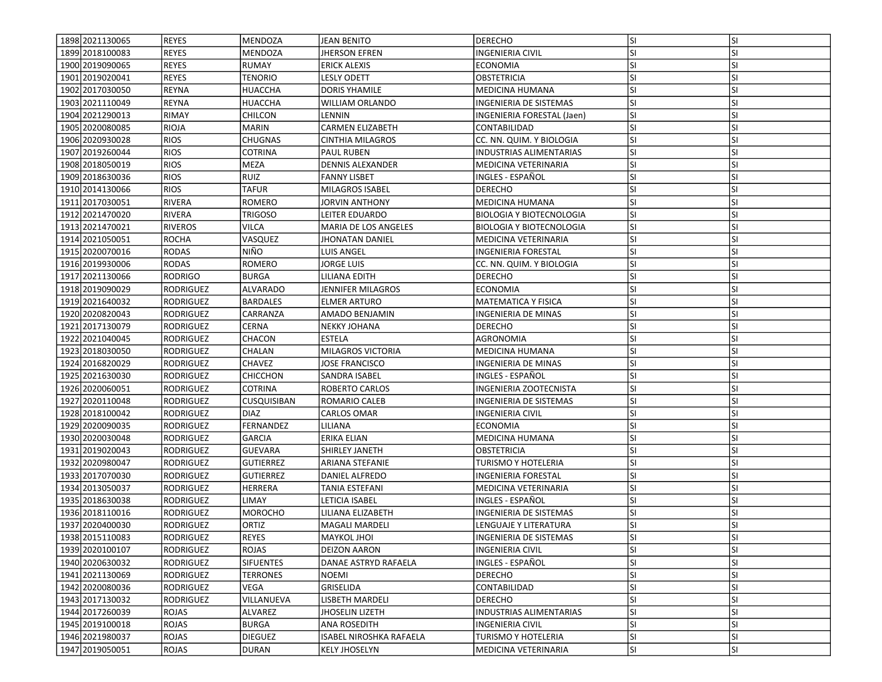| 1898 | 2021130065 | REYES | MENDOZA | JEAN BENITO | DERECHO | SI | SI |
|---|---|---|---|---|---|---|---|
| 1899 | 2018100083 | REYES | MENDOZA | JHERSON EFREN | INGENIERIA CIVIL | SI | SI |
| 1900 | 2019090065 | REYES | RUMAY | ERICK ALEXIS | ECONOMIA | SI | SI |
| 1901 | 2019020041 | REYES | TENORIO | LESLY ODETT | OBSTETRICIA | SI | SI |
| 1902 | 2017030050 | REYNA | HUACCHA | DORIS YHAMILE | MEDICINA HUMANA | SI | SI |
| 1903 | 2021110049 | REYNA | HUACCHA | WILLIAM ORLANDO | INGENIERIA DE SISTEMAS | SI | SI |
| 1904 | 2021290013 | RIMAY | CHILCON | LENNIN | INGENIERIA FORESTAL (Jaen) | SI | SI |
| 1905 | 2020080085 | RIOJA | MARIN | CARMEN ELIZABETH | CONTABILIDAD | SI | SI |
| 1906 | 2020930028 | RIOS | CHUGNAS | CINTHIA MILAGROS | CC. NN. QUIM. Y BIOLOGIA | SI | SI |
| 1907 | 2019260044 | RIOS | COTRINA | PAUL RUBEN | INDUSTRIAS ALIMENTARIAS | SI | SI |
| 1908 | 2018050019 | RIOS | MEZA | DENNIS ALEXANDER | MEDICINA VETERINARIA | SI | SI |
| 1909 | 2018630036 | RIOS | RUIZ | FANNY LISBET | INGLES - ESPAÑOL | SI | SI |
| 1910 | 2014130066 | RIOS | TAFUR | MILAGROS ISABEL | DERECHO | SI | SI |
| 1911 | 2017030051 | RIVERA | ROMERO | JORVIN ANTHONY | MEDICINA HUMANA | SI | SI |
| 1912 | 2021470020 | RIVERA | TRIGOSO | LEITER EDUARDO | BIOLOGIA Y BIOTECNOLOGIA | SI | SI |
| 1913 | 2021470021 | RIVEROS | VILCA | MARIA DE LOS ANGELES | BIOLOGIA Y BIOTECNOLOGIA | SI | SI |
| 1914 | 2021050051 | ROCHA | VASQUEZ | JHONATAN DANIEL | MEDICINA VETERINARIA | SI | SI |
| 1915 | 2020070016 | RODAS | NIÑO | LUIS ANGEL | INGENIERIA FORESTAL | SI | SI |
| 1916 | 2019930006 | RODAS | ROMERO | JORGE LUIS | CC. NN. QUIM. Y BIOLOGIA | SI | SI |
| 1917 | 2021130066 | RODRIGO | BURGA | LILIANA EDITH | DERECHO | SI | SI |
| 1918 | 2019090029 | RODRIGUEZ | ALVARADO | JENNIFER MILAGROS | ECONOMIA | SI | SI |
| 1919 | 2021640032 | RODRIGUEZ | BARDALES | ELMER ARTURO | MATEMATICA Y FISICA | SI | SI |
| 1920 | 2020820043 | RODRIGUEZ | CARRANZA | AMADO BENJAMIN | INGENIERIA DE MINAS | SI | SI |
| 1921 | 2017130079 | RODRIGUEZ | CERNA | NEKKY JOHANA | DERECHO | SI | SI |
| 1922 | 2021040045 | RODRIGUEZ | CHACON | ESTELA | AGRONOMIA | SI | SI |
| 1923 | 2018030050 | RODRIGUEZ | CHALAN | MILAGROS VICTORIA | MEDICINA HUMANA | SI | SI |
| 1924 | 2016820029 | RODRIGUEZ | CHAVEZ | JOSE FRANCISCO | INGENIERIA DE MINAS | SI | SI |
| 1925 | 2021630030 | RODRIGUEZ | CHICCHON | SANDRA ISABEL | INGLES - ESPAÑOL | SI | SI |
| 1926 | 2020060051 | RODRIGUEZ | COTRINA | ROBERTO CARLOS | INGENIERIA ZOOTECNISTA | SI | SI |
| 1927 | 2020110048 | RODRIGUEZ | CUSQUISIBAN | ROMARIO CALEB | INGENIERIA DE SISTEMAS | SI | SI |
| 1928 | 2018100042 | RODRIGUEZ | DIAZ | CARLOS OMAR | INGENIERIA CIVIL | SI | SI |
| 1929 | 2020090035 | RODRIGUEZ | FERNANDEZ | LILIANA | ECONOMIA | SI | SI |
| 1930 | 2020030048 | RODRIGUEZ | GARCIA | ERIKA ELIAN | MEDICINA HUMANA | SI | SI |
| 1931 | 2019020043 | RODRIGUEZ | GUEVARA | SHIRLEY JANETH | OBSTETRICIA | SI | SI |
| 1932 | 2020980047 | RODRIGUEZ | GUTIERREZ | ARIANA STEFANIE | TURISMO Y HOTELERIA | SI | SI |
| 1933 | 2017070030 | RODRIGUEZ | GUTIERREZ | DANIEL ALFREDO | INGENIERIA FORESTAL | SI | SI |
| 1934 | 2013050037 | RODRIGUEZ | HERRERA | TANIA ESTEFANI | MEDICINA VETERINARIA | SI | SI |
| 1935 | 2018630038 | RODRIGUEZ | LIMAY | LETICIA ISABEL | INGLES - ESPAÑOL | SI | SI |
| 1936 | 2018110016 | RODRIGUEZ | MOROCHO | LILIANA ELIZABETH | INGENIERIA DE SISTEMAS | SI | SI |
| 1937 | 2020400030 | RODRIGUEZ | ORTIZ | MAGALI MARDELI | LENGUAJE Y LITERATURA | SI | SI |
| 1938 | 2015110083 | RODRIGUEZ | REYES | MAYKOL JHOI | INGENIERIA DE SISTEMAS | SI | SI |
| 1939 | 2020100107 | RODRIGUEZ | ROJAS | DEIZON AARON | INGENIERIA CIVIL | SI | SI |
| 1940 | 2020630032 | RODRIGUEZ | SIFUENTES | DANAE ASTRYD RAFAELA | INGLES - ESPAÑOL | SI | SI |
| 1941 | 2021130069 | RODRIGUEZ | TERRONES | NOEMI | DERECHO | SI | SI |
| 1942 | 2020080036 | RODRIGUEZ | VEGA | GRISELIDA | CONTABILIDAD | SI | SI |
| 1943 | 2017130032 | RODRIGUEZ | VILLANUEVA | LISBETH MARDELI | DERECHO | SI | SI |
| 1944 | 2017260039 | ROJAS | ALVAREZ | JHOSELIN LIZETH | INDUSTRIAS ALIMENTARIAS | SI | SI |
| 1945 | 2019100018 | ROJAS | BURGA | ANA ROSEDITH | INGENIERIA CIVIL | SI | SI |
| 1946 | 2021980037 | ROJAS | DIEGUEZ | ISABEL NIROSHKA RAFAELA | TURISMO Y HOTELERIA | SI | SI |
| 1947 | 2019050051 | ROJAS | DURAN | KELY JHOSELYN | MEDICINA VETERINARIA | SI | SI |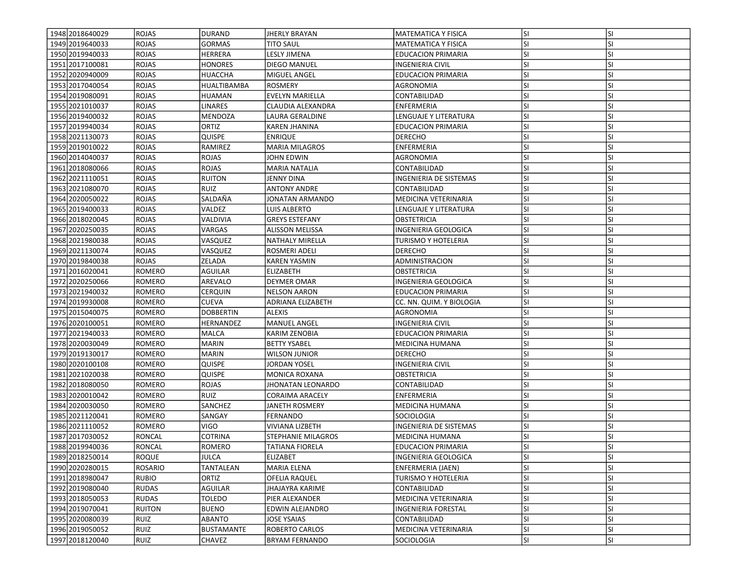| | | | | | | | |
|---|---|---|---|---|---|---|---|
| 1948 | 2018640029 | ROJAS | DURAND | JHERLY BRAYAN | MATEMATICA Y FISICA | SI | SI |
| 1949 | 2019640033 | ROJAS | GORMAS | TITO SAUL | MATEMATICA Y FISICA | SI | SI |
| 1950 | 2019940033 | ROJAS | HERRERA | LESLY JIMENA | EDUCACION PRIMARIA | SI | SI |
| 1951 | 2017100081 | ROJAS | HONORES | DIEGO MANUEL | INGENIERIA CIVIL | SI | SI |
| 1952 | 2020940009 | ROJAS | HUACCHA | MIGUEL ANGEL | EDUCACION PRIMARIA | SI | SI |
| 1953 | 2017040054 | ROJAS | HUALTIBAMBA | ROSMERY | AGRONOMIA | SI | SI |
| 1954 | 2019080091 | ROJAS | HUAMAN | EVELYN MARIELLA | CONTABILIDAD | SI | SI |
| 1955 | 2021010037 | ROJAS | LINARES | CLAUDIA ALEXANDRA | ENFERMERIA | SI | SI |
| 1956 | 2019400032 | ROJAS | MENDOZA | LAURA GERALDINE | LENGUAJE Y LITERATURA | SI | SI |
| 1957 | 2019940034 | ROJAS | ORTIZ | KAREN JHANINA | EDUCACION PRIMARIA | SI | SI |
| 1958 | 2021130073 | ROJAS | QUISPE | ENRIQUE | DERECHO | SI | SI |
| 1959 | 2019010022 | ROJAS | RAMIREZ | MARIA MILAGROS | ENFERMERIA | SI | SI |
| 1960 | 2014040037 | ROJAS | ROJAS | JOHN EDWIN | AGRONOMIA | SI | SI |
| 1961 | 2018080066 | ROJAS | ROJAS | MARIA NATALIA | CONTABILIDAD | SI | SI |
| 1962 | 2021110051 | ROJAS | RUITON | JENNY DINA | INGENIERIA DE SISTEMAS | SI | SI |
| 1963 | 2021080070 | ROJAS | RUIZ | ANTONY ANDRE | CONTABILIDAD | SI | SI |
| 1964 | 2020050022 | ROJAS | SALDAÑA | JONATAN ARMANDO | MEDICINA VETERINARIA | SI | SI |
| 1965 | 2019400033 | ROJAS | VALDEZ | LUIS ALBERTO | LENGUAJE Y LITERATURA | SI | SI |
| 1966 | 2018020045 | ROJAS | VALDIVIA | GREYS ESTEFANY | OBSTETRICIA | SI | SI |
| 1967 | 2020250035 | ROJAS | VARGAS | ALISSON MELISSA | INGENIERIA GEOLOGICA | SI | SI |
| 1968 | 2021980038 | ROJAS | VASQUEZ | NATHALY MIRELLA | TURISMO Y HOTELERIA | SI | SI |
| 1969 | 2021130074 | ROJAS | VASQUEZ | ROSMERI ADELI | DERECHO | SI | SI |
| 1970 | 2019840038 | ROJAS | ZELADA | KAREN YASMIN | ADMINISTRACION | SI | SI |
| 1971 | 2016020041 | ROMERO | AGUILAR | ELIZABETH | OBSTETRICIA | SI | SI |
| 1972 | 2020250066 | ROMERO | AREVALO | DEYMER OMAR | INGENIERIA GEOLOGICA | SI | SI |
| 1973 | 2021940032 | ROMERO | CERQUIN | NELSON AARON | EDUCACION PRIMARIA | SI | SI |
| 1974 | 2019930008 | ROMERO | CUEVA | ADRIANA ELIZABETH | CC. NN. QUIM. Y BIOLOGIA | SI | SI |
| 1975 | 2015040075 | ROMERO | DOBBERTIN | ALEXIS | AGRONOMIA | SI | SI |
| 1976 | 2020100051 | ROMERO | HERNANDEZ | MANUEL ANGEL | INGENIERIA CIVIL | SI | SI |
| 1977 | 2021940033 | ROMERO | MALCA | KARIM ZENOBIA | EDUCACION PRIMARIA | SI | SI |
| 1978 | 2020030049 | ROMERO | MARIN | BETTY YSABEL | MEDICINA HUMANA | SI | SI |
| 1979 | 2019130017 | ROMERO | MARIN | WILSON JUNIOR | DERECHO | SI | SI |
| 1980 | 2020100108 | ROMERO | QUISPE | JORDAN YOSEL | INGENIERIA CIVIL | SI | SI |
| 1981 | 2021020038 | ROMERO | QUISPE | MONICA ROXANA | OBSTETRICIA | SI | SI |
| 1982 | 2018080050 | ROMERO | ROJAS | JHONATAN LEONARDO | CONTABILIDAD | SI | SI |
| 1983 | 2020010042 | ROMERO | RUIZ | CORAIMA ARACELY | ENFERMERIA | SI | SI |
| 1984 | 2020030050 | ROMERO | SANCHEZ | JANETH ROSMERY | MEDICINA HUMANA | SI | SI |
| 1985 | 2021120041 | ROMERO | SANGAY | FERNANDO | SOCIOLOGIA | SI | SI |
| 1986 | 2021110052 | ROMERO | VIGO | VIVIANA LIZBETH | INGENIERIA DE SISTEMAS | SI | SI |
| 1987 | 2017030052 | RONCAL | COTRINA | STEPHANIE MILAGROS | MEDICINA HUMANA | SI | SI |
| 1988 | 2019940036 | RONCAL | ROMERO | TATIANA FIORELA | EDUCACION PRIMARIA | SI | SI |
| 1989 | 2018250014 | ROQUE | JULCA | ELIZABET | INGENIERIA GEOLOGICA | SI | SI |
| 1990 | 2020280015 | ROSARIO | TANTALEAN | MARIA ELENA | ENFERMERIA (JAEN) | SI | SI |
| 1991 | 2018980047 | RUBIO | ORTIZ | OFELIA RAQUEL | TURISMO Y HOTELERIA | SI | SI |
| 1992 | 2019080040 | RUDAS | AGUILAR | JHAJAYRA KARIME | CONTABILIDAD | SI | SI |
| 1993 | 2018050053 | RUDAS | TOLEDO | PIER ALEXANDER | MEDICINA VETERINARIA | SI | SI |
| 1994 | 2019070041 | RUITON | BUENO | EDWIN ALEJANDRO | INGENIERIA FORESTAL | SI | SI |
| 1995 | 2020080039 | RUIZ | ABANTO | JOSE YSAIAS | CONTABILIDAD | SI | SI |
| 1996 | 2019050052 | RUIZ | BUSTAMANTE | ROBERTO CARLOS | MEDICINA VETERINARIA | SI | SI |
| 1997 | 2018120040 | RUIZ | CHAVEZ | BRYAM FERNANDO | SOCIOLOGIA | SI | SI |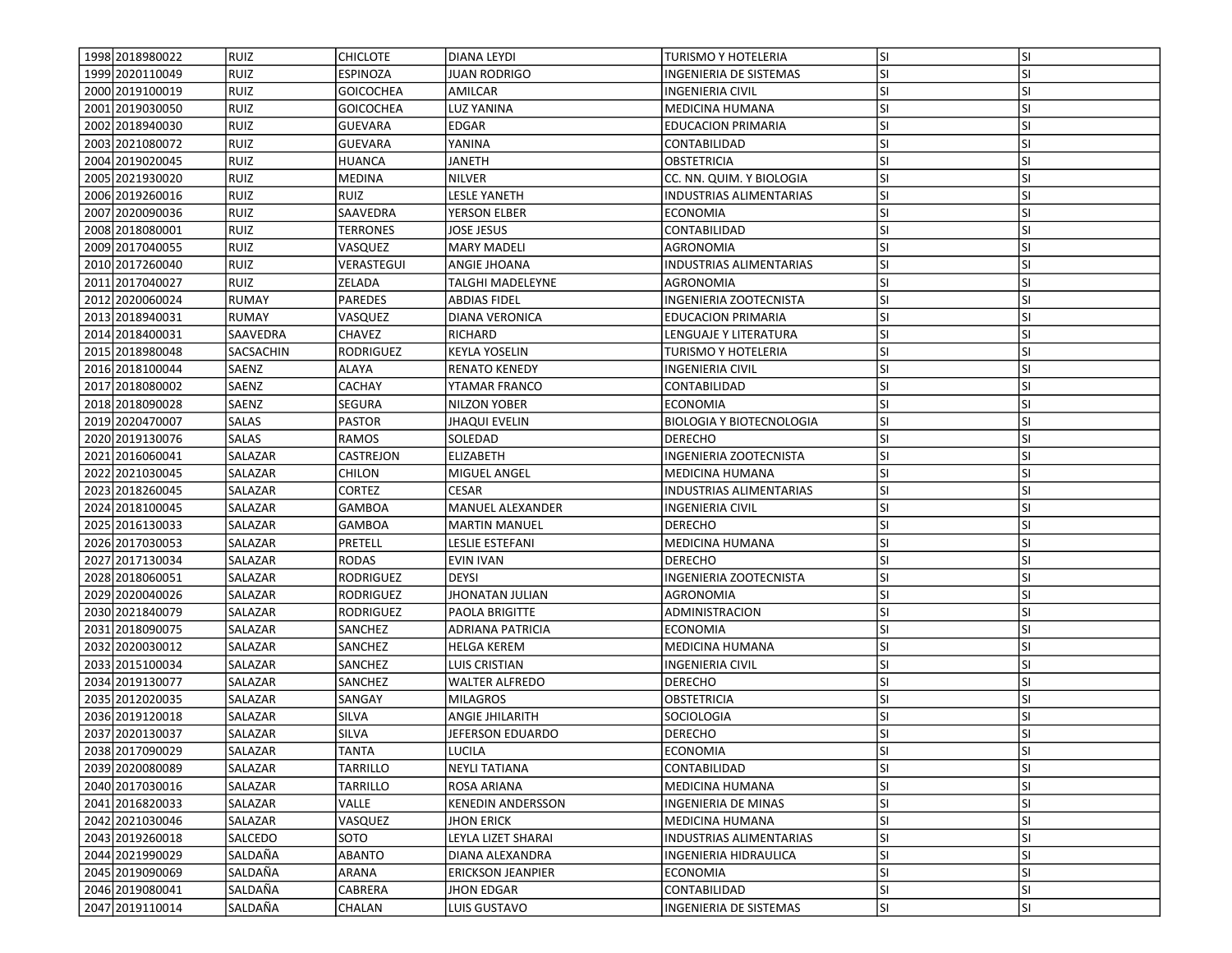| | | | | | | | |
|---|---|---|---|---|---|---|---|
| 1998 | 2018980022 | RUIZ | CHICLOTE | DIANA LEYDI | TURISMO Y HOTELERIA | SI | SI |
| 1999 | 2020110049 | RUIZ | ESPINOZA | JUAN RODRIGO | INGENIERIA DE SISTEMAS | SI | SI |
| 2000 | 2019100019 | RUIZ | GOICOCHEA | AMILCAR | INGENIERIA CIVIL | SI | SI |
| 2001 | 2019030050 | RUIZ | GOICOCHEA | LUZ YANINA | MEDICINA HUMANA | SI | SI |
| 2002 | 2018940030 | RUIZ | GUEVARA | EDGAR | EDUCACION PRIMARIA | SI | SI |
| 2003 | 2021080072 | RUIZ | GUEVARA | YANINA | CONTABILIDAD | SI | SI |
| 2004 | 2019020045 | RUIZ | HUANCA | JANETH | OBSTETRICIA | SI | SI |
| 2005 | 2021930020 | RUIZ | MEDINA | NILVER | CC. NN. QUIM. Y BIOLOGIA | SI | SI |
| 2006 | 2019260016 | RUIZ | RUIZ | LESLE YANETH | INDUSTRIAS ALIMENTARIAS | SI | SI |
| 2007 | 2020090036 | RUIZ | SAAVEDRA | YERSON ELBER | ECONOMIA | SI | SI |
| 2008 | 2018080001 | RUIZ | TERRONES | JOSE JESUS | CONTABILIDAD | SI | SI |
| 2009 | 2017040055 | RUIZ | VASQUEZ | MARY MADELI | AGRONOMIA | SI | SI |
| 2010 | 2017260040 | RUIZ | VERASTEGUI | ANGIE JHOANA | INDUSTRIAS ALIMENTARIAS | SI | SI |
| 2011 | 2017040027 | RUIZ | ZELADA | TALGHI MADELEYNE | AGRONOMIA | SI | SI |
| 2012 | 2020060024 | RUMAY | PAREDES | ABDIAS FIDEL | INGENIERIA ZOOTECNISTA | SI | SI |
| 2013 | 2018940031 | RUMAY | VASQUEZ | DIANA VERONICA | EDUCACION PRIMARIA | SI | SI |
| 2014 | 2018400031 | SAAVEDRA | CHAVEZ | RICHARD | LENGUAJE Y LITERATURA | SI | SI |
| 2015 | 2018980048 | SACSACHIN | RODRIGUEZ | KEYLA YOSELIN | TURISMO Y HOTELERIA | SI | SI |
| 2016 | 2018100044 | SAENZ | ALAYA | RENATO KENEDY | INGENIERIA CIVIL | SI | SI |
| 2017 | 2018080002 | SAENZ | CACHAY | YTAMAR FRANCO | CONTABILIDAD | SI | SI |
| 2018 | 2018090028 | SAENZ | SEGURA | NILZON YOBER | ECONOMIA | SI | SI |
| 2019 | 2020470007 | SALAS | PASTOR | JHAQUI EVELIN | BIOLOGIA Y BIOTECNOLOGIA | SI | SI |
| 2020 | 2019130076 | SALAS | RAMOS | SOLEDAD | DERECHO | SI | SI |
| 2021 | 2016060041 | SALAZAR | CASTREJON | ELIZABETH | INGENIERIA ZOOTECNISTA | SI | SI |
| 2022 | 2021030045 | SALAZAR | CHILON | MIGUEL ANGEL | MEDICINA HUMANA | SI | SI |
| 2023 | 2018260045 | SALAZAR | CORTEZ | CESAR | INDUSTRIAS ALIMENTARIAS | SI | SI |
| 2024 | 2018100045 | SALAZAR | GAMBOA | MANUEL ALEXANDER | INGENIERIA CIVIL | SI | SI |
| 2025 | 2016130033 | SALAZAR | GAMBOA | MARTIN MANUEL | DERECHO | SI | SI |
| 2026 | 2017030053 | SALAZAR | PRETELL | LESLIE ESTEFANI | MEDICINA HUMANA | SI | SI |
| 2027 | 2017130034 | SALAZAR | RODAS | EVIN IVAN | DERECHO | SI | SI |
| 2028 | 2018060051 | SALAZAR | RODRIGUEZ | DEYSI | INGENIERIA ZOOTECNISTA | SI | SI |
| 2029 | 2020040026 | SALAZAR | RODRIGUEZ | JHONATAN JULIAN | AGRONOMIA | SI | SI |
| 2030 | 2021840079 | SALAZAR | RODRIGUEZ | PAOLA BRIGITTE | ADMINISTRACION | SI | SI |
| 2031 | 2018090075 | SALAZAR | SANCHEZ | ADRIANA PATRICIA | ECONOMIA | SI | SI |
| 2032 | 2020030012 | SALAZAR | SANCHEZ | HELGA KEREM | MEDICINA HUMANA | SI | SI |
| 2033 | 2015100034 | SALAZAR | SANCHEZ | LUIS CRISTIAN | INGENIERIA CIVIL | SI | SI |
| 2034 | 2019130077 | SALAZAR | SANCHEZ | WALTER ALFREDO | DERECHO | SI | SI |
| 2035 | 2012020035 | SALAZAR | SANGAY | MILAGROS | OBSTETRICIA | SI | SI |
| 2036 | 2019120018 | SALAZAR | SILVA | ANGIE JHILARITH | SOCIOLOGIA | SI | SI |
| 2037 | 2020130037 | SALAZAR | SILVA | JEFERSON EDUARDO | DERECHO | SI | SI |
| 2038 | 2017090029 | SALAZAR | TANTA | LUCILA | ECONOMIA | SI | SI |
| 2039 | 2020080089 | SALAZAR | TARRILLO | NEYLI TATIANA | CONTABILIDAD | SI | SI |
| 2040 | 2017030016 | SALAZAR | TARRILLO | ROSA ARIANA | MEDICINA HUMANA | SI | SI |
| 2041 | 2016820033 | SALAZAR | VALLE | KENEDIN ANDERSSON | INGENIERIA DE MINAS | SI | SI |
| 2042 | 2021030046 | SALAZAR | VASQUEZ | JHON ERICK | MEDICINA HUMANA | SI | SI |
| 2043 | 2019260018 | SALCEDO | SOTO | LEYLA LIZET SHARAI | INDUSTRIAS ALIMENTARIAS | SI | SI |
| 2044 | 2021990029 | SALDAÑA | ABANTO | DIANA ALEXANDRA | INGENIERIA HIDRAULICA | SI | SI |
| 2045 | 2019090069 | SALDAÑA | ARANA | ERICKSON JEANPIER | ECONOMIA | SI | SI |
| 2046 | 2019080041 | SALDAÑA | CABRERA | JHON EDGAR | CONTABILIDAD | SI | SI |
| 2047 | 2019110014 | SALDAÑA | CHALAN | LUIS GUSTAVO | INGENIERIA DE SISTEMAS | SI | SI |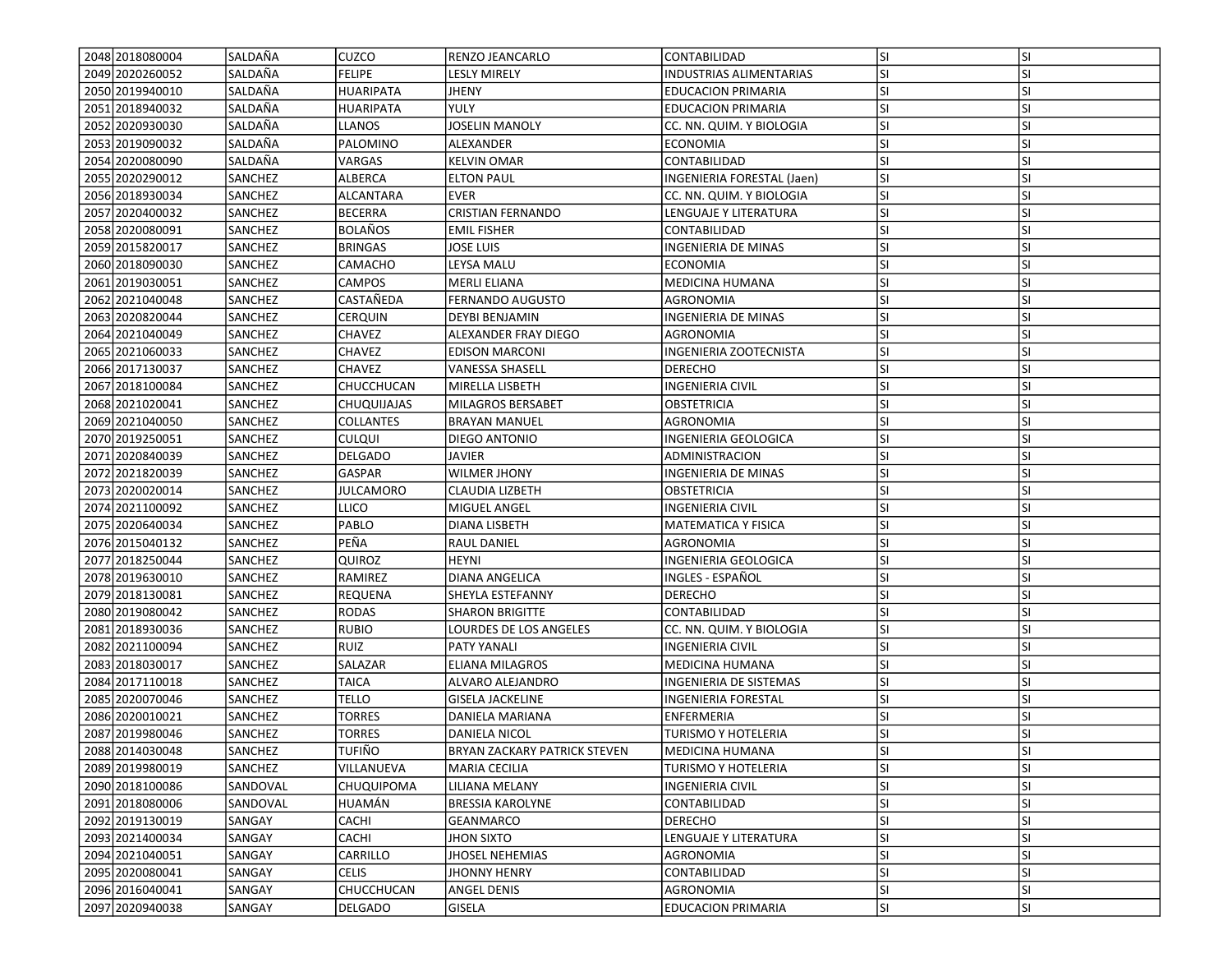| | | | | | | | |
|---|---|---|---|---|---|---|---|
| 2048 | 2018080004 | SALDAÑA | CUZCO | RENZO JEANCARLO | CONTABILIDAD | SI | SI |
| 2049 | 2020260052 | SALDAÑA | FELIPE | LESLY MIRELY | INDUSTRIAS ALIMENTARIAS | SI | SI |
| 2050 | 2019940010 | SALDAÑA | HUARIPATA | JHENY | EDUCACION PRIMARIA | SI | SI |
| 2051 | 2018940032 | SALDAÑA | HUARIPATA | YULY | EDUCACION PRIMARIA | SI | SI |
| 2052 | 2020930030 | SALDAÑA | LLANOS | JOSELIN MANOLY | CC. NN. QUIM. Y BIOLOGIA | SI | SI |
| 2053 | 2019090032 | SALDAÑA | PALOMINO | ALEXANDER | ECONOMIA | SI | SI |
| 2054 | 2020080090 | SALDAÑA | VARGAS | KELVIN OMAR | CONTABILIDAD | SI | SI |
| 2055 | 2020290012 | SANCHEZ | ALBERCA | ELTON PAUL | INGENIERIA FORESTAL (Jaen) | SI | SI |
| 2056 | 2018930034 | SANCHEZ | ALCANTARA | EVER | CC. NN. QUIM. Y BIOLOGIA | SI | SI |
| 2057 | 2020400032 | SANCHEZ | BECERRA | CRISTIAN FERNANDO | LENGUAJE Y LITERATURA | SI | SI |
| 2058 | 2020080091 | SANCHEZ | BOLAÑOS | EMIL FISHER | CONTABILIDAD | SI | SI |
| 2059 | 2015820017 | SANCHEZ | BRINGAS | JOSE LUIS | INGENIERIA DE MINAS | SI | SI |
| 2060 | 2018090030 | SANCHEZ | CAMACHO | LEYSA MALU | ECONOMIA | SI | SI |
| 2061 | 2019030051 | SANCHEZ | CAMPOS | MERLI ELIANA | MEDICINA HUMANA | SI | SI |
| 2062 | 2021040048 | SANCHEZ | CASTAÑEDA | FERNANDO AUGUSTO | AGRONOMIA | SI | SI |
| 2063 | 2020820044 | SANCHEZ | CERQUIN | DEYBI BENJAMIN | INGENIERIA DE MINAS | SI | SI |
| 2064 | 2021040049 | SANCHEZ | CHAVEZ | ALEXANDER FRAY DIEGO | AGRONOMIA | SI | SI |
| 2065 | 2021060033 | SANCHEZ | CHAVEZ | EDISON MARCONI | INGENIERIA ZOOTECNISTA | SI | SI |
| 2066 | 2017130037 | SANCHEZ | CHAVEZ | VANESSA SHASELL | DERECHO | SI | SI |
| 2067 | 2018100084 | SANCHEZ | CHUCCHUCAN | MIRELLA LISBETH | INGENIERIA CIVIL | SI | SI |
| 2068 | 2021020041 | SANCHEZ | CHUQUIJAJAS | MILAGROS BERSABET | OBSTETRICIA | SI | SI |
| 2069 | 2021040050 | SANCHEZ | COLLANTES | BRAYAN MANUEL | AGRONOMIA | SI | SI |
| 2070 | 2019250051 | SANCHEZ | CULQUI | DIEGO ANTONIO | INGENIERIA GEOLOGICA | SI | SI |
| 2071 | 2020840039 | SANCHEZ | DELGADO | JAVIER | ADMINISTRACION | SI | SI |
| 2072 | 2021820039 | SANCHEZ | GASPAR | WILMER JHONY | INGENIERIA DE MINAS | SI | SI |
| 2073 | 2020020014 | SANCHEZ | JULCAMORO | CLAUDIA LIZBETH | OBSTETRICIA | SI | SI |
| 2074 | 2021100092 | SANCHEZ | LLICO | MIGUEL ANGEL | INGENIERIA CIVIL | SI | SI |
| 2075 | 2020640034 | SANCHEZ | PABLO | DIANA LISBETH | MATEMATICA Y FISICA | SI | SI |
| 2076 | 2015040132 | SANCHEZ | PEÑA | RAUL DANIEL | AGRONOMIA | SI | SI |
| 2077 | 2018250044 | SANCHEZ | QUIROZ | HEYNI | INGENIERIA GEOLOGICA | SI | SI |
| 2078 | 2019630010 | SANCHEZ | RAMIREZ | DIANA ANGELICA | INGLES - ESPAÑOL | SI | SI |
| 2079 | 2018130081 | SANCHEZ | REQUENA | SHEYLA ESTEFANNY | DERECHO | SI | SI |
| 2080 | 2019080042 | SANCHEZ | RODAS | SHARON BRIGITTE | CONTABILIDAD | SI | SI |
| 2081 | 2018930036 | SANCHEZ | RUBIO | LOURDES DE LOS ANGELES | CC. NN. QUIM. Y BIOLOGIA | SI | SI |
| 2082 | 2021100094 | SANCHEZ | RUIZ | PATY YANALI | INGENIERIA CIVIL | SI | SI |
| 2083 | 2018030017 | SANCHEZ | SALAZAR | ELIANA MILAGROS | MEDICINA HUMANA | SI | SI |
| 2084 | 2017110018 | SANCHEZ | TAICA | ALVARO ALEJANDRO | INGENIERIA DE SISTEMAS | SI | SI |
| 2085 | 2020070046 | SANCHEZ | TELLO | GISELA JACKELINE | INGENIERIA FORESTAL | SI | SI |
| 2086 | 2020010021 | SANCHEZ | TORRES | DANIELA MARIANA | ENFERMERIA | SI | SI |
| 2087 | 2019980046 | SANCHEZ | TORRES | DANIELA NICOL | TURISMO Y HOTELERIA | SI | SI |
| 2088 | 2014030048 | SANCHEZ | TUFIÑO | BRYAN ZACKARY PATRICK STEVEN | MEDICINA HUMANA | SI | SI |
| 2089 | 2019980019 | SANCHEZ | VILLANUEVA | MARIA CECILIA | TURISMO Y HOTELERIA | SI | SI |
| 2090 | 2018100086 | SANDOVAL | CHUQUIPOMA | LILIANA MELANY | INGENIERIA CIVIL | SI | SI |
| 2091 | 2018080006 | SANDOVAL | HUAMÁN | BRESSIA KAROLYNE | CONTABILIDAD | SI | SI |
| 2092 | 2019130019 | SANGAY | CACHI | GEANMARCO | DERECHO | SI | SI |
| 2093 | 2021400034 | SANGAY | CACHI | JHON SIXTO | LENGUAJE Y LITERATURA | SI | SI |
| 2094 | 2021040051 | SANGAY | CARRILLO | JHOSEL NEHEMIAS | AGRONOMIA | SI | SI |
| 2095 | 2020080041 | SANGAY | CELIS | JHONNY HENRY | CONTABILIDAD | SI | SI |
| 2096 | 2016040041 | SANGAY | CHUCCHUCAN | ANGEL DENIS | AGRONOMIA | SI | SI |
| 2097 | 2020940038 | SANGAY | DELGADO | GISELA | EDUCACION PRIMARIA | SI | SI |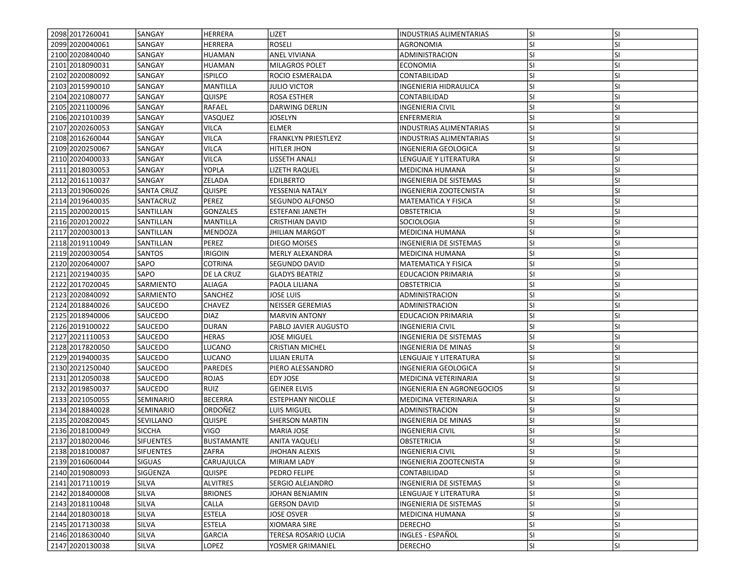| 2098 | 2017260041 | SANGAY | HERRERA | LIZET | INDUSTRIAS ALIMENTARIAS | SI | SI |
|---|---|---|---|---|---|---|---|
| 2099 | 2020040061 | SANGAY | HERRERA | ROSELI | AGRONOMIA | SI | SI |
| 2100 | 2020840040 | SANGAY | HUAMAN | ANEL VIVIANA | ADMINISTRACION | SI | SI |
| 2101 | 2018090031 | SANGAY | HUAMAN | MILAGROS POLET | ECONOMIA | SI | SI |
| 2102 | 2020080092 | SANGAY | ISPILCO | ROCIO ESMERALDA | CONTABILIDAD | SI | SI |
| 2103 | 2015990010 | SANGAY | MANTILLA | JULIO VICTOR | INGENIERIA HIDRAULICA | SI | SI |
| 2104 | 2021080077 | SANGAY | QUISPE | ROSA ESTHER | CONTABILIDAD | SI | SI |
| 2105 | 2021100096 | SANGAY | RAFAEL | DARWING DERLIN | INGENIERIA CIVIL | SI | SI |
| 2106 | 2021010039 | SANGAY | VASQUEZ | JOSELYN | ENFERMERIA | SI | SI |
| 2107 | 2020260053 | SANGAY | VILCA | ELMER | INDUSTRIAS ALIMENTARIAS | SI | SI |
| 2108 | 2016260044 | SANGAY | VILCA | FRANKLYN PRIESTLEYZ | INDUSTRIAS ALIMENTARIAS | SI | SI |
| 2109 | 2020250067 | SANGAY | VILCA | HITLER JHON | INGENIERIA GEOLOGICA | SI | SI |
| 2110 | 2020400033 | SANGAY | VILCA | LISSETH ANALI | LENGUAJE Y LITERATURA | SI | SI |
| 2111 | 2018030053 | SANGAY | YOPLA | LIZETH RAQUEL | MEDICINA HUMANA | SI | SI |
| 2112 | 2016110037 | SANGAY | ZELADA | EDILBERTO | INGENIERIA DE SISTEMAS | SI | SI |
| 2113 | 2019060026 | SANTA CRUZ | QUISPE | YESSENIA NATALY | INGENIERIA ZOOTECNISTA | SI | SI |
| 2114 | 2019640035 | SANTACRUZ | PEREZ | SEGUNDO ALFONSO | MATEMATICA Y FISICA | SI | SI |
| 2115 | 2020020015 | SANTILLAN | GONZALES | ESTEFANI JANETH | OBSTETRICIA | SI | SI |
| 2116 | 2020120022 | SANTILLAN | MANTILLA | CRISTHIAN DAVID | SOCIOLOGIA | SI | SI |
| 2117 | 2020030013 | SANTILLAN | MENDOZA | JHILIAN MARGOT | MEDICINA HUMANA | SI | SI |
| 2118 | 2019110049 | SANTILLAN | PEREZ | DIEGO MOISES | INGENIERIA DE SISTEMAS | SI | SI |
| 2119 | 2020030054 | SANTOS | IRIGOIN | MERLY ALEXANDRA | MEDICINA HUMANA | SI | SI |
| 2120 | 2020640007 | SAPO | COTRINA | SEGUNDO DAVID | MATEMATICA Y FISICA | SI | SI |
| 2121 | 2021940035 | SAPO | DE LA CRUZ | GLADYS BEATRIZ | EDUCACION PRIMARIA | SI | SI |
| 2122 | 2017020045 | SARMIENTO | ALIAGA | PAOLA LILIANA | OBSTETRICIA | SI | SI |
| 2123 | 2020840092 | SARMIENTO | SANCHEZ | JOSE LUIS | ADMINISTRACION | SI | SI |
| 2124 | 2018840026 | SAUCEDO | CHAVEZ | NEISSER GEREMIAS | ADMINISTRACION | SI | SI |
| 2125 | 2018940006 | SAUCEDO | DIAZ | MARVIN ANTONY | EDUCACION PRIMARIA | SI | SI |
| 2126 | 2019100022 | SAUCEDO | DURAN | PABLO JAVIER AUGUSTO | INGENIERIA CIVIL | SI | SI |
| 2127 | 2021110053 | SAUCEDO | HERAS | JOSE MIGUEL | INGENIERIA DE SISTEMAS | SI | SI |
| 2128 | 2017820050 | SAUCEDO | LUCANO | CRISTIAN MICHEL | INGENIERIA DE MINAS | SI | SI |
| 2129 | 2019400035 | SAUCEDO | LUCANO | LILIAN ERLITA | LENGUAJE Y LITERATURA | SI | SI |
| 2130 | 2021250040 | SAUCEDO | PAREDES | PIERO ALESSANDRO | INGENIERIA GEOLOGICA | SI | SI |
| 2131 | 2012050038 | SAUCEDO | ROJAS | EDY JOSE | MEDICINA VETERINARIA | SI | SI |
| 2132 | 2019850037 | SAUCEDO | RUIZ | GEINER ELVIS | INGENIERIA EN AGRONEGOCIOS | SI | SI |
| 2133 | 2021050055 | SEMINARIO | BECERRA | ESTEPHANY NICOLLE | MEDICINA VETERINARIA | SI | SI |
| 2134 | 2018840028 | SEMINARIO | ORDOÑEZ | LUIS MIGUEL | ADMINISTRACION | SI | SI |
| 2135 | 2020820045 | SEVILLANO | QUISPE | SHERSON MARTIN | INGENIERIA DE MINAS | SI | SI |
| 2136 | 2018100049 | SICCHA | VIGO | MARIA JOSE | INGENIERIA CIVIL | SI | SI |
| 2137 | 2018020046 | SIFUENTES | BUSTAMANTE | ANITA YAQUELI | OBSTETRICIA | SI | SI |
| 2138 | 2018100087 | SIFUENTES | ZAFRA | JHOHAN ALEXIS | INGENIERIA CIVIL | SI | SI |
| 2139 | 2016060044 | SIGUAS | CARUAJULCA | MIRIAM LADY | INGENIERIA ZOOTECNISTA | SI | SI |
| 2140 | 2019080093 | SIGÜENZA | QUISPE | PEDRO FELIPE | CONTABILIDAD | SI | SI |
| 2141 | 2017110019 | SILVA | ALVITRES | SERGIO ALEJANDRO | INGENIERIA DE SISTEMAS | SI | SI |
| 2142 | 2018400008 | SILVA | BRIONES | JOHAN BENJAMIN | LENGUAJE Y LITERATURA | SI | SI |
| 2143 | 2018110048 | SILVA | CALLA | GERSON DAVID | INGENIERIA DE SISTEMAS | SI | SI |
| 2144 | 2018030018 | SILVA | ESTELA | JOSE OSVER | MEDICINA HUMANA | SI | SI |
| 2145 | 2017130038 | SILVA | ESTELA | XIOMARA SIRE | DERECHO | SI | SI |
| 2146 | 2018630040 | SILVA | GARCIA | TERESA ROSARIO LUCIA | INGLES - ESPAÑOL | SI | SI |
| 2147 | 2020130038 | SILVA | LOPEZ | YOSMER GRIMANIEL | DERECHO | SI | SI |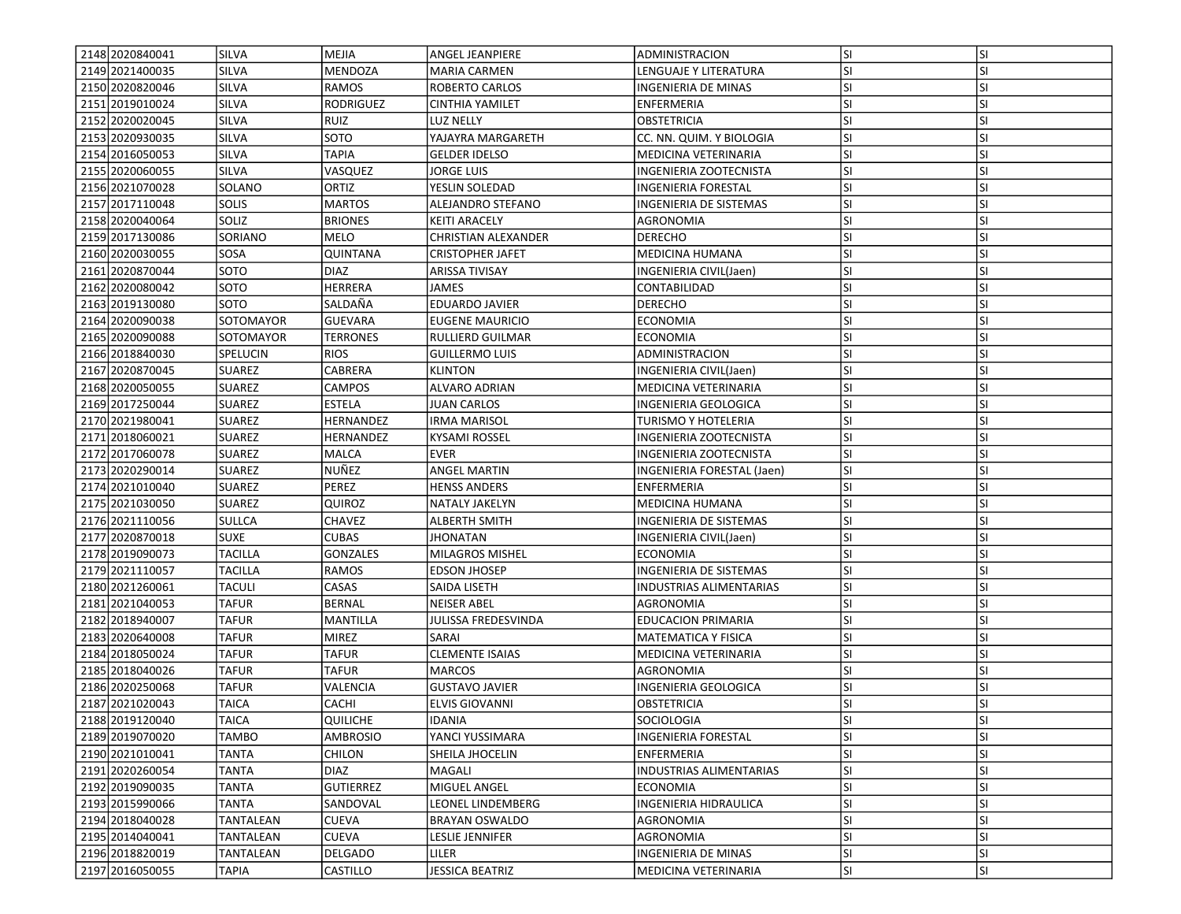| | | | | | | | |
|---|---|---|---|---|---|---|---|
| 2148 | 2020840041 | SILVA | MEJIA | ANGEL JEANPIERE | ADMINISTRACION | SI | SI |
| 2149 | 2021400035 | SILVA | MENDOZA | MARIA CARMEN | LENGUAJE Y LITERATURA | SI | SI |
| 2150 | 2020820046 | SILVA | RAMOS | ROBERTO CARLOS | INGENIERIA DE MINAS | SI | SI |
| 2151 | 2019010024 | SILVA | RODRIGUEZ | CINTHIA YAMILET | ENFERMERIA | SI | SI |
| 2152 | 2020020045 | SILVA | RUIZ | LUZ NELLY | OBSTETRICIA | SI | SI |
| 2153 | 2020930035 | SILVA | SOTO | YAJAYRA MARGARETH | CC. NN. QUIM. Y BIOLOGIA | SI | SI |
| 2154 | 2016050053 | SILVA | TAPIA | GELDER IDELSO | MEDICINA VETERINARIA | SI | SI |
| 2155 | 2020060055 | SILVA | VASQUEZ | JORGE LUIS | INGENIERIA ZOOTECNISTA | SI | SI |
| 2156 | 2021070028 | SOLANO | ORTIZ | YESLIN SOLEDAD | INGENIERIA FORESTAL | SI | SI |
| 2157 | 2017110048 | SOLIS | MARTOS | ALEJANDRO STEFANO | INGENIERIA DE SISTEMAS | SI | SI |
| 2158 | 2020040064 | SOLIZ | BRIONES | KEITI ARACELY | AGRONOMIA | SI | SI |
| 2159 | 2017130086 | SORIANO | MELO | CHRISTIAN ALEXANDER | DERECHO | SI | SI |
| 2160 | 2020030055 | SOSA | QUINTANA | CRISTOPHER JAFET | MEDICINA HUMANA | SI | SI |
| 2161 | 2020870044 | SOTO | DIAZ | ARISSA TIVISAY | INGENIERIA CIVIL(Jaen) | SI | SI |
| 2162 | 2020080042 | SOTO | HERRERA | JAMES | CONTABILIDAD | SI | SI |
| 2163 | 2019130080 | SOTO | SALDAÑA | EDUARDO JAVIER | DERECHO | SI | SI |
| 2164 | 2020090038 | SOTOMAYOR | GUEVARA | EUGENE MAURICIO | ECONOMIA | SI | SI |
| 2165 | 2020090088 | SOTOMAYOR | TERRONES | RULLIERD GUILMAR | ECONOMIA | SI | SI |
| 2166 | 2018840030 | SPELUCIN | RIOS | GUILLERMO LUIS | ADMINISTRACION | SI | SI |
| 2167 | 2020870045 | SUAREZ | CABRERA | KLINTON | INGENIERIA CIVIL(Jaen) | SI | SI |
| 2168 | 2020050055 | SUAREZ | CAMPOS | ALVARO ADRIAN | MEDICINA VETERINARIA | SI | SI |
| 2169 | 2017250044 | SUAREZ | ESTELA | JUAN CARLOS | INGENIERIA GEOLOGICA | SI | SI |
| 2170 | 2021980041 | SUAREZ | HERNANDEZ | IRMA MARISOL | TURISMO Y HOTELERIA | SI | SI |
| 2171 | 2018060021 | SUAREZ | HERNANDEZ | KYSAMI ROSSEL | INGENIERIA ZOOTECNISTA | SI | SI |
| 2172 | 2017060078 | SUAREZ | MALCA | EVER | INGENIERIA ZOOTECNISTA | SI | SI |
| 2173 | 2020290014 | SUAREZ | NUÑEZ | ANGEL MARTIN | INGENIERIA FORESTAL (Jaen) | SI | SI |
| 2174 | 2021010040 | SUAREZ | PEREZ | HENSS ANDERS | ENFERMERIA | SI | SI |
| 2175 | 2021030050 | SUAREZ | QUIROZ | NATALY JAKELYN | MEDICINA HUMANA | SI | SI |
| 2176 | 2021110056 | SULLCA | CHAVEZ | ALBERTH SMITH | INGENIERIA DE SISTEMAS | SI | SI |
| 2177 | 2020870018 | SUXE | CUBAS | JHONATAN | INGENIERIA CIVIL(Jaen) | SI | SI |
| 2178 | 2019090073 | TACILLA | GONZALES | MILAGROS MISHEL | ECONOMIA | SI | SI |
| 2179 | 2021110057 | TACILLA | RAMOS | EDSON JHOSEP | INGENIERIA DE SISTEMAS | SI | SI |
| 2180 | 2021260061 | TACULI | CASAS | SAIDA LISETH | INDUSTRIAS ALIMENTARIAS | SI | SI |
| 2181 | 2021040053 | TAFUR | BERNAL | NEISER ABEL | AGRONOMIA | SI | SI |
| 2182 | 2018940007 | TAFUR | MANTILLA | JULISSA FREDESVINDA | EDUCACION PRIMARIA | SI | SI |
| 2183 | 2020640008 | TAFUR | MIREZ | SARAI | MATEMATICA Y FISICA | SI | SI |
| 2184 | 2018050024 | TAFUR | TAFUR | CLEMENTE ISAIAS | MEDICINA VETERINARIA | SI | SI |
| 2185 | 2018040026 | TAFUR | TAFUR | MARCOS | AGRONOMIA | SI | SI |
| 2186 | 2020250068 | TAFUR | VALENCIA | GUSTAVO JAVIER | INGENIERIA GEOLOGICA | SI | SI |
| 2187 | 2021020043 | TAICA | CACHI | ELVIS GIOVANNI | OBSTETRICIA | SI | SI |
| 2188 | 2019120040 | TAICA | QUILICHE | IDANIA | SOCIOLOGIA | SI | SI |
| 2189 | 2019070020 | TAMBO | AMBROSIO | YANCI YUSSIMARA | INGENIERIA FORESTAL | SI | SI |
| 2190 | 2021010041 | TANTA | CHILON | SHEILA JHOCELIN | ENFERMERIA | SI | SI |
| 2191 | 2020260054 | TANTA | DIAZ | MAGALI | INDUSTRIAS ALIMENTARIAS | SI | SI |
| 2192 | 2019090035 | TANTA | GUTIERREZ | MIGUEL ANGEL | ECONOMIA | SI | SI |
| 2193 | 2015990066 | TANTA | SANDOVAL | LEONEL LINDEMBERG | INGENIERIA HIDRAULICA | SI | SI |
| 2194 | 2018040028 | TANTALEAN | CUEVA | BRAYAN OSWALDO | AGRONOMIA | SI | SI |
| 2195 | 2014040041 | TANTALEAN | CUEVA | LESLIE JENNIFER | AGRONOMIA | SI | SI |
| 2196 | 2018820019 | TANTALEAN | DELGADO | LILER | INGENIERIA DE MINAS | SI | SI |
| 2197 | 2016050055 | TAPIA | CASTILLO | JESSICA BEATRIZ | MEDICINA VETERINARIA | SI | SI |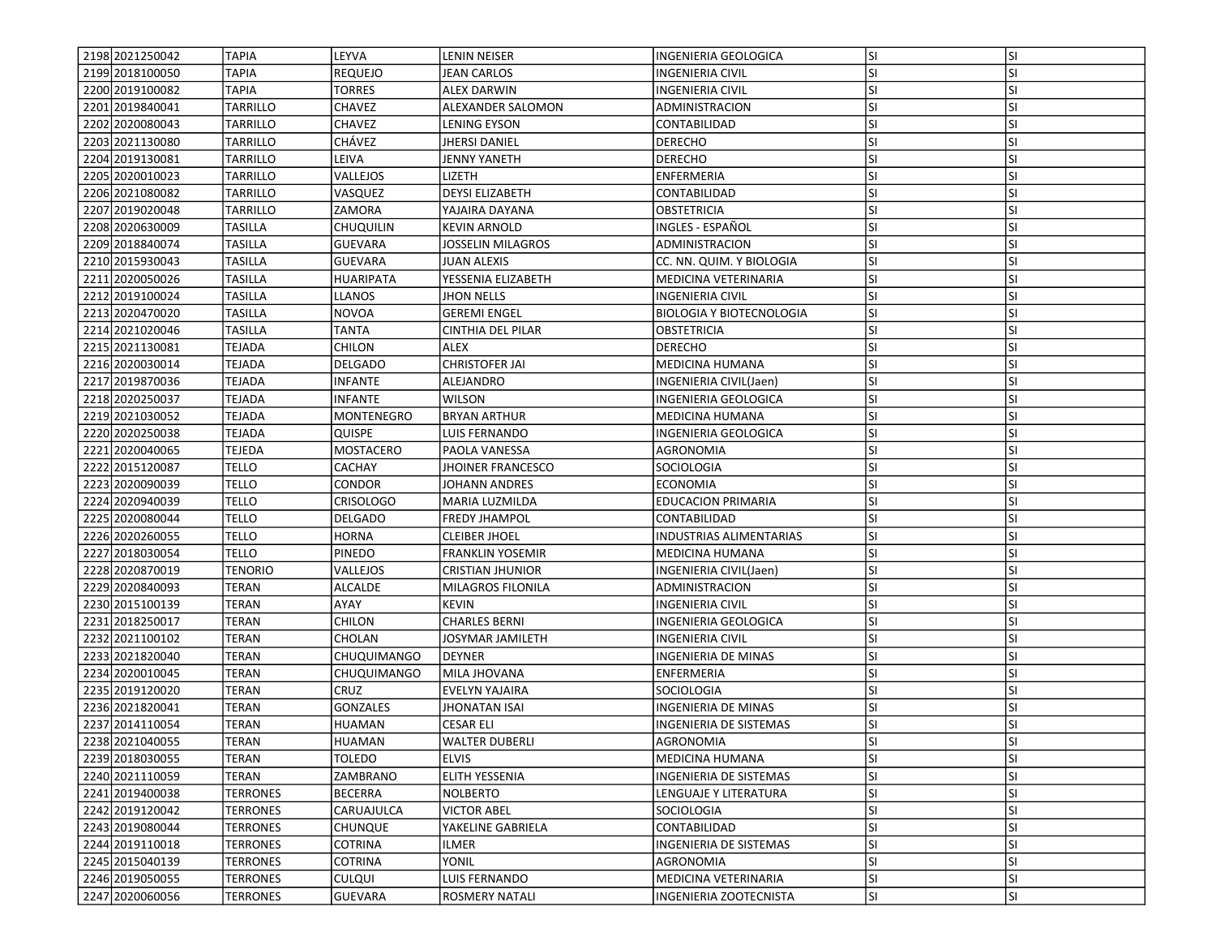| 2198 | 2021250042 | TAPIA | LEYVA | LENIN NEISER | INGENIERIA GEOLOGICA | SI | SI |
|---|---|---|---|---|---|---|---|
| 2199 | 2018100050 | TAPIA | REQUEJO | JEAN CARLOS | INGENIERIA CIVIL | SI | SI |
| 2200 | 2019100082 | TAPIA | TORRES | ALEX DARWIN | INGENIERIA CIVIL | SI | SI |
| 2201 | 2019840041 | TARRILLO | CHAVEZ | ALEXANDER SALOMON | ADMINISTRACION | SI | SI |
| 2202 | 2020080043 | TARRILLO | CHAVEZ | LENING EYSON | CONTABILIDAD | SI | SI |
| 2203 | 2021130080 | TARRILLO | CHÁVEZ | JHERSI DANIEL | DERECHO | SI | SI |
| 2204 | 2019130081 | TARRILLO | LEIVA | JENNY YANETH | DERECHO | SI | SI |
| 2205 | 2020010023 | TARRILLO | VALLEJOS | LIZETH | ENFERMERIA | SI | SI |
| 2206 | 2021080082 | TARRILLO | VASQUEZ | DEYSI ELIZABETH | CONTABILIDAD | SI | SI |
| 2207 | 2019020048 | TARRILLO | ZAMORA | YAJAIRA DAYANA | OBSTETRICIA | SI | SI |
| 2208 | 2020630009 | TASILLA | CHUQUILIN | KEVIN ARNOLD | INGLES - ESPAÑOL | SI | SI |
| 2209 | 2018840074 | TASILLA | GUEVARA | JOSSELIN MILAGROS | ADMINISTRACION | SI | SI |
| 2210 | 2015930043 | TASILLA | GUEVARA | JUAN ALEXIS | CC. NN. QUIM. Y BIOLOGIA | SI | SI |
| 2211 | 2020050026 | TASILLA | HUARIPATA | YESSENIA ELIZABETH | MEDICINA VETERINARIA | SI | SI |
| 2212 | 2019100024 | TASILLA | LLANOS | JHON NELLS | INGENIERIA CIVIL | SI | SI |
| 2213 | 2020470020 | TASILLA | NOVOA | GEREMI ENGEL | BIOLOGIA Y BIOTECNOLOGIA | SI | SI |
| 2214 | 2021020046 | TASILLA | TANTA | CINTHIA DEL PILAR | OBSTETRICIA | SI | SI |
| 2215 | 2021130081 | TEJADA | CHILON | ALEX | DERECHO | SI | SI |
| 2216 | 2020030014 | TEJADA | DELGADO | CHRISTOFER JAI | MEDICINA HUMANA | SI | SI |
| 2217 | 2019870036 | TEJADA | INFANTE | ALEJANDRO | INGENIERIA CIVIL(Jaen) | SI | SI |
| 2218 | 2020250037 | TEJADA | INFANTE | WILSON | INGENIERIA GEOLOGICA | SI | SI |
| 2219 | 2021030052 | TEJADA | MONTENEGRO | BRYAN ARTHUR | MEDICINA HUMANA | SI | SI |
| 2220 | 2020250038 | TEJADA | QUISPE | LUIS FERNANDO | INGENIERIA GEOLOGICA | SI | SI |
| 2221 | 2020040065 | TEJEDA | MOSTACERO | PAOLA VANESSA | AGRONOMIA | SI | SI |
| 2222 | 2015120087 | TELLO | CACHAY | JHOINER FRANCESCO | SOCIOLOGIA | SI | SI |
| 2223 | 2020090039 | TELLO | CONDOR | JOHANN ANDRES | ECONOMIA | SI | SI |
| 2224 | 2020940039 | TELLO | CRISOLOGO | MARIA LUZMILDA | EDUCACION PRIMARIA | SI | SI |
| 2225 | 2020080044 | TELLO | DELGADO | FREDY JHAMPOL | CONTABILIDAD | SI | SI |
| 2226 | 2020260055 | TELLO | HORNA | CLEIBER JHOEL | INDUSTRIAS ALIMENTARIAS | SI | SI |
| 2227 | 2018030054 | TELLO | PINEDO | FRANKLIN YOSEMIR | MEDICINA HUMANA | SI | SI |
| 2228 | 2020870019 | TENORIO | VALLEJOS | CRISTIAN JHUNIOR | INGENIERIA CIVIL(Jaen) | SI | SI |
| 2229 | 2020840093 | TERAN | ALCALDE | MILAGROS FILONILA | ADMINISTRACION | SI | SI |
| 2230 | 2015100139 | TERAN | AYAY | KEVIN | INGENIERIA CIVIL | SI | SI |
| 2231 | 2018250017 | TERAN | CHILON | CHARLES BERNI | INGENIERIA GEOLOGICA | SI | SI |
| 2232 | 2021100102 | TERAN | CHOLAN | JOSYMAR JAMILETH | INGENIERIA CIVIL | SI | SI |
| 2233 | 2021820040 | TERAN | CHUQUIMANGO | DEYNER | INGENIERIA DE MINAS | SI | SI |
| 2234 | 2020010045 | TERAN | CHUQUIMANGO | MILA JHOVANA | ENFERMERIA | SI | SI |
| 2235 | 2019120020 | TERAN | CRUZ | EVELYN YAJAIRA | SOCIOLOGIA | SI | SI |
| 2236 | 2021820041 | TERAN | GONZALES | JHONATAN ISAI | INGENIERIA DE MINAS | SI | SI |
| 2237 | 2014110054 | TERAN | HUAMAN | CESAR ELI | INGENIERIA DE SISTEMAS | SI | SI |
| 2238 | 2021040055 | TERAN | HUAMAN | WALTER DUBERLI | AGRONOMIA | SI | SI |
| 2239 | 2018030055 | TERAN | TOLEDO | ELVIS | MEDICINA HUMANA | SI | SI |
| 2240 | 2021110059 | TERAN | ZAMBRANO | ELITH YESSENIA | INGENIERIA DE SISTEMAS | SI | SI |
| 2241 | 2019400038 | TERRONES | BECERRA | NOLBERTO | LENGUAJE Y LITERATURA | SI | SI |
| 2242 | 2019120042 | TERRONES | CARUAJULCA | VICTOR ABEL | SOCIOLOGIA | SI | SI |
| 2243 | 2019080044 | TERRONES | CHUNQUE | YAKELINE GABRIELA | CONTABILIDAD | SI | SI |
| 2244 | 2019110018 | TERRONES | COTRINA | ILMER | INGENIERIA DE SISTEMAS | SI | SI |
| 2245 | 2015040139 | TERRONES | COTRINA | YONIL | AGRONOMIA | SI | SI |
| 2246 | 2019050055 | TERRONES | CULQUI | LUIS FERNANDO | MEDICINA VETERINARIA | SI | SI |
| 2247 | 2020060056 | TERRONES | GUEVARA | ROSMERY NATALI | INGENIERIA ZOOTECNISTA | SI | SI |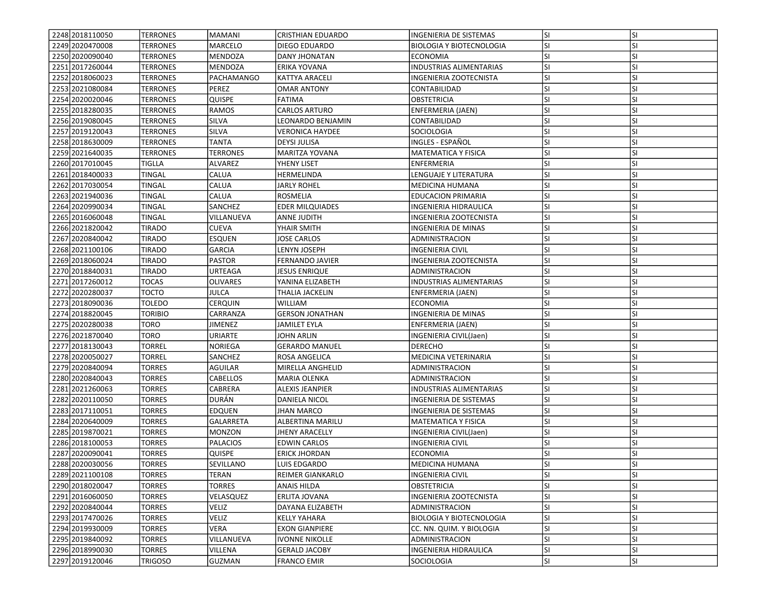| | | | | | | | |
|---|---|---|---|---|---|---|---|
| 2248 | 2018110050 | TERRONES | MAMANI | CRISTHIAN EDUARDO | INGENIERIA DE SISTEMAS | SI | SI |
| 2249 | 2020470008 | TERRONES | MARCELO | DIEGO EDUARDO | BIOLOGIA Y BIOTECNOLOGIA | SI | SI |
| 2250 | 2020090040 | TERRONES | MENDOZA | DANY JHONATAN | ECONOMIA | SI | SI |
| 2251 | 2017260044 | TERRONES | MENDOZA | ERIKA YOVANA | INDUSTRIAS ALIMENTARIAS | SI | SI |
| 2252 | 2018060023 | TERRONES | PACHAMANGO | KATTYA ARACELI | INGENIERIA ZOOTECNISTA | SI | SI |
| 2253 | 2021080084 | TERRONES | PEREZ | OMAR ANTONY | CONTABILIDAD | SI | SI |
| 2254 | 2020020046 | TERRONES | QUISPE | FATIMA | OBSTETRICIA | SI | SI |
| 2255 | 2018280035 | TERRONES | RAMOS | CARLOS ARTURO | ENFERMERIA (JAEN) | SI | SI |
| 2256 | 2019080045 | TERRONES | SILVA | LEONARDO BENJAMIN | CONTABILIDAD | SI | SI |
| 2257 | 2019120043 | TERRONES | SILVA | VERONICA HAYDEE | SOCIOLOGIA | SI | SI |
| 2258 | 2018630009 | TERRONES | TANTA | DEYSI JULISA | INGLES - ESPAÑOL | SI | SI |
| 2259 | 2021640035 | TERRONES | TERRONES | MARITZA YOVANA | MATEMATICA Y FISICA | SI | SI |
| 2260 | 2017010045 | TIGLLA | ALVAREZ | YHENY LISET | ENFERMERIA | SI | SI |
| 2261 | 2018400033 | TINGAL | CALUA | HERMELINDA | LENGUAJE Y LITERATURA | SI | SI |
| 2262 | 2017030054 | TINGAL | CALUA | JARLY ROHEL | MEDICINA HUMANA | SI | SI |
| 2263 | 2021940036 | TINGAL | CALUA | ROSMELIA | EDUCACION PRIMARIA | SI | SI |
| 2264 | 2020990034 | TINGAL | SANCHEZ | EDER MILQUIADES | INGENIERIA HIDRAULICA | SI | SI |
| 2265 | 2016060048 | TINGAL | VILLANUEVA | ANNE JUDITH | INGENIERIA ZOOTECNISTA | SI | SI |
| 2266 | 2021820042 | TIRADO | CUEVA | YHAIR SMITH | INGENIERIA DE MINAS | SI | SI |
| 2267 | 2020840042 | TIRADO | ESQUEN | JOSE CARLOS | ADMINISTRACION | SI | SI |
| 2268 | 2021100106 | TIRADO | GARCIA | LENYN JOSEPH | INGENIERIA CIVIL | SI | SI |
| 2269 | 2018060024 | TIRADO | PASTOR | FERNANDO JAVIER | INGENIERIA ZOOTECNISTA | SI | SI |
| 2270 | 2018840031 | TIRADO | URTEAGA | JESUS ENRIQUE | ADMINISTRACION | SI | SI |
| 2271 | 2017260012 | TOCAS | OLIVARES | YANINA ELIZABETH | INDUSTRIAS ALIMENTARIAS | SI | SI |
| 2272 | 2020280037 | TOCTO | JULCA | THALIA JACKELIN | ENFERMERIA (JAEN) | SI | SI |
| 2273 | 2018090036 | TOLEDO | CERQUIN | WILLIAM | ECONOMIA | SI | SI |
| 2274 | 2018820045 | TORIBIO | CARRANZA | GERSON JONATHAN | INGENIERIA DE MINAS | SI | SI |
| 2275 | 2020280038 | TORO | JIMENEZ | JAMILET EYLA | ENFERMERIA (JAEN) | SI | SI |
| 2276 | 2021870040 | TORO | URIARTE | JOHN ARLIN | INGENIERIA CIVIL(Jaen) | SI | SI |
| 2277 | 2018130043 | TORREL | NORIEGA | GERARDO MANUEL | DERECHO | SI | SI |
| 2278 | 2020050027 | TORREL | SANCHEZ | ROSA ANGELICA | MEDICINA VETERINARIA | SI | SI |
| 2279 | 2020840094 | TORRES | AGUILAR | MIRELLA ANGHELID | ADMINISTRACION | SI | SI |
| 2280 | 2020840043 | TORRES | CABELLOS | MARIA OLENKA | ADMINISTRACION | SI | SI |
| 2281 | 2021260063 | TORRES | CABRERA | ALEXIS JEANPIER | INDUSTRIAS ALIMENTARIAS | SI | SI |
| 2282 | 2020110050 | TORRES | DURÁN | DANIELA NICOL | INGENIERIA DE SISTEMAS | SI | SI |
| 2283 | 2017110051 | TORRES | EDQUEN | JHAN MARCO | INGENIERIA DE SISTEMAS | SI | SI |
| 2284 | 2020640009 | TORRES | GALARRETA | ALBERTINA MARILU | MATEMATICA Y FISICA | SI | SI |
| 2285 | 2019870021 | TORRES | MONZON | JHENY ARACELLY | INGENIERIA CIVIL(Jaen) | SI | SI |
| 2286 | 2018100053 | TORRES | PALACIOS | EDWIN CARLOS | INGENIERIA CIVIL | SI | SI |
| 2287 | 2020090041 | TORRES | QUISPE | ERICK JHORDAN | ECONOMIA | SI | SI |
| 2288 | 2020030056 | TORRES | SEVILLANO | LUIS EDGARDO | MEDICINA HUMANA | SI | SI |
| 2289 | 2021100108 | TORRES | TERAN | REIMER GIANKARLO | INGENIERIA CIVIL | SI | SI |
| 2290 | 2018020047 | TORRES | TORRES | ANAIS HILDA | OBSTETRICIA | SI | SI |
| 2291 | 2016060050 | TORRES | VELASQUEZ | ERLITA JOVANA | INGENIERIA ZOOTECNISTA | SI | SI |
| 2292 | 2020840044 | TORRES | VELIZ | DAYANA ELIZABETH | ADMINISTRACION | SI | SI |
| 2293 | 2017470026 | TORRES | VELIZ | KELLY YAHARA | BIOLOGIA Y BIOTECNOLOGIA | SI | SI |
| 2294 | 2019930009 | TORRES | VERA | EXON GIANPIERE | CC. NN. QUIM. Y BIOLOGIA | SI | SI |
| 2295 | 2019840092 | TORRES | VILLANUEVA | IVONNE NIKOLLE | ADMINISTRACION | SI | SI |
| 2296 | 2018990030 | TORRES | VILLENA | GERALD JACOBY | INGENIERIA HIDRAULICA | SI | SI |
| 2297 | 2019120046 | TRIGOSO | GUZMAN | FRANCO EMIR | SOCIOLOGIA | SI | SI |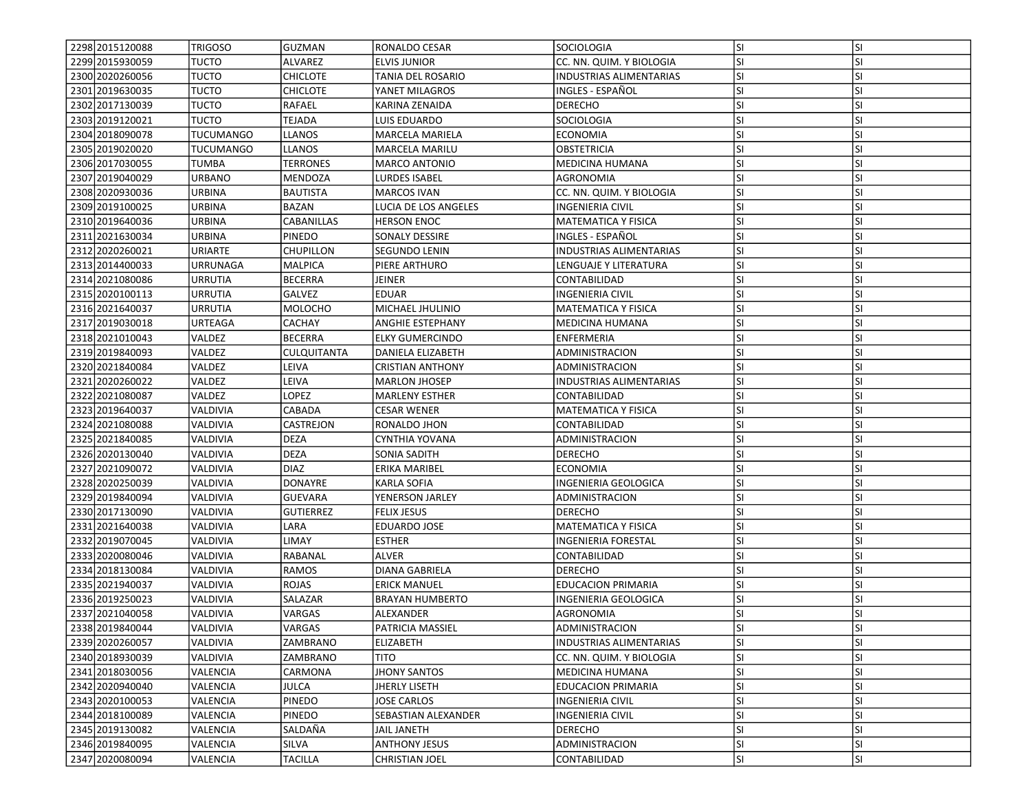| 2298 | 2015120088 | TRIGOSO | GUZMAN | RONALDO CESAR | SOCIOLOGIA | SI | SI |
|---|---|---|---|---|---|---|---|
| 2299 | 2015930059 | TUCTO | ALVAREZ | ELVIS JUNIOR | CC. NN. QUIM. Y BIOLOGIA | SI | SI |
| 2300 | 2020260056 | TUCTO | CHICLOTE | TANIA DEL ROSARIO | INDUSTRIAS ALIMENTARIAS | SI | SI |
| 2301 | 2019630035 | TUCTO | CHICLOTE | YANET MILAGROS | INGLES - ESPAÑOL | SI | SI |
| 2302 | 2017130039 | TUCTO | RAFAEL | KARINA ZENAIDA | DERECHO | SI | SI |
| 2303 | 2019120021 | TUCTO | TEJADA | LUIS EDUARDO | SOCIOLOGIA | SI | SI |
| 2304 | 2018090078 | TUCUMANGO | LLANOS | MARCELA MARIELA | ECONOMIA | SI | SI |
| 2305 | 2019020020 | TUCUMANGO | LLANOS | MARCELA MARILU | OBSTETRICIA | SI | SI |
| 2306 | 2017030055 | TUMBA | TERRONES | MARCO ANTONIO | MEDICINA HUMANA | SI | SI |
| 2307 | 2019040029 | URBANO | MENDOZA | LURDES ISABEL | AGRONOMIA | SI | SI |
| 2308 | 2020930036 | URBINA | BAUTISTA | MARCOS IVAN | CC. NN. QUIM. Y BIOLOGIA | SI | SI |
| 2309 | 2019100025 | URBINA | BAZAN | LUCIA DE LOS ANGELES | INGENIERIA CIVIL | SI | SI |
| 2310 | 2019640036 | URBINA | CABANILLAS | HERSON ENOC | MATEMATICA Y FISICA | SI | SI |
| 2311 | 2021630034 | URBINA | PINEDO | SONALY DESSIRE | INGLES - ESPAÑOL | SI | SI |
| 2312 | 2020260021 | URIARTE | CHUPILLON | SEGUNDO LENIN | INDUSTRIAS ALIMENTARIAS | SI | SI |
| 2313 | 2014400033 | URRUNAGA | MALPICA | PIERE ARTHURO | LENGUAJE Y LITERATURA | SI | SI |
| 2314 | 2021080086 | URRUTIA | BECERRA | JEINER | CONTABILIDAD | SI | SI |
| 2315 | 2020100113 | URRUTIA | GALVEZ | EDUAR | INGENIERIA CIVIL | SI | SI |
| 2316 | 2021640037 | URRUTIA | MOLOCHO | MICHAEL JHULINIO | MATEMATICA Y FISICA | SI | SI |
| 2317 | 2019030018 | URTEAGA | CACHAY | ANGHIE ESTEPHANY | MEDICINA HUMANA | SI | SI |
| 2318 | 2021010043 | VALDEZ | BECERRA | ELKY GUMERCINDO | ENFERMERIA | SI | SI |
| 2319 | 2019840093 | VALDEZ | CULQUITANTA | DANIELA ELIZABETH | ADMINISTRACION | SI | SI |
| 2320 | 2021840084 | VALDEZ | LEIVA | CRISTIAN ANTHONY | ADMINISTRACION | SI | SI |
| 2321 | 2020260022 | VALDEZ | LEIVA | MARLON JHOSEP | INDUSTRIAS ALIMENTARIAS | SI | SI |
| 2322 | 2021080087 | VALDEZ | LOPEZ | MARLENY ESTHER | CONTABILIDAD | SI | SI |
| 2323 | 2019640037 | VALDIVIA | CABADA | CESAR WENER | MATEMATICA Y FISICA | SI | SI |
| 2324 | 2021080088 | VALDIVIA | CASTREJON | RONALDO JHON | CONTABILIDAD | SI | SI |
| 2325 | 2021840085 | VALDIVIA | DEZA | CYNTHIA YOVANA | ADMINISTRACION | SI | SI |
| 2326 | 2020130040 | VALDIVIA | DEZA | SONIA SADITH | DERECHO | SI | SI |
| 2327 | 2021090072 | VALDIVIA | DIAZ | ERIKA MARIBEL | ECONOMIA | SI | SI |
| 2328 | 2020250039 | VALDIVIA | DONAYRE | KARLA SOFIA | INGENIERIA GEOLOGICA | SI | SI |
| 2329 | 2019840094 | VALDIVIA | GUEVARA | YENERSON JARLEY | ADMINISTRACION | SI | SI |
| 2330 | 2017130090 | VALDIVIA | GUTIERREZ | FELIX JESUS | DERECHO | SI | SI |
| 2331 | 2021640038 | VALDIVIA | LARA | EDUARDO JOSE | MATEMATICA Y FISICA | SI | SI |
| 2332 | 2019070045 | VALDIVIA | LIMAY | ESTHER | INGENIERIA FORESTAL | SI | SI |
| 2333 | 2020080046 | VALDIVIA | RABANAL | ALVER | CONTABILIDAD | SI | SI |
| 2334 | 2018130084 | VALDIVIA | RAMOS | DIANA GABRIELA | DERECHO | SI | SI |
| 2335 | 2021940037 | VALDIVIA | ROJAS | ERICK MANUEL | EDUCACION PRIMARIA | SI | SI |
| 2336 | 2019250023 | VALDIVIA | SALAZAR | BRAYAN HUMBERTO | INGENIERIA GEOLOGICA | SI | SI |
| 2337 | 2021040058 | VALDIVIA | VARGAS | ALEXANDER | AGRONOMIA | SI | SI |
| 2338 | 2019840044 | VALDIVIA | VARGAS | PATRICIA MASSIEL | ADMINISTRACION | SI | SI |
| 2339 | 2020260057 | VALDIVIA | ZAMBRANO | ELIZABETH | INDUSTRIAS ALIMENTARIAS | SI | SI |
| 2340 | 2018930039 | VALDIVIA | ZAMBRANO | TITO | CC. NN. QUIM. Y BIOLOGIA | SI | SI |
| 2341 | 2018030056 | VALENCIA | CARMONA | JHONY SANTOS | MEDICINA HUMANA | SI | SI |
| 2342 | 2020940040 | VALENCIA | JULCA | JHERLY LISETH | EDUCACION PRIMARIA | SI | SI |
| 2343 | 2020100053 | VALENCIA | PINEDO | JOSE CARLOS | INGENIERIA CIVIL | SI | SI |
| 2344 | 2018100089 | VALENCIA | PINEDO | SEBASTIAN ALEXANDER | INGENIERIA CIVIL | SI | SI |
| 2345 | 2019130082 | VALENCIA | SALDAÑA | JAIL JANETH | DERECHO | SI | SI |
| 2346 | 2019840095 | VALENCIA | SILVA | ANTHONY JESUS | ADMINISTRACION | SI | SI |
| 2347 | 2020080094 | VALENCIA | TACILLA | CHRISTIAN JOEL | CONTABILIDAD | SI | SI |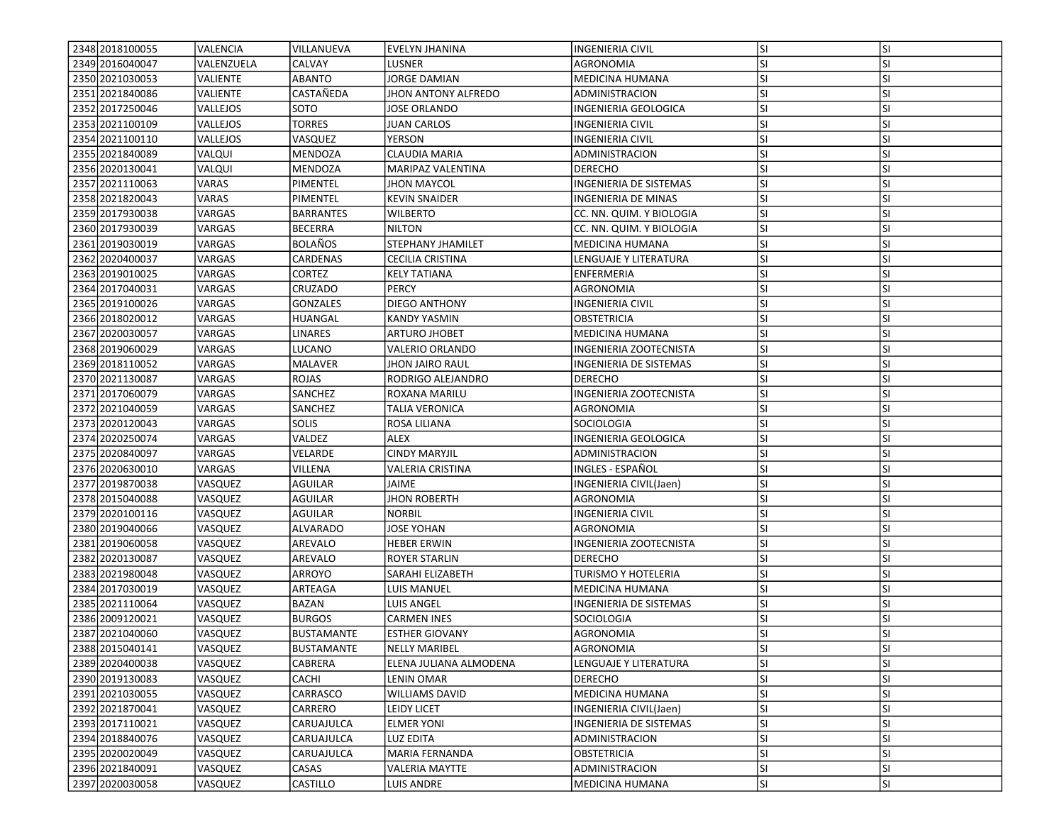| | | | | | | | |
|---|---|---|---|---|---|---|---|
| 2348 | 2018100055 | VALENCIA | VILLANUEVA | EVELYN JHANINA | INGENIERIA CIVIL | SI | SI |
| 2349 | 2016040047 | VALENZUELA | CALVAY | LUSNER | AGRONOMIA | SI | SI |
| 2350 | 2021030053 | VALIENTE | ABANTO | JORGE DAMIAN | MEDICINA HUMANA | SI | SI |
| 2351 | 2021840086 | VALIENTE | CASTAÑEDA | JHON ANTONY ALFREDO | ADMINISTRACION | SI | SI |
| 2352 | 2017250046 | VALLEJOS | SOTO | JOSE ORLANDO | INGENIERIA GEOLOGICA | SI | SI |
| 2353 | 2021100109 | VALLEJOS | TORRES | JUAN CARLOS | INGENIERIA CIVIL | SI | SI |
| 2354 | 2021100110 | VALLEJOS | VASQUEZ | YERSON | INGENIERIA CIVIL | SI | SI |
| 2355 | 2021840089 | VALQUI | MENDOZA | CLAUDIA MARIA | ADMINISTRACION | SI | SI |
| 2356 | 2020130041 | VALQUI | MENDOZA | MARIPAZ VALENTINA | DERECHO | SI | SI |
| 2357 | 2021110063 | VARAS | PIMENTEL | JHON MAYCOL | INGENIERIA DE SISTEMAS | SI | SI |
| 2358 | 2021820043 | VARAS | PIMENTEL | KEVIN SNAIDER | INGENIERIA DE MINAS | SI | SI |
| 2359 | 2017930038 | VARGAS | BARRANTES | WILBERTO | CC. NN. QUIM. Y BIOLOGIA | SI | SI |
| 2360 | 2017930039 | VARGAS | BECERRA | NILTON | CC. NN. QUIM. Y BIOLOGIA | SI | SI |
| 2361 | 2019030019 | VARGAS | BOLAÑOS | STEPHANY JHAMILET | MEDICINA HUMANA | SI | SI |
| 2362 | 2020400037 | VARGAS | CARDENAS | CECILIA CRISTINA | LENGUAJE Y LITERATURA | SI | SI |
| 2363 | 2019010025 | VARGAS | CORTEZ | KELY TATIANA | ENFERMERIA | SI | SI |
| 2364 | 2017040031 | VARGAS | CRUZADO | PERCY | AGRONOMIA | SI | SI |
| 2365 | 2019100026 | VARGAS | GONZALES | DIEGO ANTHONY | INGENIERIA CIVIL | SI | SI |
| 2366 | 2018020012 | VARGAS | HUANGAL | KANDY YASMIN | OBSTETRICIA | SI | SI |
| 2367 | 2020030057 | VARGAS | LINARES | ARTURO JHOBET | MEDICINA HUMANA | SI | SI |
| 2368 | 2019060029 | VARGAS | LUCANO | VALERIO ORLANDO | INGENIERIA ZOOTECNISTA | SI | SI |
| 2369 | 2018110052 | VARGAS | MALAVER | JHON JAIRO RAUL | INGENIERIA DE SISTEMAS | SI | SI |
| 2370 | 2021130087 | VARGAS | ROJAS | RODRIGO ALEJANDRO | DERECHO | SI | SI |
| 2371 | 2017060079 | VARGAS | SANCHEZ | ROXANA MARILU | INGENIERIA ZOOTECNISTA | SI | SI |
| 2372 | 2021040059 | VARGAS | SANCHEZ | TALIA VERONICA | AGRONOMIA | SI | SI |
| 2373 | 2020120043 | VARGAS | SOLIS | ROSA LILIANA | SOCIOLOGIA | SI | SI |
| 2374 | 2020250074 | VARGAS | VALDEZ | ALEX | INGENIERIA GEOLOGICA | SI | SI |
| 2375 | 2020840097 | VARGAS | VELARDE | CINDY MARYJIL | ADMINISTRACION | SI | SI |
| 2376 | 2020630010 | VARGAS | VILLENA | VALERIA CRISTINA | INGLES - ESPAÑOL | SI | SI |
| 2377 | 2019870038 | VASQUEZ | AGUILAR | JAIME | INGENIERIA CIVIL(Jaen) | SI | SI |
| 2378 | 2015040088 | VASQUEZ | AGUILAR | JHON ROBERTH | AGRONOMIA | SI | SI |
| 2379 | 2020100116 | VASQUEZ | AGUILAR | NORBIL | INGENIERIA CIVIL | SI | SI |
| 2380 | 2019040066 | VASQUEZ | ALVARADO | JOSE YOHAN | AGRONOMIA | SI | SI |
| 2381 | 2019060058 | VASQUEZ | AREVALO | HEBER ERWIN | INGENIERIA ZOOTECNISTA | SI | SI |
| 2382 | 2020130087 | VASQUEZ | AREVALO | ROYER STARLIN | DERECHO | SI | SI |
| 2383 | 2021980048 | VASQUEZ | ARROYO | SARAHI ELIZABETH | TURISMO Y HOTELERIA | SI | SI |
| 2384 | 2017030019 | VASQUEZ | ARTEAGA | LUIS MANUEL | MEDICINA HUMANA | SI | SI |
| 2385 | 2021110064 | VASQUEZ | BAZAN | LUIS ANGEL | INGENIERIA DE SISTEMAS | SI | SI |
| 2386 | 2009120021 | VASQUEZ | BURGOS | CARMEN INES | SOCIOLOGIA | SI | SI |
| 2387 | 2021040060 | VASQUEZ | BUSTAMANTE | ESTHER GIOVANY | AGRONOMIA | SI | SI |
| 2388 | 2015040141 | VASQUEZ | BUSTAMANTE | NELLY MARIBEL | AGRONOMIA | SI | SI |
| 2389 | 2020400038 | VASQUEZ | CABRERA | ELENA JULIANA ALMODENA | LENGUAJE Y LITERATURA | SI | SI |
| 2390 | 2019130083 | VASQUEZ | CACHI | LENIN OMAR | DERECHO | SI | SI |
| 2391 | 2021030055 | VASQUEZ | CARRASCO | WILLIAMS DAVID | MEDICINA HUMANA | SI | SI |
| 2392 | 2021870041 | VASQUEZ | CARRERO | LEIDY LICET | INGENIERIA CIVIL(Jaen) | SI | SI |
| 2393 | 2017110021 | VASQUEZ | CARUAJULCA | ELMER YONI | INGENIERIA DE SISTEMAS | SI | SI |
| 2394 | 2018840076 | VASQUEZ | CARUAJULCA | LUZ EDITA | ADMINISTRACION | SI | SI |
| 2395 | 2020020049 | VASQUEZ | CARUAJULCA | MARIA FERNANDA | OBSTETRICIA | SI | SI |
| 2396 | 2021840091 | VASQUEZ | CASAS | VALERIA MAYTTE | ADMINISTRACION | SI | SI |
| 2397 | 2020030058 | VASQUEZ | CASTILLO | LUIS ANDRE | MEDICINA HUMANA | SI | SI |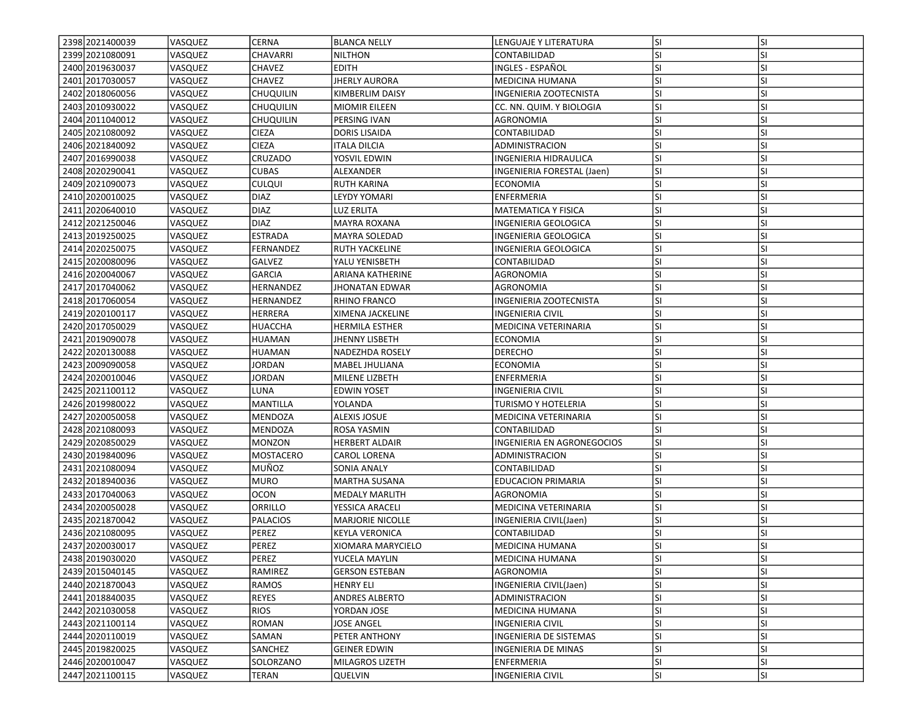| | | | | | | | |
|---|---|---|---|---|---|---|---|
| 2398 | 2021400039 | VASQUEZ | CERNA | BLANCA NELLY | LENGUAJE Y LITERATURA | SI | SI |
| 2399 | 2021080091 | VASQUEZ | CHAVARRI | NILTHON | CONTABILIDAD | SI | SI |
| 2400 | 2019630037 | VASQUEZ | CHAVEZ | EDITH | INGLES - ESPAÑOL | SI | SI |
| 2401 | 2017030057 | VASQUEZ | CHAVEZ | JHERLY AURORA | MEDICINA HUMANA | SI | SI |
| 2402 | 2018060056 | VASQUEZ | CHUQUILIN | KIMBERLIM DAISY | INGENIERIA ZOOTECNISTA | SI | SI |
| 2403 | 2010930022 | VASQUEZ | CHUQUILIN | MIOMIR EILEEN | CC. NN. QUIM. Y BIOLOGIA | SI | SI |
| 2404 | 2011040012 | VASQUEZ | CHUQUILIN | PERSING IVAN | AGRONOMIA | SI | SI |
| 2405 | 2021080092 | VASQUEZ | CIEZA | DORIS LISAIDA | CONTABILIDAD | SI | SI |
| 2406 | 2021840092 | VASQUEZ | CIEZA | ITALA DILCIA | ADMINISTRACION | SI | SI |
| 2407 | 2016990038 | VASQUEZ | CRUZADO | YOSVIL EDWIN | INGENIERIA HIDRAULICA | SI | SI |
| 2408 | 2020290041 | VASQUEZ | CUBAS | ALEXANDER | INGENIERIA FORESTAL (Jaen) | SI | SI |
| 2409 | 2021090073 | VASQUEZ | CULQUI | RUTH KARINA | ECONOMIA | SI | SI |
| 2410 | 2020010025 | VASQUEZ | DIAZ | LEYDY YOMARI | ENFERMERIA | SI | SI |
| 2411 | 2020640010 | VASQUEZ | DIAZ | LUZ ERLITA | MATEMATICA Y FISICA | SI | SI |
| 2412 | 2021250046 | VASQUEZ | DIAZ | MAYRA ROXANA | INGENIERIA GEOLOGICA | SI | SI |
| 2413 | 2019250025 | VASQUEZ | ESTRADA | MAYRA SOLEDAD | INGENIERIA GEOLOGICA | SI | SI |
| 2414 | 2020250075 | VASQUEZ | FERNANDEZ | RUTH YACKELINE | INGENIERIA GEOLOGICA | SI | SI |
| 2415 | 2020080096 | VASQUEZ | GALVEZ | YALU YENISBETH | CONTABILIDAD | SI | SI |
| 2416 | 2020040067 | VASQUEZ | GARCIA | ARIANA KATHERINE | AGRONOMIA | SI | SI |
| 2417 | 2017040062 | VASQUEZ | HERNANDEZ | JHONATAN EDWAR | AGRONOMIA | SI | SI |
| 2418 | 2017060054 | VASQUEZ | HERNANDEZ | RHINO FRANCO | INGENIERIA ZOOTECNISTA | SI | SI |
| 2419 | 2020100117 | VASQUEZ | HERRERA | XIMENA JACKELINE | INGENIERIA CIVIL | SI | SI |
| 2420 | 2017050029 | VASQUEZ | HUACCHA | HERMILA ESTHER | MEDICINA VETERINARIA | SI | SI |
| 2421 | 2019090078 | VASQUEZ | HUAMAN | JHENNY LISBETH | ECONOMIA | SI | SI |
| 2422 | 2020130088 | VASQUEZ | HUAMAN | NADEZHDA ROSELY | DERECHO | SI | SI |
| 2423 | 2009090058 | VASQUEZ | JORDAN | MABEL JHULIANA | ECONOMIA | SI | SI |
| 2424 | 2020010046 | VASQUEZ | JORDAN | MILENE LIZBETH | ENFERMERIA | SI | SI |
| 2425 | 2021100112 | VASQUEZ | LUNA | EDWIN YOSET | INGENIERIA CIVIL | SI | SI |
| 2426 | 2019980022 | VASQUEZ | MANTILLA | YOLANDA | TURISMO Y HOTELERIA | SI | SI |
| 2427 | 2020050058 | VASQUEZ | MENDOZA | ALEXIS JOSUE | MEDICINA VETERINARIA | SI | SI |
| 2428 | 2021080093 | VASQUEZ | MENDOZA | ROSA YASMIN | CONTABILIDAD | SI | SI |
| 2429 | 2020850029 | VASQUEZ | MONZON | HERBERT ALDAIR | INGENIERIA EN AGRONEGOCIOS | SI | SI |
| 2430 | 2019840096 | VASQUEZ | MOSTACERO | CAROL LORENA | ADMINISTRACION | SI | SI |
| 2431 | 2021080094 | VASQUEZ | MUÑOZ | SONIA ANALY | CONTABILIDAD | SI | SI |
| 2432 | 2018940036 | VASQUEZ | MURO | MARTHA SUSANA | EDUCACION PRIMARIA | SI | SI |
| 2433 | 2017040063 | VASQUEZ | OCON | MEDALY MARLITH | AGRONOMIA | SI | SI |
| 2434 | 2020050028 | VASQUEZ | ORRILLO | YESSICA ARACELI | MEDICINA VETERINARIA | SI | SI |
| 2435 | 2021870042 | VASQUEZ | PALACIOS | MARJORIE NICOLLE | INGENIERIA CIVIL(Jaen) | SI | SI |
| 2436 | 2021080095 | VASQUEZ | PEREZ | KEYLA VERONICA | CONTABILIDAD | SI | SI |
| 2437 | 2020030017 | VASQUEZ | PEREZ | XIOMARA MARYCIELO | MEDICINA HUMANA | SI | SI |
| 2438 | 2019030020 | VASQUEZ | PEREZ | YUCELA MAYLIN | MEDICINA HUMANA | SI | SI |
| 2439 | 2015040145 | VASQUEZ | RAMIREZ | GERSON ESTEBAN | AGRONOMIA | SI | SI |
| 2440 | 2021870043 | VASQUEZ | RAMOS | HENRY ELI | INGENIERIA CIVIL(Jaen) | SI | SI |
| 2441 | 2018840035 | VASQUEZ | REYES | ANDRES ALBERTO | ADMINISTRACION | SI | SI |
| 2442 | 2021030058 | VASQUEZ | RIOS | YORDAN JOSE | MEDICINA HUMANA | SI | SI |
| 2443 | 2021100114 | VASQUEZ | ROMAN | JOSE ANGEL | INGENIERIA CIVIL | SI | SI |
| 2444 | 2020110019 | VASQUEZ | SAMAN | PETER ANTHONY | INGENIERIA DE SISTEMAS | SI | SI |
| 2445 | 2019820025 | VASQUEZ | SANCHEZ | GEINER EDWIN | INGENIERIA DE MINAS | SI | SI |
| 2446 | 2020010047 | VASQUEZ | SOLORZANO | MILAGROS LIZETH | ENFERMERIA | SI | SI |
| 2447 | 2021100115 | VASQUEZ | TERAN | QUELVIN | INGENIERIA CIVIL | SI | SI |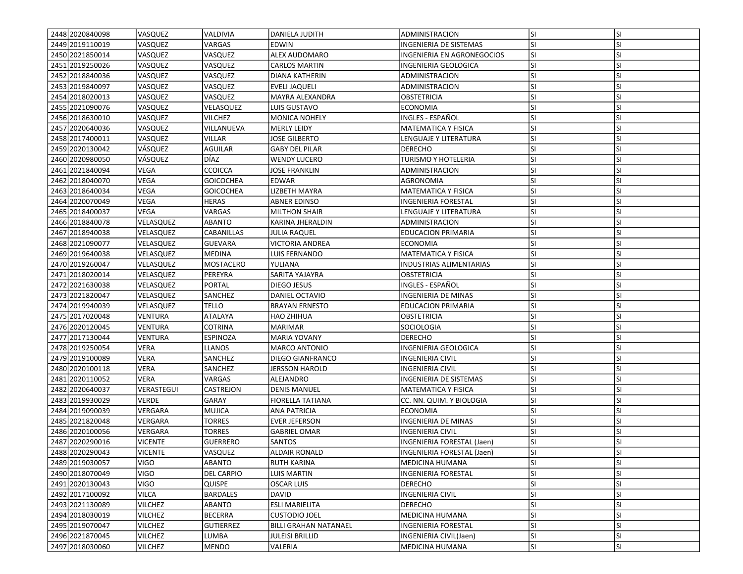| | | | | | | | |
|---|---|---|---|---|---|---|---|
| 2448 | 2020840098 | VASQUEZ | VALDIVIA | DANIELA JUDITH | ADMINISTRACION | SI | SI |
| 2449 | 2019110019 | VASQUEZ | VARGAS | EDWIN | INGENIERIA DE SISTEMAS | SI | SI |
| 2450 | 2021850014 | VASQUEZ | VASQUEZ | ALEX AUDOMARO | INGENIERIA EN AGRONEGOCIOS | SI | SI |
| 2451 | 2019250026 | VASQUEZ | VASQUEZ | CARLOS MARTIN | INGENIERIA GEOLOGICA | SI | SI |
| 2452 | 2018840036 | VASQUEZ | VASQUEZ | DIANA KATHERIN | ADMINISTRACION | SI | SI |
| 2453 | 2019840097 | VASQUEZ | VASQUEZ | EVELI JAQUELI | ADMINISTRACION | SI | SI |
| 2454 | 2018020013 | VASQUEZ | VASQUEZ | MAYRA ALEXANDRA | OBSTETRICIA | SI | SI |
| 2455 | 2021090076 | VASQUEZ | VELASQUEZ | LUIS GUSTAVO | ECONOMIA | SI | SI |
| 2456 | 2018630010 | VASQUEZ | VILCHEZ | MONICA NOHELY | INGLES - ESPAÑOL | SI | SI |
| 2457 | 2020640036 | VASQUEZ | VILLANUEVA | MERLY LEIDY | MATEMATICA Y FISICA | SI | SI |
| 2458 | 2017400011 | VASQUEZ | VILLAR | JOSE GILBERTO | LENGUAJE Y LITERATURA | SI | SI |
| 2459 | 2020130042 | VÁSQUEZ | AGUILAR | GABY DEL PILAR | DERECHO | SI | SI |
| 2460 | 2020980050 | VÁSQUEZ | DÍAZ | WENDY LUCERO | TURISMO Y HOTELERIA | SI | SI |
| 2461 | 2021840094 | VEGA | CCOICCA | JOSE FRANKLIN | ADMINISTRACION | SI | SI |
| 2462 | 2018040070 | VEGA | GOICOCHEA | EDWAR | AGRONOMIA | SI | SI |
| 2463 | 2018640034 | VEGA | GOICOCHEA | LIZBETH MAYRA | MATEMATICA Y FISICA | SI | SI |
| 2464 | 2020070049 | VEGA | HERAS | ABNER EDINSO | INGENIERIA FORESTAL | SI | SI |
| 2465 | 2018400037 | VEGA | VARGAS | MILTHON SHAIR | LENGUAJE Y LITERATURA | SI | SI |
| 2466 | 2018840078 | VELASQUEZ | ABANTO | KARINA JHERALDIN | ADMINISTRACION | SI | SI |
| 2467 | 2018940038 | VELASQUEZ | CABANILLAS | JULIA RAQUEL | EDUCACION PRIMARIA | SI | SI |
| 2468 | 2021090077 | VELASQUEZ | GUEVARA | VICTORIA ANDREA | ECONOMIA | SI | SI |
| 2469 | 2019640038 | VELASQUEZ | MEDINA | LUIS FERNANDO | MATEMATICA Y FISICA | SI | SI |
| 2470 | 2019260047 | VELASQUEZ | MOSTACERO | YULIANA | INDUSTRIAS ALIMENTARIAS | SI | SI |
| 2471 | 2018020014 | VELASQUEZ | PEREYRA | SARITA YAJAYRA | OBSTETRICIA | SI | SI |
| 2472 | 2021630038 | VELASQUEZ | PORTAL | DIEGO JESUS | INGLES - ESPAÑOL | SI | SI |
| 2473 | 2021820047 | VELASQUEZ | SANCHEZ | DANIEL OCTAVIO | INGENIERIA DE MINAS | SI | SI |
| 2474 | 2019940039 | VELASQUEZ | TELLO | BRAYAN ERNESTO | EDUCACION PRIMARIA | SI | SI |
| 2475 | 2017020048 | VENTURA | ATALAYA | HAO ZHIHUA | OBSTETRICIA | SI | SI |
| 2476 | 2020120045 | VENTURA | COTRINA | MARIMAR | SOCIOLOGIA | SI | SI |
| 2477 | 2017130044 | VENTURA | ESPINOZA | MARIA YOVANY | DERECHO | SI | SI |
| 2478 | 2019250054 | VERA | LLANOS | MARCO ANTONIO | INGENIERIA GEOLOGICA | SI | SI |
| 2479 | 2019100089 | VERA | SANCHEZ | DIEGO GIANFRANCO | INGENIERIA CIVIL | SI | SI |
| 2480 | 2020100118 | VERA | SANCHEZ | JERSSON HAROLD | INGENIERIA CIVIL | SI | SI |
| 2481 | 2020110052 | VERA | VARGAS | ALEJANDRO | INGENIERIA DE SISTEMAS | SI | SI |
| 2482 | 2020640037 | VERASTEGUI | CASTREJON | DENIS MANUEL | MATEMATICA Y FISICA | SI | SI |
| 2483 | 2019930029 | VERDE | GARAY | FIORELLA TATIANA | CC. NN. QUIM. Y BIOLOGIA | SI | SI |
| 2484 | 2019090039 | VERGARA | MUJICA | ANA PATRICIA | ECONOMIA | SI | SI |
| 2485 | 2021820048 | VERGARA | TORRES | EVER JEFERSON | INGENIERIA DE MINAS | SI | SI |
| 2486 | 2020100056 | VERGARA | TORRES | GABRIEL OMAR | INGENIERIA CIVIL | SI | SI |
| 2487 | 2020290016 | VICENTE | GUERRERO | SANTOS | INGENIERIA FORESTAL (Jaen) | SI | SI |
| 2488 | 2020290043 | VICENTE | VASQUEZ | ALDAIR RONALD | INGENIERIA FORESTAL (Jaen) | SI | SI |
| 2489 | 2019030057 | VIGO | ABANTO | RUTH KARINA | MEDICINA HUMANA | SI | SI |
| 2490 | 2018070049 | VIGO | DEL CARPIO | LUIS MARTIN | INGENIERIA FORESTAL | SI | SI |
| 2491 | 2020130043 | VIGO | QUISPE | OSCAR LUIS | DERECHO | SI | SI |
| 2492 | 2017100092 | VILCA | BARDALES | DAVID | INGENIERIA CIVIL | SI | SI |
| 2493 | 2021130089 | VILCHEZ | ABANTO | ESLI MARIELITA | DERECHO | SI | SI |
| 2494 | 2018030019 | VILCHEZ | BECERRA | CUSTODIO JOEL | MEDICINA HUMANA | SI | SI |
| 2495 | 2019070047 | VILCHEZ | GUTIERREZ | BILLI GRAHAN NATANAEL | INGENIERIA FORESTAL | SI | SI |
| 2496 | 2021870045 | VILCHEZ | LUMBA | JULEISI BRILLID | INGENIERIA CIVIL(Jaen) | SI | SI |
| 2497 | 2018030060 | VILCHEZ | MENDO | VALERIA | MEDICINA HUMANA | SI | SI |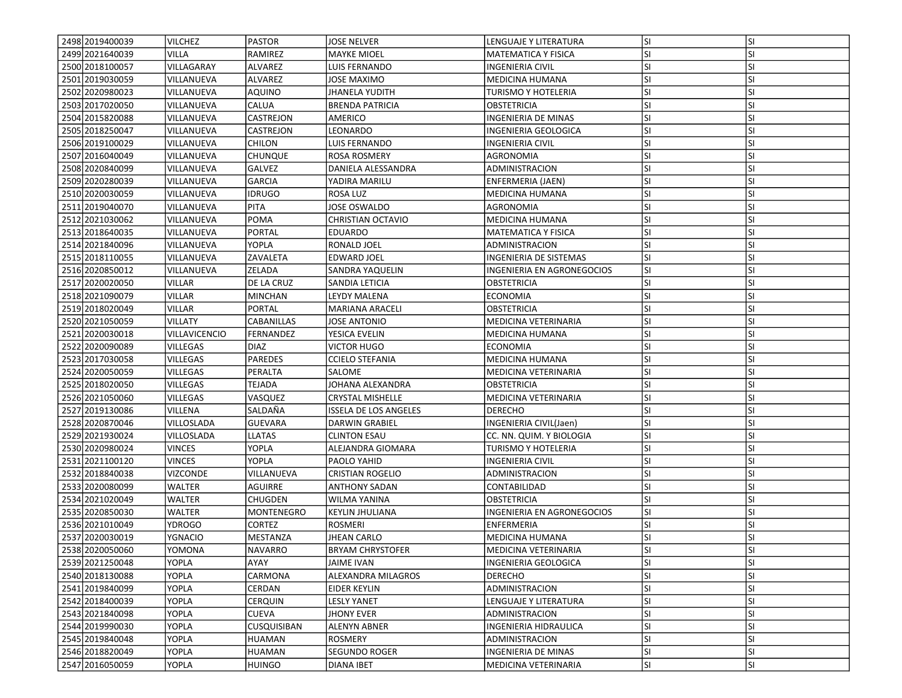| 2498 | 2019400039 | VILCHEZ | PASTOR | JOSE NELVER | LENGUAJE Y LITERATURA | SI | SI |
|---|---|---|---|---|---|---|---|
| 2499 | 2021640039 | VILLA | RAMIREZ | MAYKE MIOEL | MATEMATICA Y FISICA | SI | SI |
| 2500 | 2018100057 | VILLAGARAY | ALVAREZ | LUIS FERNANDO | INGENIERIA CIVIL | SI | SI |
| 2501 | 2019030059 | VILLANUEVA | ALVAREZ | JOSE MAXIMO | MEDICINA HUMANA | SI | SI |
| 2502 | 2020980023 | VILLANUEVA | AQUINO | JHANELA YUDITH | TURISMO Y HOTELERIA | SI | SI |
| 2503 | 2017020050 | VILLANUEVA | CALUA | BRENDA PATRICIA | OBSTETRICIA | SI | SI |
| 2504 | 2015820088 | VILLANUEVA | CASTREJON | AMERICO | INGENIERIA DE MINAS | SI | SI |
| 2505 | 2018250047 | VILLANUEVA | CASTREJON | LEONARDO | INGENIERIA GEOLOGICA | SI | SI |
| 2506 | 2019100029 | VILLANUEVA | CHILON | LUIS FERNANDO | INGENIERIA CIVIL | SI | SI |
| 2507 | 2016040049 | VILLANUEVA | CHUNQUE | ROSA ROSMERY | AGRONOMIA | SI | SI |
| 2508 | 2020840099 | VILLANUEVA | GALVEZ | DANIELA ALESSANDRA | ADMINISTRACION | SI | SI |
| 2509 | 2020280039 | VILLANUEVA | GARCIA | YADIRA MARILU | ENFERMERIA (JAEN) | SI | SI |
| 2510 | 2020030059 | VILLANUEVA | IDRUGO | ROSA LUZ | MEDICINA HUMANA | SI | SI |
| 2511 | 2019040070 | VILLANUEVA | PITA | JOSE OSWALDO | AGRONOMIA | SI | SI |
| 2512 | 2021030062 | VILLANUEVA | POMA | CHRISTIAN OCTAVIO | MEDICINA HUMANA | SI | SI |
| 2513 | 2018640035 | VILLANUEVA | PORTAL | EDUARDO | MATEMATICA Y FISICA | SI | SI |
| 2514 | 2021840096 | VILLANUEVA | YOPLA | RONALD JOEL | ADMINISTRACION | SI | SI |
| 2515 | 2018110055 | VILLANUEVA | ZAVALETA | EDWARD JOEL | INGENIERIA DE SISTEMAS | SI | SI |
| 2516 | 2020850012 | VILLANUEVA | ZELADA | SANDRA YAQUELIN | INGENIERIA EN AGRONEGOCIOS | SI | SI |
| 2517 | 2020020050 | VILLAR | DE LA CRUZ | SANDIA LETICIA | OBSTETRICIA | SI | SI |
| 2518 | 2021090079 | VILLAR | MINCHAN | LEYDY MALENA | ECONOMIA | SI | SI |
| 2519 | 2018020049 | VILLAR | PORTAL | MARIANA ARACELI | OBSTETRICIA | SI | SI |
| 2520 | 2021050059 | VILLATY | CABANILLAS | JOSE ANTONIO | MEDICINA VETERINARIA | SI | SI |
| 2521 | 2020030018 | VILLAVICENCIO | FERNANDEZ | YESICA EVELIN | MEDICINA HUMANA | SI | SI |
| 2522 | 2020090089 | VILLEGAS | DIAZ | VICTOR HUGO | ECONOMIA | SI | SI |
| 2523 | 2017030058 | VILLEGAS | PAREDES | CCIELO STEFANIA | MEDICINA HUMANA | SI | SI |
| 2524 | 2020050059 | VILLEGAS | PERALTA | SALOME | MEDICINA VETERINARIA | SI | SI |
| 2525 | 2018020050 | VILLEGAS | TEJADA | JOHANA ALEXANDRA | OBSTETRICIA | SI | SI |
| 2526 | 2021050060 | VILLEGAS | VASQUEZ | CRYSTAL MISHELLE | MEDICINA VETERINARIA | SI | SI |
| 2527 | 2019130086 | VILLENA | SALDAÑA | ISSELA DE LOS ANGELES | DERECHO | SI | SI |
| 2528 | 2020870046 | VILLOSLADA | GUEVARA | DARWIN GRABIEL | INGENIERIA CIVIL(Jaen) | SI | SI |
| 2529 | 2021930024 | VILLOSLADA | LLATAS | CLINTON ESAU | CC. NN. QUIM. Y BIOLOGIA | SI | SI |
| 2530 | 2020980024 | VINCES | YOPLA | ALEJANDRA GIOMARA | TURISMO Y HOTELERIA | SI | SI |
| 2531 | 2021100120 | VINCES | YOPLA | PAOLO YAHID | INGENIERIA CIVIL | SI | SI |
| 2532 | 2018840038 | VIZCONDE | VILLANUEVA | CRISTIAN ROGELIO | ADMINISTRACION | SI | SI |
| 2533 | 2020080099 | WALTER | AGUIRRE | ANTHONY SADAN | CONTABILIDAD | SI | SI |
| 2534 | 2021020049 | WALTER | CHUGDEN | WILMA YANINA | OBSTETRICIA | SI | SI |
| 2535 | 2020850030 | WALTER | MONTENEGRO | KEYLIN JHULIANA | INGENIERIA EN AGRONEGOCIOS | SI | SI |
| 2536 | 2021010049 | YDROGO | CORTEZ | ROSMERI | ENFERMERIA | SI | SI |
| 2537 | 2020030019 | YGNACIO | MESTANZA | JHEAN CARLO | MEDICINA HUMANA | SI | SI |
| 2538 | 2020050060 | YOMONA | NAVARRO | BRYAM CHRYSTOFER | MEDICINA VETERINARIA | SI | SI |
| 2539 | 2021250048 | YOPLA | AYAY | JAIME IVAN | INGENIERIA GEOLOGICA | SI | SI |
| 2540 | 2018130088 | YOPLA | CARMONA | ALEXANDRA MILAGROS | DERECHO | SI | SI |
| 2541 | 2019840099 | YOPLA | CERDAN | EIDER KEYLIN | ADMINISTRACION | SI | SI |
| 2542 | 2018400039 | YOPLA | CERQUIN | LESLY YANET | LENGUAJE Y LITERATURA | SI | SI |
| 2543 | 2021840098 | YOPLA | CUEVA | JHONY EVER | ADMINISTRACION | SI | SI |
| 2544 | 2019990030 | YOPLA | CUSQUISIBAN | ALENYN ABNER | INGENIERIA HIDRAULICA | SI | SI |
| 2545 | 2019840048 | YOPLA | HUAMAN | ROSMERY | ADMINISTRACION | SI | SI |
| 2546 | 2018820049 | YOPLA | HUAMAN | SEGUNDO ROGER | INGENIERIA DE MINAS | SI | SI |
| 2547 | 2016050059 | YOPLA | HUINGO | DIANA IBET | MEDICINA VETERINARIA | SI | SI |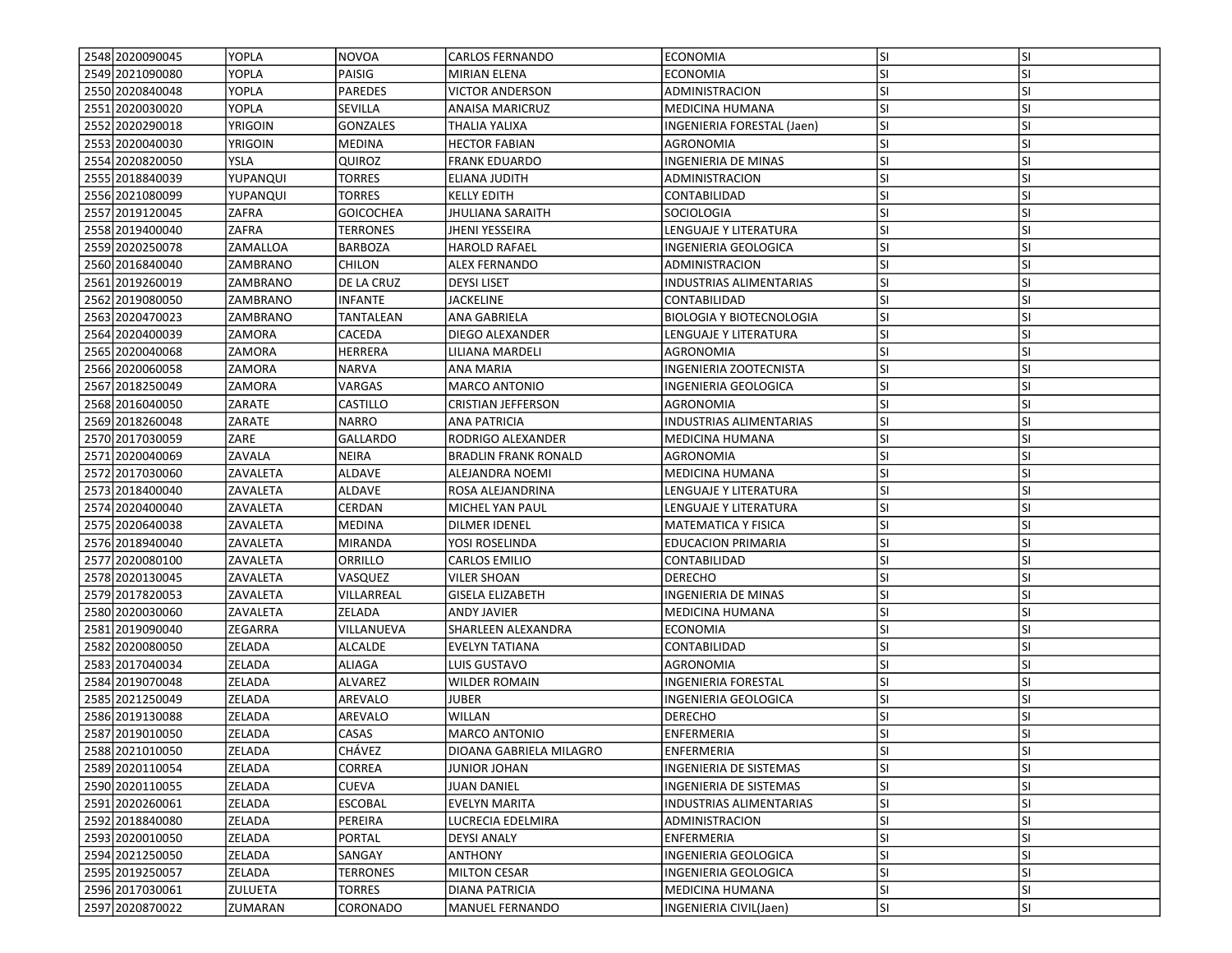| | | | | | | | |
|---|---|---|---|---|---|---|---|
| 2548 | 2020090045 | YOPLA | NOVOA | CARLOS FERNANDO | ECONOMIA | SI | SI |
| 2549 | 2021090080 | YOPLA | PAISIG | MIRIAN ELENA | ECONOMIA | SI | SI |
| 2550 | 2020840048 | YOPLA | PAREDES | VICTOR ANDERSON | ADMINISTRACION | SI | SI |
| 2551 | 2020030020 | YOPLA | SEVILLA | ANAISA MARICRUZ | MEDICINA HUMANA | SI | SI |
| 2552 | 2020290018 | YRIGOIN | GONZALES | THALIA YALIXA | INGENIERIA FORESTAL (Jaen) | SI | SI |
| 2553 | 2020040030 | YRIGOIN | MEDINA | HECTOR FABIAN | AGRONOMIA | SI | SI |
| 2554 | 2020820050 | YSLA | QUIROZ | FRANK EDUARDO | INGENIERIA DE MINAS | SI | SI |
| 2555 | 2018840039 | YUPANQUI | TORRES | ELIANA JUDITH | ADMINISTRACION | SI | SI |
| 2556 | 2021080099 | YUPANQUI | TORRES | KELLY EDITH | CONTABILIDAD | SI | SI |
| 2557 | 2019120045 | ZAFRA | GOICOCHEA | JHULIANA SARAITH | SOCIOLOGIA | SI | SI |
| 2558 | 2019400040 | ZAFRA | TERRONES | JHENI YESSEIRA | LENGUAJE Y LITERATURA | SI | SI |
| 2559 | 2020250078 | ZAMALLOA | BARBOZA | HAROLD RAFAEL | INGENIERIA GEOLOGICA | SI | SI |
| 2560 | 2016840040 | ZAMBRANO | CHILON | ALEX FERNANDO | ADMINISTRACION | SI | SI |
| 2561 | 2019260019 | ZAMBRANO | DE LA CRUZ | DEYSI LISET | INDUSTRIAS ALIMENTARIAS | SI | SI |
| 2562 | 2019080050 | ZAMBRANO | INFANTE | JACKELINE | CONTABILIDAD | SI | SI |
| 2563 | 2020470023 | ZAMBRANO | TANTALEAN | ANA GABRIELA | BIOLOGIA Y BIOTECNOLOGIA | SI | SI |
| 2564 | 2020400039 | ZAMORA | CACEDA | DIEGO ALEXANDER | LENGUAJE Y LITERATURA | SI | SI |
| 2565 | 2020040068 | ZAMORA | HERRERA | LILIANA MARDELI | AGRONOMIA | SI | SI |
| 2566 | 2020060058 | ZAMORA | NARVA | ANA MARIA | INGENIERIA ZOOTECNISTA | SI | SI |
| 2567 | 2018250049 | ZAMORA | VARGAS | MARCO ANTONIO | INGENIERIA GEOLOGICA | SI | SI |
| 2568 | 2016040050 | ZARATE | CASTILLO | CRISTIAN JEFFERSON | AGRONOMIA | SI | SI |
| 2569 | 2018260048 | ZARATE | NARRO | ANA PATRICIA | INDUSTRIAS ALIMENTARIAS | SI | SI |
| 2570 | 2017030059 | ZARE | GALLARDO | RODRIGO ALEXANDER | MEDICINA HUMANA | SI | SI |
| 2571 | 2020040069 | ZAVALA | NEIRA | BRADLIN FRANK RONALD | AGRONOMIA | SI | SI |
| 2572 | 2017030060 | ZAVALETA | ALDAVE | ALEJANDRA NOEMI | MEDICINA HUMANA | SI | SI |
| 2573 | 2018400040 | ZAVALETA | ALDAVE | ROSA ALEJANDRINA | LENGUAJE Y LITERATURA | SI | SI |
| 2574 | 2020400040 | ZAVALETA | CERDAN | MICHEL YAN PAUL | LENGUAJE Y LITERATURA | SI | SI |
| 2575 | 2020640038 | ZAVALETA | MEDINA | DILMER IDENEL | MATEMATICA Y FISICA | SI | SI |
| 2576 | 2018940040 | ZAVALETA | MIRANDA | YOSI ROSELINDA | EDUCACION PRIMARIA | SI | SI |
| 2577 | 2020080100 | ZAVALETA | ORRILLO | CARLOS EMILIO | CONTABILIDAD | SI | SI |
| 2578 | 2020130045 | ZAVALETA | VASQUEZ | VILER SHOAN | DERECHO | SI | SI |
| 2579 | 2017820053 | ZAVALETA | VILLARREAL | GISELA ELIZABETH | INGENIERIA DE MINAS | SI | SI |
| 2580 | 2020030060 | ZAVALETA | ZELADA | ANDY JAVIER | MEDICINA HUMANA | SI | SI |
| 2581 | 2019090040 | ZEGARRA | VILLANUEVA | SHARLEEN ALEXANDRA | ECONOMIA | SI | SI |
| 2582 | 2020080050 | ZELADA | ALCALDE | EVELYN TATIANA | CONTABILIDAD | SI | SI |
| 2583 | 2017040034 | ZELADA | ALIAGA | LUIS GUSTAVO | AGRONOMIA | SI | SI |
| 2584 | 2019070048 | ZELADA | ALVAREZ | WILDER ROMAIN | INGENIERIA FORESTAL | SI | SI |
| 2585 | 2021250049 | ZELADA | AREVALO | JUBER | INGENIERIA GEOLOGICA | SI | SI |
| 2586 | 2019130088 | ZELADA | AREVALO | WILLAN | DERECHO | SI | SI |
| 2587 | 2019010050 | ZELADA | CASAS | MARCO ANTONIO | ENFERMERIA | SI | SI |
| 2588 | 2021010050 | ZELADA | CHÁVEZ | DIOANA GABRIELA MILAGRO | ENFERMERIA | SI | SI |
| 2589 | 2020110054 | ZELADA | CORREA | JUNIOR JOHAN | INGENIERIA DE SISTEMAS | SI | SI |
| 2590 | 2020110055 | ZELADA | CUEVA | JUAN DANIEL | INGENIERIA DE SISTEMAS | SI | SI |
| 2591 | 2020260061 | ZELADA | ESCOBAL | EVELYN MARITA | INDUSTRIAS ALIMENTARIAS | SI | SI |
| 2592 | 2018840080 | ZELADA | PEREIRA | LUCRECIA EDELMIRA | ADMINISTRACION | SI | SI |
| 2593 | 2020010050 | ZELADA | PORTAL | DEYSI ANALY | ENFERMERIA | SI | SI |
| 2594 | 2021250050 | ZELADA | SANGAY | ANTHONY | INGENIERIA GEOLOGICA | SI | SI |
| 2595 | 2019250057 | ZELADA | TERRONES | MILTON CESAR | INGENIERIA GEOLOGICA | SI | SI |
| 2596 | 2017030061 | ZULUETA | TORRES | DIANA PATRICIA | MEDICINA HUMANA | SI | SI |
| 2597 | 2020870022 | ZUMARAN | CORONADO | MANUEL FERNANDO | INGENIERIA CIVIL(Jaen) | SI | SI |